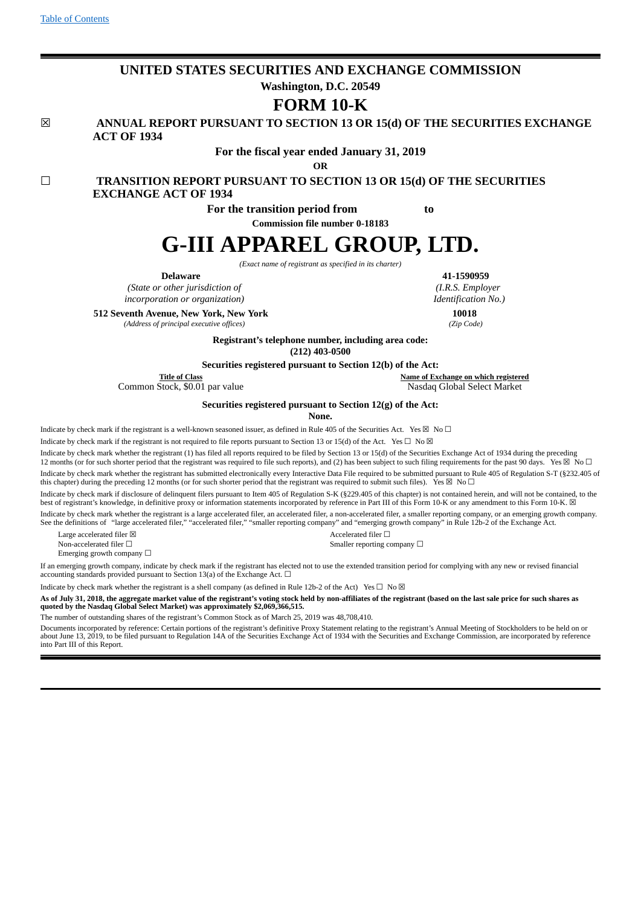Table of Contents

# UNITED STATES SECURITIES AND EXCHANGE COMMISSION

**Washington, D.C. 20549**

# FORM 10-K

☒ **ANNUAL REPORT PURSUANT TO SECTION 13 OR 15(d) OF THE SECURITIES EXCHANGE ACT OF 1934**

**For the fiscal year ended January 31, 2019**

**OR**

☐ **TRANSITION REPORT PURSUANT TO SECTION 13 OR 15(d) OF THE SECURITIES EXCHANGE ACT OF 1934**

**For the transition period from to**

**Commission file number 0-18183**

# G-III APPAREL GROUP, LTD.

*(Exact name of registrant as specified in its charter)*

| **Delaware** | **41-1590959** |
|---|---|
| *(State or other jurisdiction of incorporation or organization)* | *(I.R.S. Employer Identification No.)* |
| **512 Seventh Avenue, New York, New York** | **10018** |
| *(Address of principal executive offices)* | *(Zip Code)* |

**Registrant's telephone number, including area code:**
**(212) 403-0500**

**Securities registered pursuant to Section 12(b) of the Act:**

| Title of Class | Name of Exchange on which registered |
|---|---|
| Common Stock, $0.01 par value | Nasdaq Global Select Market |

**Securities registered pursuant to Section 12(g) of the Act:**
**None.**

Indicate by check mark if the registrant is a well-known seasoned issuer, as defined in Rule 405 of the Securities Act. Yes ☒ No ☐

Indicate by check mark if the registrant is not required to file reports pursuant to Section 13 or 15(d) of the Act. Yes ☐ No ☒

Indicate by check mark whether the registrant (1) has filed all reports required to be filed by Section 13 or 15(d) of the Securities Exchange Act of 1934 during the preceding 12 months (or for such shorter period that the registrant was required to file such reports), and (2) has been subject to such filing requirements for the past 90 days. Yes ☒ No ☐

Indicate by check mark whether the registrant has submitted electronically every Interactive Data File required to be submitted pursuant to Rule 405 of Regulation S-T (§232.405 of this chapter) during the preceding 12 months (or for such shorter period that the registrant was required to submit such files). Yes ☒ No ☐

Indicate by check mark if disclosure of delinquent filers pursuant to Item 405 of Regulation S-K (§229.405 of this chapter) is not contained herein, and will not be contained, to the best of registrant's knowledge, in definitive proxy or information statements incorporated by reference in Part III of this Form 10-K or any amendment to this Form 10-K. ☒

Indicate by check mark whether the registrant is a large accelerated filer, an accelerated filer, a non-accelerated filer, a smaller reporting company, or an emerging growth company. See the definitions of "large accelerated filer," "accelerated filer," "smaller reporting company" and "emerging growth company" in Rule 12b-2 of the Exchange Act.

| | |
|---|---|
| Large accelerated filer ☒ | Accelerated filer ☐ |
| Non-accelerated filer ☐ | Smaller reporting company ☐ |
| Emerging growth company ☐ | |

If an emerging growth company, indicate by check mark if the registrant has elected not to use the extended transition period for complying with any new or revised financial accounting standards provided pursuant to Section 13(a) of the Exchange Act. ☐

Indicate by check mark whether the registrant is a shell company (as defined in Rule 12b-2 of the Act) Yes ☐ No ☒

**As of July 31, 2018, the aggregate market value of the registrant's voting stock held by non-affiliates of the registrant (based on the last sale price for such shares as quoted by the Nasdaq Global Select Market) was approximately $2,069,366,515.**

The number of outstanding shares of the registrant's Common Stock as of March 25, 2019 was 48,708,410.

Documents incorporated by reference: Certain portions of the registrant's definitive Proxy Statement relating to the registrant's Annual Meeting of Stockholders to be held on or about June 13, 2019, to be filed pursuant to Regulation 14A of the Securities Exchange Act of 1934 with the Securities and Exchange Commission, are incorporated by reference into Part III of this Report.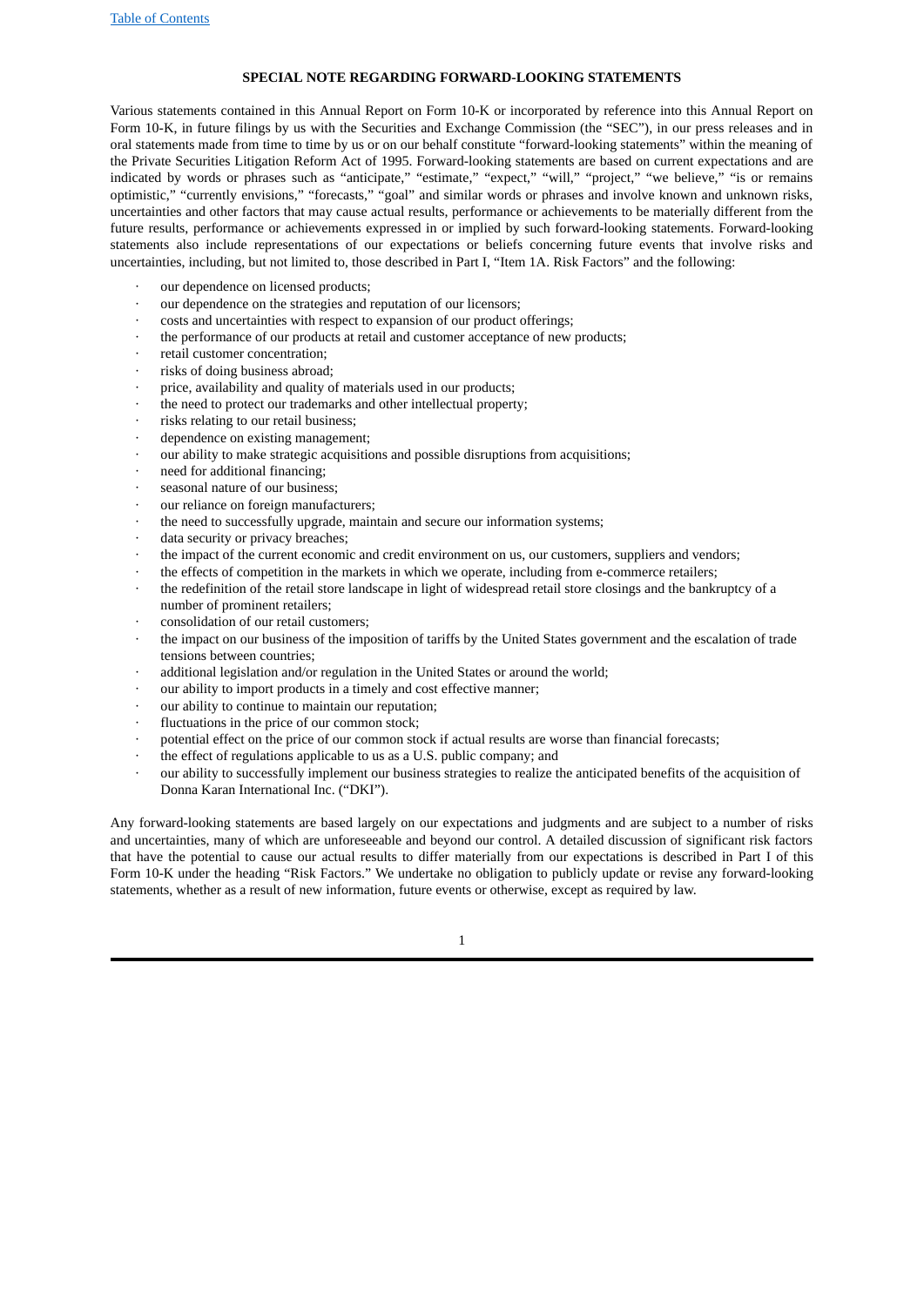## SPECIAL NOTE REGARDING FORWARD-LOOKING STATEMENTS

Various statements contained in this Annual Report on Form 10-K or incorporated by reference into this Annual Report on Form 10-K, in future filings by us with the Securities and Exchange Commission (the "SEC"), in our press releases and in oral statements made from time to time by us or on our behalf constitute "forward-looking statements" within the meaning of the Private Securities Litigation Reform Act of 1995. Forward-looking statements are based on current expectations and are indicated by words or phrases such as "anticipate," "estimate," "expect," "will," "project," "we believe," "is or remains optimistic," "currently envisions," "forecasts," "goal" and similar words or phrases and involve known and unknown risks, uncertainties and other factors that may cause actual results, performance or achievements to be materially different from the future results, performance or achievements expressed in or implied by such forward-looking statements. Forward-looking statements also include representations of our expectations or beliefs concerning future events that involve risks and uncertainties, including, but not limited to, those described in Part I, "Item 1A. Risk Factors" and the following:

- our dependence on licensed products;
- our dependence on the strategies and reputation of our licensors;
- costs and uncertainties with respect to expansion of our product offerings;
- the performance of our products at retail and customer acceptance of new products;
- retail customer concentration;
- risks of doing business abroad;
- price, availability and quality of materials used in our products;
- the need to protect our trademarks and other intellectual property;
- risks relating to our retail business;
- dependence on existing management;
- our ability to make strategic acquisitions and possible disruptions from acquisitions;
- need for additional financing;
- seasonal nature of our business;
- our reliance on foreign manufacturers;
- the need to successfully upgrade, maintain and secure our information systems;
- data security or privacy breaches;
- the impact of the current economic and credit environment on us, our customers, suppliers and vendors;
- the effects of competition in the markets in which we operate, including from e-commerce retailers;
- the redefinition of the retail store landscape in light of widespread retail store closings and the bankruptcy of a number of prominent retailers;
- consolidation of our retail customers;
- the impact on our business of the imposition of tariffs by the United States government and the escalation of trade tensions between countries;
- additional legislation and/or regulation in the United States or around the world;
- our ability to import products in a timely and cost effective manner;
- our ability to continue to maintain our reputation;
- fluctuations in the price of our common stock;
- potential effect on the price of our common stock if actual results are worse than financial forecasts;
- the effect of regulations applicable to us as a U.S. public company; and
- our ability to successfully implement our business strategies to realize the anticipated benefits of the acquisition of Donna Karan International Inc. ("DKI").

Any forward-looking statements are based largely on our expectations and judgments and are subject to a number of risks and uncertainties, many of which are unforeseeable and beyond our control. A detailed discussion of significant risk factors that have the potential to cause our actual results to differ materially from our expectations is described in Part I of this Form 10-K under the heading "Risk Factors." We undertake no obligation to publicly update or revise any forward-looking statements, whether as a result of new information, future events or otherwise, except as required by law.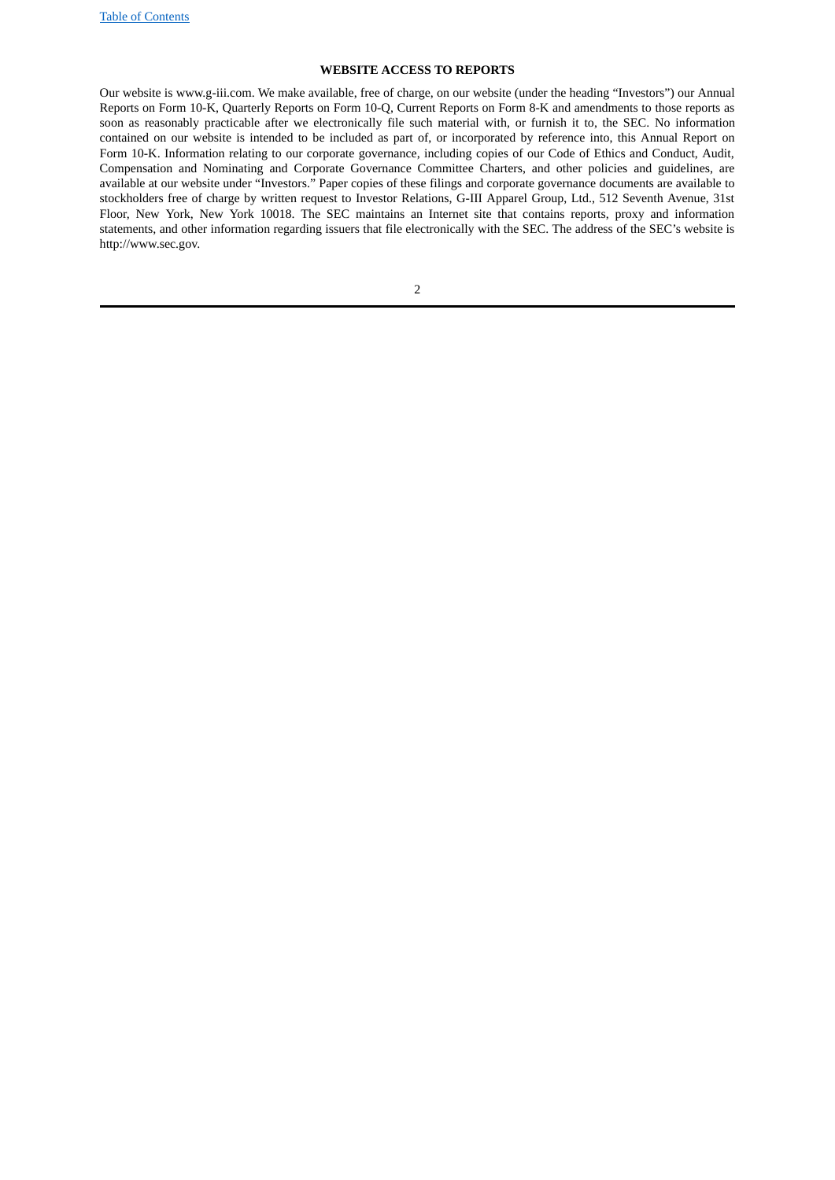## WEBSITE ACCESS TO REPORTS

Our website is www.g-iii.com. We make available, free of charge, on our website (under the heading "Investors") our Annual Reports on Form 10-K, Quarterly Reports on Form 10-Q, Current Reports on Form 8-K and amendments to those reports as soon as reasonably practicable after we electronically file such material with, or furnish it to, the SEC. No information contained on our website is intended to be included as part of, or incorporated by reference into, this Annual Report on Form 10-K. Information relating to our corporate governance, including copies of our Code of Ethics and Conduct, Audit, Compensation and Nominating and Corporate Governance Committee Charters, and other policies and guidelines, are available at our website under "Investors." Paper copies of these filings and corporate governance documents are available to stockholders free of charge by written request to Investor Relations, G-III Apparel Group, Ltd., 512 Seventh Avenue, 31st Floor, New York, New York 10018. The SEC maintains an Internet site that contains reports, proxy and information statements, and other information regarding issuers that file electronically with the SEC. The address of the SEC's website is http://www.sec.gov.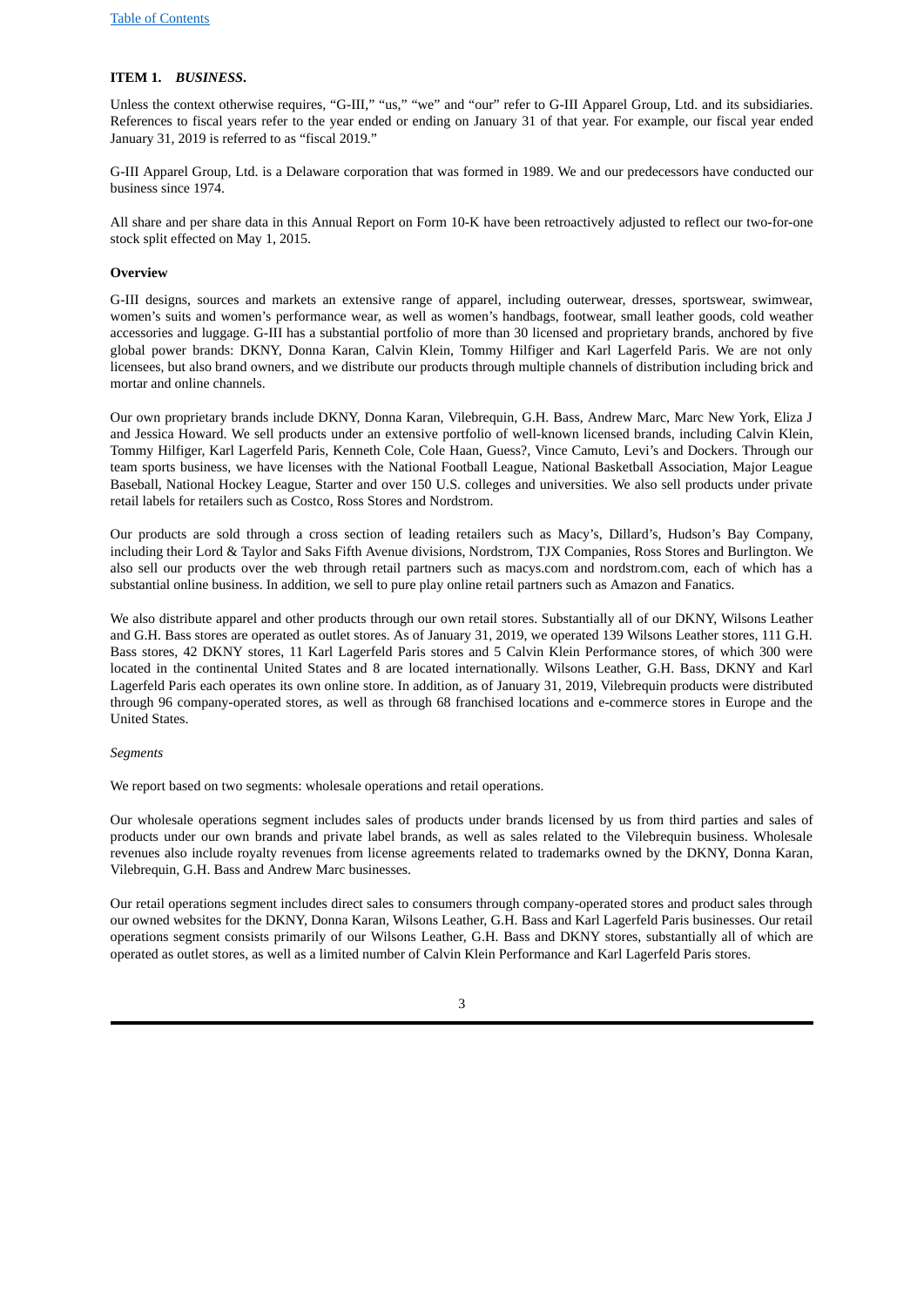**ITEM 1.** ***BUSINESS*****.**

Unless the context otherwise requires, "G-III," "us," "we" and "our" refer to G-III Apparel Group, Ltd. and its subsidiaries. References to fiscal years refer to the year ended or ending on January 31 of that year. For example, our fiscal year ended January 31, 2019 is referred to as "fiscal 2019."

G-III Apparel Group, Ltd. is a Delaware corporation that was formed in 1989. We and our predecessors have conducted our business since 1974.

All share and per share data in this Annual Report on Form 10-K have been retroactively adjusted to reflect our two-for-one stock split effected on May 1, 2015.

**Overview**

G-III designs, sources and markets an extensive range of apparel, including outerwear, dresses, sportswear, swimwear, women's suits and women's performance wear, as well as women's handbags, footwear, small leather goods, cold weather accessories and luggage. G-III has a substantial portfolio of more than 30 licensed and proprietary brands, anchored by five global power brands: DKNY, Donna Karan, Calvin Klein, Tommy Hilfiger and Karl Lagerfeld Paris. We are not only licensees, but also brand owners, and we distribute our products through multiple channels of distribution including brick and mortar and online channels.

Our own proprietary brands include DKNY, Donna Karan, Vilebrequin, G.H. Bass, Andrew Marc, Marc New York, Eliza J and Jessica Howard. We sell products under an extensive portfolio of well-known licensed brands, including Calvin Klein, Tommy Hilfiger, Karl Lagerfeld Paris, Kenneth Cole, Cole Haan, Guess?, Vince Camuto, Levi's and Dockers. Through our team sports business, we have licenses with the National Football League, National Basketball Association, Major League Baseball, National Hockey League, Starter and over 150 U.S. colleges and universities. We also sell products under private retail labels for retailers such as Costco, Ross Stores and Nordstrom.

Our products are sold through a cross section of leading retailers such as Macy's, Dillard's, Hudson's Bay Company, including their Lord & Taylor and Saks Fifth Avenue divisions, Nordstrom, TJX Companies, Ross Stores and Burlington. We also sell our products over the web through retail partners such as macys.com and nordstrom.com, each of which has a substantial online business. In addition, we sell to pure play online retail partners such as Amazon and Fanatics.

We also distribute apparel and other products through our own retail stores. Substantially all of our DKNY, Wilsons Leather and G.H. Bass stores are operated as outlet stores. As of January 31, 2019, we operated 139 Wilsons Leather stores, 111 G.H. Bass stores, 42 DKNY stores, 11 Karl Lagerfeld Paris stores and 5 Calvin Klein Performance stores, of which 300 were located in the continental United States and 8 are located internationally. Wilsons Leather, G.H. Bass, DKNY and Karl Lagerfeld Paris each operates its own online store. In addition, as of January 31, 2019, Vilebrequin products were distributed through 96 company-operated stores, as well as through 68 franchised locations and e-commerce stores in Europe and the United States.

*Segments*

We report based on two segments: wholesale operations and retail operations.

Our wholesale operations segment includes sales of products under brands licensed by us from third parties and sales of products under our own brands and private label brands, as well as sales related to the Vilebrequin business. Wholesale revenues also include royalty revenues from license agreements related to trademarks owned by the DKNY, Donna Karan, Vilebrequin, G.H. Bass and Andrew Marc businesses.

Our retail operations segment includes direct sales to consumers through company-operated stores and product sales through our owned websites for the DKNY, Donna Karan, Wilsons Leather, G.H. Bass and Karl Lagerfeld Paris businesses. Our retail operations segment consists primarily of our Wilsons Leather, G.H. Bass and DKNY stores, substantially all of which are operated as outlet stores, as well as a limited number of Calvin Klein Performance and Karl Lagerfeld Paris stores.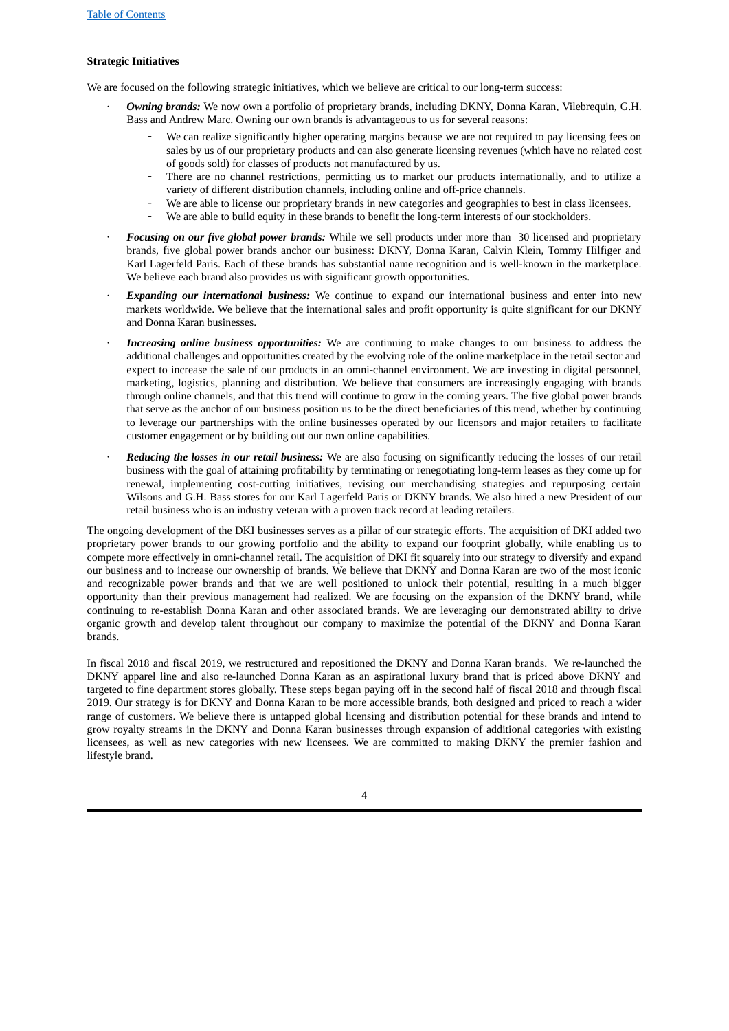**Strategic Initiatives**

We are focused on the following strategic initiatives, which we believe are critical to our long-term success:

- ***Owning brands:*** We now own a portfolio of proprietary brands, including DKNY, Donna Karan, Vilebrequin, G.H. Bass and Andrew Marc. Owning our own brands is advantageous to us for several reasons:
  - We can realize significantly higher operating margins because we are not required to pay licensing fees on sales by us of our proprietary products and can also generate licensing revenues (which have no related cost of goods sold) for classes of products not manufactured by us.
  - There are no channel restrictions, permitting us to market our products internationally, and to utilize a variety of different distribution channels, including online and off-price channels.
  - We are able to license our proprietary brands in new categories and geographies to best in class licensees.
  - We are able to build equity in these brands to benefit the long-term interests of our stockholders.
- ***Focusing on our five global power brands:*** While we sell products under more than 30 licensed and proprietary brands, five global power brands anchor our business: DKNY, Donna Karan, Calvin Klein, Tommy Hilfiger and Karl Lagerfeld Paris. Each of these brands has substantial name recognition and is well-known in the marketplace. We believe each brand also provides us with significant growth opportunities.
- ***Expanding our international business:*** We continue to expand our international business and enter into new markets worldwide. We believe that the international sales and profit opportunity is quite significant for our DKNY and Donna Karan businesses.
- ***Increasing online business opportunities:*** We are continuing to make changes to our business to address the additional challenges and opportunities created by the evolving role of the online marketplace in the retail sector and expect to increase the sale of our products in an omni-channel environment. We are investing in digital personnel, marketing, logistics, planning and distribution. We believe that consumers are increasingly engaging with brands through online channels, and that this trend will continue to grow in the coming years. The five global power brands that serve as the anchor of our business position us to be the direct beneficiaries of this trend, whether by continuing to leverage our partnerships with the online businesses operated by our licensors and major retailers to facilitate customer engagement or by building out our own online capabilities.
- ***Reducing the losses in our retail business:*** We are also focusing on significantly reducing the losses of our retail business with the goal of attaining profitability by terminating or renegotiating long-term leases as they come up for renewal, implementing cost-cutting initiatives, revising our merchandising strategies and repurposing certain Wilsons and G.H. Bass stores for our Karl Lagerfeld Paris or DKNY brands. We also hired a new President of our retail business who is an industry veteran with a proven track record at leading retailers.

The ongoing development of the DKI businesses serves as a pillar of our strategic efforts. The acquisition of DKI added two proprietary power brands to our growing portfolio and the ability to expand our footprint globally, while enabling us to compete more effectively in omni-channel retail. The acquisition of DKI fit squarely into our strategy to diversify and expand our business and to increase our ownership of brands. We believe that DKNY and Donna Karan are two of the most iconic and recognizable power brands and that we are well positioned to unlock their potential, resulting in a much bigger opportunity than their previous management had realized. We are focusing on the expansion of the DKNY brand, while continuing to re-establish Donna Karan and other associated brands. We are leveraging our demonstrated ability to drive organic growth and develop talent throughout our company to maximize the potential of the DKNY and Donna Karan brands.

In fiscal 2018 and fiscal 2019, we restructured and repositioned the DKNY and Donna Karan brands. We re-launched the DKNY apparel line and also re-launched Donna Karan as an aspirational luxury brand that is priced above DKNY and targeted to fine department stores globally. These steps began paying off in the second half of fiscal 2018 and through fiscal 2019. Our strategy is for DKNY and Donna Karan to be more accessible brands, both designed and priced to reach a wider range of customers. We believe there is untapped global licensing and distribution potential for these brands and intend to grow royalty streams in the DKNY and Donna Karan businesses through expansion of additional categories with existing licensees, as well as new categories with new licensees. We are committed to making DKNY the premier fashion and lifestyle brand.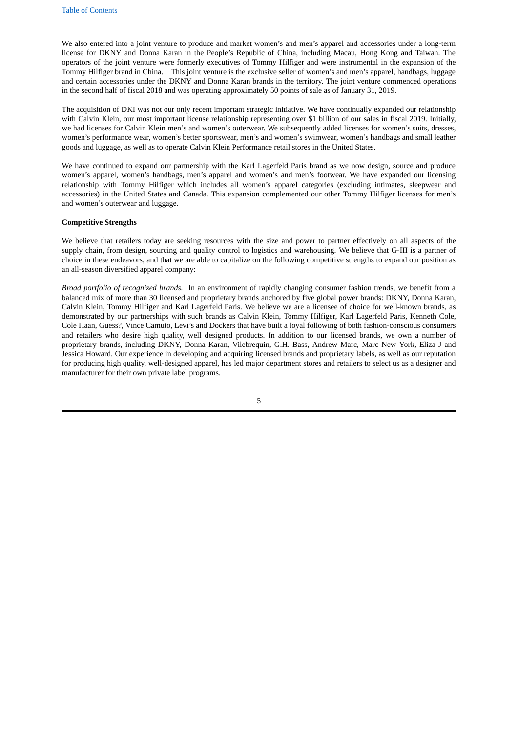We also entered into a joint venture to produce and market women's and men's apparel and accessories under a long-term license for DKNY and Donna Karan in the People's Republic of China, including Macau, Hong Kong and Taiwan. The operators of the joint venture were formerly executives of Tommy Hilfiger and were instrumental in the expansion of the Tommy Hilfiger brand in China. This joint venture is the exclusive seller of women's and men's apparel, handbags, luggage and certain accessories under the DKNY and Donna Karan brands in the territory. The joint venture commenced operations in the second half of fiscal 2018 and was operating approximately 50 points of sale as of January 31, 2019.

The acquisition of DKI was not our only recent important strategic initiative. We have continually expanded our relationship with Calvin Klein, our most important license relationship representing over $1 billion of our sales in fiscal 2019. Initially, we had licenses for Calvin Klein men's and women's outerwear. We subsequently added licenses for women's suits, dresses, women's performance wear, women's better sportswear, men's and women's swimwear, women's handbags and small leather goods and luggage, as well as to operate Calvin Klein Performance retail stores in the United States.

We have continued to expand our partnership with the Karl Lagerfeld Paris brand as we now design, source and produce women's apparel, women's handbags, men's apparel and women's and men's footwear. We have expanded our licensing relationship with Tommy Hilfiger which includes all women's apparel categories (excluding intimates, sleepwear and accessories) in the United States and Canada. This expansion complemented our other Tommy Hilfiger licenses for men's and women's outerwear and luggage.

**Competitive Strengths**

We believe that retailers today are seeking resources with the size and power to partner effectively on all aspects of the supply chain, from design, sourcing and quality control to logistics and warehousing. We believe that G-III is a partner of choice in these endeavors, and that we are able to capitalize on the following competitive strengths to expand our position as an all-season diversified apparel company:

*Broad portfolio of recognized brands.* In an environment of rapidly changing consumer fashion trends, we benefit from a balanced mix of more than 30 licensed and proprietary brands anchored by five global power brands: DKNY, Donna Karan, Calvin Klein, Tommy Hilfiger and Karl Lagerfeld Paris. We believe we are a licensee of choice for well-known brands, as demonstrated by our partnerships with such brands as Calvin Klein, Tommy Hilfiger, Karl Lagerfeld Paris, Kenneth Cole, Cole Haan, Guess?, Vince Camuto, Levi's and Dockers that have built a loyal following of both fashion-conscious consumers and retailers who desire high quality, well designed products. In addition to our licensed brands, we own a number of proprietary brands, including DKNY, Donna Karan, Vilebrequin, G.H. Bass, Andrew Marc, Marc New York, Eliza J and Jessica Howard. Our experience in developing and acquiring licensed brands and proprietary labels, as well as our reputation for producing high quality, well-designed apparel, has led major department stores and retailers to select us as a designer and manufacturer for their own private label programs.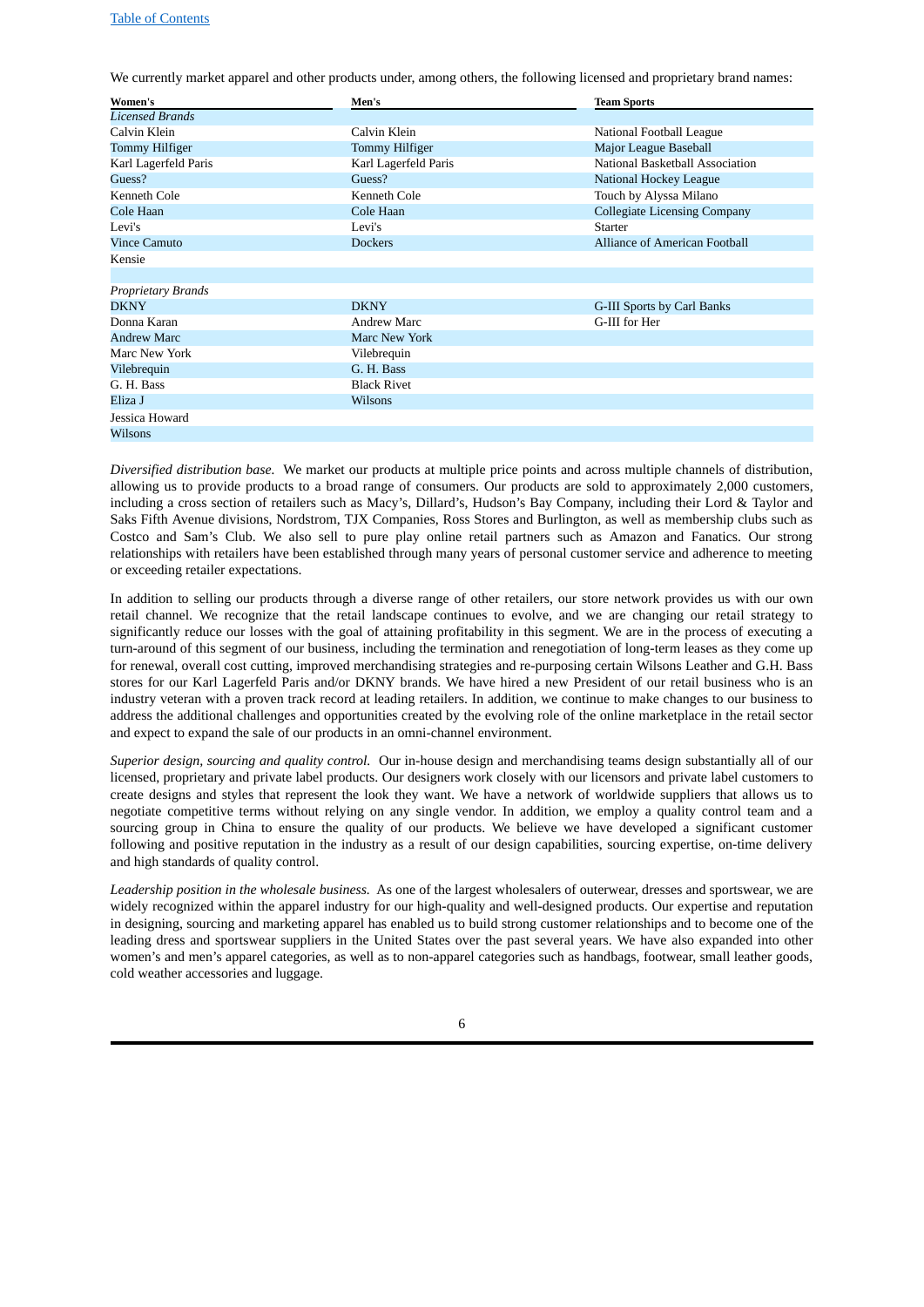We currently market apparel and other products under, among others, the following licensed and proprietary brand names:

| Women's | Men's | Team Sports |
|---|---|---|
| *Licensed Brands* | | |
| Calvin Klein | Calvin Klein | National Football League |
| Tommy Hilfiger | Tommy Hilfiger | Major League Baseball |
| Karl Lagerfeld Paris | Karl Lagerfeld Paris | National Basketball Association |
| Guess? | Guess? | National Hockey League |
| Kenneth Cole | Kenneth Cole | Touch by Alyssa Milano |
| Cole Haan | Cole Haan | Collegiate Licensing Company |
| Levi's | Levi's | Starter |
| Vince Camuto | Dockers | Alliance of American Football |
| Kensie | | |
| | | |
| *Proprietary Brands* | | |
| DKNY | DKNY | G-III Sports by Carl Banks |
| Donna Karan | Andrew Marc | G-III for Her |
| Andrew Marc | Marc New York | |
| Marc New York | Vilebrequin | |
| Vilebrequin | G. H. Bass | |
| G. H. Bass | Black Rivet | |
| Eliza J | Wilsons | |
| Jessica Howard | | |
| Wilsons | | |

*Diversified distribution base.* We market our products at multiple price points and across multiple channels of distribution, allowing us to provide products to a broad range of consumers. Our products are sold to approximately 2,000 customers, including a cross section of retailers such as Macy's, Dillard's, Hudson's Bay Company, including their Lord & Taylor and Saks Fifth Avenue divisions, Nordstrom, TJX Companies, Ross Stores and Burlington, as well as membership clubs such as Costco and Sam's Club. We also sell to pure play online retail partners such as Amazon and Fanatics. Our strong relationships with retailers have been established through many years of personal customer service and adherence to meeting or exceeding retailer expectations.

In addition to selling our products through a diverse range of other retailers, our store network provides us with our own retail channel. We recognize that the retail landscape continues to evolve, and we are changing our retail strategy to significantly reduce our losses with the goal of attaining profitability in this segment. We are in the process of executing a turn-around of this segment of our business, including the termination and renegotiation of long-term leases as they come up for renewal, overall cost cutting, improved merchandising strategies and re-purposing certain Wilsons Leather and G.H. Bass stores for our Karl Lagerfeld Paris and/or DKNY brands. We have hired a new President of our retail business who is an industry veteran with a proven track record at leading retailers. In addition, we continue to make changes to our business to address the additional challenges and opportunities created by the evolving role of the online marketplace in the retail sector and expect to expand the sale of our products in an omni-channel environment.

*Superior design, sourcing and quality control.* Our in-house design and merchandising teams design substantially all of our licensed, proprietary and private label products. Our designers work closely with our licensors and private label customers to create designs and styles that represent the look they want. We have a network of worldwide suppliers that allows us to negotiate competitive terms without relying on any single vendor. In addition, we employ a quality control team and a sourcing group in China to ensure the quality of our products. We believe we have developed a significant customer following and positive reputation in the industry as a result of our design capabilities, sourcing expertise, on-time delivery and high standards of quality control.

*Leadership position in the wholesale business.* As one of the largest wholesalers of outerwear, dresses and sportswear, we are widely recognized within the apparel industry for our high-quality and well-designed products. Our expertise and reputation in designing, sourcing and marketing apparel has enabled us to build strong customer relationships and to become one of the leading dress and sportswear suppliers in the United States over the past several years. We have also expanded into other women's and men's apparel categories, as well as to non-apparel categories such as handbags, footwear, small leather goods, cold weather accessories and luggage.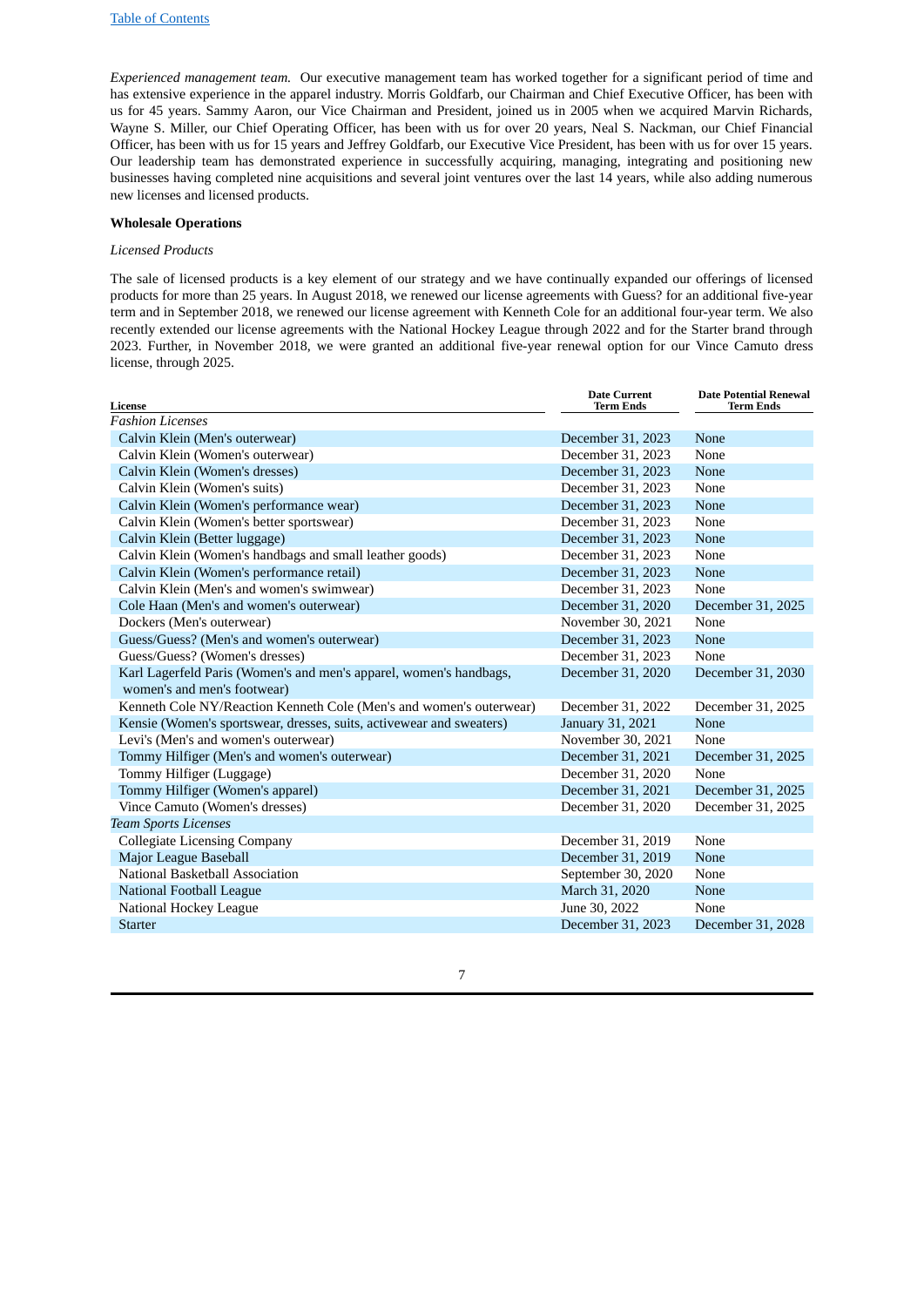*Experienced management team.* Our executive management team has worked together for a significant period of time and has extensive experience in the apparel industry. Morris Goldfarb, our Chairman and Chief Executive Officer, has been with us for 45 years. Sammy Aaron, our Vice Chairman and President, joined us in 2005 when we acquired Marvin Richards, Wayne S. Miller, our Chief Operating Officer, has been with us for over 20 years, Neal S. Nackman, our Chief Financial Officer, has been with us for 15 years and Jeffrey Goldfarb, our Executive Vice President, has been with us for over 15 years. Our leadership team has demonstrated experience in successfully acquiring, managing, integrating and positioning new businesses having completed nine acquisitions and several joint ventures over the last 14 years, while also adding numerous new licenses and licensed products.

**Wholesale Operations**

*Licensed Products*

The sale of licensed products is a key element of our strategy and we have continually expanded our offerings of licensed products for more than 25 years. In August 2018, we renewed our license agreements with Guess? for an additional five-year term and in September 2018, we renewed our license agreement with Kenneth Cole for an additional four-year term. We also recently extended our license agreements with the National Hockey League through 2022 and for the Starter brand through 2023. Further, in November 2018, we were granted an additional five-year renewal option for our Vince Camuto dress license, through 2025.

| License | Date Current Term Ends | Date Potential Renewal Term Ends |
|---|---|---|
| *Fashion Licenses* | | |
| Calvin Klein (Men's outerwear) | December 31, 2023 | None |
| Calvin Klein (Women's outerwear) | December 31, 2023 | None |
| Calvin Klein (Women's dresses) | December 31, 2023 | None |
| Calvin Klein (Women's suits) | December 31, 2023 | None |
| Calvin Klein (Women's performance wear) | December 31, 2023 | None |
| Calvin Klein (Women's better sportswear) | December 31, 2023 | None |
| Calvin Klein (Better luggage) | December 31, 2023 | None |
| Calvin Klein (Women's handbags and small leather goods) | December 31, 2023 | None |
| Calvin Klein (Women's performance retail) | December 31, 2023 | None |
| Calvin Klein (Men's and women's swimwear) | December 31, 2023 | None |
| Cole Haan (Men's and women's outerwear) | December 31, 2020 | December 31, 2025 |
| Dockers (Men's outerwear) | November 30, 2021 | None |
| Guess/Guess? (Men's and women's outerwear) | December 31, 2023 | None |
| Guess/Guess? (Women's dresses) | December 31, 2023 | None |
| Karl Lagerfeld Paris (Women's and men's apparel, women's handbags, women's and men's footwear) | December 31, 2020 | December 31, 2030 |
| Kenneth Cole NY/Reaction Kenneth Cole (Men's and women's outerwear) | December 31, 2022 | December 31, 2025 |
| Kensie (Women's sportswear, dresses, suits, activewear and sweaters) | January 31, 2021 | None |
| Levi's (Men's and women's outerwear) | November 30, 2021 | None |
| Tommy Hilfiger (Men's and women's outerwear) | December 31, 2021 | December 31, 2025 |
| Tommy Hilfiger (Luggage) | December 31, 2020 | None |
| Tommy Hilfiger (Women's apparel) | December 31, 2021 | December 31, 2025 |
| Vince Camuto (Women's dresses) | December 31, 2020 | December 31, 2025 |
| *Team Sports Licenses* | | |
| Collegiate Licensing Company | December 31, 2019 | None |
| Major League Baseball | December 31, 2019 | None |
| National Basketball Association | September 30, 2020 | None |
| National Football League | March 31, 2020 | None |
| National Hockey League | June 30, 2022 | None |
| Starter | December 31, 2023 | December 31, 2028 |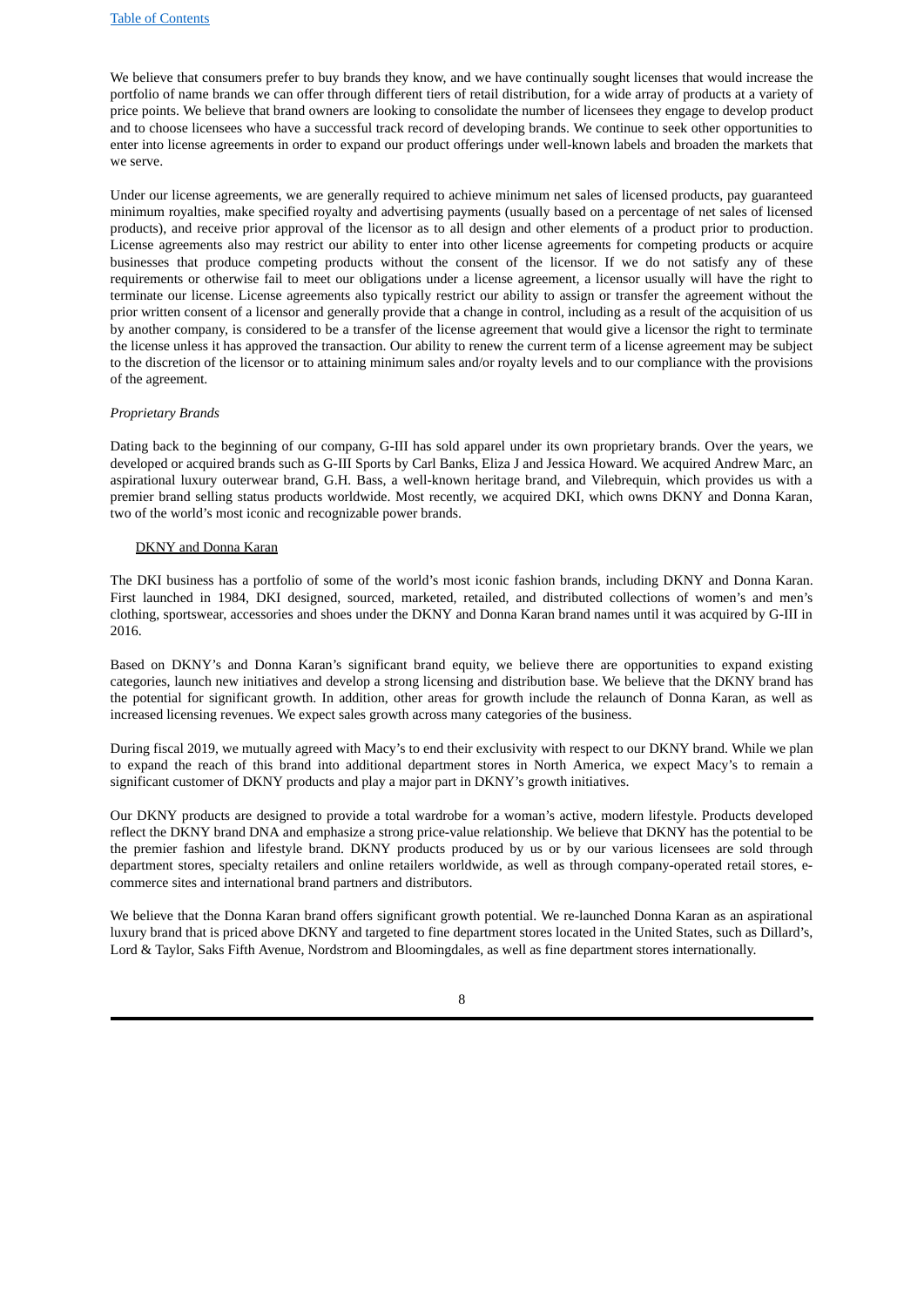We believe that consumers prefer to buy brands they know, and we have continually sought licenses that would increase the portfolio of name brands we can offer through different tiers of retail distribution, for a wide array of products at a variety of price points. We believe that brand owners are looking to consolidate the number of licensees they engage to develop product and to choose licensees who have a successful track record of developing brands. We continue to seek other opportunities to enter into license agreements in order to expand our product offerings under well-known labels and broaden the markets that we serve.

Under our license agreements, we are generally required to achieve minimum net sales of licensed products, pay guaranteed minimum royalties, make specified royalty and advertising payments (usually based on a percentage of net sales of licensed products), and receive prior approval of the licensor as to all design and other elements of a product prior to production. License agreements also may restrict our ability to enter into other license agreements for competing products or acquire businesses that produce competing products without the consent of the licensor. If we do not satisfy any of these requirements or otherwise fail to meet our obligations under a license agreement, a licensor usually will have the right to terminate our license. License agreements also typically restrict our ability to assign or transfer the agreement without the prior written consent of a licensor and generally provide that a change in control, including as a result of the acquisition of us by another company, is considered to be a transfer of the license agreement that would give a licensor the right to terminate the license unless it has approved the transaction. Our ability to renew the current term of a license agreement may be subject to the discretion of the licensor or to attaining minimum sales and/or royalty levels and to our compliance with the provisions of the agreement.

*Proprietary Brands*

Dating back to the beginning of our company, G-III has sold apparel under its own proprietary brands. Over the years, we developed or acquired brands such as G-III Sports by Carl Banks, Eliza J and Jessica Howard. We acquired Andrew Marc, an aspirational luxury outerwear brand, G.H. Bass, a well-known heritage brand, and Vilebrequin, which provides us with a premier brand selling status products worldwide. Most recently, we acquired DKI, which owns DKNY and Donna Karan, two of the world's most iconic and recognizable power brands.

DKNY and Donna Karan

The DKI business has a portfolio of some of the world's most iconic fashion brands, including DKNY and Donna Karan. First launched in 1984, DKI designed, sourced, marketed, retailed, and distributed collections of women's and men's clothing, sportswear, accessories and shoes under the DKNY and Donna Karan brand names until it was acquired by G-III in 2016.

Based on DKNY's and Donna Karan's significant brand equity, we believe there are opportunities to expand existing categories, launch new initiatives and develop a strong licensing and distribution base. We believe that the DKNY brand has the potential for significant growth. In addition, other areas for growth include the relaunch of Donna Karan, as well as increased licensing revenues. We expect sales growth across many categories of the business.

During fiscal 2019, we mutually agreed with Macy's to end their exclusivity with respect to our DKNY brand. While we plan to expand the reach of this brand into additional department stores in North America, we expect Macy's to remain a significant customer of DKNY products and play a major part in DKNY's growth initiatives.

Our DKNY products are designed to provide a total wardrobe for a woman's active, modern lifestyle. Products developed reflect the DKNY brand DNA and emphasize a strong price-value relationship. We believe that DKNY has the potential to be the premier fashion and lifestyle brand. DKNY products produced by us or by our various licensees are sold through department stores, specialty retailers and online retailers worldwide, as well as through company-operated retail stores, e-commerce sites and international brand partners and distributors.

We believe that the Donna Karan brand offers significant growth potential. We re-launched Donna Karan as an aspirational luxury brand that is priced above DKNY and targeted to fine department stores located in the United States, such as Dillard's, Lord & Taylor, Saks Fifth Avenue, Nordstrom and Bloomingdales, as well as fine department stores internationally.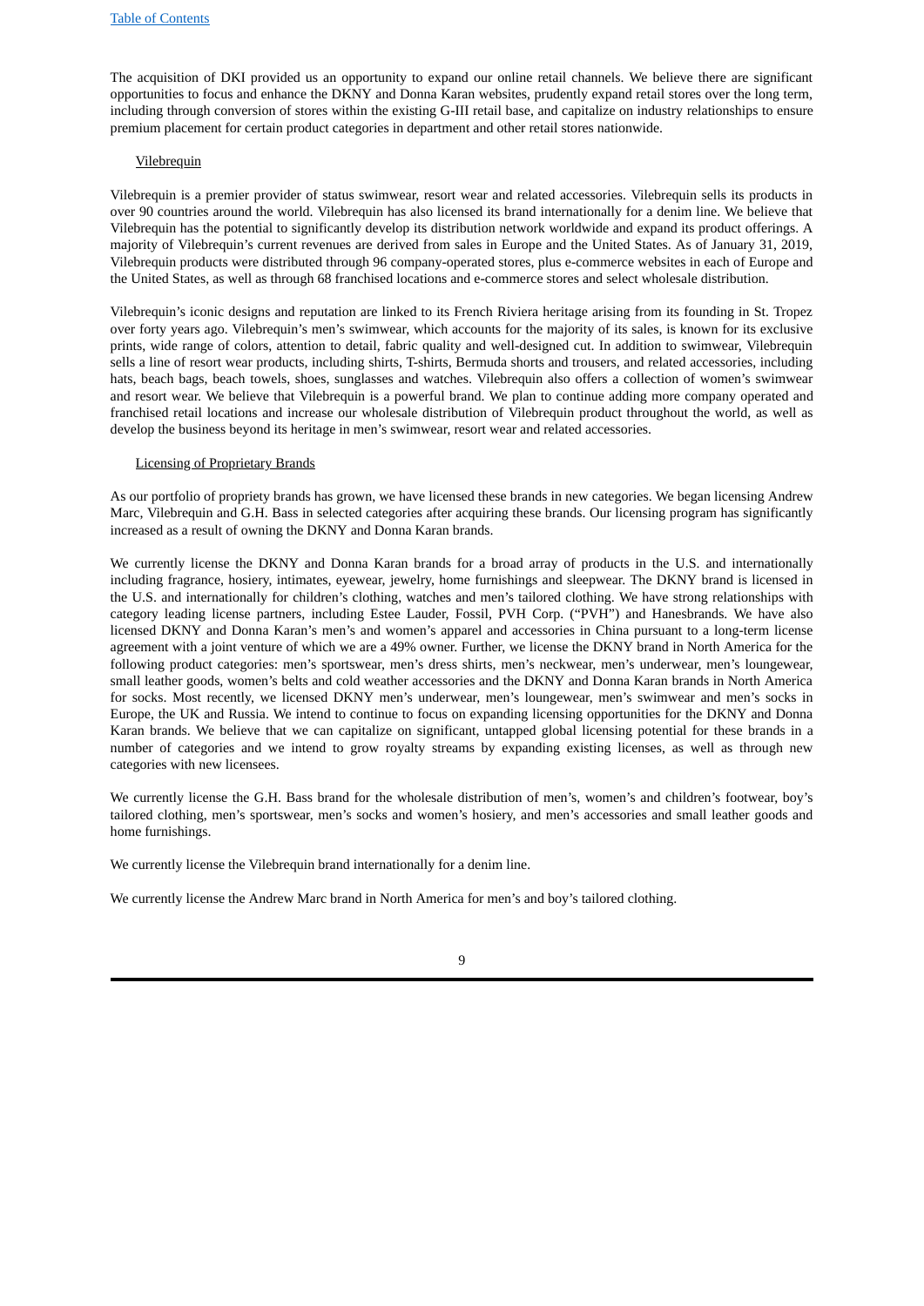The acquisition of DKI provided us an opportunity to expand our online retail channels. We believe there are significant opportunities to focus and enhance the DKNY and Donna Karan websites, prudently expand retail stores over the long term, including through conversion of stores within the existing G-III retail base, and capitalize on industry relationships to ensure premium placement for certain product categories in department and other retail stores nationwide.

Vilebrequin

Vilebrequin is a premier provider of status swimwear, resort wear and related accessories. Vilebrequin sells its products in over 90 countries around the world. Vilebrequin has also licensed its brand internationally for a denim line. We believe that Vilebrequin has the potential to significantly develop its distribution network worldwide and expand its product offerings. A majority of Vilebrequin's current revenues are derived from sales in Europe and the United States. As of January 31, 2019, Vilebrequin products were distributed through 96 company-operated stores, plus e-commerce websites in each of Europe and the United States, as well as through 68 franchised locations and e-commerce stores and select wholesale distribution.

Vilebrequin's iconic designs and reputation are linked to its French Riviera heritage arising from its founding in St. Tropez over forty years ago. Vilebrequin's men's swimwear, which accounts for the majority of its sales, is known for its exclusive prints, wide range of colors, attention to detail, fabric quality and well-designed cut. In addition to swimwear, Vilebrequin sells a line of resort wear products, including shirts, T-shirts, Bermuda shorts and trousers, and related accessories, including hats, beach bags, beach towels, shoes, sunglasses and watches. Vilebrequin also offers a collection of women's swimwear and resort wear. We believe that Vilebrequin is a powerful brand. We plan to continue adding more company operated and franchised retail locations and increase our wholesale distribution of Vilebrequin product throughout the world, as well as develop the business beyond its heritage in men's swimwear, resort wear and related accessories.

Licensing of Proprietary Brands

As our portfolio of propriety brands has grown, we have licensed these brands in new categories. We began licensing Andrew Marc, Vilebrequin and G.H. Bass in selected categories after acquiring these brands. Our licensing program has significantly increased as a result of owning the DKNY and Donna Karan brands.

We currently license the DKNY and Donna Karan brands for a broad array of products in the U.S. and internationally including fragrance, hosiery, intimates, eyewear, jewelry, home furnishings and sleepwear. The DKNY brand is licensed in the U.S. and internationally for children's clothing, watches and men's tailored clothing. We have strong relationships with category leading license partners, including Estee Lauder, Fossil, PVH Corp. ("PVH") and Hanesbrands. We have also licensed DKNY and Donna Karan's men's and women's apparel and accessories in China pursuant to a long-term license agreement with a joint venture of which we are a 49% owner. Further, we license the DKNY brand in North America for the following product categories: men's sportswear, men's dress shirts, men's neckwear, men's underwear, men's loungewear, small leather goods, women's belts and cold weather accessories and the DKNY and Donna Karan brands in North America for socks. Most recently, we licensed DKNY men's underwear, men's loungewear, men's swimwear and men's socks in Europe, the UK and Russia. We intend to continue to focus on expanding licensing opportunities for the DKNY and Donna Karan brands. We believe that we can capitalize on significant, untapped global licensing potential for these brands in a number of categories and we intend to grow royalty streams by expanding existing licenses, as well as through new categories with new licensees.

We currently license the G.H. Bass brand for the wholesale distribution of men's, women's and children's footwear, boy's tailored clothing, men's sportswear, men's socks and women's hosiery, and men's accessories and small leather goods and home furnishings.

We currently license the Vilebrequin brand internationally for a denim line.

We currently license the Andrew Marc brand in North America for men's and boy's tailored clothing.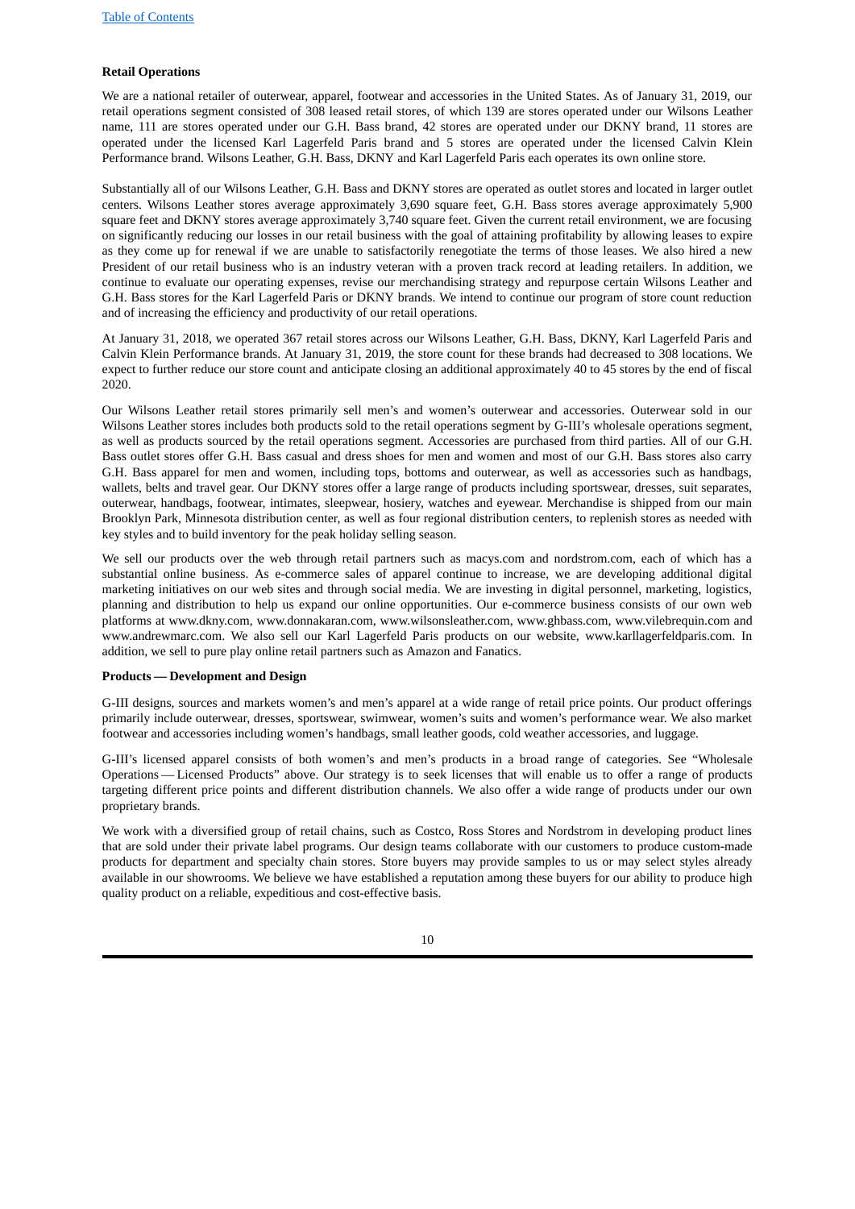**Retail Operations**

We are a national retailer of outerwear, apparel, footwear and accessories in the United States. As of January 31, 2019, our retail operations segment consisted of 308 leased retail stores, of which 139 are stores operated under our Wilsons Leather name, 111 are stores operated under our G.H. Bass brand, 42 stores are operated under our DKNY brand, 11 stores are operated under the licensed Karl Lagerfeld Paris brand and 5 stores are operated under the licensed Calvin Klein Performance brand. Wilsons Leather, G.H. Bass, DKNY and Karl Lagerfeld Paris each operates its own online store.

Substantially all of our Wilsons Leather, G.H. Bass and DKNY stores are operated as outlet stores and located in larger outlet centers. Wilsons Leather stores average approximately 3,690 square feet, G.H. Bass stores average approximately 5,900 square feet and DKNY stores average approximately 3,740 square feet. Given the current retail environment, we are focusing on significantly reducing our losses in our retail business with the goal of attaining profitability by allowing leases to expire as they come up for renewal if we are unable to satisfactorily renegotiate the terms of those leases. We also hired a new President of our retail business who is an industry veteran with a proven track record at leading retailers. In addition, we continue to evaluate our operating expenses, revise our merchandising strategy and repurpose certain Wilsons Leather and G.H. Bass stores for the Karl Lagerfeld Paris or DKNY brands. We intend to continue our program of store count reduction and of increasing the efficiency and productivity of our retail operations.

At January 31, 2018, we operated 367 retail stores across our Wilsons Leather, G.H. Bass, DKNY, Karl Lagerfeld Paris and Calvin Klein Performance brands. At January 31, 2019, the store count for these brands had decreased to 308 locations. We expect to further reduce our store count and anticipate closing an additional approximately 40 to 45 stores by the end of fiscal 2020.

Our Wilsons Leather retail stores primarily sell men's and women's outerwear and accessories. Outerwear sold in our Wilsons Leather stores includes both products sold to the retail operations segment by G-III's wholesale operations segment, as well as products sourced by the retail operations segment. Accessories are purchased from third parties. All of our G.H. Bass outlet stores offer G.H. Bass casual and dress shoes for men and women and most of our G.H. Bass stores also carry G.H. Bass apparel for men and women, including tops, bottoms and outerwear, as well as accessories such as handbags, wallets, belts and travel gear. Our DKNY stores offer a large range of products including sportswear, dresses, suit separates, outerwear, handbags, footwear, intimates, sleepwear, hosiery, watches and eyewear. Merchandise is shipped from our main Brooklyn Park, Minnesota distribution center, as well as four regional distribution centers, to replenish stores as needed with key styles and to build inventory for the peak holiday selling season.

We sell our products over the web through retail partners such as macys.com and nordstrom.com, each of which has a substantial online business. As e-commerce sales of apparel continue to increase, we are developing additional digital marketing initiatives on our web sites and through social media. We are investing in digital personnel, marketing, logistics, planning and distribution to help us expand our online opportunities. Our e-commerce business consists of our own web platforms at www.dkny.com, www.donnakaran.com, www.wilsonsleather.com, www.ghbass.com, www.vilebrequin.com and www.andrewmarc.com. We also sell our Karl Lagerfeld Paris products on our website, www.karllagerfeldparis.com. In addition, we sell to pure play online retail partners such as Amazon and Fanatics.

**Products — Development and Design**

G-III designs, sources and markets women's and men's apparel at a wide range of retail price points. Our product offerings primarily include outerwear, dresses, sportswear, swimwear, women's suits and women's performance wear. We also market footwear and accessories including women's handbags, small leather goods, cold weather accessories, and luggage.

G-III's licensed apparel consists of both women's and men's products in a broad range of categories. See "Wholesale Operations — Licensed Products" above. Our strategy is to seek licenses that will enable us to offer a range of products targeting different price points and different distribution channels. We also offer a wide range of products under our own proprietary brands.

We work with a diversified group of retail chains, such as Costco, Ross Stores and Nordstrom in developing product lines that are sold under their private label programs. Our design teams collaborate with our customers to produce custom-made products for department and specialty chain stores. Store buyers may provide samples to us or may select styles already available in our showrooms. We believe we have established a reputation among these buyers for our ability to produce high quality product on a reliable, expeditious and cost-effective basis.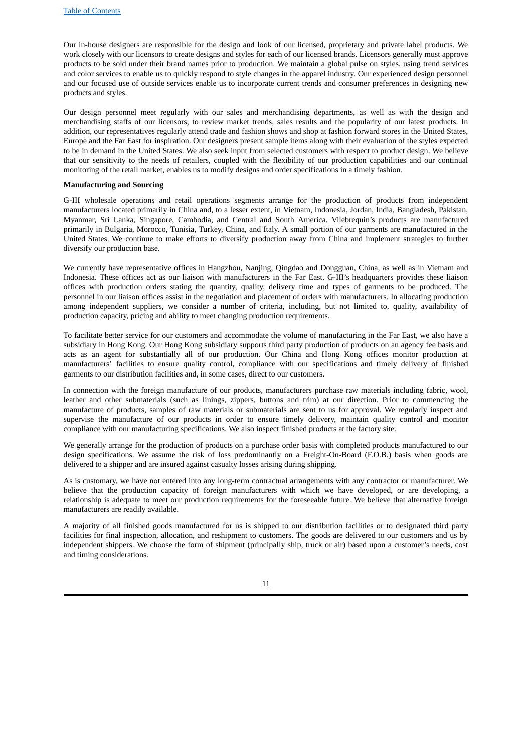Our in-house designers are responsible for the design and look of our licensed, proprietary and private label products. We work closely with our licensors to create designs and styles for each of our licensed brands. Licensors generally must approve products to be sold under their brand names prior to production. We maintain a global pulse on styles, using trend services and color services to enable us to quickly respond to style changes in the apparel industry. Our experienced design personnel and our focused use of outside services enable us to incorporate current trends and consumer preferences in designing new products and styles.

Our design personnel meet regularly with our sales and merchandising departments, as well as with the design and merchandising staffs of our licensors, to review market trends, sales results and the popularity of our latest products. In addition, our representatives regularly attend trade and fashion shows and shop at fashion forward stores in the United States, Europe and the Far East for inspiration. Our designers present sample items along with their evaluation of the styles expected to be in demand in the United States. We also seek input from selected customers with respect to product design. We believe that our sensitivity to the needs of retailers, coupled with the flexibility of our production capabilities and our continual monitoring of the retail market, enables us to modify designs and order specifications in a timely fashion.

**Manufacturing and Sourcing**

G-III wholesale operations and retail operations segments arrange for the production of products from independent manufacturers located primarily in China and, to a lesser extent, in Vietnam, Indonesia, Jordan, India, Bangladesh, Pakistan, Myanmar, Sri Lanka, Singapore, Cambodia, and Central and South America. Vilebrequin's products are manufactured primarily in Bulgaria, Morocco, Tunisia, Turkey, China, and Italy. A small portion of our garments are manufactured in the United States. We continue to make efforts to diversify production away from China and implement strategies to further diversify our production base.

We currently have representative offices in Hangzhou, Nanjing, Qingdao and Dongguan, China, as well as in Vietnam and Indonesia. These offices act as our liaison with manufacturers in the Far East. G-III's headquarters provides these liaison offices with production orders stating the quantity, quality, delivery time and types of garments to be produced. The personnel in our liaison offices assist in the negotiation and placement of orders with manufacturers. In allocating production among independent suppliers, we consider a number of criteria, including, but not limited to, quality, availability of production capacity, pricing and ability to meet changing production requirements.

To facilitate better service for our customers and accommodate the volume of manufacturing in the Far East, we also have a subsidiary in Hong Kong. Our Hong Kong subsidiary supports third party production of products on an agency fee basis and acts as an agent for substantially all of our production. Our China and Hong Kong offices monitor production at manufacturers' facilities to ensure quality control, compliance with our specifications and timely delivery of finished garments to our distribution facilities and, in some cases, direct to our customers.

In connection with the foreign manufacture of our products, manufacturers purchase raw materials including fabric, wool, leather and other submaterials (such as linings, zippers, buttons and trim) at our direction. Prior to commencing the manufacture of products, samples of raw materials or submaterials are sent to us for approval. We regularly inspect and supervise the manufacture of our products in order to ensure timely delivery, maintain quality control and monitor compliance with our manufacturing specifications. We also inspect finished products at the factory site.

We generally arrange for the production of products on a purchase order basis with completed products manufactured to our design specifications. We assume the risk of loss predominantly on a Freight-On-Board (F.O.B.) basis when goods are delivered to a shipper and are insured against casualty losses arising during shipping.

As is customary, we have not entered into any long-term contractual arrangements with any contractor or manufacturer. We believe that the production capacity of foreign manufacturers with which we have developed, or are developing, a relationship is adequate to meet our production requirements for the foreseeable future. We believe that alternative foreign manufacturers are readily available.

A majority of all finished goods manufactured for us is shipped to our distribution facilities or to designated third party facilities for final inspection, allocation, and reshipment to customers. The goods are delivered to our customers and us by independent shippers. We choose the form of shipment (principally ship, truck or air) based upon a customer's needs, cost and timing considerations.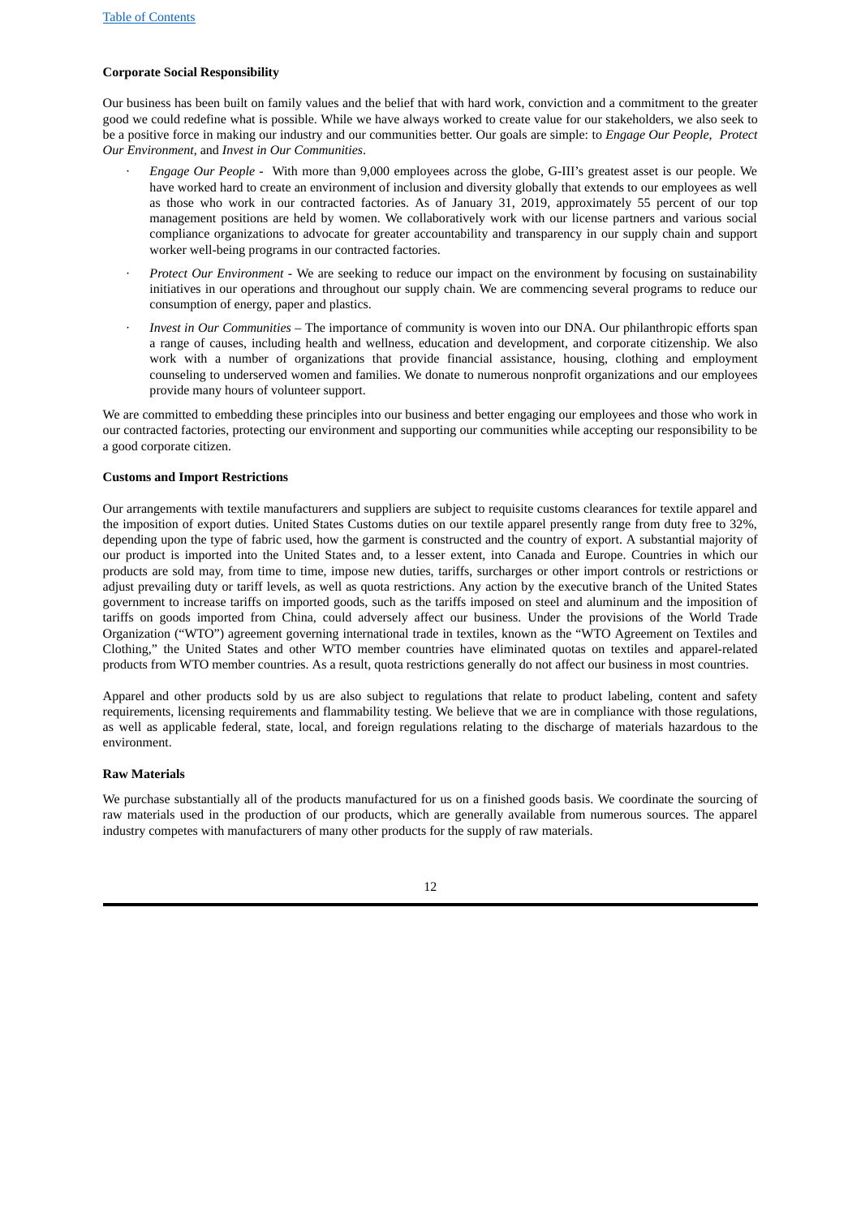**Corporate Social Responsibility**

Our business has been built on family values and the belief that with hard work, conviction and a commitment to the greater good we could redefine what is possible. While we have always worked to create value for our stakeholders, we also seek to be a positive force in making our industry and our communities better. Our goals are simple: to *Engage Our People*, *Protect Our Environment*, and *Invest in Our Communities*.

- *Engage Our People* - With more than 9,000 employees across the globe, G-III's greatest asset is our people. We have worked hard to create an environment of inclusion and diversity globally that extends to our employees as well as those who work in our contracted factories. As of January 31, 2019, approximately 55 percent of our top management positions are held by women. We collaboratively work with our license partners and various social compliance organizations to advocate for greater accountability and transparency in our supply chain and support worker well-being programs in our contracted factories.
- *Protect Our Environment* - We are seeking to reduce our impact on the environment by focusing on sustainability initiatives in our operations and throughout our supply chain. We are commencing several programs to reduce our consumption of energy, paper and plastics.
- *Invest in Our Communities* – The importance of community is woven into our DNA. Our philanthropic efforts span a range of causes, including health and wellness, education and development, and corporate citizenship. We also work with a number of organizations that provide financial assistance, housing, clothing and employment counseling to underserved women and families. We donate to numerous nonprofit organizations and our employees provide many hours of volunteer support.

We are committed to embedding these principles into our business and better engaging our employees and those who work in our contracted factories, protecting our environment and supporting our communities while accepting our responsibility to be a good corporate citizen.

**Customs and Import Restrictions**

Our arrangements with textile manufacturers and suppliers are subject to requisite customs clearances for textile apparel and the imposition of export duties. United States Customs duties on our textile apparel presently range from duty free to 32%, depending upon the type of fabric used, how the garment is constructed and the country of export. A substantial majority of our product is imported into the United States and, to a lesser extent, into Canada and Europe. Countries in which our products are sold may, from time to time, impose new duties, tariffs, surcharges or other import controls or restrictions or adjust prevailing duty or tariff levels, as well as quota restrictions. Any action by the executive branch of the United States government to increase tariffs on imported goods, such as the tariffs imposed on steel and aluminum and the imposition of tariffs on goods imported from China, could adversely affect our business. Under the provisions of the World Trade Organization ("WTO") agreement governing international trade in textiles, known as the "WTO Agreement on Textiles and Clothing," the United States and other WTO member countries have eliminated quotas on textiles and apparel-related products from WTO member countries. As a result, quota restrictions generally do not affect our business in most countries.

Apparel and other products sold by us are also subject to regulations that relate to product labeling, content and safety requirements, licensing requirements and flammability testing. We believe that we are in compliance with those regulations, as well as applicable federal, state, local, and foreign regulations relating to the discharge of materials hazardous to the environment.

**Raw Materials**

We purchase substantially all of the products manufactured for us on a finished goods basis. We coordinate the sourcing of raw materials used in the production of our products, which are generally available from numerous sources. The apparel industry competes with manufacturers of many other products for the supply of raw materials.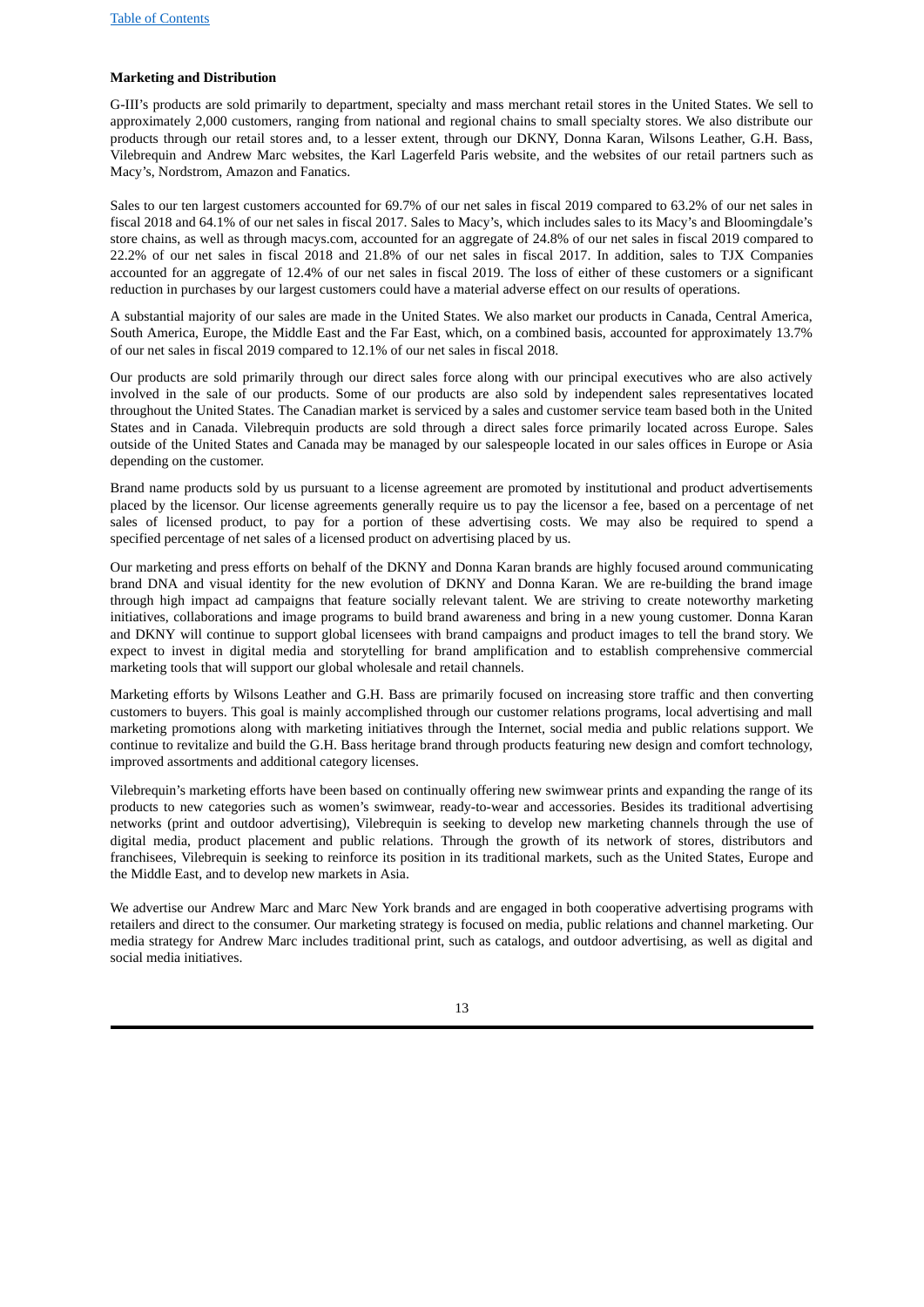**Marketing and Distribution**

G-III's products are sold primarily to department, specialty and mass merchant retail stores in the United States. We sell to approximately 2,000 customers, ranging from national and regional chains to small specialty stores. We also distribute our products through our retail stores and, to a lesser extent, through our DKNY, Donna Karan, Wilsons Leather, G.H. Bass, Vilebrequin and Andrew Marc websites, the Karl Lagerfeld Paris website, and the websites of our retail partners such as Macy's, Nordstrom, Amazon and Fanatics.

Sales to our ten largest customers accounted for 69.7% of our net sales in fiscal 2019 compared to 63.2% of our net sales in fiscal 2018 and 64.1% of our net sales in fiscal 2017. Sales to Macy's, which includes sales to its Macy's and Bloomingdale's store chains, as well as through macys.com, accounted for an aggregate of 24.8% of our net sales in fiscal 2019 compared to 22.2% of our net sales in fiscal 2018 and 21.8% of our net sales in fiscal 2017. In addition, sales to TJX Companies accounted for an aggregate of 12.4% of our net sales in fiscal 2019. The loss of either of these customers or a significant reduction in purchases by our largest customers could have a material adverse effect on our results of operations.

A substantial majority of our sales are made in the United States. We also market our products in Canada, Central America, South America, Europe, the Middle East and the Far East, which, on a combined basis, accounted for approximately 13.7% of our net sales in fiscal 2019 compared to 12.1% of our net sales in fiscal 2018.

Our products are sold primarily through our direct sales force along with our principal executives who are also actively involved in the sale of our products. Some of our products are also sold by independent sales representatives located throughout the United States. The Canadian market is serviced by a sales and customer service team based both in the United States and in Canada. Vilebrequin products are sold through a direct sales force primarily located across Europe. Sales outside of the United States and Canada may be managed by our salespeople located in our sales offices in Europe or Asia depending on the customer.

Brand name products sold by us pursuant to a license agreement are promoted by institutional and product advertisements placed by the licensor. Our license agreements generally require us to pay the licensor a fee, based on a percentage of net sales of licensed product, to pay for a portion of these advertising costs. We may also be required to spend a specified percentage of net sales of a licensed product on advertising placed by us.

Our marketing and press efforts on behalf of the DKNY and Donna Karan brands are highly focused around communicating brand DNA and visual identity for the new evolution of DKNY and Donna Karan. We are re-building the brand image through high impact ad campaigns that feature socially relevant talent. We are striving to create noteworthy marketing initiatives, collaborations and image programs to build brand awareness and bring in a new young customer. Donna Karan and DKNY will continue to support global licensees with brand campaigns and product images to tell the brand story. We expect to invest in digital media and storytelling for brand amplification and to establish comprehensive commercial marketing tools that will support our global wholesale and retail channels.

Marketing efforts by Wilsons Leather and G.H. Bass are primarily focused on increasing store traffic and then converting customers to buyers. This goal is mainly accomplished through our customer relations programs, local advertising and mall marketing promotions along with marketing initiatives through the Internet, social media and public relations support. We continue to revitalize and build the G.H. Bass heritage brand through products featuring new design and comfort technology, improved assortments and additional category licenses.

Vilebrequin's marketing efforts have been based on continually offering new swimwear prints and expanding the range of its products to new categories such as women's swimwear, ready-to-wear and accessories. Besides its traditional advertising networks (print and outdoor advertising), Vilebrequin is seeking to develop new marketing channels through the use of digital media, product placement and public relations. Through the growth of its network of stores, distributors and franchisees, Vilebrequin is seeking to reinforce its position in its traditional markets, such as the United States, Europe and the Middle East, and to develop new markets in Asia.

We advertise our Andrew Marc and Marc New York brands and are engaged in both cooperative advertising programs with retailers and direct to the consumer. Our marketing strategy is focused on media, public relations and channel marketing. Our media strategy for Andrew Marc includes traditional print, such as catalogs, and outdoor advertising, as well as digital and social media initiatives.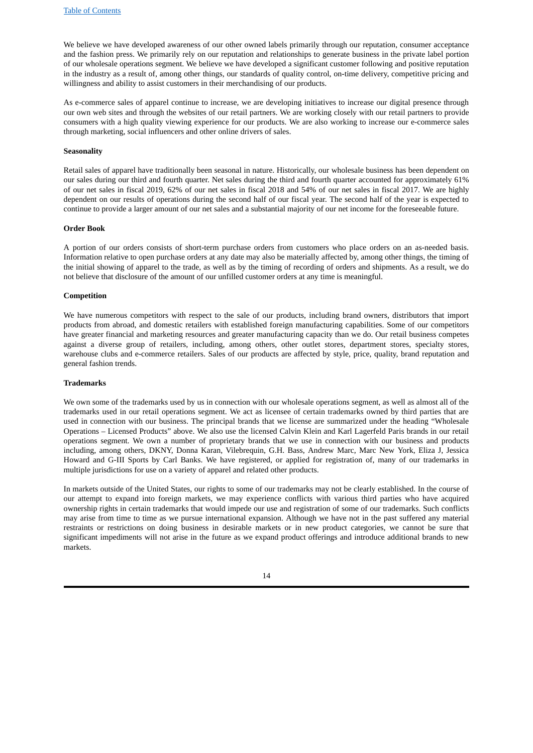We believe we have developed awareness of our other owned labels primarily through our reputation, consumer acceptance and the fashion press. We primarily rely on our reputation and relationships to generate business in the private label portion of our wholesale operations segment. We believe we have developed a significant customer following and positive reputation in the industry as a result of, among other things, our standards of quality control, on-time delivery, competitive pricing and willingness and ability to assist customers in their merchandising of our products.

As e-commerce sales of apparel continue to increase, we are developing initiatives to increase our digital presence through our own web sites and through the websites of our retail partners. We are working closely with our retail partners to provide consumers with a high quality viewing experience for our products. We are also working to increase our e-commerce sales through marketing, social influencers and other online drivers of sales.

**Seasonality**

Retail sales of apparel have traditionally been seasonal in nature. Historically, our wholesale business has been dependent on our sales during our third and fourth quarter. Net sales during the third and fourth quarter accounted for approximately 61% of our net sales in fiscal 2019, 62% of our net sales in fiscal 2018 and 54% of our net sales in fiscal 2017. We are highly dependent on our results of operations during the second half of our fiscal year. The second half of the year is expected to continue to provide a larger amount of our net sales and a substantial majority of our net income for the foreseeable future.

**Order Book**

A portion of our orders consists of short-term purchase orders from customers who place orders on an as-needed basis. Information relative to open purchase orders at any date may also be materially affected by, among other things, the timing of the initial showing of apparel to the trade, as well as by the timing of recording of orders and shipments. As a result, we do not believe that disclosure of the amount of our unfilled customer orders at any time is meaningful.

**Competition**

We have numerous competitors with respect to the sale of our products, including brand owners, distributors that import products from abroad, and domestic retailers with established foreign manufacturing capabilities. Some of our competitors have greater financial and marketing resources and greater manufacturing capacity than we do. Our retail business competes against a diverse group of retailers, including, among others, other outlet stores, department stores, specialty stores, warehouse clubs and e-commerce retailers. Sales of our products are affected by style, price, quality, brand reputation and general fashion trends.

**Trademarks**

We own some of the trademarks used by us in connection with our wholesale operations segment, as well as almost all of the trademarks used in our retail operations segment. We act as licensee of certain trademarks owned by third parties that are used in connection with our business. The principal brands that we license are summarized under the heading "Wholesale Operations – Licensed Products" above. We also use the licensed Calvin Klein and Karl Lagerfeld Paris brands in our retail operations segment. We own a number of proprietary brands that we use in connection with our business and products including, among others, DKNY, Donna Karan, Vilebrequin, G.H. Bass, Andrew Marc, Marc New York, Eliza J, Jessica Howard and G-III Sports by Carl Banks. We have registered, or applied for registration of, many of our trademarks in multiple jurisdictions for use on a variety of apparel and related other products.

In markets outside of the United States, our rights to some of our trademarks may not be clearly established. In the course of our attempt to expand into foreign markets, we may experience conflicts with various third parties who have acquired ownership rights in certain trademarks that would impede our use and registration of some of our trademarks. Such conflicts may arise from time to time as we pursue international expansion. Although we have not in the past suffered any material restraints or restrictions on doing business in desirable markets or in new product categories, we cannot be sure that significant impediments will not arise in the future as we expand product offerings and introduce additional brands to new markets.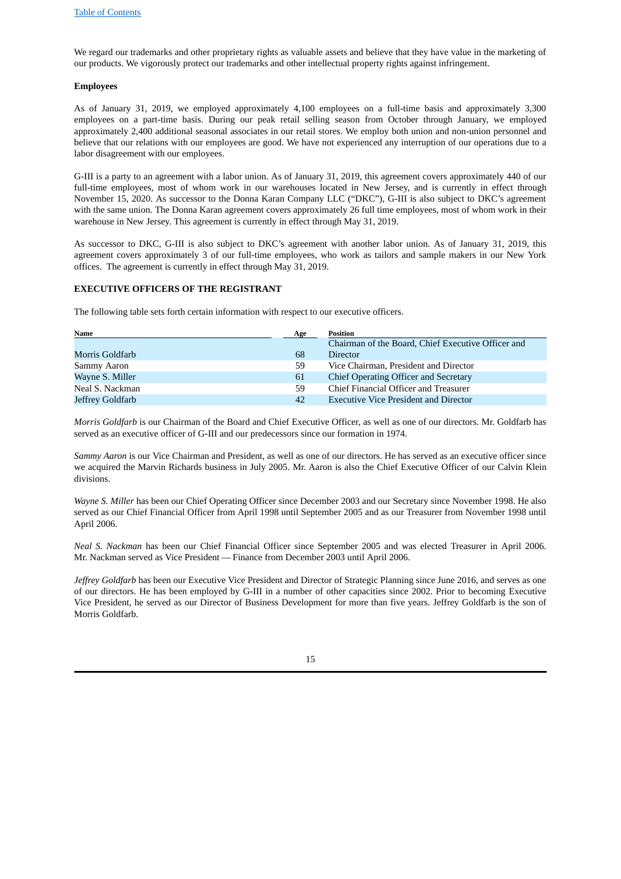We regard our trademarks and other proprietary rights as valuable assets and believe that they have value in the marketing of our products. We vigorously protect our trademarks and other intellectual property rights against infringement.

**Employees**

As of January 31, 2019, we employed approximately 4,100 employees on a full-time basis and approximately 3,300 employees on a part-time basis. During our peak retail selling season from October through January, we employed approximately 2,400 additional seasonal associates in our retail stores. We employ both union and non-union personnel and believe that our relations with our employees are good. We have not experienced any interruption of our operations due to a labor disagreement with our employees.

G-III is a party to an agreement with a labor union. As of January 31, 2019, this agreement covers approximately 440 of our full-time employees, most of whom work in our warehouses located in New Jersey, and is currently in effect through November 15, 2020. As successor to the Donna Karan Company LLC ("DKC"), G-III is also subject to DKC's agreement with the same union. The Donna Karan agreement covers approximately 26 full time employees, most of whom work in their warehouse in New Jersey. This agreement is currently in effect through May 31, 2019.

As successor to DKC, G-III is also subject to DKC's agreement with another labor union. As of January 31, 2019, this agreement covers approximately 3 of our full-time employees, who work as tailors and sample makers in our New York offices. The agreement is currently in effect through May 31, 2019.

**EXECUTIVE OFFICERS OF THE REGISTRANT**

The following table sets forth certain information with respect to our executive officers.

| Name | Age | Position |
|---|---|---|
| Morris Goldfarb | 68 | Chairman of the Board, Chief Executive Officer and Director |
| Sammy Aaron | 59 | Vice Chairman, President and Director |
| Wayne S. Miller | 61 | Chief Operating Officer and Secretary |
| Neal S. Nackman | 59 | Chief Financial Officer and Treasurer |
| Jeffrey Goldfarb | 42 | Executive Vice President and Director |

*Morris Goldfarb* is our Chairman of the Board and Chief Executive Officer, as well as one of our directors. Mr. Goldfarb has served as an executive officer of G-III and our predecessors since our formation in 1974.

*Sammy Aaron* is our Vice Chairman and President, as well as one of our directors. He has served as an executive officer since we acquired the Marvin Richards business in July 2005. Mr. Aaron is also the Chief Executive Officer of our Calvin Klein divisions.

*Wayne S. Miller* has been our Chief Operating Officer since December 2003 and our Secretary since November 1998. He also served as our Chief Financial Officer from April 1998 until September 2005 and as our Treasurer from November 1998 until April 2006.

*Neal S. Nackman* has been our Chief Financial Officer since September 2005 and was elected Treasurer in April 2006. Mr. Nackman served as Vice President — Finance from December 2003 until April 2006.

*Jeffrey Goldfarb* has been our Executive Vice President and Director of Strategic Planning since June 2016, and serves as one of our directors. He has been employed by G-III in a number of other capacities since 2002. Prior to becoming Executive Vice President, he served as our Director of Business Development for more than five years. Jeffrey Goldfarb is the son of Morris Goldfarb.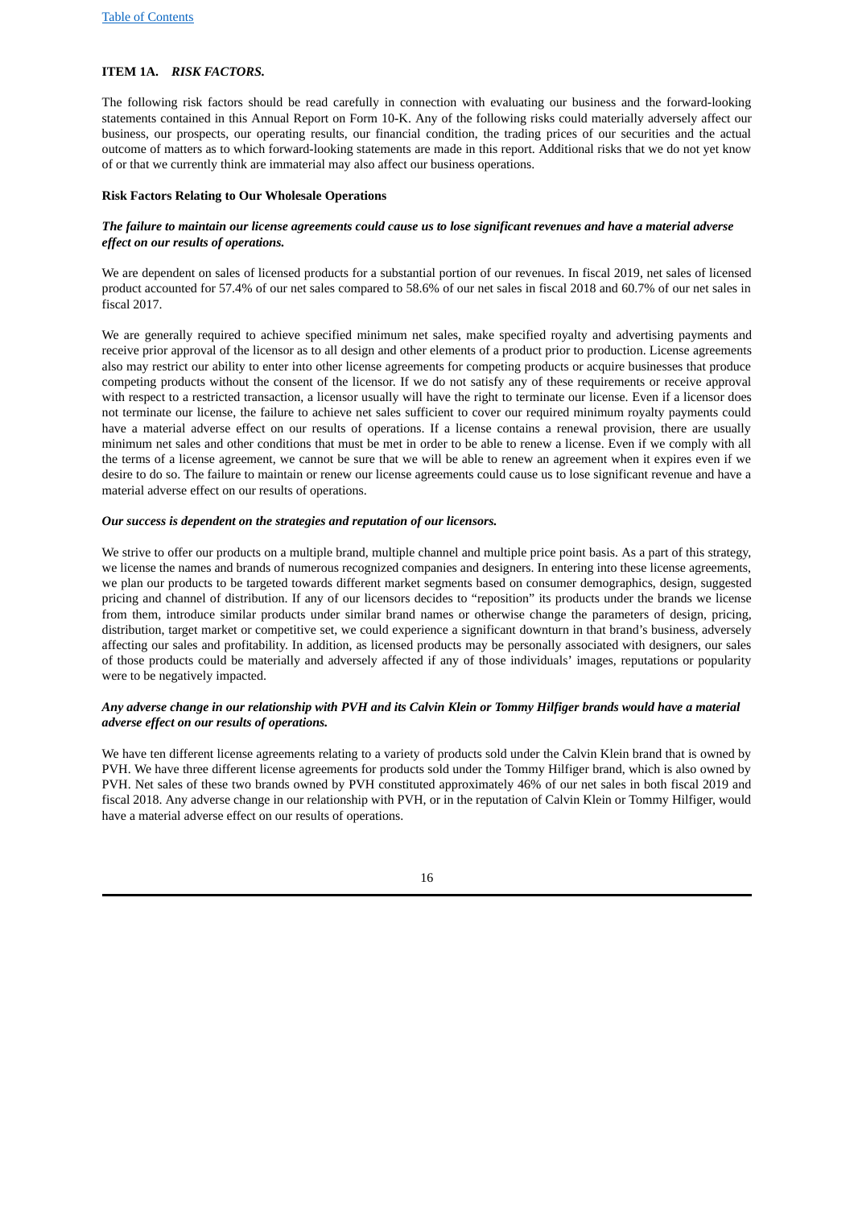**ITEM 1A.** ***RISK FACTORS.***

The following risk factors should be read carefully in connection with evaluating our business and the forward-looking statements contained in this Annual Report on Form 10-K. Any of the following risks could materially adversely affect our business, our prospects, our operating results, our financial condition, the trading prices of our securities and the actual outcome of matters as to which forward-looking statements are made in this report. Additional risks that we do not yet know of or that we currently think are immaterial may also affect our business operations.

**Risk Factors Relating to Our Wholesale Operations**

***The failure to maintain our license agreements could cause us to lose significant revenues and have a material adverse effect on our results of operations.***

We are dependent on sales of licensed products for a substantial portion of our revenues. In fiscal 2019, net sales of licensed product accounted for 57.4% of our net sales compared to 58.6% of our net sales in fiscal 2018 and 60.7% of our net sales in fiscal 2017.

We are generally required to achieve specified minimum net sales, make specified royalty and advertising payments and receive prior approval of the licensor as to all design and other elements of a product prior to production. License agreements also may restrict our ability to enter into other license agreements for competing products or acquire businesses that produce competing products without the consent of the licensor. If we do not satisfy any of these requirements or receive approval with respect to a restricted transaction, a licensor usually will have the right to terminate our license. Even if a licensor does not terminate our license, the failure to achieve net sales sufficient to cover our required minimum royalty payments could have a material adverse effect on our results of operations. If a license contains a renewal provision, there are usually minimum net sales and other conditions that must be met in order to be able to renew a license. Even if we comply with all the terms of a license agreement, we cannot be sure that we will be able to renew an agreement when it expires even if we desire to do so. The failure to maintain or renew our license agreements could cause us to lose significant revenue and have a material adverse effect on our results of operations.

***Our success is dependent on the strategies and reputation of our licensors.***

We strive to offer our products on a multiple brand, multiple channel and multiple price point basis. As a part of this strategy, we license the names and brands of numerous recognized companies and designers. In entering into these license agreements, we plan our products to be targeted towards different market segments based on consumer demographics, design, suggested pricing and channel of distribution. If any of our licensors decides to "reposition" its products under the brands we license from them, introduce similar products under similar brand names or otherwise change the parameters of design, pricing, distribution, target market or competitive set, we could experience a significant downturn in that brand's business, adversely affecting our sales and profitability. In addition, as licensed products may be personally associated with designers, our sales of those products could be materially and adversely affected if any of those individuals' images, reputations or popularity were to be negatively impacted.

***Any adverse change in our relationship with PVH and its Calvin Klein or Tommy Hilfiger brands would have a material adverse effect on our results of operations.***

We have ten different license agreements relating to a variety of products sold under the Calvin Klein brand that is owned by PVH. We have three different license agreements for products sold under the Tommy Hilfiger brand, which is also owned by PVH. Net sales of these two brands owned by PVH constituted approximately 46% of our net sales in both fiscal 2019 and fiscal 2018. Any adverse change in our relationship with PVH, or in the reputation of Calvin Klein or Tommy Hilfiger, would have a material adverse effect on our results of operations.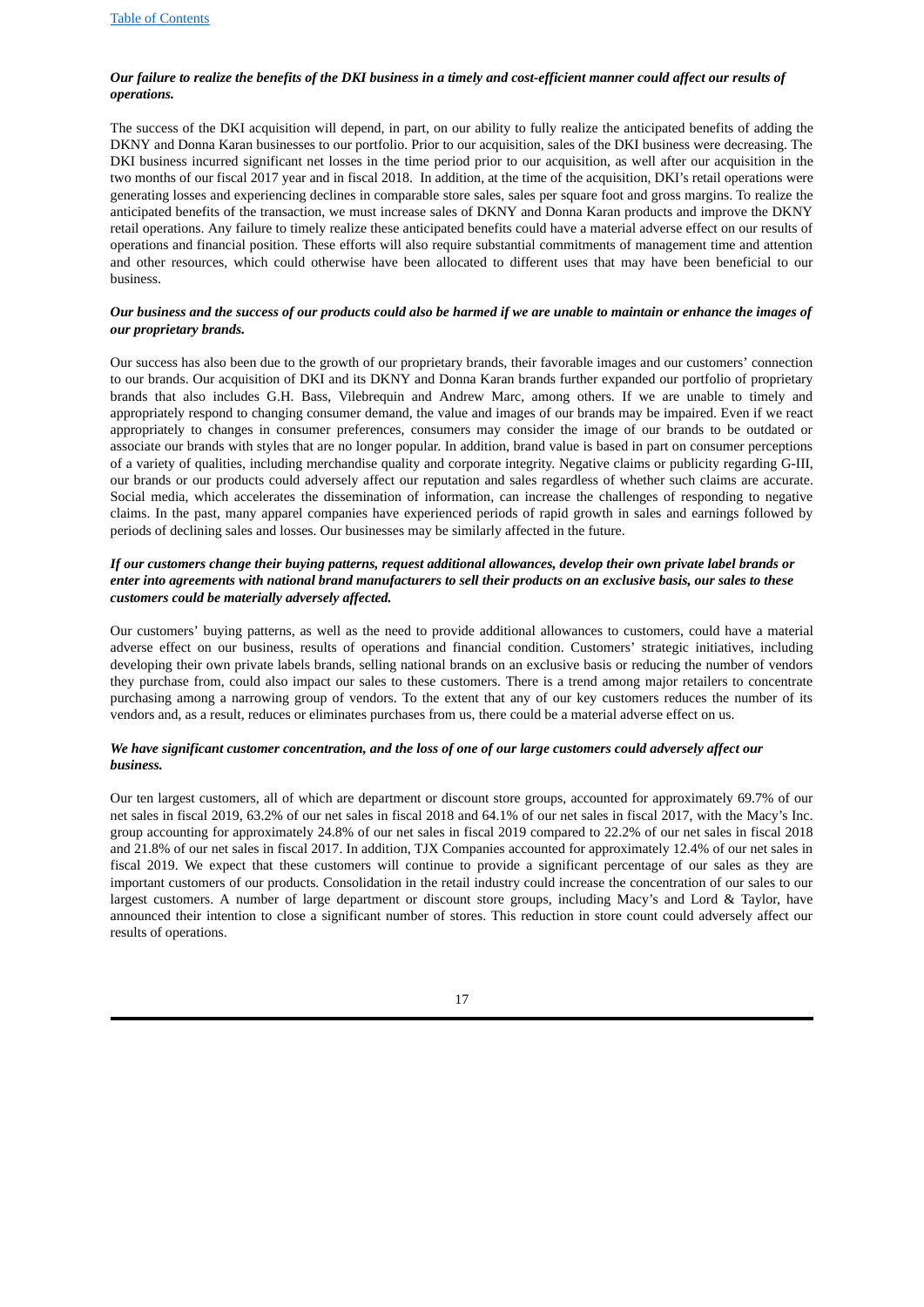***Our failure to realize the benefits of the DKI business in a timely and cost-efficient manner could affect our results of operations.***

The success of the DKI acquisition will depend, in part, on our ability to fully realize the anticipated benefits of adding the DKNY and Donna Karan businesses to our portfolio. Prior to our acquisition, sales of the DKI business were decreasing. The DKI business incurred significant net losses in the time period prior to our acquisition, as well after our acquisition in the two months of our fiscal 2017 year and in fiscal 2018. In addition, at the time of the acquisition, DKI's retail operations were generating losses and experiencing declines in comparable store sales, sales per square foot and gross margins. To realize the anticipated benefits of the transaction, we must increase sales of DKNY and Donna Karan products and improve the DKNY retail operations. Any failure to timely realize these anticipated benefits could have a material adverse effect on our results of operations and financial position. These efforts will also require substantial commitments of management time and attention and other resources, which could otherwise have been allocated to different uses that may have been beneficial to our business.

***Our business and the success of our products could also be harmed if we are unable to maintain or enhance the images of our proprietary brands.***

Our success has also been due to the growth of our proprietary brands, their favorable images and our customers' connection to our brands. Our acquisition of DKI and its DKNY and Donna Karan brands further expanded our portfolio of proprietary brands that also includes G.H. Bass, Vilebrequin and Andrew Marc, among others. If we are unable to timely and appropriately respond to changing consumer demand, the value and images of our brands may be impaired. Even if we react appropriately to changes in consumer preferences, consumers may consider the image of our brands to be outdated or associate our brands with styles that are no longer popular. In addition, brand value is based in part on consumer perceptions of a variety of qualities, including merchandise quality and corporate integrity. Negative claims or publicity regarding G-III, our brands or our products could adversely affect our reputation and sales regardless of whether such claims are accurate. Social media, which accelerates the dissemination of information, can increase the challenges of responding to negative claims. In the past, many apparel companies have experienced periods of rapid growth in sales and earnings followed by periods of declining sales and losses. Our businesses may be similarly affected in the future.

***If our customers change their buying patterns, request additional allowances, develop their own private label brands or enter into agreements with national brand manufacturers to sell their products on an exclusive basis, our sales to these customers could be materially adversely affected.***

Our customers' buying patterns, as well as the need to provide additional allowances to customers, could have a material adverse effect on our business, results of operations and financial condition. Customers' strategic initiatives, including developing their own private labels brands, selling national brands on an exclusive basis or reducing the number of vendors they purchase from, could also impact our sales to these customers. There is a trend among major retailers to concentrate purchasing among a narrowing group of vendors. To the extent that any of our key customers reduces the number of its vendors and, as a result, reduces or eliminates purchases from us, there could be a material adverse effect on us.

***We have significant customer concentration, and the loss of one of our large customers could adversely affect our business.***

Our ten largest customers, all of which are department or discount store groups, accounted for approximately 69.7% of our net sales in fiscal 2019, 63.2% of our net sales in fiscal 2018 and 64.1% of our net sales in fiscal 2017, with the Macy's Inc. group accounting for approximately 24.8% of our net sales in fiscal 2019 compared to 22.2% of our net sales in fiscal 2018 and 21.8% of our net sales in fiscal 2017. In addition, TJX Companies accounted for approximately 12.4% of our net sales in fiscal 2019. We expect that these customers will continue to provide a significant percentage of our sales as they are important customers of our products. Consolidation in the retail industry could increase the concentration of our sales to our largest customers. A number of large department or discount store groups, including Macy's and Lord & Taylor, have announced their intention to close a significant number of stores. This reduction in store count could adversely affect our results of operations.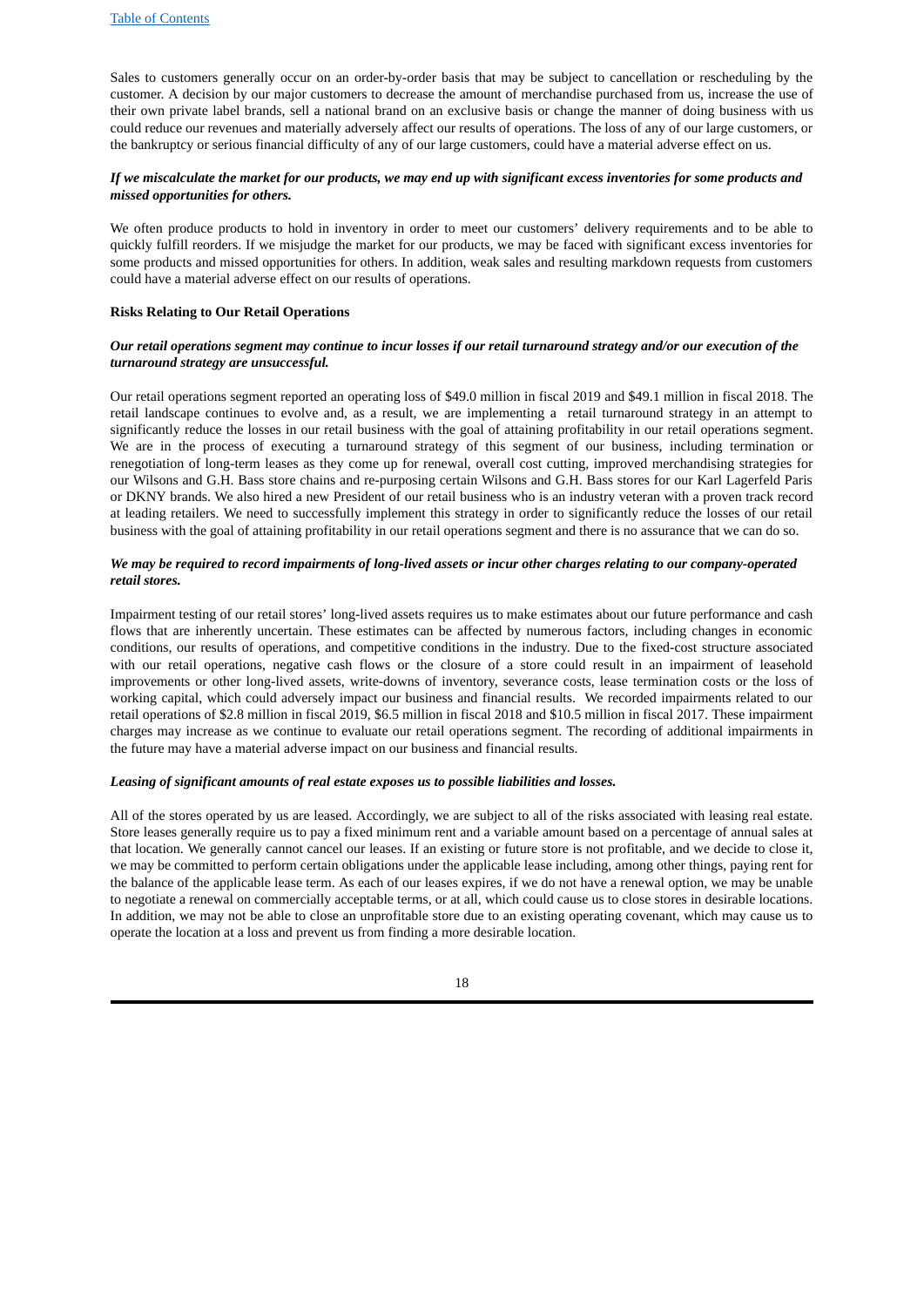Sales to customers generally occur on an order-by-order basis that may be subject to cancellation or rescheduling by the customer. A decision by our major customers to decrease the amount of merchandise purchased from us, increase the use of their own private label brands, sell a national brand on an exclusive basis or change the manner of doing business with us could reduce our revenues and materially adversely affect our results of operations. The loss of any of our large customers, or the bankruptcy or serious financial difficulty of any of our large customers, could have a material adverse effect on us.

***If we miscalculate the market for our products, we may end up with significant excess inventories for some products and missed opportunities for others.***

We often produce products to hold in inventory in order to meet our customers' delivery requirements and to be able to quickly fulfill reorders. If we misjudge the market for our products, we may be faced with significant excess inventories for some products and missed opportunities for others. In addition, weak sales and resulting markdown requests from customers could have a material adverse effect on our results of operations.

**Risks Relating to Our Retail Operations**

***Our retail operations segment may continue to incur losses if our retail turnaround strategy and/or our execution of the turnaround strategy are unsuccessful.***

Our retail operations segment reported an operating loss of $49.0 million in fiscal 2019 and $49.1 million in fiscal 2018. The retail landscape continues to evolve and, as a result, we are implementing a retail turnaround strategy in an attempt to significantly reduce the losses in our retail business with the goal of attaining profitability in our retail operations segment. We are in the process of executing a turnaround strategy of this segment of our business, including termination or renegotiation of long-term leases as they come up for renewal, overall cost cutting, improved merchandising strategies for our Wilsons and G.H. Bass store chains and re-purposing certain Wilsons and G.H. Bass stores for our Karl Lagerfeld Paris or DKNY brands. We also hired a new President of our retail business who is an industry veteran with a proven track record at leading retailers. We need to successfully implement this strategy in order to significantly reduce the losses of our retail business with the goal of attaining profitability in our retail operations segment and there is no assurance that we can do so.

***We may be required to record impairments of long-lived assets or incur other charges relating to our company-operated retail stores.***

Impairment testing of our retail stores' long-lived assets requires us to make estimates about our future performance and cash flows that are inherently uncertain. These estimates can be affected by numerous factors, including changes in economic conditions, our results of operations, and competitive conditions in the industry. Due to the fixed-cost structure associated with our retail operations, negative cash flows or the closure of a store could result in an impairment of leasehold improvements or other long-lived assets, write-downs of inventory, severance costs, lease termination costs or the loss of working capital, which could adversely impact our business and financial results. We recorded impairments related to our retail operations of $2.8 million in fiscal 2019, $6.5 million in fiscal 2018 and $10.5 million in fiscal 2017. These impairment charges may increase as we continue to evaluate our retail operations segment. The recording of additional impairments in the future may have a material adverse impact on our business and financial results.

***Leasing of significant amounts of real estate exposes us to possible liabilities and losses.***

All of the stores operated by us are leased. Accordingly, we are subject to all of the risks associated with leasing real estate. Store leases generally require us to pay a fixed minimum rent and a variable amount based on a percentage of annual sales at that location. We generally cannot cancel our leases. If an existing or future store is not profitable, and we decide to close it, we may be committed to perform certain obligations under the applicable lease including, among other things, paying rent for the balance of the applicable lease term. As each of our leases expires, if we do not have a renewal option, we may be unable to negotiate a renewal on commercially acceptable terms, or at all, which could cause us to close stores in desirable locations. In addition, we may not be able to close an unprofitable store due to an existing operating covenant, which may cause us to operate the location at a loss and prevent us from finding a more desirable location.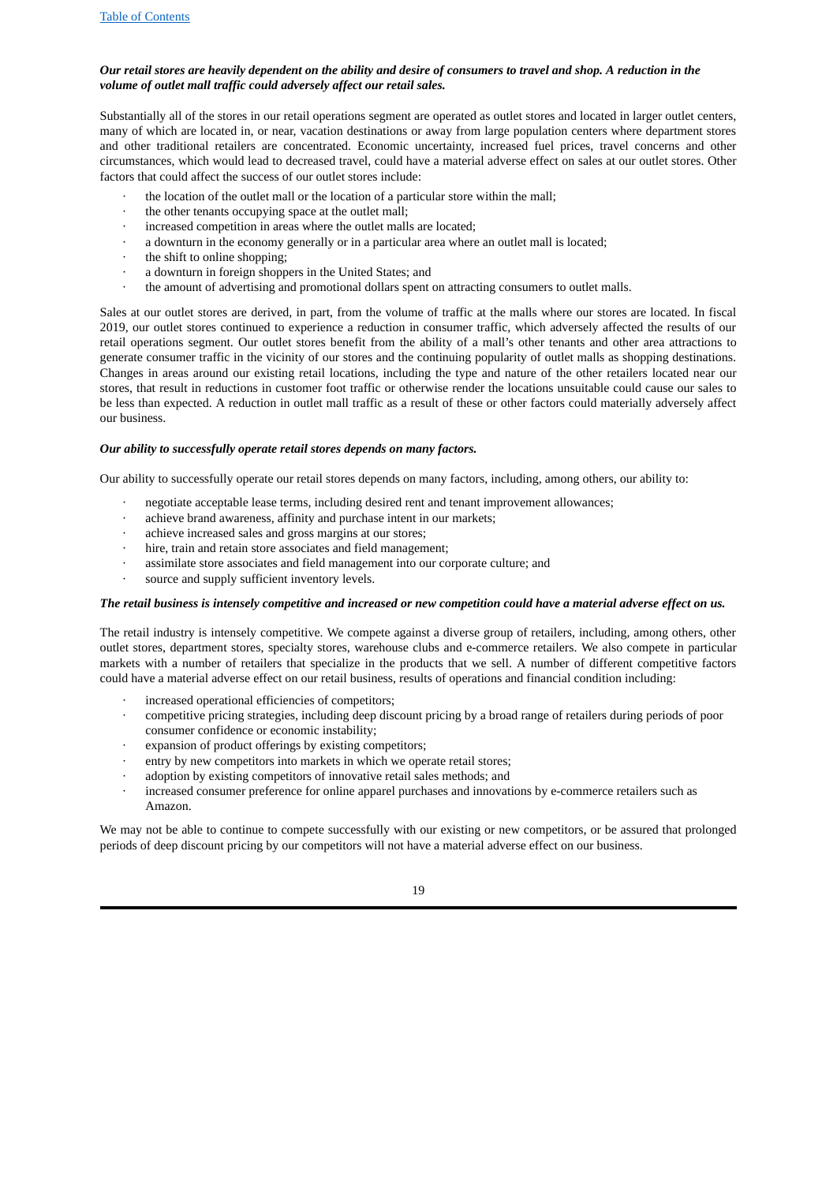***Our retail stores are heavily dependent on the ability and desire of consumers to travel and shop. A reduction in the volume of outlet mall traffic could adversely affect our retail sales.***

Substantially all of the stores in our retail operations segment are operated as outlet stores and located in larger outlet centers, many of which are located in, or near, vacation destinations or away from large population centers where department stores and other traditional retailers are concentrated. Economic uncertainty, increased fuel prices, travel concerns and other circumstances, which would lead to decreased travel, could have a material adverse effect on sales at our outlet stores. Other factors that could affect the success of our outlet stores include:

- the location of the outlet mall or the location of a particular store within the mall;
- the other tenants occupying space at the outlet mall;
- increased competition in areas where the outlet malls are located;
- a downturn in the economy generally or in a particular area where an outlet mall is located;
- the shift to online shopping;
- a downturn in foreign shoppers in the United States; and
- the amount of advertising and promotional dollars spent on attracting consumers to outlet malls.

Sales at our outlet stores are derived, in part, from the volume of traffic at the malls where our stores are located. In fiscal 2019, our outlet stores continued to experience a reduction in consumer traffic, which adversely affected the results of our retail operations segment. Our outlet stores benefit from the ability of a mall's other tenants and other area attractions to generate consumer traffic in the vicinity of our stores and the continuing popularity of outlet malls as shopping destinations. Changes in areas around our existing retail locations, including the type and nature of the other retailers located near our stores, that result in reductions in customer foot traffic or otherwise render the locations unsuitable could cause our sales to be less than expected. A reduction in outlet mall traffic as a result of these or other factors could materially adversely affect our business.

***Our ability to successfully operate retail stores depends on many factors.***

Our ability to successfully operate our retail stores depends on many factors, including, among others, our ability to:

- negotiate acceptable lease terms, including desired rent and tenant improvement allowances;
- achieve brand awareness, affinity and purchase intent in our markets;
- achieve increased sales and gross margins at our stores;
- hire, train and retain store associates and field management;
- assimilate store associates and field management into our corporate culture; and
- source and supply sufficient inventory levels.

***The retail business is intensely competitive and increased or new competition could have a material adverse effect on us.***

The retail industry is intensely competitive. We compete against a diverse group of retailers, including, among others, other outlet stores, department stores, specialty stores, warehouse clubs and e-commerce retailers. We also compete in particular markets with a number of retailers that specialize in the products that we sell. A number of different competitive factors could have a material adverse effect on our retail business, results of operations and financial condition including:

- increased operational efficiencies of competitors;
- competitive pricing strategies, including deep discount pricing by a broad range of retailers during periods of poor consumer confidence or economic instability;
- expansion of product offerings by existing competitors;
- entry by new competitors into markets in which we operate retail stores;
- adoption by existing competitors of innovative retail sales methods; and
- increased consumer preference for online apparel purchases and innovations by e-commerce retailers such as Amazon.

We may not be able to continue to compete successfully with our existing or new competitors, or be assured that prolonged periods of deep discount pricing by our competitors will not have a material adverse effect on our business.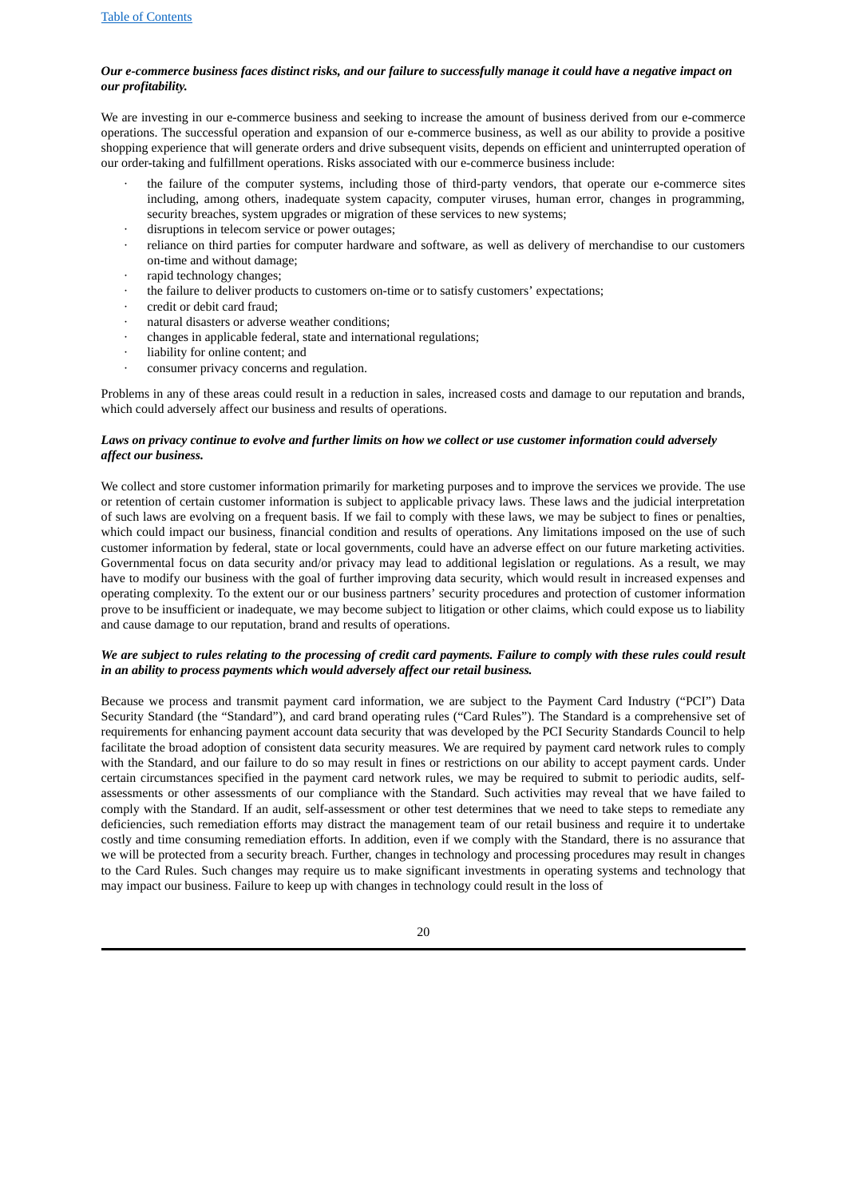***Our e-commerce business faces distinct risks, and our failure to successfully manage it could have a negative impact on our profitability.***

We are investing in our e-commerce business and seeking to increase the amount of business derived from our e-commerce operations. The successful operation and expansion of our e-commerce business, as well as our ability to provide a positive shopping experience that will generate orders and drive subsequent visits, depends on efficient and uninterrupted operation of our order-taking and fulfillment operations. Risks associated with our e-commerce business include:

- the failure of the computer systems, including those of third-party vendors, that operate our e-commerce sites including, among others, inadequate system capacity, computer viruses, human error, changes in programming, security breaches, system upgrades or migration of these services to new systems;
- disruptions in telecom service or power outages;
- reliance on third parties for computer hardware and software, as well as delivery of merchandise to our customers on-time and without damage;
- rapid technology changes;
- the failure to deliver products to customers on-time or to satisfy customers' expectations;
- credit or debit card fraud;
- natural disasters or adverse weather conditions;
- changes in applicable federal, state and international regulations;
- liability for online content; and
- consumer privacy concerns and regulation.

Problems in any of these areas could result in a reduction in sales, increased costs and damage to our reputation and brands, which could adversely affect our business and results of operations.

***Laws on privacy continue to evolve and further limits on how we collect or use customer information could adversely affect our business.***

We collect and store customer information primarily for marketing purposes and to improve the services we provide. The use or retention of certain customer information is subject to applicable privacy laws. These laws and the judicial interpretation of such laws are evolving on a frequent basis. If we fail to comply with these laws, we may be subject to fines or penalties, which could impact our business, financial condition and results of operations. Any limitations imposed on the use of such customer information by federal, state or local governments, could have an adverse effect on our future marketing activities. Governmental focus on data security and/or privacy may lead to additional legislation or regulations. As a result, we may have to modify our business with the goal of further improving data security, which would result in increased expenses and operating complexity. To the extent our or our business partners' security procedures and protection of customer information prove to be insufficient or inadequate, we may become subject to litigation or other claims, which could expose us to liability and cause damage to our reputation, brand and results of operations.

***We are subject to rules relating to the processing of credit card payments. Failure to comply with these rules could result in an ability to process payments which would adversely affect our retail business.***

Because we process and transmit payment card information, we are subject to the Payment Card Industry ("PCI") Data Security Standard (the "Standard"), and card brand operating rules ("Card Rules"). The Standard is a comprehensive set of requirements for enhancing payment account data security that was developed by the PCI Security Standards Council to help facilitate the broad adoption of consistent data security measures. We are required by payment card network rules to comply with the Standard, and our failure to do so may result in fines or restrictions on our ability to accept payment cards. Under certain circumstances specified in the payment card network rules, we may be required to submit to periodic audits, self-assessments or other assessments of our compliance with the Standard. Such activities may reveal that we have failed to comply with the Standard. If an audit, self-assessment or other test determines that we need to take steps to remediate any deficiencies, such remediation efforts may distract the management team of our retail business and require it to undertake costly and time consuming remediation efforts. In addition, even if we comply with the Standard, there is no assurance that we will be protected from a security breach. Further, changes in technology and processing procedures may result in changes to the Card Rules. Such changes may require us to make significant investments in operating systems and technology that may impact our business. Failure to keep up with changes in technology could result in the loss of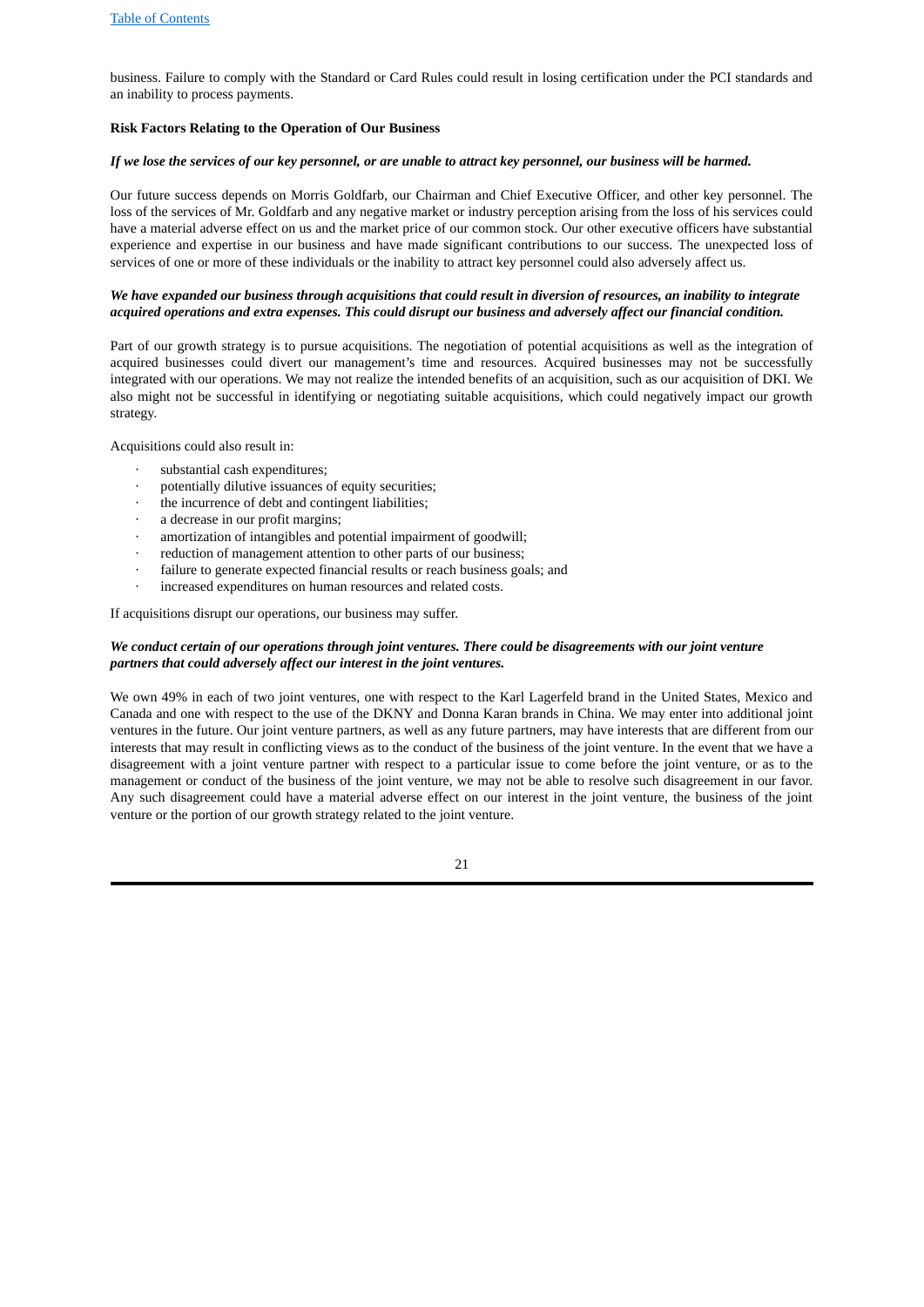business. Failure to comply with the Standard or Card Rules could result in losing certification under the PCI standards and an inability to process payments.

**Risk Factors Relating to the Operation of Our Business**

***If we lose the services of our key personnel, or are unable to attract key personnel, our business will be harmed.***

Our future success depends on Morris Goldfarb, our Chairman and Chief Executive Officer, and other key personnel. The loss of the services of Mr. Goldfarb and any negative market or industry perception arising from the loss of his services could have a material adverse effect on us and the market price of our common stock. Our other executive officers have substantial experience and expertise in our business and have made significant contributions to our success. The unexpected loss of services of one or more of these individuals or the inability to attract key personnel could also adversely affect us.

***We have expanded our business through acquisitions that could result in diversion of resources, an inability to integrate acquired operations and extra expenses. This could disrupt our business and adversely affect our financial condition.***

Part of our growth strategy is to pursue acquisitions. The negotiation of potential acquisitions as well as the integration of acquired businesses could divert our management's time and resources. Acquired businesses may not be successfully integrated with our operations. We may not realize the intended benefits of an acquisition, such as our acquisition of DKI. We also might not be successful in identifying or negotiating suitable acquisitions, which could negatively impact our growth strategy.

Acquisitions could also result in:

- substantial cash expenditures;
- potentially dilutive issuances of equity securities;
- the incurrence of debt and contingent liabilities;
- a decrease in our profit margins;
- amortization of intangibles and potential impairment of goodwill;
- reduction of management attention to other parts of our business;
- failure to generate expected financial results or reach business goals; and
- increased expenditures on human resources and related costs.

If acquisitions disrupt our operations, our business may suffer.

***We conduct certain of our operations through joint ventures. There could be disagreements with our joint venture partners that could adversely affect our interest in the joint ventures.***

We own 49% in each of two joint ventures, one with respect to the Karl Lagerfeld brand in the United States, Mexico and Canada and one with respect to the use of the DKNY and Donna Karan brands in China. We may enter into additional joint ventures in the future. Our joint venture partners, as well as any future partners, may have interests that are different from our interests that may result in conflicting views as to the conduct of the business of the joint venture. In the event that we have a disagreement with a joint venture partner with respect to a particular issue to come before the joint venture, or as to the management or conduct of the business of the joint venture, we may not be able to resolve such disagreement in our favor. Any such disagreement could have a material adverse effect on our interest in the joint venture, the business of the joint venture or the portion of our growth strategy related to the joint venture.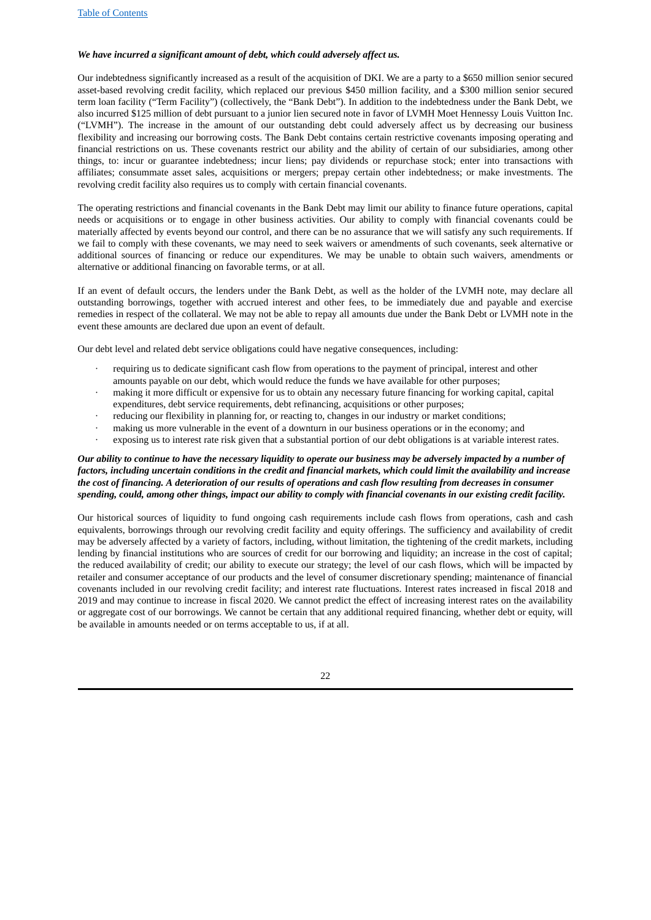***We have incurred a significant amount of debt, which could adversely affect us.***

Our indebtedness significantly increased as a result of the acquisition of DKI. We are a party to a $650 million senior secured asset-based revolving credit facility, which replaced our previous $450 million facility, and a $300 million senior secured term loan facility ("Term Facility") (collectively, the "Bank Debt"). In addition to the indebtedness under the Bank Debt, we also incurred $125 million of debt pursuant to a junior lien secured note in favor of LVMH Moet Hennessy Louis Vuitton Inc. ("LVMH"). The increase in the amount of our outstanding debt could adversely affect us by decreasing our business flexibility and increasing our borrowing costs. The Bank Debt contains certain restrictive covenants imposing operating and financial restrictions on us. These covenants restrict our ability and the ability of certain of our subsidiaries, among other things, to: incur or guarantee indebtedness; incur liens; pay dividends or repurchase stock; enter into transactions with affiliates; consummate asset sales, acquisitions or mergers; prepay certain other indebtedness; or make investments. The revolving credit facility also requires us to comply with certain financial covenants.

The operating restrictions and financial covenants in the Bank Debt may limit our ability to finance future operations, capital needs or acquisitions or to engage in other business activities. Our ability to comply with financial covenants could be materially affected by events beyond our control, and there can be no assurance that we will satisfy any such requirements. If we fail to comply with these covenants, we may need to seek waivers or amendments of such covenants, seek alternative or additional sources of financing or reduce our expenditures. We may be unable to obtain such waivers, amendments or alternative or additional financing on favorable terms, or at all.

If an event of default occurs, the lenders under the Bank Debt, as well as the holder of the LVMH note, may declare all outstanding borrowings, together with accrued interest and other fees, to be immediately due and payable and exercise remedies in respect of the collateral. We may not be able to repay all amounts due under the Bank Debt or LVMH note in the event these amounts are declared due upon an event of default.

Our debt level and related debt service obligations could have negative consequences, including:

- requiring us to dedicate significant cash flow from operations to the payment of principal, interest and other amounts payable on our debt, which would reduce the funds we have available for other purposes;
- making it more difficult or expensive for us to obtain any necessary future financing for working capital, capital expenditures, debt service requirements, debt refinancing, acquisitions or other purposes;
- reducing our flexibility in planning for, or reacting to, changes in our industry or market conditions;
- making us more vulnerable in the event of a downturn in our business operations or in the economy; and
- exposing us to interest rate risk given that a substantial portion of our debt obligations is at variable interest rates.

***Our ability to continue to have the necessary liquidity to operate our business may be adversely impacted by a number of factors, including uncertain conditions in the credit and financial markets, which could limit the availability and increase the cost of financing. A deterioration of our results of operations and cash flow resulting from decreases in consumer spending, could, among other things, impact our ability to comply with financial covenants in our existing credit facility.***

Our historical sources of liquidity to fund ongoing cash requirements include cash flows from operations, cash and cash equivalents, borrowings through our revolving credit facility and equity offerings. The sufficiency and availability of credit may be adversely affected by a variety of factors, including, without limitation, the tightening of the credit markets, including lending by financial institutions who are sources of credit for our borrowing and liquidity; an increase in the cost of capital; the reduced availability of credit; our ability to execute our strategy; the level of our cash flows, which will be impacted by retailer and consumer acceptance of our products and the level of consumer discretionary spending; maintenance of financial covenants included in our revolving credit facility; and interest rate fluctuations. Interest rates increased in fiscal 2018 and 2019 and may continue to increase in fiscal 2020. We cannot predict the effect of increasing interest rates on the availability or aggregate cost of our borrowings. We cannot be certain that any additional required financing, whether debt or equity, will be available in amounts needed or on terms acceptable to us, if at all.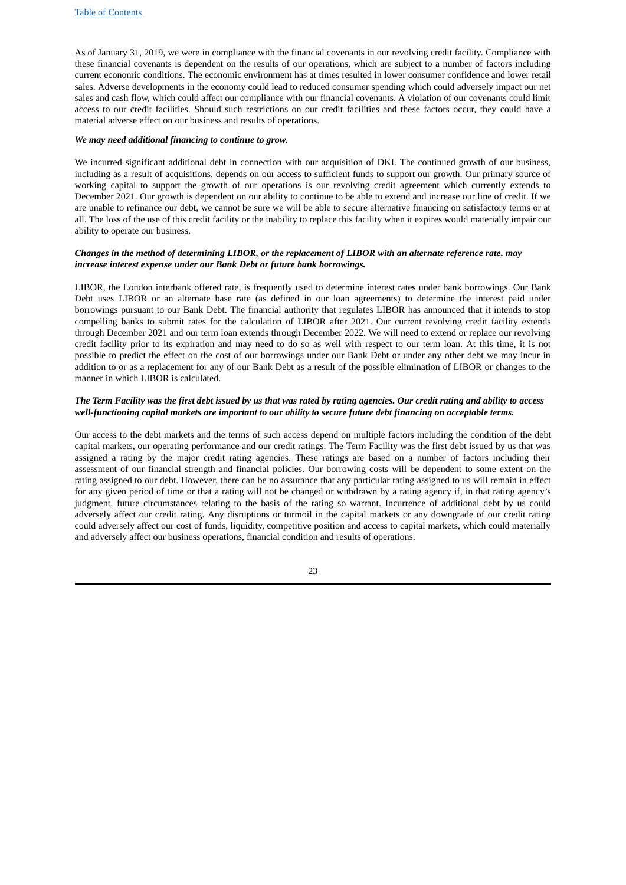As of January 31, 2019, we were in compliance with the financial covenants in our revolving credit facility. Compliance with these financial covenants is dependent on the results of our operations, which are subject to a number of factors including current economic conditions. The economic environment has at times resulted in lower consumer confidence and lower retail sales. Adverse developments in the economy could lead to reduced consumer spending which could adversely impact our net sales and cash flow, which could affect our compliance with our financial covenants. A violation of our covenants could limit access to our credit facilities. Should such restrictions on our credit facilities and these factors occur, they could have a material adverse effect on our business and results of operations.

***We may need additional financing to continue to grow.***

We incurred significant additional debt in connection with our acquisition of DKI. The continued growth of our business, including as a result of acquisitions, depends on our access to sufficient funds to support our growth. Our primary source of working capital to support the growth of our operations is our revolving credit agreement which currently extends to December 2021. Our growth is dependent on our ability to continue to be able to extend and increase our line of credit. If we are unable to refinance our debt, we cannot be sure we will be able to secure alternative financing on satisfactory terms or at all. The loss of the use of this credit facility or the inability to replace this facility when it expires would materially impair our ability to operate our business.

***Changes in the method of determining LIBOR, or the replacement of LIBOR with an alternate reference rate, may increase interest expense under our Bank Debt or future bank borrowings.***

LIBOR, the London interbank offered rate, is frequently used to determine interest rates under bank borrowings. Our Bank Debt uses LIBOR or an alternate base rate (as defined in our loan agreements) to determine the interest paid under borrowings pursuant to our Bank Debt. The financial authority that regulates LIBOR has announced that it intends to stop compelling banks to submit rates for the calculation of LIBOR after 2021. Our current revolving credit facility extends through December 2021 and our term loan extends through December 2022. We will need to extend or replace our revolving credit facility prior to its expiration and may need to do so as well with respect to our term loan. At this time, it is not possible to predict the effect on the cost of our borrowings under our Bank Debt or under any other debt we may incur in addition to or as a replacement for any of our Bank Debt as a result of the possible elimination of LIBOR or changes to the manner in which LIBOR is calculated.

***The Term Facility was the first debt issued by us that was rated by rating agencies. Our credit rating and ability to access well-functioning capital markets are important to our ability to secure future debt financing on acceptable terms.***

Our access to the debt markets and the terms of such access depend on multiple factors including the condition of the debt capital markets, our operating performance and our credit ratings. The Term Facility was the first debt issued by us that was assigned a rating by the major credit rating agencies. These ratings are based on a number of factors including their assessment of our financial strength and financial policies. Our borrowing costs will be dependent to some extent on the rating assigned to our debt. However, there can be no assurance that any particular rating assigned to us will remain in effect for any given period of time or that a rating will not be changed or withdrawn by a rating agency if, in that rating agency's judgment, future circumstances relating to the basis of the rating so warrant. Incurrence of additional debt by us could adversely affect our credit rating. Any disruptions or turmoil in the capital markets or any downgrade of our credit rating could adversely affect our cost of funds, liquidity, competitive position and access to capital markets, which could materially and adversely affect our business operations, financial condition and results of operations.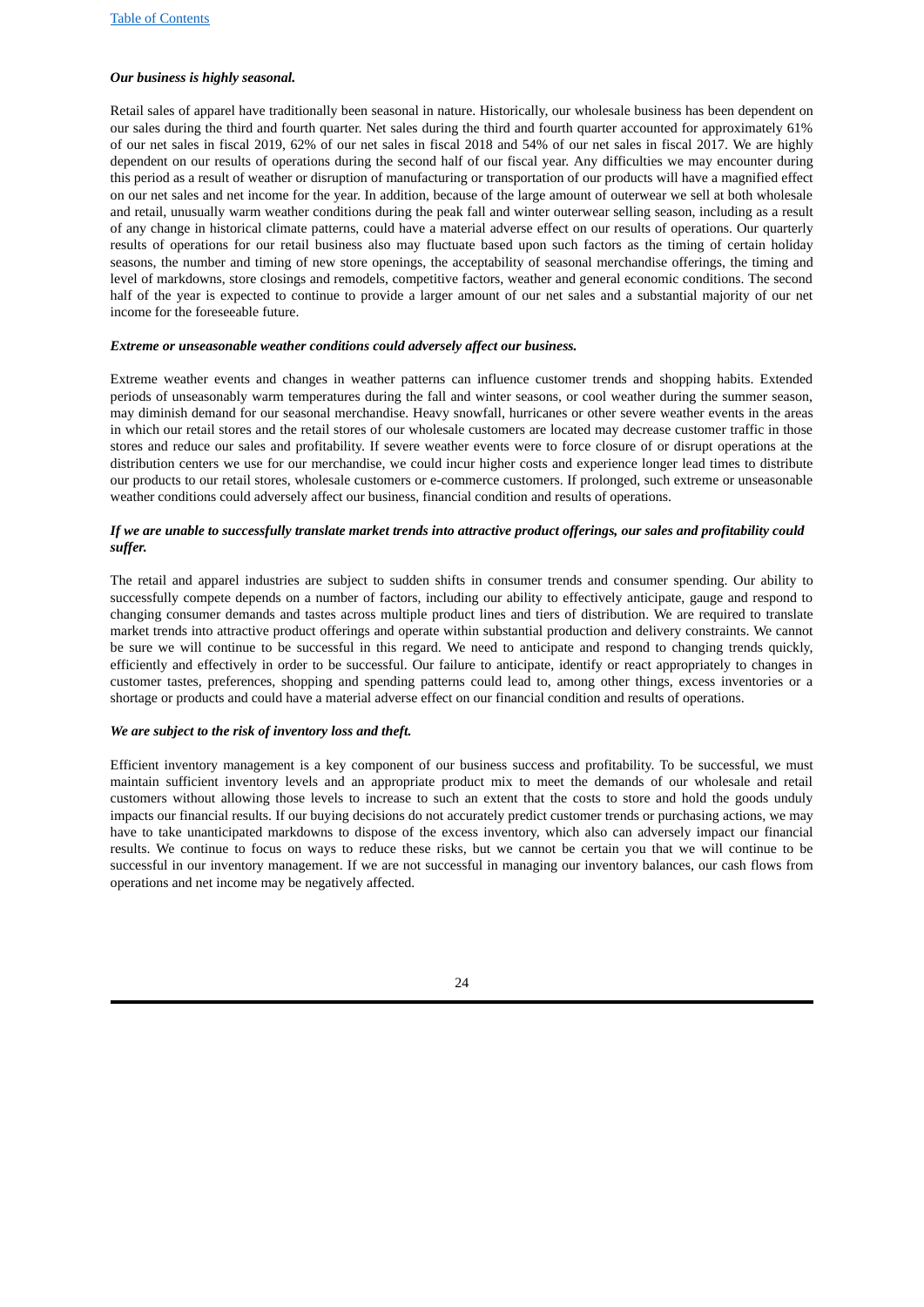***Our business is highly seasonal.***

Retail sales of apparel have traditionally been seasonal in nature. Historically, our wholesale business has been dependent on our sales during the third and fourth quarter. Net sales during the third and fourth quarter accounted for approximately 61% of our net sales in fiscal 2019, 62% of our net sales in fiscal 2018 and 54% of our net sales in fiscal 2017. We are highly dependent on our results of operations during the second half of our fiscal year. Any difficulties we may encounter during this period as a result of weather or disruption of manufacturing or transportation of our products will have a magnified effect on our net sales and net income for the year. In addition, because of the large amount of outerwear we sell at both wholesale and retail, unusually warm weather conditions during the peak fall and winter outerwear selling season, including as a result of any change in historical climate patterns, could have a material adverse effect on our results of operations. Our quarterly results of operations for our retail business also may fluctuate based upon such factors as the timing of certain holiday seasons, the number and timing of new store openings, the acceptability of seasonal merchandise offerings, the timing and level of markdowns, store closings and remodels, competitive factors, weather and general economic conditions. The second half of the year is expected to continue to provide a larger amount of our net sales and a substantial majority of our net income for the foreseeable future.

***Extreme or unseasonable weather conditions could adversely affect our business.***

Extreme weather events and changes in weather patterns can influence customer trends and shopping habits. Extended periods of unseasonably warm temperatures during the fall and winter seasons, or cool weather during the summer season, may diminish demand for our seasonal merchandise. Heavy snowfall, hurricanes or other severe weather events in the areas in which our retail stores and the retail stores of our wholesale customers are located may decrease customer traffic in those stores and reduce our sales and profitability. If severe weather events were to force closure of or disrupt operations at the distribution centers we use for our merchandise, we could incur higher costs and experience longer lead times to distribute our products to our retail stores, wholesale customers or e-commerce customers. If prolonged, such extreme or unseasonable weather conditions could adversely affect our business, financial condition and results of operations.

***If we are unable to successfully translate market trends into attractive product offerings, our sales and profitability could suffer.***

The retail and apparel industries are subject to sudden shifts in consumer trends and consumer spending. Our ability to successfully compete depends on a number of factors, including our ability to effectively anticipate, gauge and respond to changing consumer demands and tastes across multiple product lines and tiers of distribution. We are required to translate market trends into attractive product offerings and operate within substantial production and delivery constraints. We cannot be sure we will continue to be successful in this regard. We need to anticipate and respond to changing trends quickly, efficiently and effectively in order to be successful. Our failure to anticipate, identify or react appropriately to changes in customer tastes, preferences, shopping and spending patterns could lead to, among other things, excess inventories or a shortage or products and could have a material adverse effect on our financial condition and results of operations.

***We are subject to the risk of inventory loss and theft.***

Efficient inventory management is a key component of our business success and profitability. To be successful, we must maintain sufficient inventory levels and an appropriate product mix to meet the demands of our wholesale and retail customers without allowing those levels to increase to such an extent that the costs to store and hold the goods unduly impacts our financial results. If our buying decisions do not accurately predict customer trends or purchasing actions, we may have to take unanticipated markdowns to dispose of the excess inventory, which also can adversely impact our financial results. We continue to focus on ways to reduce these risks, but we cannot be certain you that we will continue to be successful in our inventory management. If we are not successful in managing our inventory balances, our cash flows from operations and net income may be negatively affected.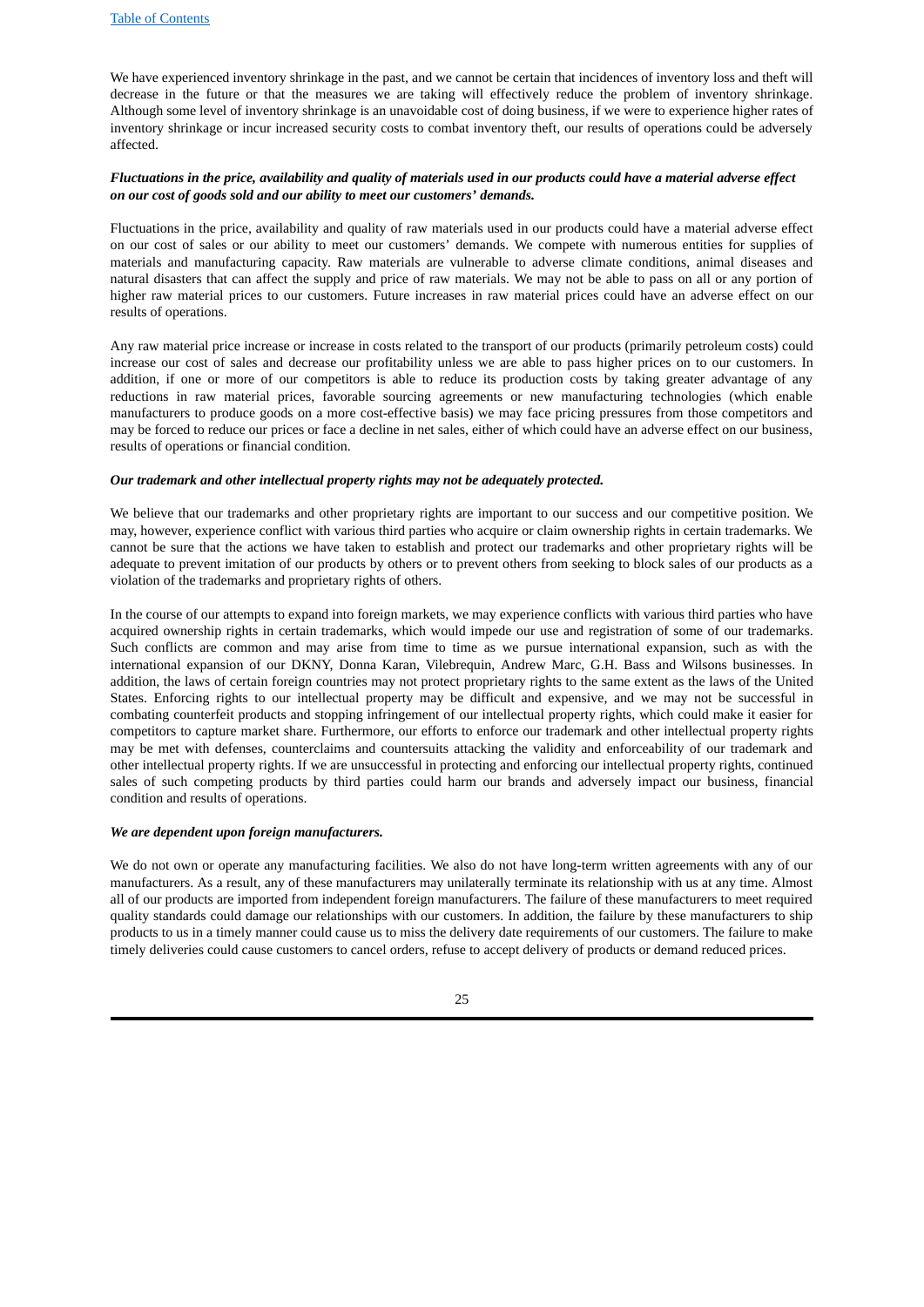We have experienced inventory shrinkage in the past, and we cannot be certain that incidences of inventory loss and theft will decrease in the future or that the measures we are taking will effectively reduce the problem of inventory shrinkage. Although some level of inventory shrinkage is an unavoidable cost of doing business, if we were to experience higher rates of inventory shrinkage or incur increased security costs to combat inventory theft, our results of operations could be adversely affected.

***Fluctuations in the price, availability and quality of materials used in our products could have a material adverse effect on our cost of goods sold and our ability to meet our customers' demands.***

Fluctuations in the price, availability and quality of raw materials used in our products could have a material adverse effect on our cost of sales or our ability to meet our customers' demands. We compete with numerous entities for supplies of materials and manufacturing capacity. Raw materials are vulnerable to adverse climate conditions, animal diseases and natural disasters that can affect the supply and price of raw materials. We may not be able to pass on all or any portion of higher raw material prices to our customers. Future increases in raw material prices could have an adverse effect on our results of operations.

Any raw material price increase or increase in costs related to the transport of our products (primarily petroleum costs) could increase our cost of sales and decrease our profitability unless we are able to pass higher prices on to our customers. In addition, if one or more of our competitors is able to reduce its production costs by taking greater advantage of any reductions in raw material prices, favorable sourcing agreements or new manufacturing technologies (which enable manufacturers to produce goods on a more cost-effective basis) we may face pricing pressures from those competitors and may be forced to reduce our prices or face a decline in net sales, either of which could have an adverse effect on our business, results of operations or financial condition.

***Our trademark and other intellectual property rights may not be adequately protected.***

We believe that our trademarks and other proprietary rights are important to our success and our competitive position. We may, however, experience conflict with various third parties who acquire or claim ownership rights in certain trademarks. We cannot be sure that the actions we have taken to establish and protect our trademarks and other proprietary rights will be adequate to prevent imitation of our products by others or to prevent others from seeking to block sales of our products as a violation of the trademarks and proprietary rights of others.

In the course of our attempts to expand into foreign markets, we may experience conflicts with various third parties who have acquired ownership rights in certain trademarks, which would impede our use and registration of some of our trademarks. Such conflicts are common and may arise from time to time as we pursue international expansion, such as with the international expansion of our DKNY, Donna Karan, Vilebrequin, Andrew Marc, G.H. Bass and Wilsons businesses. In addition, the laws of certain foreign countries may not protect proprietary rights to the same extent as the laws of the United States. Enforcing rights to our intellectual property may be difficult and expensive, and we may not be successful in combating counterfeit products and stopping infringement of our intellectual property rights, which could make it easier for competitors to capture market share. Furthermore, our efforts to enforce our trademark and other intellectual property rights may be met with defenses, counterclaims and countersuits attacking the validity and enforceability of our trademark and other intellectual property rights. If we are unsuccessful in protecting and enforcing our intellectual property rights, continued sales of such competing products by third parties could harm our brands and adversely impact our business, financial condition and results of operations.

***We are dependent upon foreign manufacturers.***

We do not own or operate any manufacturing facilities. We also do not have long-term written agreements with any of our manufacturers. As a result, any of these manufacturers may unilaterally terminate its relationship with us at any time. Almost all of our products are imported from independent foreign manufacturers. The failure of these manufacturers to meet required quality standards could damage our relationships with our customers. In addition, the failure by these manufacturers to ship products to us in a timely manner could cause us to miss the delivery date requirements of our customers. The failure to make timely deliveries could cause customers to cancel orders, refuse to accept delivery of products or demand reduced prices.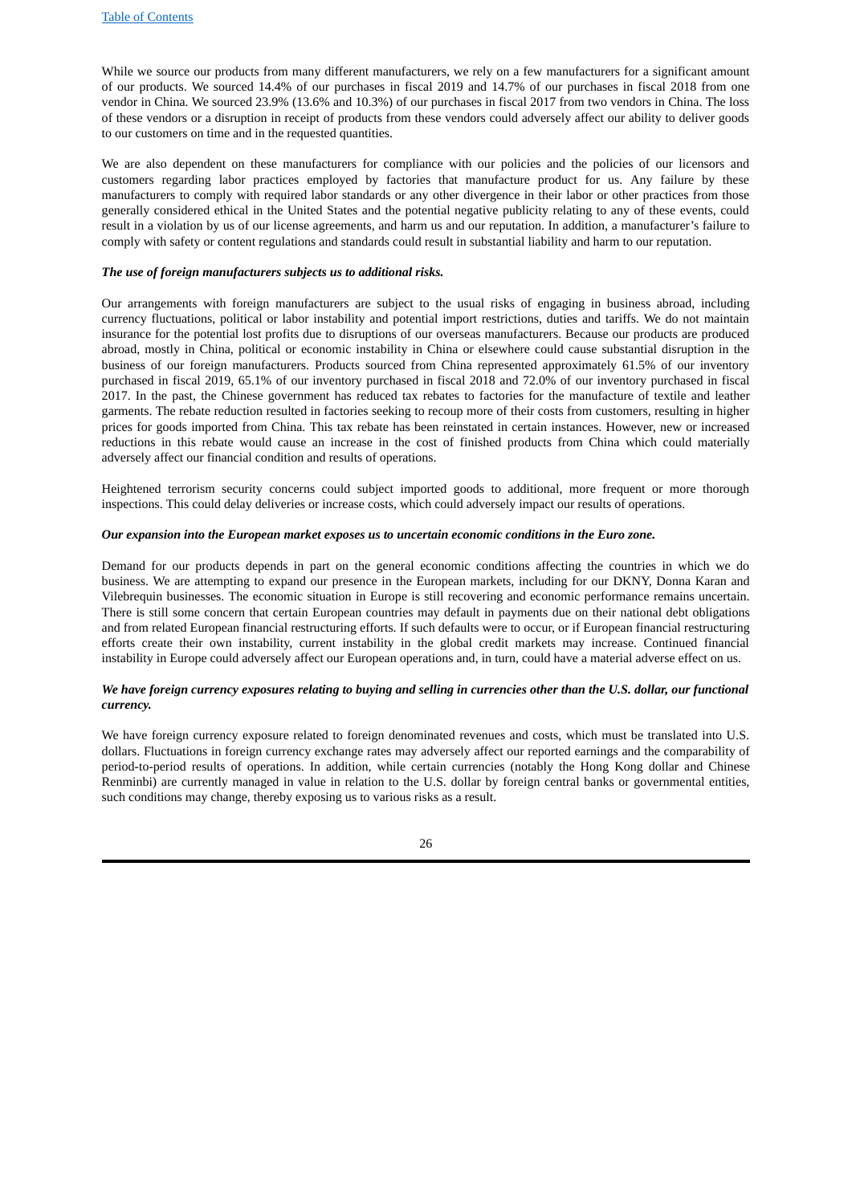While we source our products from many different manufacturers, we rely on a few manufacturers for a significant amount of our products. We sourced 14.4% of our purchases in fiscal 2019 and 14.7% of our purchases in fiscal 2018 from one vendor in China. We sourced 23.9% (13.6% and 10.3%) of our purchases in fiscal 2017 from two vendors in China. The loss of these vendors or a disruption in receipt of products from these vendors could adversely affect our ability to deliver goods to our customers on time and in the requested quantities.

We are also dependent on these manufacturers for compliance with our policies and the policies of our licensors and customers regarding labor practices employed by factories that manufacture product for us. Any failure by these manufacturers to comply with required labor standards or any other divergence in their labor or other practices from those generally considered ethical in the United States and the potential negative publicity relating to any of these events, could result in a violation by us of our license agreements, and harm us and our reputation. In addition, a manufacturer's failure to comply with safety or content regulations and standards could result in substantial liability and harm to our reputation.

***The use of foreign manufacturers subjects us to additional risks.***

Our arrangements with foreign manufacturers are subject to the usual risks of engaging in business abroad, including currency fluctuations, political or labor instability and potential import restrictions, duties and tariffs. We do not maintain insurance for the potential lost profits due to disruptions of our overseas manufacturers. Because our products are produced abroad, mostly in China, political or economic instability in China or elsewhere could cause substantial disruption in the business of our foreign manufacturers. Products sourced from China represented approximately 61.5% of our inventory purchased in fiscal 2019, 65.1% of our inventory purchased in fiscal 2018 and 72.0% of our inventory purchased in fiscal 2017. In the past, the Chinese government has reduced tax rebates to factories for the manufacture of textile and leather garments. The rebate reduction resulted in factories seeking to recoup more of their costs from customers, resulting in higher prices for goods imported from China. This tax rebate has been reinstated in certain instances. However, new or increased reductions in this rebate would cause an increase in the cost of finished products from China which could materially adversely affect our financial condition and results of operations.

Heightened terrorism security concerns could subject imported goods to additional, more frequent or more thorough inspections. This could delay deliveries or increase costs, which could adversely impact our results of operations.

***Our expansion into the European market exposes us to uncertain economic conditions in the Euro zone.***

Demand for our products depends in part on the general economic conditions affecting the countries in which we do business. We are attempting to expand our presence in the European markets, including for our DKNY, Donna Karan and Vilebrequin businesses. The economic situation in Europe is still recovering and economic performance remains uncertain. There is still some concern that certain European countries may default in payments due on their national debt obligations and from related European financial restructuring efforts. If such defaults were to occur, or if European financial restructuring efforts create their own instability, current instability in the global credit markets may increase. Continued financial instability in Europe could adversely affect our European operations and, in turn, could have a material adverse effect on us.

***We have foreign currency exposures relating to buying and selling in currencies other than the U.S. dollar, our functional currency.***

We have foreign currency exposure related to foreign denominated revenues and costs, which must be translated into U.S. dollars. Fluctuations in foreign currency exchange rates may adversely affect our reported earnings and the comparability of period-to-period results of operations. In addition, while certain currencies (notably the Hong Kong dollar and Chinese Renminbi) are currently managed in value in relation to the U.S. dollar by foreign central banks or governmental entities, such conditions may change, thereby exposing us to various risks as a result.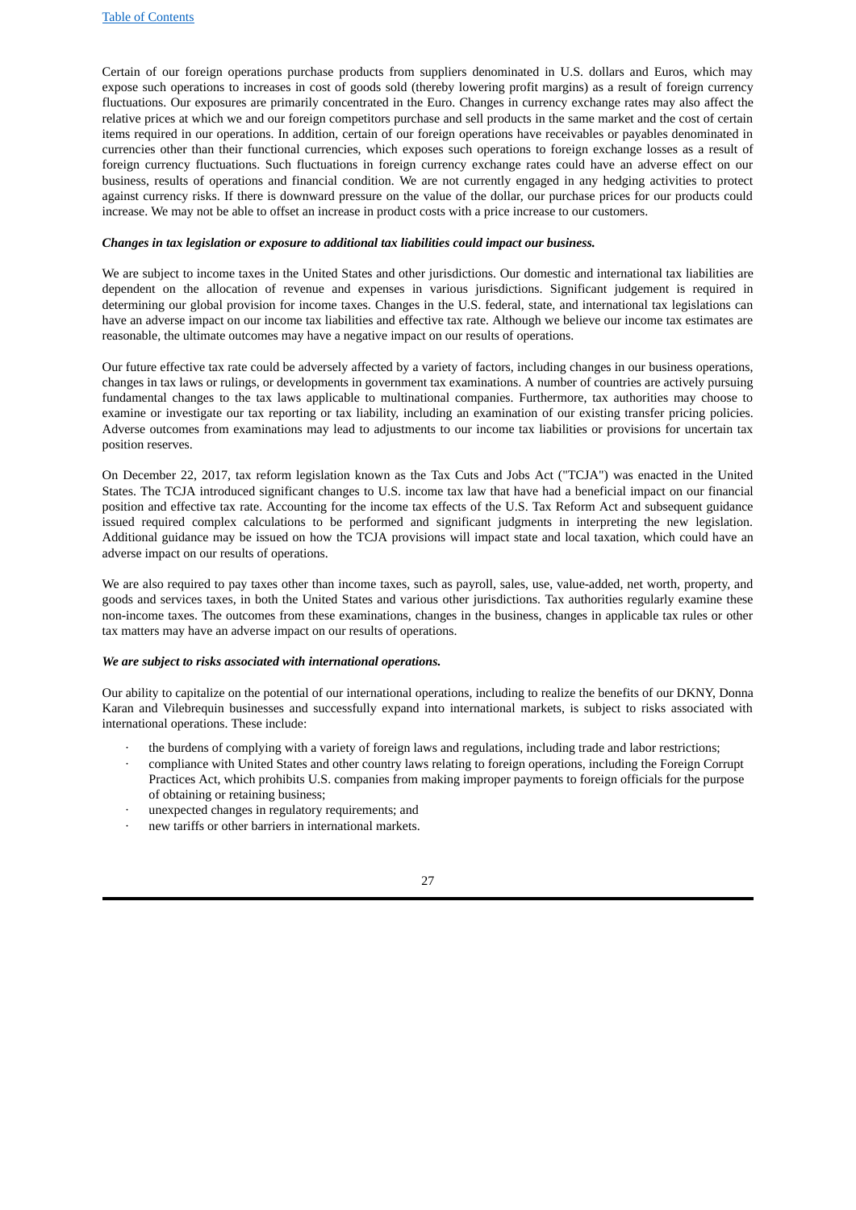Certain of our foreign operations purchase products from suppliers denominated in U.S. dollars and Euros, which may expose such operations to increases in cost of goods sold (thereby lowering profit margins) as a result of foreign currency fluctuations. Our exposures are primarily concentrated in the Euro. Changes in currency exchange rates may also affect the relative prices at which we and our foreign competitors purchase and sell products in the same market and the cost of certain items required in our operations. In addition, certain of our foreign operations have receivables or payables denominated in currencies other than their functional currencies, which exposes such operations to foreign exchange losses as a result of foreign currency fluctuations. Such fluctuations in foreign currency exchange rates could have an adverse effect on our business, results of operations and financial condition. We are not currently engaged in any hedging activities to protect against currency risks. If there is downward pressure on the value of the dollar, our purchase prices for our products could increase. We may not be able to offset an increase in product costs with a price increase to our customers.

***Changes in tax legislation or exposure to additional tax liabilities could impact our business.***

We are subject to income taxes in the United States and other jurisdictions. Our domestic and international tax liabilities are dependent on the allocation of revenue and expenses in various jurisdictions. Significant judgement is required in determining our global provision for income taxes. Changes in the U.S. federal, state, and international tax legislations can have an adverse impact on our income tax liabilities and effective tax rate. Although we believe our income tax estimates are reasonable, the ultimate outcomes may have a negative impact on our results of operations.

Our future effective tax rate could be adversely affected by a variety of factors, including changes in our business operations, changes in tax laws or rulings, or developments in government tax examinations. A number of countries are actively pursuing fundamental changes to the tax laws applicable to multinational companies. Furthermore, tax authorities may choose to examine or investigate our tax reporting or tax liability, including an examination of our existing transfer pricing policies. Adverse outcomes from examinations may lead to adjustments to our income tax liabilities or provisions for uncertain tax position reserves.

On December 22, 2017, tax reform legislation known as the Tax Cuts and Jobs Act ("TCJA") was enacted in the United States. The TCJA introduced significant changes to U.S. income tax law that have had a beneficial impact on our financial position and effective tax rate. Accounting for the income tax effects of the U.S. Tax Reform Act and subsequent guidance issued required complex calculations to be performed and significant judgments in interpreting the new legislation. Additional guidance may be issued on how the TCJA provisions will impact state and local taxation, which could have an adverse impact on our results of operations.

We are also required to pay taxes other than income taxes, such as payroll, sales, use, value-added, net worth, property, and goods and services taxes, in both the United States and various other jurisdictions. Tax authorities regularly examine these non-income taxes. The outcomes from these examinations, changes in the business, changes in applicable tax rules or other tax matters may have an adverse impact on our results of operations.

***We are subject to risks associated with international operations.***

Our ability to capitalize on the potential of our international operations, including to realize the benefits of our DKNY, Donna Karan and Vilebrequin businesses and successfully expand into international markets, is subject to risks associated with international operations. These include:

- the burdens of complying with a variety of foreign laws and regulations, including trade and labor restrictions;
- compliance with United States and other country laws relating to foreign operations, including the Foreign Corrupt Practices Act, which prohibits U.S. companies from making improper payments to foreign officials for the purpose of obtaining or retaining business;
- unexpected changes in regulatory requirements; and
- new tariffs or other barriers in international markets.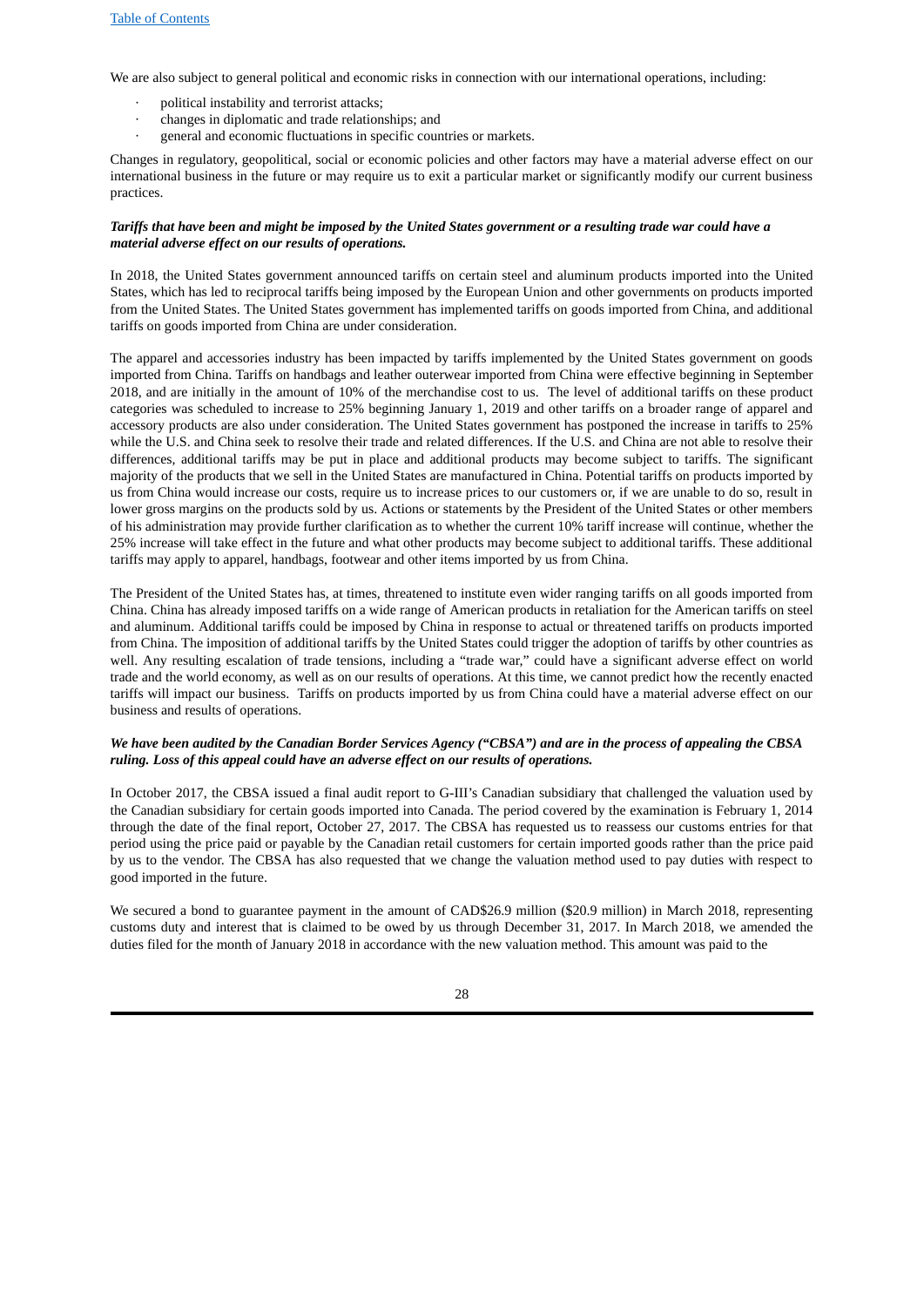We are also subject to general political and economic risks in connection with our international operations, including:

- political instability and terrorist attacks;
- changes in diplomatic and trade relationships; and
- general and economic fluctuations in specific countries or markets.

Changes in regulatory, geopolitical, social or economic policies and other factors may have a material adverse effect on our international business in the future or may require us to exit a particular market or significantly modify our current business practices.

***Tariffs that have been and might be imposed by the United States government or a resulting trade war could have a material adverse effect on our results of operations.***

In 2018, the United States government announced tariffs on certain steel and aluminum products imported into the United States, which has led to reciprocal tariffs being imposed by the European Union and other governments on products imported from the United States. The United States government has implemented tariffs on goods imported from China, and additional tariffs on goods imported from China are under consideration.

The apparel and accessories industry has been impacted by tariffs implemented by the United States government on goods imported from China. Tariffs on handbags and leather outerwear imported from China were effective beginning in September 2018, and are initially in the amount of 10% of the merchandise cost to us. The level of additional tariffs on these product categories was scheduled to increase to 25% beginning January 1, 2019 and other tariffs on a broader range of apparel and accessory products are also under consideration. The United States government has postponed the increase in tariffs to 25% while the U.S. and China seek to resolve their trade and related differences. If the U.S. and China are not able to resolve their differences, additional tariffs may be put in place and additional products may become subject to tariffs. The significant majority of the products that we sell in the United States are manufactured in China. Potential tariffs on products imported by us from China would increase our costs, require us to increase prices to our customers or, if we are unable to do so, result in lower gross margins on the products sold by us. Actions or statements by the President of the United States or other members of his administration may provide further clarification as to whether the current 10% tariff increase will continue, whether the 25% increase will take effect in the future and what other products may become subject to additional tariffs. These additional tariffs may apply to apparel, handbags, footwear and other items imported by us from China.

The President of the United States has, at times, threatened to institute even wider ranging tariffs on all goods imported from China. China has already imposed tariffs on a wide range of American products in retaliation for the American tariffs on steel and aluminum. Additional tariffs could be imposed by China in response to actual or threatened tariffs on products imported from China. The imposition of additional tariffs by the United States could trigger the adoption of tariffs by other countries as well. Any resulting escalation of trade tensions, including a "trade war," could have a significant adverse effect on world trade and the world economy, as well as on our results of operations. At this time, we cannot predict how the recently enacted tariffs will impact our business. Tariffs on products imported by us from China could have a material adverse effect on our business and results of operations.

***We have been audited by the Canadian Border Services Agency ("CBSA") and are in the process of appealing the CBSA ruling. Loss of this appeal could have an adverse effect on our results of operations.***

In October 2017, the CBSA issued a final audit report to G-III's Canadian subsidiary that challenged the valuation used by the Canadian subsidiary for certain goods imported into Canada. The period covered by the examination is February 1, 2014 through the date of the final report, October 27, 2017. The CBSA has requested us to reassess our customs entries for that period using the price paid or payable by the Canadian retail customers for certain imported goods rather than the price paid by us to the vendor. The CBSA has also requested that we change the valuation method used to pay duties with respect to good imported in the future.

We secured a bond to guarantee payment in the amount of CAD$26.9 million ($20.9 million) in March 2018, representing customs duty and interest that is claimed to be owed by us through December 31, 2017. In March 2018, we amended the duties filed for the month of January 2018 in accordance with the new valuation method. This amount was paid to the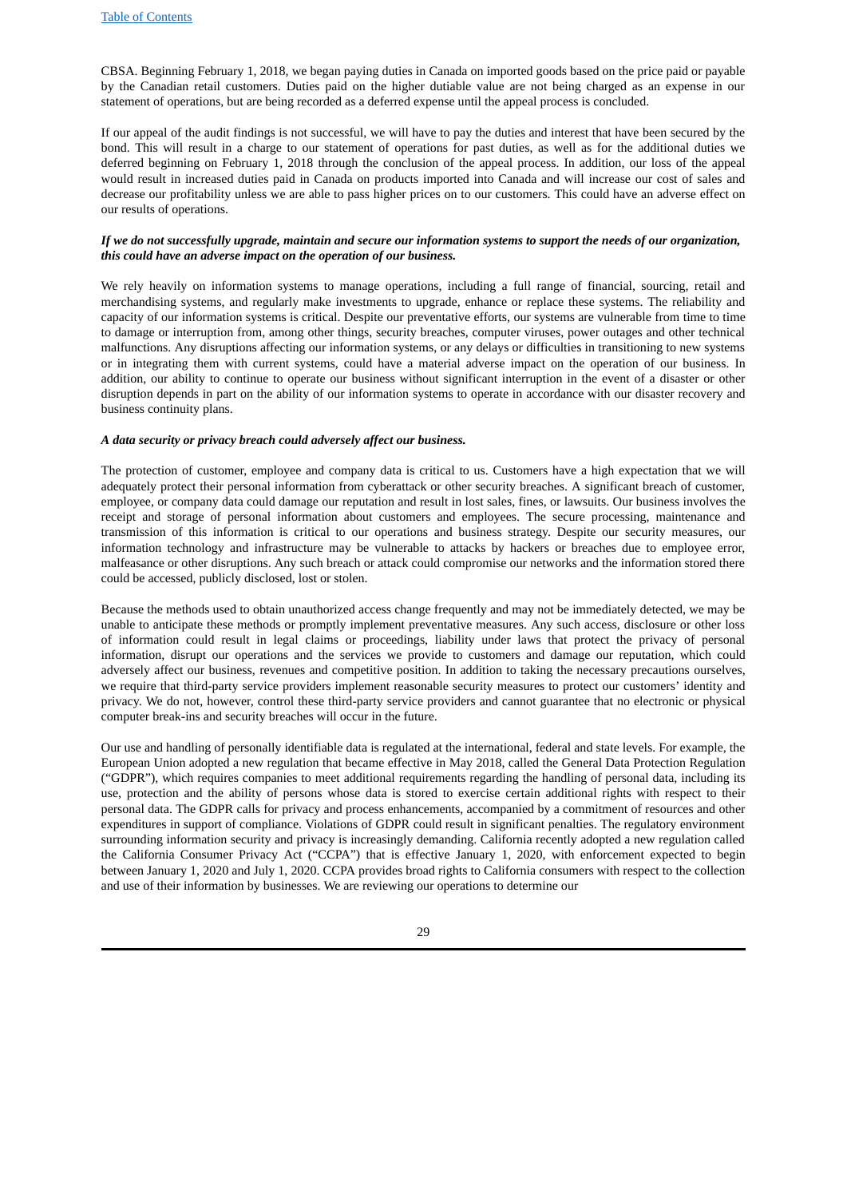CBSA. Beginning February 1, 2018, we began paying duties in Canada on imported goods based on the price paid or payable by the Canadian retail customers. Duties paid on the higher dutiable value are not being charged as an expense in our statement of operations, but are being recorded as a deferred expense until the appeal process is concluded.

If our appeal of the audit findings is not successful, we will have to pay the duties and interest that have been secured by the bond. This will result in a charge to our statement of operations for past duties, as well as for the additional duties we deferred beginning on February 1, 2018 through the conclusion of the appeal process. In addition, our loss of the appeal would result in increased duties paid in Canada on products imported into Canada and will increase our cost of sales and decrease our profitability unless we are able to pass higher prices on to our customers. This could have an adverse effect on our results of operations.

***If we do not successfully upgrade, maintain and secure our information systems to support the needs of our organization, this could have an adverse impact on the operation of our business.***

We rely heavily on information systems to manage operations, including a full range of financial, sourcing, retail and merchandising systems, and regularly make investments to upgrade, enhance or replace these systems. The reliability and capacity of our information systems is critical. Despite our preventative efforts, our systems are vulnerable from time to time to damage or interruption from, among other things, security breaches, computer viruses, power outages and other technical malfunctions. Any disruptions affecting our information systems, or any delays or difficulties in transitioning to new systems or in integrating them with current systems, could have a material adverse impact on the operation of our business. In addition, our ability to continue to operate our business without significant interruption in the event of a disaster or other disruption depends in part on the ability of our information systems to operate in accordance with our disaster recovery and business continuity plans.

***A data security or privacy breach could adversely affect our business.***

The protection of customer, employee and company data is critical to us. Customers have a high expectation that we will adequately protect their personal information from cyberattack or other security breaches. A significant breach of customer, employee, or company data could damage our reputation and result in lost sales, fines, or lawsuits. Our business involves the receipt and storage of personal information about customers and employees. The secure processing, maintenance and transmission of this information is critical to our operations and business strategy. Despite our security measures, our information technology and infrastructure may be vulnerable to attacks by hackers or breaches due to employee error, malfeasance or other disruptions. Any such breach or attack could compromise our networks and the information stored there could be accessed, publicly disclosed, lost or stolen.

Because the methods used to obtain unauthorized access change frequently and may not be immediately detected, we may be unable to anticipate these methods or promptly implement preventative measures. Any such access, disclosure or other loss of information could result in legal claims or proceedings, liability under laws that protect the privacy of personal information, disrupt our operations and the services we provide to customers and damage our reputation, which could adversely affect our business, revenues and competitive position. In addition to taking the necessary precautions ourselves, we require that third-party service providers implement reasonable security measures to protect our customers' identity and privacy. We do not, however, control these third-party service providers and cannot guarantee that no electronic or physical computer break-ins and security breaches will occur in the future.

Our use and handling of personally identifiable data is regulated at the international, federal and state levels. For example, the European Union adopted a new regulation that became effective in May 2018, called the General Data Protection Regulation ("GDPR"), which requires companies to meet additional requirements regarding the handling of personal data, including its use, protection and the ability of persons whose data is stored to exercise certain additional rights with respect to their personal data. The GDPR calls for privacy and process enhancements, accompanied by a commitment of resources and other expenditures in support of compliance. Violations of GDPR could result in significant penalties. The regulatory environment surrounding information security and privacy is increasingly demanding. California recently adopted a new regulation called the California Consumer Privacy Act ("CCPA") that is effective January 1, 2020, with enforcement expected to begin between January 1, 2020 and July 1, 2020. CCPA provides broad rights to California consumers with respect to the collection and use of their information by businesses. We are reviewing our operations to determine our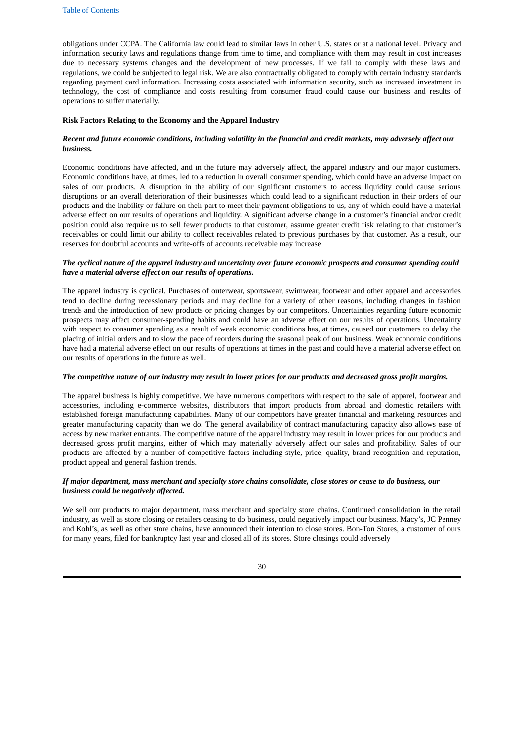obligations under CCPA. The California law could lead to similar laws in other U.S. states or at a national level. Privacy and information security laws and regulations change from time to time, and compliance with them may result in cost increases due to necessary systems changes and the development of new processes. If we fail to comply with these laws and regulations, we could be subjected to legal risk. We are also contractually obligated to comply with certain industry standards regarding payment card information. Increasing costs associated with information security, such as increased investment in technology, the cost of compliance and costs resulting from consumer fraud could cause our business and results of operations to suffer materially.

**Risk Factors Relating to the Economy and the Apparel Industry**

***Recent and future economic conditions, including volatility in the financial and credit markets, may adversely affect our business.***

Economic conditions have affected, and in the future may adversely affect, the apparel industry and our major customers. Economic conditions have, at times, led to a reduction in overall consumer spending, which could have an adverse impact on sales of our products. A disruption in the ability of our significant customers to access liquidity could cause serious disruptions or an overall deterioration of their businesses which could lead to a significant reduction in their orders of our products and the inability or failure on their part to meet their payment obligations to us, any of which could have a material adverse effect on our results of operations and liquidity. A significant adverse change in a customer's financial and/or credit position could also require us to sell fewer products to that customer, assume greater credit risk relating to that customer's receivables or could limit our ability to collect receivables related to previous purchases by that customer. As a result, our reserves for doubtful accounts and write-offs of accounts receivable may increase.

***The cyclical nature of the apparel industry and uncertainty over future economic prospects and consumer spending could have a material adverse effect on our results of operations.***

The apparel industry is cyclical. Purchases of outerwear, sportswear, swimwear, footwear and other apparel and accessories tend to decline during recessionary periods and may decline for a variety of other reasons, including changes in fashion trends and the introduction of new products or pricing changes by our competitors. Uncertainties regarding future economic prospects may affect consumer-spending habits and could have an adverse effect on our results of operations. Uncertainty with respect to consumer spending as a result of weak economic conditions has, at times, caused our customers to delay the placing of initial orders and to slow the pace of reorders during the seasonal peak of our business. Weak economic conditions have had a material adverse effect on our results of operations at times in the past and could have a material adverse effect on our results of operations in the future as well.

***The competitive nature of our industry may result in lower prices for our products and decreased gross profit margins.***

The apparel business is highly competitive. We have numerous competitors with respect to the sale of apparel, footwear and accessories, including e-commerce websites, distributors that import products from abroad and domestic retailers with established foreign manufacturing capabilities. Many of our competitors have greater financial and marketing resources and greater manufacturing capacity than we do. The general availability of contract manufacturing capacity also allows ease of access by new market entrants. The competitive nature of the apparel industry may result in lower prices for our products and decreased gross profit margins, either of which may materially adversely affect our sales and profitability. Sales of our products are affected by a number of competitive factors including style, price, quality, brand recognition and reputation, product appeal and general fashion trends.

***If major department, mass merchant and specialty store chains consolidate, close stores or cease to do business, our business could be negatively affected.***

We sell our products to major department, mass merchant and specialty store chains. Continued consolidation in the retail industry, as well as store closing or retailers ceasing to do business, could negatively impact our business. Macy's, JC Penney and Kohl's, as well as other store chains, have announced their intention to close stores. Bon-Ton Stores, a customer of ours for many years, filed for bankruptcy last year and closed all of its stores. Store closings could adversely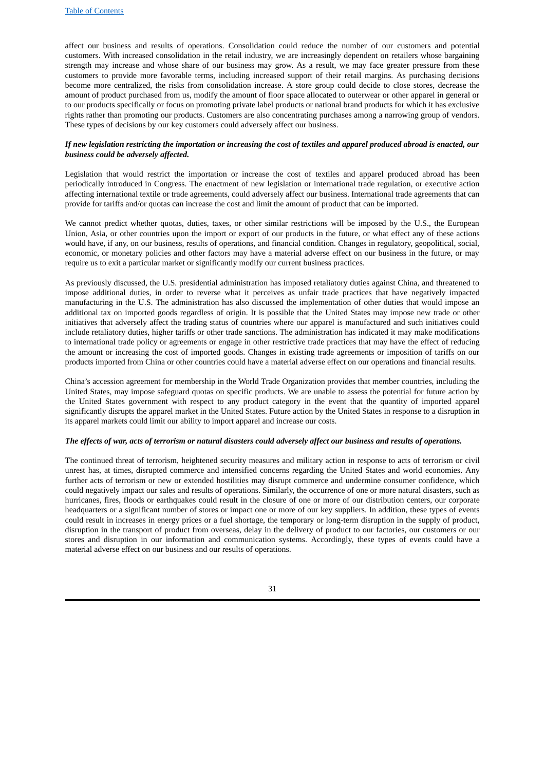affect our business and results of operations. Consolidation could reduce the number of our customers and potential customers. With increased consolidation in the retail industry, we are increasingly dependent on retailers whose bargaining strength may increase and whose share of our business may grow. As a result, we may face greater pressure from these customers to provide more favorable terms, including increased support of their retail margins. As purchasing decisions become more centralized, the risks from consolidation increase. A store group could decide to close stores, decrease the amount of product purchased from us, modify the amount of floor space allocated to outerwear or other apparel in general or to our products specifically or focus on promoting private label products or national brand products for which it has exclusive rights rather than promoting our products. Customers are also concentrating purchases among a narrowing group of vendors. These types of decisions by our key customers could adversely affect our business.

***If new legislation restricting the importation or increasing the cost of textiles and apparel produced abroad is enacted, our business could be adversely affected.***

Legislation that would restrict the importation or increase the cost of textiles and apparel produced abroad has been periodically introduced in Congress. The enactment of new legislation or international trade regulation, or executive action affecting international textile or trade agreements, could adversely affect our business. International trade agreements that can provide for tariffs and/or quotas can increase the cost and limit the amount of product that can be imported.

We cannot predict whether quotas, duties, taxes, or other similar restrictions will be imposed by the U.S., the European Union, Asia, or other countries upon the import or export of our products in the future, or what effect any of these actions would have, if any, on our business, results of operations, and financial condition. Changes in regulatory, geopolitical, social, economic, or monetary policies and other factors may have a material adverse effect on our business in the future, or may require us to exit a particular market or significantly modify our current business practices.

As previously discussed, the U.S. presidential administration has imposed retaliatory duties against China, and threatened to impose additional duties, in order to reverse what it perceives as unfair trade practices that have negatively impacted manufacturing in the U.S. The administration has also discussed the implementation of other duties that would impose an additional tax on imported goods regardless of origin. It is possible that the United States may impose new trade or other initiatives that adversely affect the trading status of countries where our apparel is manufactured and such initiatives could include retaliatory duties, higher tariffs or other trade sanctions. The administration has indicated it may make modifications to international trade policy or agreements or engage in other restrictive trade practices that may have the effect of reducing the amount or increasing the cost of imported goods. Changes in existing trade agreements or imposition of tariffs on our products imported from China or other countries could have a material adverse effect on our operations and financial results.

China's accession agreement for membership in the World Trade Organization provides that member countries, including the United States, may impose safeguard quotas on specific products. We are unable to assess the potential for future action by the United States government with respect to any product category in the event that the quantity of imported apparel significantly disrupts the apparel market in the United States. Future action by the United States in response to a disruption in its apparel markets could limit our ability to import apparel and increase our costs.

***The effects of war, acts of terrorism or natural disasters could adversely affect our business and results of operations.***

The continued threat of terrorism, heightened security measures and military action in response to acts of terrorism or civil unrest has, at times, disrupted commerce and intensified concerns regarding the United States and world economies. Any further acts of terrorism or new or extended hostilities may disrupt commerce and undermine consumer confidence, which could negatively impact our sales and results of operations. Similarly, the occurrence of one or more natural disasters, such as hurricanes, fires, floods or earthquakes could result in the closure of one or more of our distribution centers, our corporate headquarters or a significant number of stores or impact one or more of our key suppliers. In addition, these types of events could result in increases in energy prices or a fuel shortage, the temporary or long-term disruption in the supply of product, disruption in the transport of product from overseas, delay in the delivery of product to our factories, our customers or our stores and disruption in our information and communication systems. Accordingly, these types of events could have a material adverse effect on our business and our results of operations.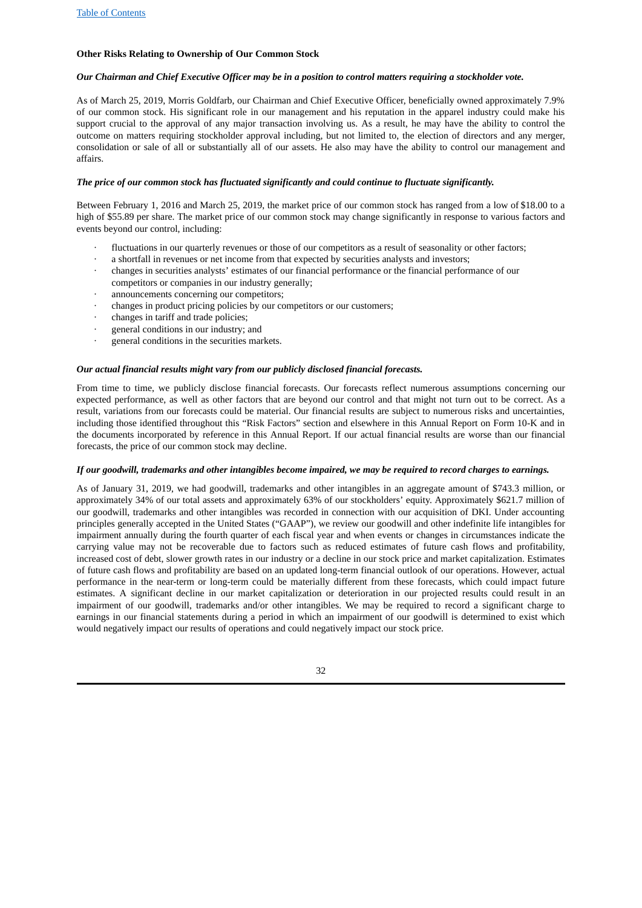### Other Risks Relating to Ownership of Our Common Stock

***Our Chairman and Chief Executive Officer may be in a position to control matters requiring a stockholder vote.***

As of March 25, 2019, Morris Goldfarb, our Chairman and Chief Executive Officer, beneficially owned approximately 7.9% of our common stock. His significant role in our management and his reputation in the apparel industry could make his support crucial to the approval of any major transaction involving us. As a result, he may have the ability to control the outcome on matters requiring stockholder approval including, but not limited to, the election of directors and any merger, consolidation or sale of all or substantially all of our assets. He also may have the ability to control our management and affairs.

***The price of our common stock has fluctuated significantly and could continue to fluctuate significantly.***

Between February 1, 2016 and March 25, 2019, the market price of our common stock has ranged from a low of $18.00 to a high of $55.89 per share. The market price of our common stock may change significantly in response to various factors and events beyond our control, including:

- fluctuations in our quarterly revenues or those of our competitors as a result of seasonality or other factors;
- a shortfall in revenues or net income from that expected by securities analysts and investors;
- changes in securities analysts' estimates of our financial performance or the financial performance of our competitors or companies in our industry generally;
- announcements concerning our competitors;
- changes in product pricing policies by our competitors or our customers;
- changes in tariff and trade policies;
- general conditions in our industry; and
- general conditions in the securities markets.

***Our actual financial results might vary from our publicly disclosed financial forecasts.***

From time to time, we publicly disclose financial forecasts. Our forecasts reflect numerous assumptions concerning our expected performance, as well as other factors that are beyond our control and that might not turn out to be correct. As a result, variations from our forecasts could be material. Our financial results are subject to numerous risks and uncertainties, including those identified throughout this "Risk Factors" section and elsewhere in this Annual Report on Form 10-K and in the documents incorporated by reference in this Annual Report. If our actual financial results are worse than our financial forecasts, the price of our common stock may decline.

***If our goodwill, trademarks and other intangibles become impaired, we may be required to record charges to earnings.***

As of January 31, 2019, we had goodwill, trademarks and other intangibles in an aggregate amount of $743.3 million, or approximately 34% of our total assets and approximately 63% of our stockholders' equity. Approximately $621.7 million of our goodwill, trademarks and other intangibles was recorded in connection with our acquisition of DKI. Under accounting principles generally accepted in the United States ("GAAP"), we review our goodwill and other indefinite life intangibles for impairment annually during the fourth quarter of each fiscal year and when events or changes in circumstances indicate the carrying value may not be recoverable due to factors such as reduced estimates of future cash flows and profitability, increased cost of debt, slower growth rates in our industry or a decline in our stock price and market capitalization. Estimates of future cash flows and profitability are based on an updated long-term financial outlook of our operations. However, actual performance in the near-term or long-term could be materially different from these forecasts, which could impact future estimates. A significant decline in our market capitalization or deterioration in our projected results could result in an impairment of our goodwill, trademarks and/or other intangibles. We may be required to record a significant charge to earnings in our financial statements during a period in which an impairment of our goodwill is determined to exist which would negatively impact our results of operations and could negatively impact our stock price.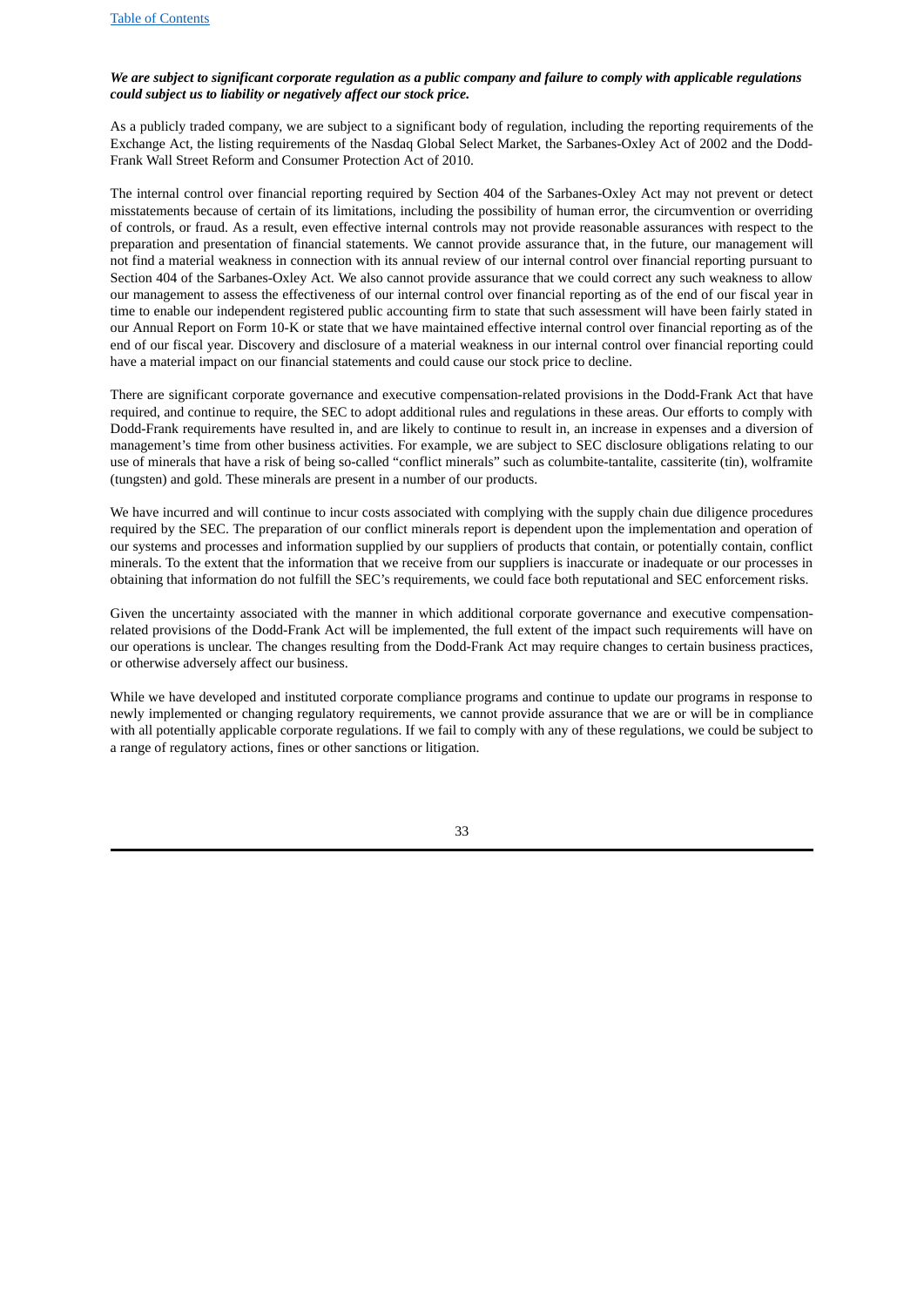***We are subject to significant corporate regulation as a public company and failure to comply with applicable regulations could subject us to liability or negatively affect our stock price.***

As a publicly traded company, we are subject to a significant body of regulation, including the reporting requirements of the Exchange Act, the listing requirements of the Nasdaq Global Select Market, the Sarbanes-Oxley Act of 2002 and the Dodd-Frank Wall Street Reform and Consumer Protection Act of 2010.

The internal control over financial reporting required by Section 404 of the Sarbanes-Oxley Act may not prevent or detect misstatements because of certain of its limitations, including the possibility of human error, the circumvention or overriding of controls, or fraud. As a result, even effective internal controls may not provide reasonable assurances with respect to the preparation and presentation of financial statements. We cannot provide assurance that, in the future, our management will not find a material weakness in connection with its annual review of our internal control over financial reporting pursuant to Section 404 of the Sarbanes-Oxley Act. We also cannot provide assurance that we could correct any such weakness to allow our management to assess the effectiveness of our internal control over financial reporting as of the end of our fiscal year in time to enable our independent registered public accounting firm to state that such assessment will have been fairly stated in our Annual Report on Form 10-K or state that we have maintained effective internal control over financial reporting as of the end of our fiscal year. Discovery and disclosure of a material weakness in our internal control over financial reporting could have a material impact on our financial statements and could cause our stock price to decline.

There are significant corporate governance and executive compensation-related provisions in the Dodd-Frank Act that have required, and continue to require, the SEC to adopt additional rules and regulations in these areas. Our efforts to comply with Dodd-Frank requirements have resulted in, and are likely to continue to result in, an increase in expenses and a diversion of management's time from other business activities. For example, we are subject to SEC disclosure obligations relating to our use of minerals that have a risk of being so-called "conflict minerals" such as columbite-tantalite, cassiterite (tin), wolframite (tungsten) and gold. These minerals are present in a number of our products.

We have incurred and will continue to incur costs associated with complying with the supply chain due diligence procedures required by the SEC. The preparation of our conflict minerals report is dependent upon the implementation and operation of our systems and processes and information supplied by our suppliers of products that contain, or potentially contain, conflict minerals. To the extent that the information that we receive from our suppliers is inaccurate or inadequate or our processes in obtaining that information do not fulfill the SEC's requirements, we could face both reputational and SEC enforcement risks.

Given the uncertainty associated with the manner in which additional corporate governance and executive compensation-related provisions of the Dodd-Frank Act will be implemented, the full extent of the impact such requirements will have on our operations is unclear. The changes resulting from the Dodd-Frank Act may require changes to certain business practices, or otherwise adversely affect our business.

While we have developed and instituted corporate compliance programs and continue to update our programs in response to newly implemented or changing regulatory requirements, we cannot provide assurance that we are or will be in compliance with all potentially applicable corporate regulations. If we fail to comply with any of these regulations, we could be subject to a range of regulatory actions, fines or other sanctions or litigation.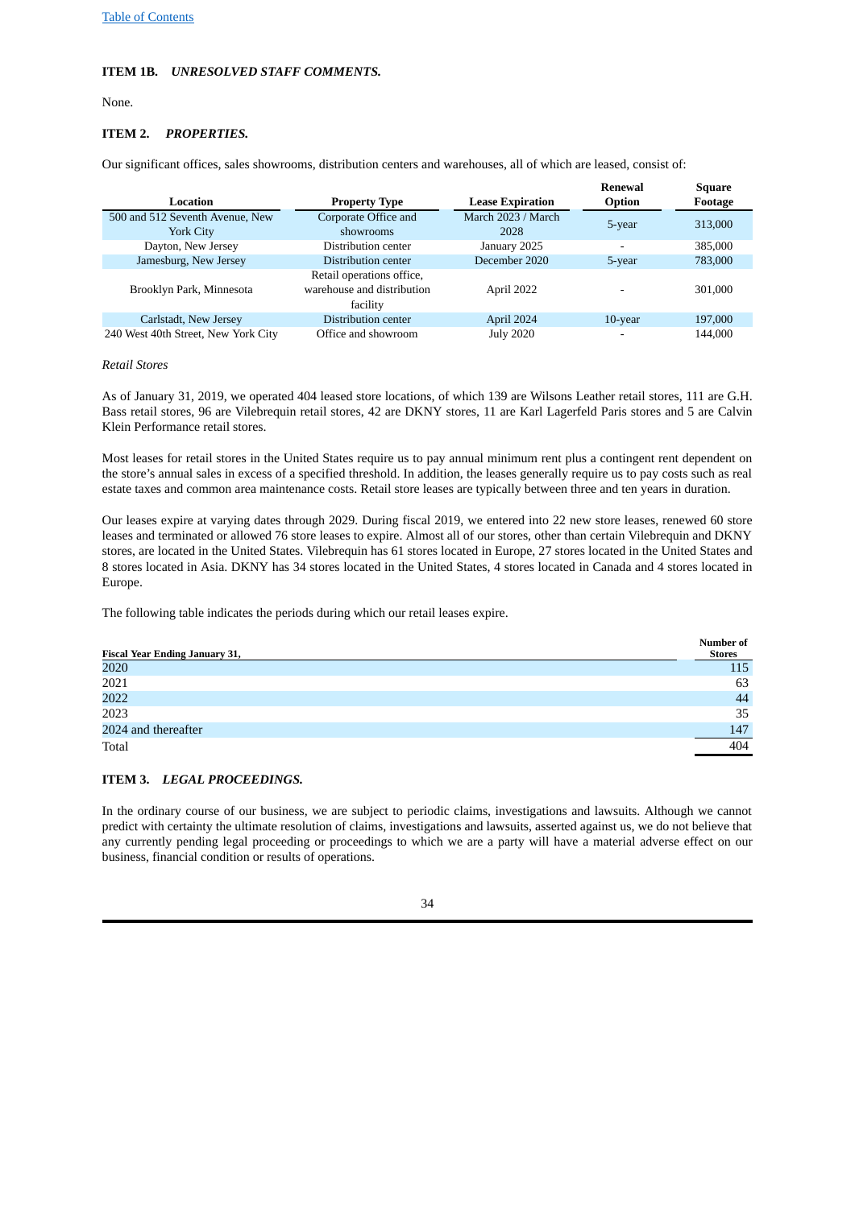**ITEM 1B.** ***UNRESOLVED STAFF COMMENTS.***

None.

**ITEM 2.** ***PROPERTIES.***

Our significant offices, sales showrooms, distribution centers and warehouses, all of which are leased, consist of:

| Location | Property Type | Lease Expiration | Renewal Option | Square Footage |
|---|---|---|---|---|
| 500 and 512 Seventh Avenue, New York City | Corporate Office and showrooms | March 2023 / March 2028 | 5-year | 313,000 |
| Dayton, New Jersey | Distribution center | January 2025 | - | 385,000 |
| Jamesburg, New Jersey | Distribution center | December 2020 | 5-year | 783,000 |
| Brooklyn Park, Minnesota | Retail operations office, warehouse and distribution facility | April 2022 | - | 301,000 |
| Carlstadt, New Jersey | Distribution center | April 2024 | 10-year | 197,000 |
| 240 West 40th Street, New York City | Office and showroom | July 2020 | - | 144,000 |

*Retail Stores*

As of January 31, 2019, we operated 404 leased store locations, of which 139 are Wilsons Leather retail stores, 111 are G.H. Bass retail stores, 96 are Vilebrequin retail stores, 42 are DKNY stores, 11 are Karl Lagerfeld Paris stores and 5 are Calvin Klein Performance retail stores.

Most leases for retail stores in the United States require us to pay annual minimum rent plus a contingent rent dependent on the store's annual sales in excess of a specified threshold. In addition, the leases generally require us to pay costs such as real estate taxes and common area maintenance costs. Retail store leases are typically between three and ten years in duration.

Our leases expire at varying dates through 2029. During fiscal 2019, we entered into 22 new store leases, renewed 60 store leases and terminated or allowed 76 store leases to expire. Almost all of our stores, other than certain Vilebrequin and DKNY stores, are located in the United States. Vilebrequin has 61 stores located in Europe, 27 stores located in the United States and 8 stores located in Asia. DKNY has 34 stores located in the United States, 4 stores located in Canada and 4 stores located in Europe.

The following table indicates the periods during which our retail leases expire.

| Fiscal Year Ending January 31, | Number of Stores |
|---|---|
| 2020 | 115 |
| 2021 | 63 |
| 2022 | 44 |
| 2023 | 35 |
| 2024 and thereafter | 147 |
| Total | 404 |

**ITEM 3.** ***LEGAL PROCEEDINGS.***

In the ordinary course of our business, we are subject to periodic claims, investigations and lawsuits. Although we cannot predict with certainty the ultimate resolution of claims, investigations and lawsuits, asserted against us, we do not believe that any currently pending legal proceeding or proceedings to which we are a party will have a material adverse effect on our business, financial condition or results of operations.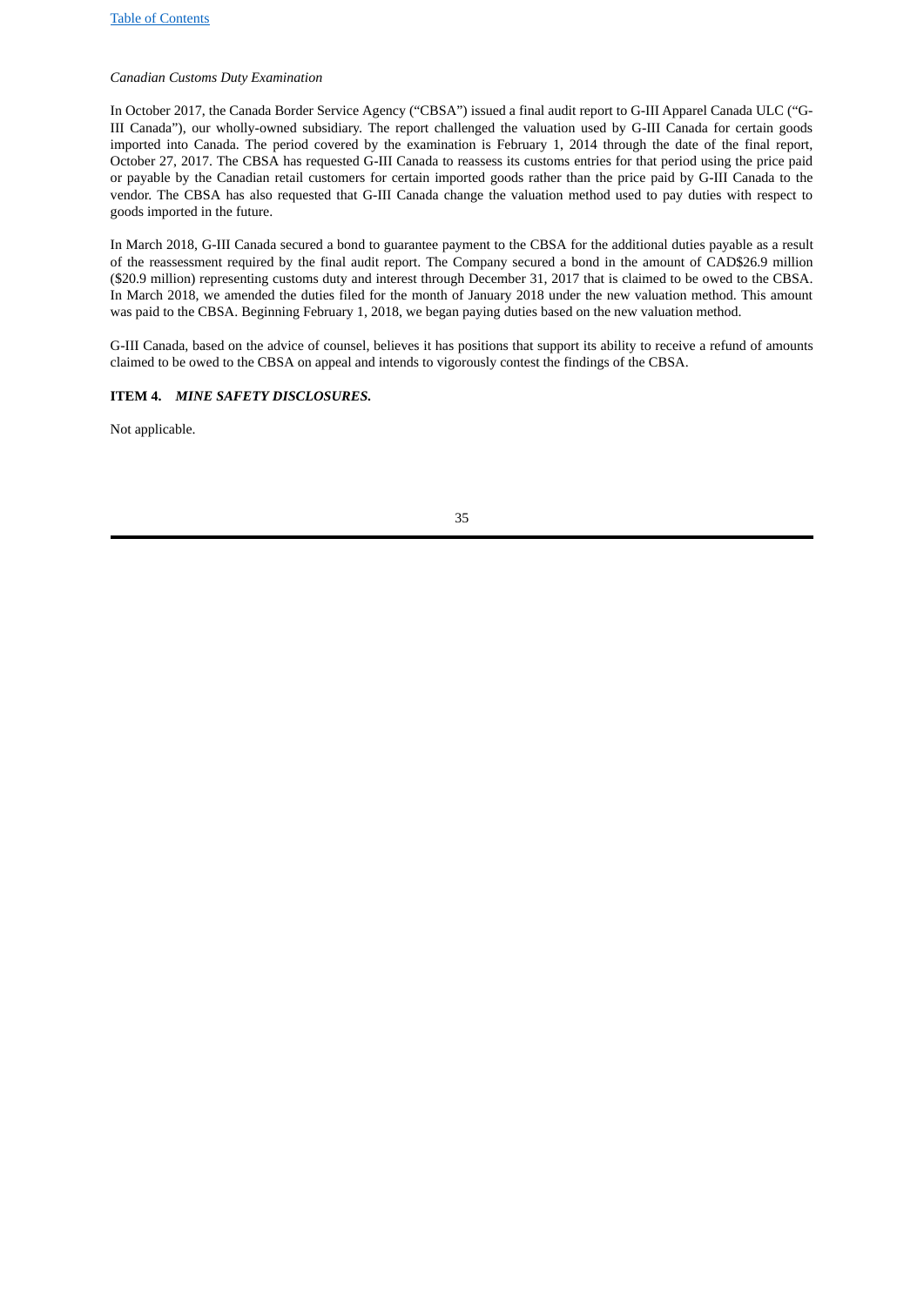*Canadian Customs Duty Examination*

In October 2017, the Canada Border Service Agency ("CBSA") issued a final audit report to G-III Apparel Canada ULC ("G-III Canada"), our wholly-owned subsidiary. The report challenged the valuation used by G-III Canada for certain goods imported into Canada. The period covered by the examination is February 1, 2014 through the date of the final report, October 27, 2017. The CBSA has requested G-III Canada to reassess its customs entries for that period using the price paid or payable by the Canadian retail customers for certain imported goods rather than the price paid by G-III Canada to the vendor. The CBSA has also requested that G-III Canada change the valuation method used to pay duties with respect to goods imported in the future.

In March 2018, G-III Canada secured a bond to guarantee payment to the CBSA for the additional duties payable as a result of the reassessment required by the final audit report. The Company secured a bond in the amount of CAD$26.9 million ($20.9 million) representing customs duty and interest through December 31, 2017 that is claimed to be owed to the CBSA. In March 2018, we amended the duties filed for the month of January 2018 under the new valuation method. This amount was paid to the CBSA. Beginning February 1, 2018, we began paying duties based on the new valuation method.

G-III Canada, based on the advice of counsel, believes it has positions that support its ability to receive a refund of amounts claimed to be owed to the CBSA on appeal and intends to vigorously contest the findings of the CBSA.

**ITEM 4.** ***MINE SAFETY DISCLOSURES.***

Not applicable.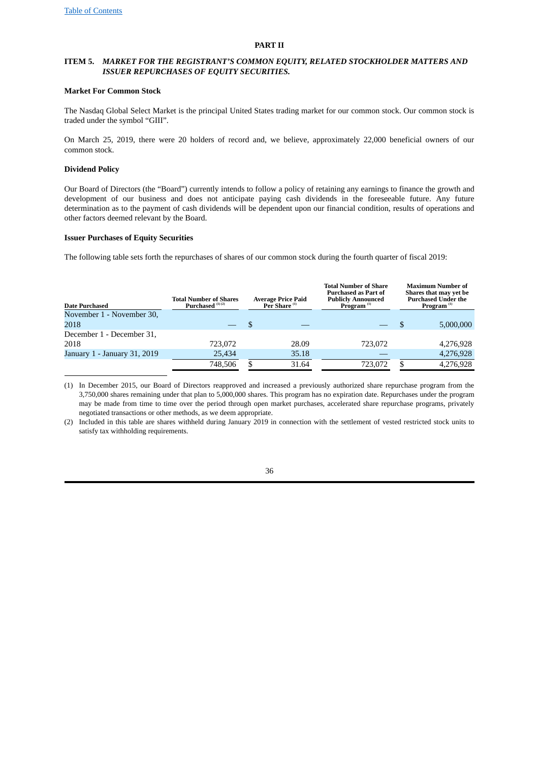# PART II

## ITEM 5. *MARKET FOR THE REGISTRANT'S COMMON EQUITY, RELATED STOCKHOLDER MATTERS AND ISSUER REPURCHASES OF EQUITY SECURITIES.*

### Market For Common Stock

The Nasdaq Global Select Market is the principal United States trading market for our common stock. Our common stock is traded under the symbol "GIII".

On March 25, 2019, there were 20 holders of record and, we believe, approximately 22,000 beneficial owners of our common stock.

### Dividend Policy

Our Board of Directors (the "Board") currently intends to follow a policy of retaining any earnings to finance the growth and development of our business and does not anticipate paying cash dividends in the foreseeable future. Any future determination as to the payment of cash dividends will be dependent upon our financial condition, results of operations and other factors deemed relevant by the Board.

### Issuer Purchases of Equity Securities

The following table sets forth the repurchases of shares of our common stock during the fourth quarter of fiscal 2019:

| Date Purchased | Total Number of Shares Purchased [(1) (2)] | Average Price Paid Per Share [(1)] | Total Number of Share Purchased as Part of Publicly Announced Program [(1)] | Maximum Number of Shares that may yet be Purchased Under the Program [(1)] |
|---|---|---|---|---|
| November 1 - November 30, 2018 | — | $ — | — | $ 5,000,000 |
| December 1 - December 31, 2018 | 723,072 | 28.09 | 723,072 | 4,276,928 |
| January 1 - January 31, 2019 | 25,434 | 35.18 | — | 4,276,928 |
| | 748,506 | $ 31.64 | 723,072 | $ 4,276,928 |

(1) In December 2015, our Board of Directors reapproved and increased a previously authorized share repurchase program from the 3,750,000 shares remaining under that plan to 5,000,000 shares. This program has no expiration date. Repurchases under the program may be made from time to time over the period through open market purchases, accelerated share repurchase programs, privately negotiated transactions or other methods, as we deem appropriate.

(2) Included in this table are shares withheld during January 2019 in connection with the settlement of vested restricted stock units to satisfy tax withholding requirements.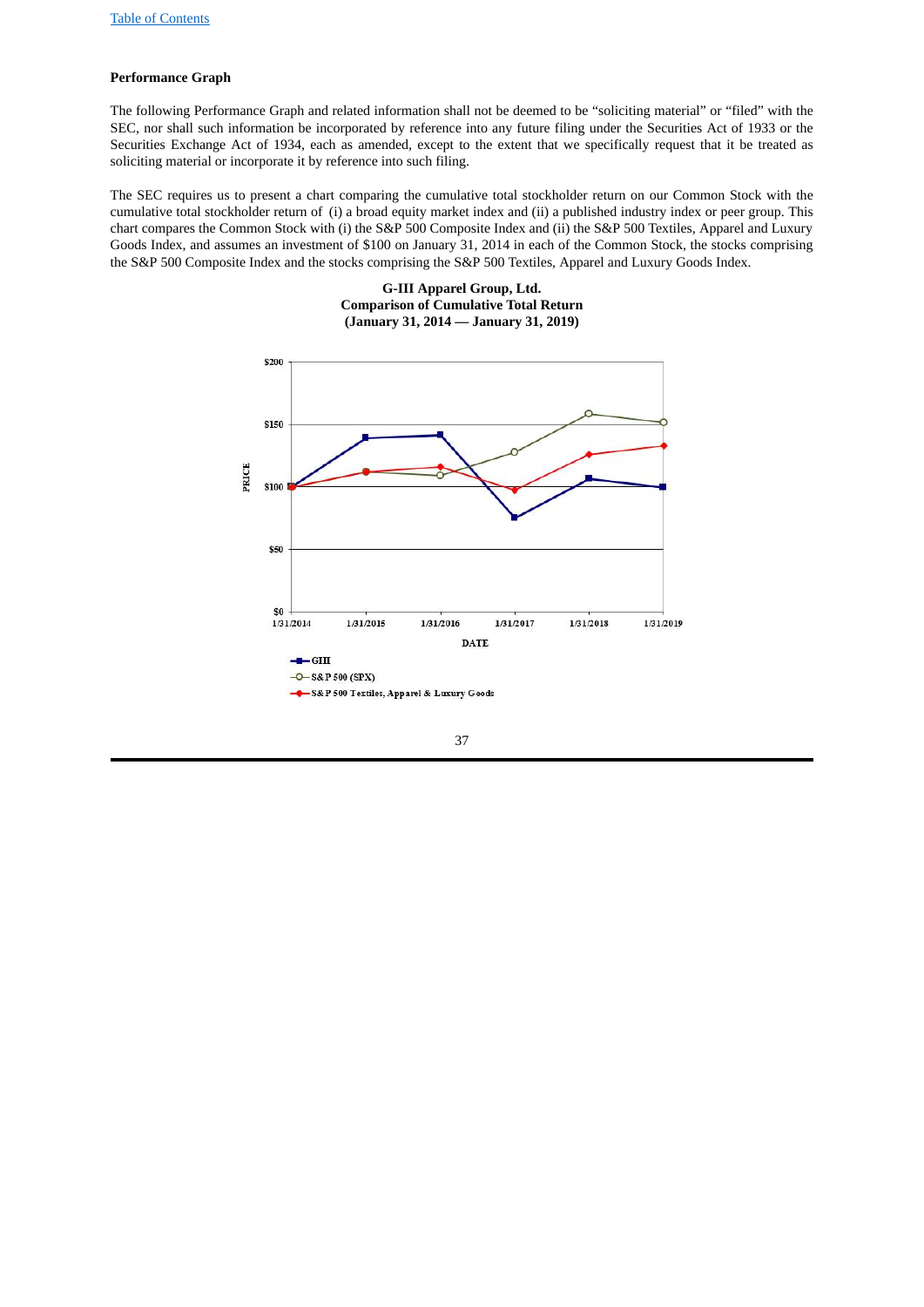**Performance Graph**

The following Performance Graph and related information shall not be deemed to be "soliciting material" or "filed" with the SEC, nor shall such information be incorporated by reference into any future filing under the Securities Act of 1933 or the Securities Exchange Act of 1934, each as amended, except to the extent that we specifically request that it be treated as soliciting material or incorporate it by reference into such filing.

The SEC requires us to present a chart comparing the cumulative total stockholder return on our Common Stock with the cumulative total stockholder return of (i) a broad equity market index and (ii) a published industry index or peer group. This chart compares the Common Stock with (i) the S&P 500 Composite Index and (ii) the S&P 500 Textiles, Apparel and Luxury Goods Index, and assumes an investment of $100 on January 31, 2014 in each of the Common Stock, the stocks comprising the S&P 500 Composite Index and the stocks comprising the S&P 500 Textiles, Apparel and Luxury Goods Index.

**G-III Apparel Group, Ltd.**
**Comparison of Cumulative Total Return**
**(January 31, 2014 — January 31, 2019)**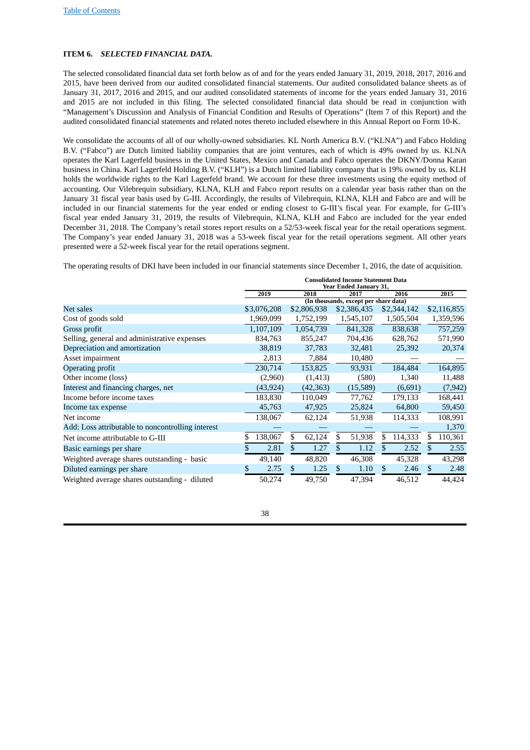**ITEM 6.** ***SELECTED FINANCIAL DATA.***

The selected consolidated financial data set forth below as of and for the years ended January 31, 2019, 2018, 2017, 2016 and 2015, have been derived from our audited consolidated financial statements. Our audited consolidated balance sheets as of January 31, 2017, 2016 and 2015, and our audited consolidated statements of income for the years ended January 31, 2016 and 2015 are not included in this filing. The selected consolidated financial data should be read in conjunction with "Management's Discussion and Analysis of Financial Condition and Results of Operations" (Item 7 of this Report) and the audited consolidated financial statements and related notes thereto included elsewhere in this Annual Report on Form 10-K.

We consolidate the accounts of all of our wholly-owned subsidiaries. KL North America B.V. ("KLNA") and Fabco Holding B.V. ("Fabco") are Dutch limited liability companies that are joint ventures, each of which is 49% owned by us. KLNA operates the Karl Lagerfeld business in the United States, Mexico and Canada and Fabco operates the DKNY/Donna Karan business in China. Karl Lagerfeld Holding B.V. ("KLH") is a Dutch limited liability company that is 19% owned by us. KLH holds the worldwide rights to the Karl Lagerfeld brand. We account for these three investments using the equity method of accounting. Our Vilebrequin subsidiary, KLNA, KLH and Fabco report results on a calendar year basis rather than on the January 31 fiscal year basis used by G-III. Accordingly, the results of Vilebrequin, KLNA, KLH and Fabco are and will be included in our financial statements for the year ended or ending closest to G-III's fiscal year. For example, for G-III's fiscal year ended January 31, 2019, the results of Vilebrequin, KLNA, KLH and Fabco are included for the year ended December 31, 2018. The Company's retail stores report results on a 52/53-week fiscal year for the retail operations segment. The Company's year ended January 31, 2018 was a 53-week fiscal year for the retail operations segment. All other years presented were a 52-week fiscal year for the retail operations segment.

The operating results of DKI have been included in our financial statements since December 1, 2016, the date of acquisition.

| | Consolidated Income Statement Data Year Ended January 31, | | | | |
|---|---|---|---|---|---|
| | 2019 | 2018 | 2017 | 2016 | 2015 |
| | (In thousands, except per share data) | | | | |
| Net sales | $3,076,208 | $2,806,938 | $2,386,435 | $2,344,142 | $2,116,855 |
| Cost of goods sold | 1,969,099 | 1,752,199 | 1,545,107 | 1,505,504 | 1,359,596 |
| Gross profit | 1,107,109 | 1,054,739 | 841,328 | 838,638 | 757,259 |
| Selling, general and administrative expenses | 834,763 | 855,247 | 704,436 | 628,762 | 571,990 |
| Depreciation and amortization | 38,819 | 37,783 | 32,481 | 25,392 | 20,374 |
| Asset impairment | 2,813 | 7,884 | 10,480 | — | — |
| Operating profit | 230,714 | 153,825 | 93,931 | 184,484 | 164,895 |
| Other income (loss) | (2,960) | (1,413) | (580) | 1,340 | 11,488 |
| Interest and financing charges, net | (43,924) | (42,363) | (15,589) | (6,691) | (7,942) |
| Income before income taxes | 183,830 | 110,049 | 77,762 | 179,133 | 168,441 |
| Income tax expense | 45,763 | 47,925 | 25,824 | 64,800 | 59,450 |
| Net income | 138,067 | 62,124 | 51,938 | 114,333 | 108,991 |
| Add: Loss attributable to noncontrolling interest | — | — | — | — | 1,370 |
| Net income attributable to G-III | $ 138,067 | $ 62,124 | $ 51,938 | $ 114,333 | $ 110,361 |
| Basic earnings per share | $ 2.81 | $ 1.27 | $ 1.12 | $ 2.52 | $ 2.55 |
| Weighted average shares outstanding - basic | 49,140 | 48,820 | 46,308 | 45,328 | 43,298 |
| Diluted earnings per share | $ 2.75 | $ 1.25 | $ 1.10 | $ 2.46 | $ 2.48 |
| Weighted average shares outstanding - diluted | 50,274 | 49,750 | 47,394 | 46,512 | 44,424 |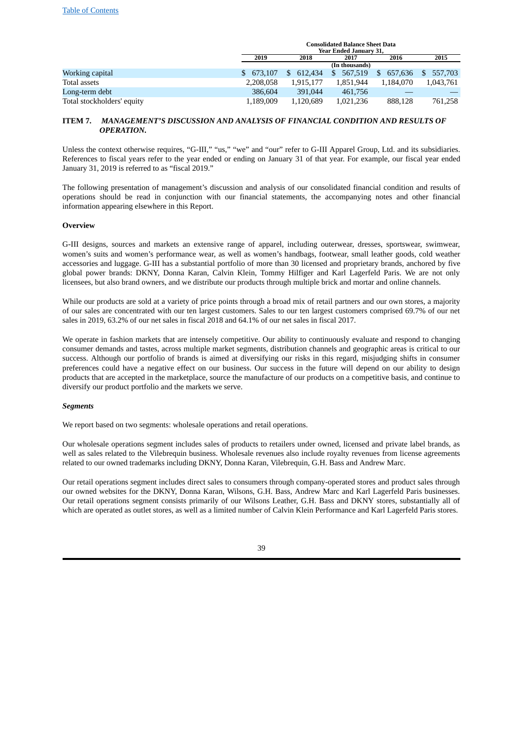| | Consolidated Balance Sheet Data | | | | |
|---|---|---|---|---|---|
| | Year Ended January 31, | | | | |
| | 2019 | 2018 | 2017 | 2016 | 2015 |
| | (In thousands) | | | | |
| Working capital | $ 673,107 | $ 612,434 | $ 567,519 | $ 657,636 | $ 557,703 |
| Total assets | 2,208,058 | 1,915,177 | 1,851,944 | 1,184,070 | 1,043,761 |
| Long-term debt | 386,604 | 391,044 | 461,756 | — | — |
| Total stockholders' equity | 1,189,009 | 1,120,689 | 1,021,236 | 888,128 | 761,258 |

## ITEM 7. *MANAGEMENT'S DISCUSSION AND ANALYSIS OF FINANCIAL CONDITION AND RESULTS OF OPERATION.*

Unless the context otherwise requires, "G-III," "us," "we" and "our" refer to G-III Apparel Group, Ltd. and its subsidiaries. References to fiscal years refer to the year ended or ending on January 31 of that year. For example, our fiscal year ended January 31, 2019 is referred to as "fiscal 2019."

The following presentation of management's discussion and analysis of our consolidated financial condition and results of operations should be read in conjunction with our financial statements, the accompanying notes and other financial information appearing elsewhere in this Report.

**Overview**

G-III designs, sources and markets an extensive range of apparel, including outerwear, dresses, sportswear, swimwear, women's suits and women's performance wear, as well as women's handbags, footwear, small leather goods, cold weather accessories and luggage. G-III has a substantial portfolio of more than 30 licensed and proprietary brands, anchored by five global power brands: DKNY, Donna Karan, Calvin Klein, Tommy Hilfiger and Karl Lagerfeld Paris. We are not only licensees, but also brand owners, and we distribute our products through multiple brick and mortar and online channels.

While our products are sold at a variety of price points through a broad mix of retail partners and our own stores, a majority of our sales are concentrated with our ten largest customers. Sales to our ten largest customers comprised 69.7% of our net sales in 2019, 63.2% of our net sales in fiscal 2018 and 64.1% of our net sales in fiscal 2017.

We operate in fashion markets that are intensely competitive. Our ability to continuously evaluate and respond to changing consumer demands and tastes, across multiple market segments, distribution channels and geographic areas is critical to our success. Although our portfolio of brands is aimed at diversifying our risks in this regard, misjudging shifts in consumer preferences could have a negative effect on our business. Our success in the future will depend on our ability to design products that are accepted in the marketplace, source the manufacture of our products on a competitive basis, and continue to diversify our product portfolio and the markets we serve.

***Segments***

We report based on two segments: wholesale operations and retail operations.

Our wholesale operations segment includes sales of products to retailers under owned, licensed and private label brands, as well as sales related to the Vilebrequin business. Wholesale revenues also include royalty revenues from license agreements related to our owned trademarks including DKNY, Donna Karan, Vilebrequin, G.H. Bass and Andrew Marc.

Our retail operations segment includes direct sales to consumers through company-operated stores and product sales through our owned websites for the DKNY, Donna Karan, Wilsons, G.H. Bass, Andrew Marc and Karl Lagerfeld Paris businesses. Our retail operations segment consists primarily of our Wilsons Leather, G.H. Bass and DKNY stores, substantially all of which are operated as outlet stores, as well as a limited number of Calvin Klein Performance and Karl Lagerfeld Paris stores.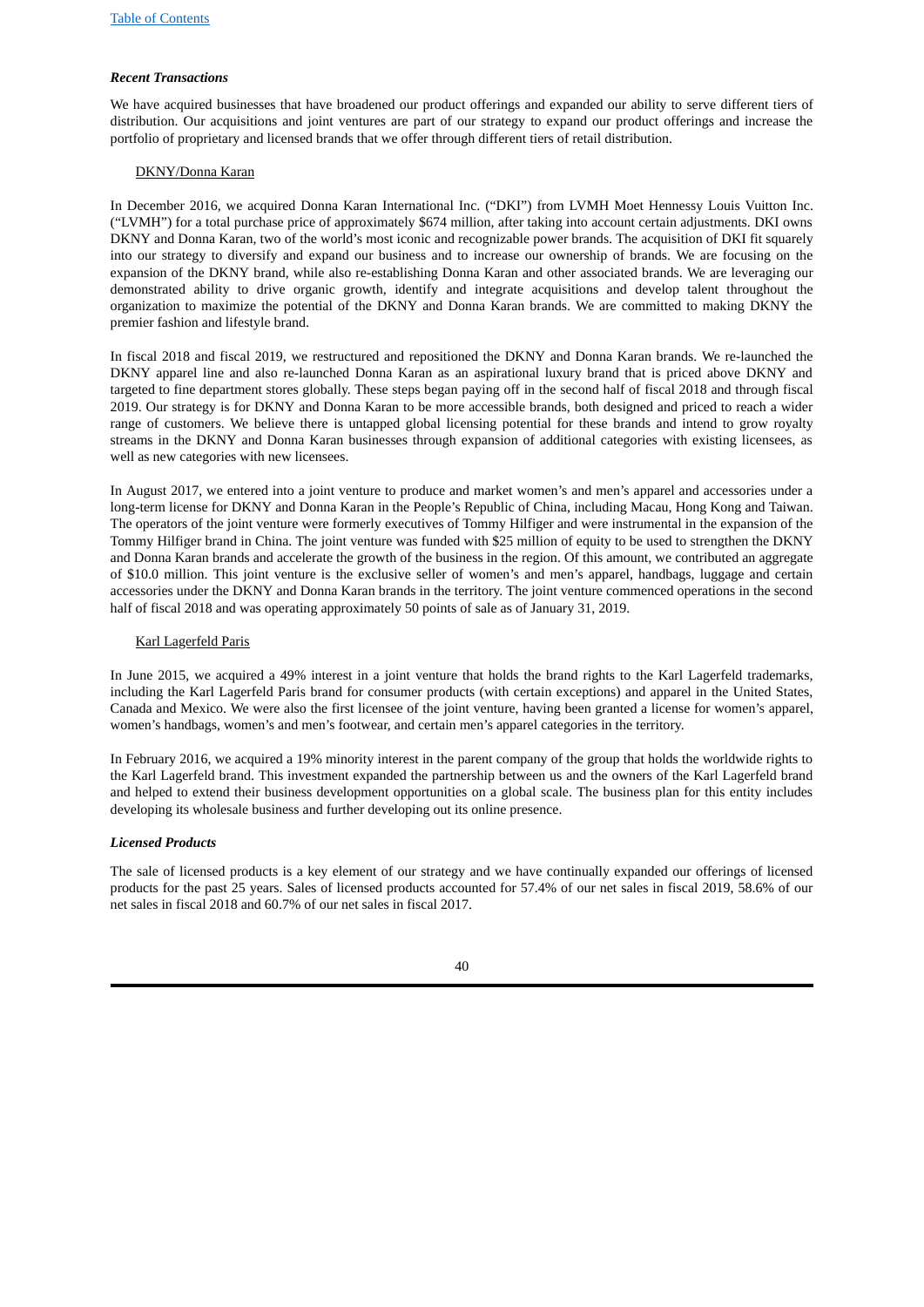### *Recent Transactions*

We have acquired businesses that have broadened our product offerings and expanded our ability to serve different tiers of distribution. Our acquisitions and joint ventures are part of our strategy to expand our product offerings and increase the portfolio of proprietary and licensed brands that we offer through different tiers of retail distribution.

#### DKNY/Donna Karan

In December 2016, we acquired Donna Karan International Inc. ("DKI") from LVMH Moet Hennessy Louis Vuitton Inc. ("LVMH") for a total purchase price of approximately $674 million, after taking into account certain adjustments. DKI owns DKNY and Donna Karan, two of the world's most iconic and recognizable power brands. The acquisition of DKI fit squarely into our strategy to diversify and expand our business and to increase our ownership of brands. We are focusing on the expansion of the DKNY brand, while also re-establishing Donna Karan and other associated brands. We are leveraging our demonstrated ability to drive organic growth, identify and integrate acquisitions and develop talent throughout the organization to maximize the potential of the DKNY and Donna Karan brands. We are committed to making DKNY the premier fashion and lifestyle brand.

In fiscal 2018 and fiscal 2019, we restructured and repositioned the DKNY and Donna Karan brands. We re-launched the DKNY apparel line and also re-launched Donna Karan as an aspirational luxury brand that is priced above DKNY and targeted to fine department stores globally. These steps began paying off in the second half of fiscal 2018 and through fiscal 2019. Our strategy is for DKNY and Donna Karan to be more accessible brands, both designed and priced to reach a wider range of customers. We believe there is untapped global licensing potential for these brands and intend to grow royalty streams in the DKNY and Donna Karan businesses through expansion of additional categories with existing licensees, as well as new categories with new licensees.

In August 2017, we entered into a joint venture to produce and market women's and men's apparel and accessories under a long-term license for DKNY and Donna Karan in the People's Republic of China, including Macau, Hong Kong and Taiwan. The operators of the joint venture were formerly executives of Tommy Hilfiger and were instrumental in the expansion of the Tommy Hilfiger brand in China. The joint venture was funded with $25 million of equity to be used to strengthen the DKNY and Donna Karan brands and accelerate the growth of the business in the region. Of this amount, we contributed an aggregate of $10.0 million. This joint venture is the exclusive seller of women's and men's apparel, handbags, luggage and certain accessories under the DKNY and Donna Karan brands in the territory. The joint venture commenced operations in the second half of fiscal 2018 and was operating approximately 50 points of sale as of January 31, 2019.

#### Karl Lagerfeld Paris

In June 2015, we acquired a 49% interest in a joint venture that holds the brand rights to the Karl Lagerfeld trademarks, including the Karl Lagerfeld Paris brand for consumer products (with certain exceptions) and apparel in the United States, Canada and Mexico. We were also the first licensee of the joint venture, having been granted a license for women's apparel, women's handbags, women's and men's footwear, and certain men's apparel categories in the territory.

In February 2016, we acquired a 19% minority interest in the parent company of the group that holds the worldwide rights to the Karl Lagerfeld brand. This investment expanded the partnership between us and the owners of the Karl Lagerfeld brand and helped to extend their business development opportunities on a global scale. The business plan for this entity includes developing its wholesale business and further developing out its online presence.

### *Licensed Products*

The sale of licensed products is a key element of our strategy and we have continually expanded our offerings of licensed products for the past 25 years. Sales of licensed products accounted for 57.4% of our net sales in fiscal 2019, 58.6% of our net sales in fiscal 2018 and 60.7% of our net sales in fiscal 2017.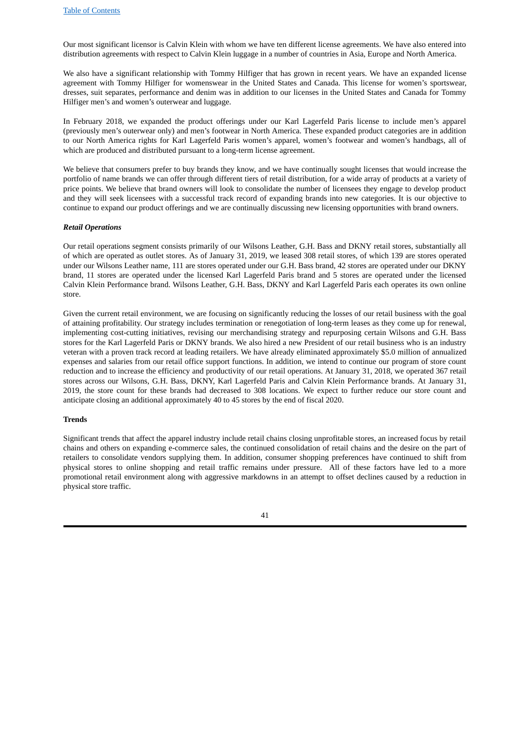Our most significant licensor is Calvin Klein with whom we have ten different license agreements. We have also entered into distribution agreements with respect to Calvin Klein luggage in a number of countries in Asia, Europe and North America.

We also have a significant relationship with Tommy Hilfiger that has grown in recent years. We have an expanded license agreement with Tommy Hilfiger for womenswear in the United States and Canada. This license for women's sportswear, dresses, suit separates, performance and denim was in addition to our licenses in the United States and Canada for Tommy Hilfiger men's and women's outerwear and luggage.

In February 2018, we expanded the product offerings under our Karl Lagerfeld Paris license to include men's apparel (previously men's outerwear only) and men's footwear in North America. These expanded product categories are in addition to our North America rights for Karl Lagerfeld Paris women's apparel, women's footwear and women's handbags, all of which are produced and distributed pursuant to a long-term license agreement.

We believe that consumers prefer to buy brands they know, and we have continually sought licenses that would increase the portfolio of name brands we can offer through different tiers of retail distribution, for a wide array of products at a variety of price points. We believe that brand owners will look to consolidate the number of licensees they engage to develop product and they will seek licensees with a successful track record of expanding brands into new categories. It is our objective to continue to expand our product offerings and we are continually discussing new licensing opportunities with brand owners.

***Retail Operations***

Our retail operations segment consists primarily of our Wilsons Leather, G.H. Bass and DKNY retail stores, substantially all of which are operated as outlet stores. As of January 31, 2019, we leased 308 retail stores, of which 139 are stores operated under our Wilsons Leather name, 111 are stores operated under our G.H. Bass brand, 42 stores are operated under our DKNY brand, 11 stores are operated under the licensed Karl Lagerfeld Paris brand and 5 stores are operated under the licensed Calvin Klein Performance brand. Wilsons Leather, G.H. Bass, DKNY and Karl Lagerfeld Paris each operates its own online store.

Given the current retail environment, we are focusing on significantly reducing the losses of our retail business with the goal of attaining profitability. Our strategy includes termination or renegotiation of long-term leases as they come up for renewal, implementing cost-cutting initiatives, revising our merchandising strategy and repurposing certain Wilsons and G.H. Bass stores for the Karl Lagerfeld Paris or DKNY brands. We also hired a new President of our retail business who is an industry veteran with a proven track record at leading retailers. We have already eliminated approximately $5.0 million of annualized expenses and salaries from our retail office support functions. In addition, we intend to continue our program of store count reduction and to increase the efficiency and productivity of our retail operations. At January 31, 2018, we operated 367 retail stores across our Wilsons, G.H. Bass, DKNY, Karl Lagerfeld Paris and Calvin Klein Performance brands. At January 31, 2019, the store count for these brands had decreased to 308 locations. We expect to further reduce our store count and anticipate closing an additional approximately 40 to 45 stores by the end of fiscal 2020.

**Trends**

Significant trends that affect the apparel industry include retail chains closing unprofitable stores, an increased focus by retail chains and others on expanding e-commerce sales, the continued consolidation of retail chains and the desire on the part of retailers to consolidate vendors supplying them. In addition, consumer shopping preferences have continued to shift from physical stores to online shopping and retail traffic remains under pressure. All of these factors have led to a more promotional retail environment along with aggressive markdowns in an attempt to offset declines caused by a reduction in physical store traffic.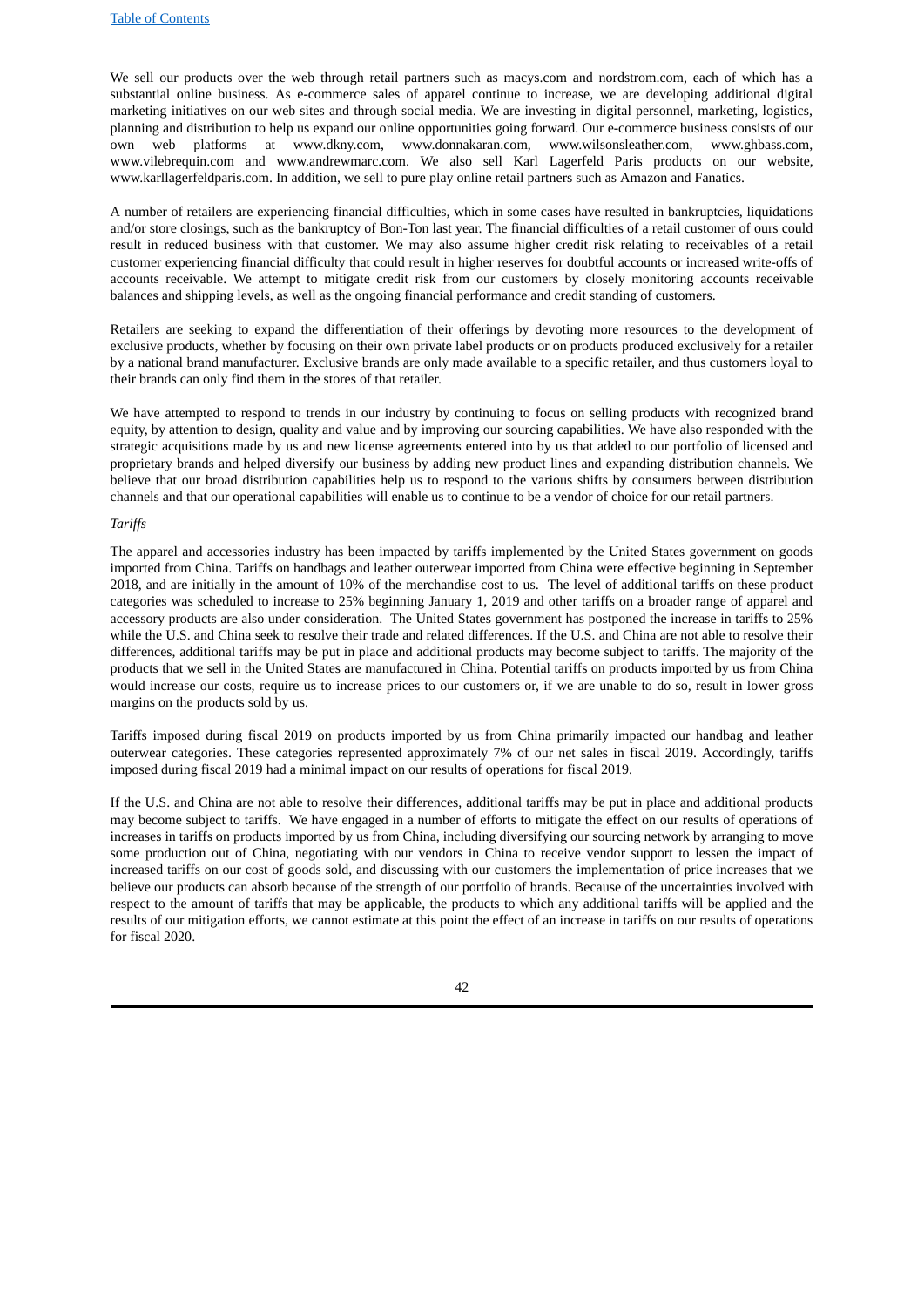We sell our products over the web through retail partners such as macys.com and nordstrom.com, each of which has a substantial online business. As e-commerce sales of apparel continue to increase, we are developing additional digital marketing initiatives on our web sites and through social media. We are investing in digital personnel, marketing, logistics, planning and distribution to help us expand our online opportunities going forward. Our e-commerce business consists of our own web platforms at www.dkny.com, www.donnakaran.com, www.wilsonsleather.com, www.ghbass.com, www.vilebrequin.com and www.andrewmarc.com. We also sell Karl Lagerfeld Paris products on our website, www.karllagerfeldparis.com. In addition, we sell to pure play online retail partners such as Amazon and Fanatics.

A number of retailers are experiencing financial difficulties, which in some cases have resulted in bankruptcies, liquidations and/or store closings, such as the bankruptcy of Bon-Ton last year. The financial difficulties of a retail customer of ours could result in reduced business with that customer. We may also assume higher credit risk relating to receivables of a retail customer experiencing financial difficulty that could result in higher reserves for doubtful accounts or increased write-offs of accounts receivable. We attempt to mitigate credit risk from our customers by closely monitoring accounts receivable balances and shipping levels, as well as the ongoing financial performance and credit standing of customers.

Retailers are seeking to expand the differentiation of their offerings by devoting more resources to the development of exclusive products, whether by focusing on their own private label products or on products produced exclusively for a retailer by a national brand manufacturer. Exclusive brands are only made available to a specific retailer, and thus customers loyal to their brands can only find them in the stores of that retailer.

We have attempted to respond to trends in our industry by continuing to focus on selling products with recognized brand equity, by attention to design, quality and value and by improving our sourcing capabilities. We have also responded with the strategic acquisitions made by us and new license agreements entered into by us that added to our portfolio of licensed and proprietary brands and helped diversify our business by adding new product lines and expanding distribution channels. We believe that our broad distribution capabilities help us to respond to the various shifts by consumers between distribution channels and that our operational capabilities will enable us to continue to be a vendor of choice for our retail partners.

*Tariffs*

The apparel and accessories industry has been impacted by tariffs implemented by the United States government on goods imported from China. Tariffs on handbags and leather outerwear imported from China were effective beginning in September 2018, and are initially in the amount of 10% of the merchandise cost to us. The level of additional tariffs on these product categories was scheduled to increase to 25% beginning January 1, 2019 and other tariffs on a broader range of apparel and accessory products are also under consideration. The United States government has postponed the increase in tariffs to 25% while the U.S. and China seek to resolve their trade and related differences. If the U.S. and China are not able to resolve their differences, additional tariffs may be put in place and additional products may become subject to tariffs. The majority of the products that we sell in the United States are manufactured in China. Potential tariffs on products imported by us from China would increase our costs, require us to increase prices to our customers or, if we are unable to do so, result in lower gross margins on the products sold by us.

Tariffs imposed during fiscal 2019 on products imported by us from China primarily impacted our handbag and leather outerwear categories. These categories represented approximately 7% of our net sales in fiscal 2019. Accordingly, tariffs imposed during fiscal 2019 had a minimal impact on our results of operations for fiscal 2019.

If the U.S. and China are not able to resolve their differences, additional tariffs may be put in place and additional products may become subject to tariffs. We have engaged in a number of efforts to mitigate the effect on our results of operations of increases in tariffs on products imported by us from China, including diversifying our sourcing network by arranging to move some production out of China, negotiating with our vendors in China to receive vendor support to lessen the impact of increased tariffs on our cost of goods sold, and discussing with our customers the implementation of price increases that we believe our products can absorb because of the strength of our portfolio of brands. Because of the uncertainties involved with respect to the amount of tariffs that may be applicable, the products to which any additional tariffs will be applied and the results of our mitigation efforts, we cannot estimate at this point the effect of an increase in tariffs on our results of operations for fiscal 2020.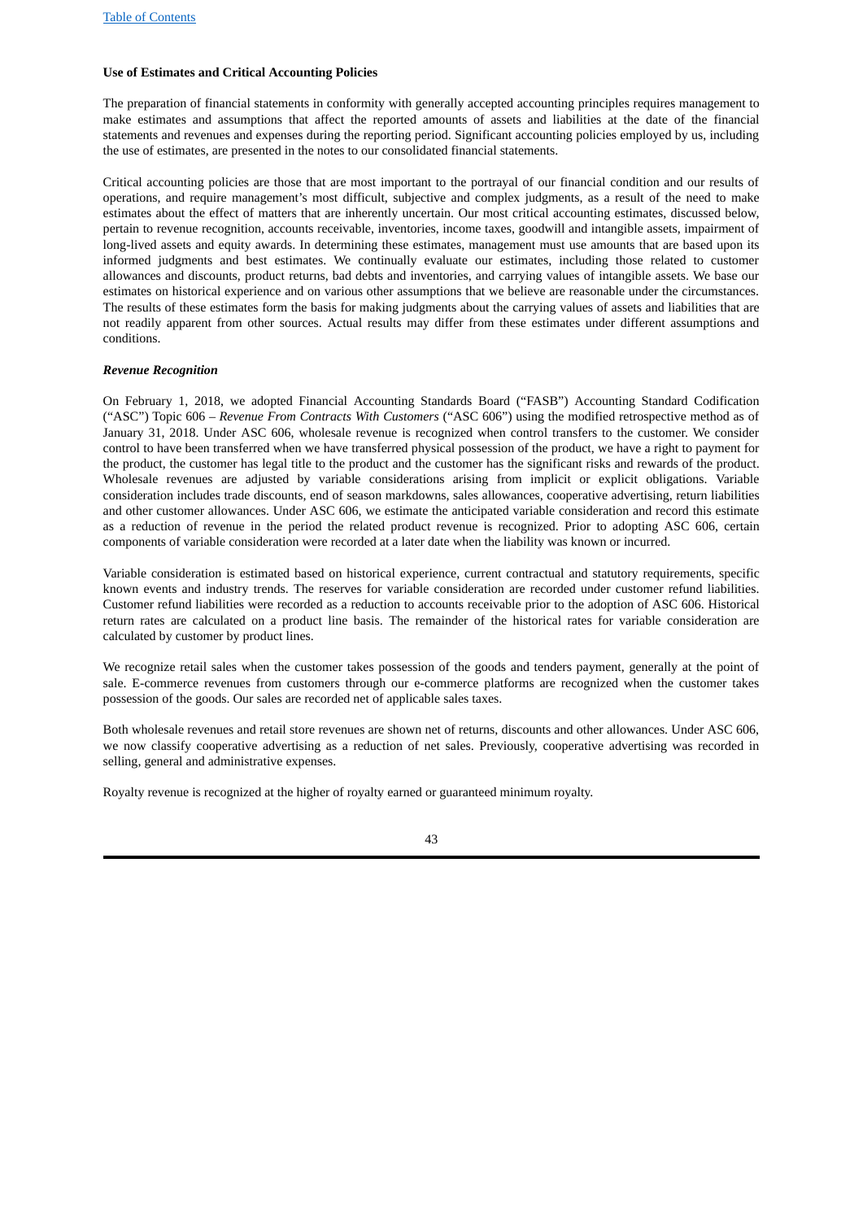**Use of Estimates and Critical Accounting Policies**

The preparation of financial statements in conformity with generally accepted accounting principles requires management to make estimates and assumptions that affect the reported amounts of assets and liabilities at the date of the financial statements and revenues and expenses during the reporting period. Significant accounting policies employed by us, including the use of estimates, are presented in the notes to our consolidated financial statements.

Critical accounting policies are those that are most important to the portrayal of our financial condition and our results of operations, and require management's most difficult, subjective and complex judgments, as a result of the need to make estimates about the effect of matters that are inherently uncertain. Our most critical accounting estimates, discussed below, pertain to revenue recognition, accounts receivable, inventories, income taxes, goodwill and intangible assets, impairment of long-lived assets and equity awards. In determining these estimates, management must use amounts that are based upon its informed judgments and best estimates. We continually evaluate our estimates, including those related to customer allowances and discounts, product returns, bad debts and inventories, and carrying values of intangible assets. We base our estimates on historical experience and on various other assumptions that we believe are reasonable under the circumstances. The results of these estimates form the basis for making judgments about the carrying values of assets and liabilities that are not readily apparent from other sources. Actual results may differ from these estimates under different assumptions and conditions.

***Revenue Recognition***

On February 1, 2018, we adopted Financial Accounting Standards Board ("FASB") Accounting Standard Codification ("ASC") Topic 606 – *Revenue From Contracts With Customers* ("ASC 606") using the modified retrospective method as of January 31, 2018. Under ASC 606, wholesale revenue is recognized when control transfers to the customer. We consider control to have been transferred when we have transferred physical possession of the product, we have a right to payment for the product, the customer has legal title to the product and the customer has the significant risks and rewards of the product. Wholesale revenues are adjusted by variable considerations arising from implicit or explicit obligations. Variable consideration includes trade discounts, end of season markdowns, sales allowances, cooperative advertising, return liabilities and other customer allowances. Under ASC 606, we estimate the anticipated variable consideration and record this estimate as a reduction of revenue in the period the related product revenue is recognized. Prior to adopting ASC 606, certain components of variable consideration were recorded at a later date when the liability was known or incurred.

Variable consideration is estimated based on historical experience, current contractual and statutory requirements, specific known events and industry trends. The reserves for variable consideration are recorded under customer refund liabilities. Customer refund liabilities were recorded as a reduction to accounts receivable prior to the adoption of ASC 606. Historical return rates are calculated on a product line basis. The remainder of the historical rates for variable consideration are calculated by customer by product lines.

We recognize retail sales when the customer takes possession of the goods and tenders payment, generally at the point of sale. E-commerce revenues from customers through our e-commerce platforms are recognized when the customer takes possession of the goods. Our sales are recorded net of applicable sales taxes.

Both wholesale revenues and retail store revenues are shown net of returns, discounts and other allowances. Under ASC 606, we now classify cooperative advertising as a reduction of net sales. Previously, cooperative advertising was recorded in selling, general and administrative expenses.

Royalty revenue is recognized at the higher of royalty earned or guaranteed minimum royalty.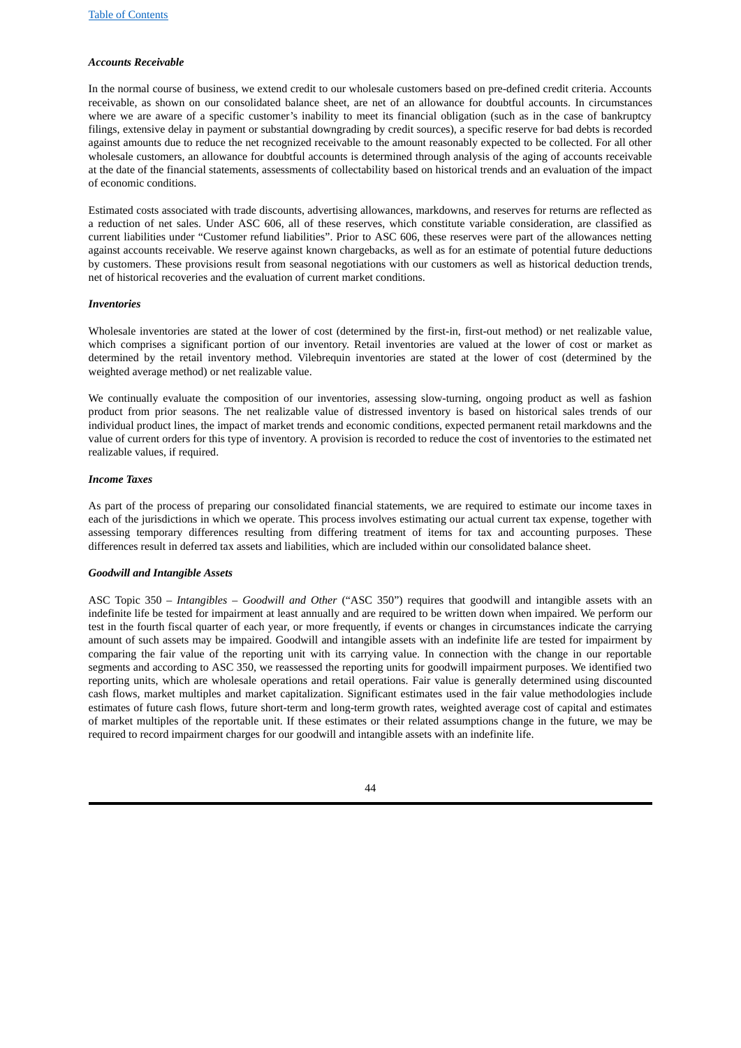### *Accounts Receivable*

In the normal course of business, we extend credit to our wholesale customers based on pre-defined credit criteria. Accounts receivable, as shown on our consolidated balance sheet, are net of an allowance for doubtful accounts. In circumstances where we are aware of a specific customer's inability to meet its financial obligation (such as in the case of bankruptcy filings, extensive delay in payment or substantial downgrading by credit sources), a specific reserve for bad debts is recorded against amounts due to reduce the net recognized receivable to the amount reasonably expected to be collected. For all other wholesale customers, an allowance for doubtful accounts is determined through analysis of the aging of accounts receivable at the date of the financial statements, assessments of collectability based on historical trends and an evaluation of the impact of economic conditions.

Estimated costs associated with trade discounts, advertising allowances, markdowns, and reserves for returns are reflected as a reduction of net sales. Under ASC 606, all of these reserves, which constitute variable consideration, are classified as current liabilities under "Customer refund liabilities". Prior to ASC 606, these reserves were part of the allowances netting against accounts receivable. We reserve against known chargebacks, as well as for an estimate of potential future deductions by customers. These provisions result from seasonal negotiations with our customers as well as historical deduction trends, net of historical recoveries and the evaluation of current market conditions.

### *Inventories*

Wholesale inventories are stated at the lower of cost (determined by the first-in, first-out method) or net realizable value, which comprises a significant portion of our inventory. Retail inventories are valued at the lower of cost or market as determined by the retail inventory method. Vilebrequin inventories are stated at the lower of cost (determined by the weighted average method) or net realizable value.

We continually evaluate the composition of our inventories, assessing slow-turning, ongoing product as well as fashion product from prior seasons. The net realizable value of distressed inventory is based on historical sales trends of our individual product lines, the impact of market trends and economic conditions, expected permanent retail markdowns and the value of current orders for this type of inventory. A provision is recorded to reduce the cost of inventories to the estimated net realizable values, if required.

### *Income Taxes*

As part of the process of preparing our consolidated financial statements, we are required to estimate our income taxes in each of the jurisdictions in which we operate. This process involves estimating our actual current tax expense, together with assessing temporary differences resulting from differing treatment of items for tax and accounting purposes. These differences result in deferred tax assets and liabilities, which are included within our consolidated balance sheet.

### *Goodwill and Intangible Assets*

ASC Topic 350 – *Intangibles – Goodwill and Other* ("ASC 350") requires that goodwill and intangible assets with an indefinite life be tested for impairment at least annually and are required to be written down when impaired. We perform our test in the fourth fiscal quarter of each year, or more frequently, if events or changes in circumstances indicate the carrying amount of such assets may be impaired. Goodwill and intangible assets with an indefinite life are tested for impairment by comparing the fair value of the reporting unit with its carrying value. In connection with the change in our reportable segments and according to ASC 350, we reassessed the reporting units for goodwill impairment purposes. We identified two reporting units, which are wholesale operations and retail operations. Fair value is generally determined using discounted cash flows, market multiples and market capitalization. Significant estimates used in the fair value methodologies include estimates of future cash flows, future short-term and long-term growth rates, weighted average cost of capital and estimates of market multiples of the reportable unit. If these estimates or their related assumptions change in the future, we may be required to record impairment charges for our goodwill and intangible assets with an indefinite life.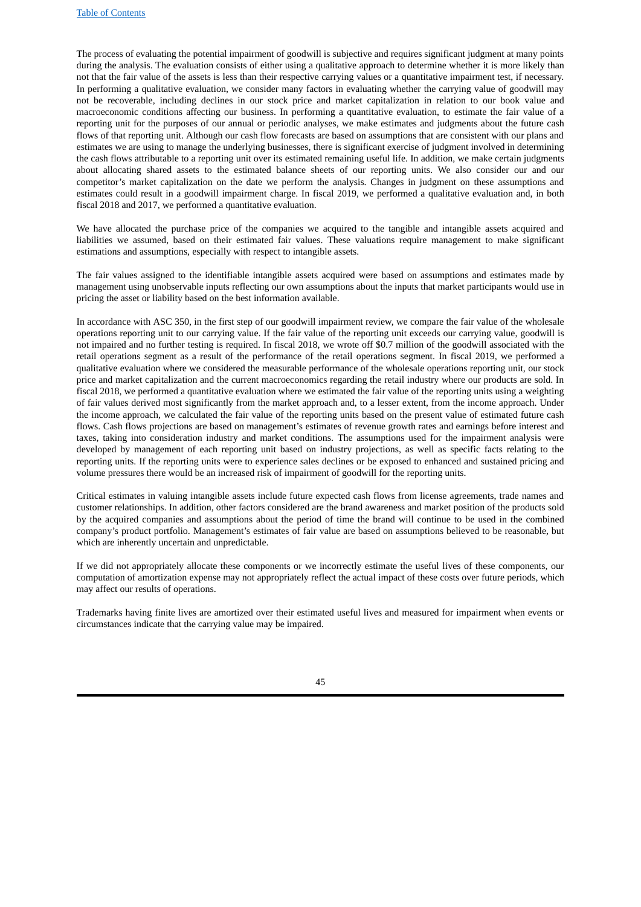The process of evaluating the potential impairment of goodwill is subjective and requires significant judgment at many points during the analysis. The evaluation consists of either using a qualitative approach to determine whether it is more likely than not that the fair value of the assets is less than their respective carrying values or a quantitative impairment test, if necessary. In performing a qualitative evaluation, we consider many factors in evaluating whether the carrying value of goodwill may not be recoverable, including declines in our stock price and market capitalization in relation to our book value and macroeconomic conditions affecting our business. In performing a quantitative evaluation, to estimate the fair value of a reporting unit for the purposes of our annual or periodic analyses, we make estimates and judgments about the future cash flows of that reporting unit. Although our cash flow forecasts are based on assumptions that are consistent with our plans and estimates we are using to manage the underlying businesses, there is significant exercise of judgment involved in determining the cash flows attributable to a reporting unit over its estimated remaining useful life. In addition, we make certain judgments about allocating shared assets to the estimated balance sheets of our reporting units. We also consider our and our competitor's market capitalization on the date we perform the analysis. Changes in judgment on these assumptions and estimates could result in a goodwill impairment charge. In fiscal 2019, we performed a qualitative evaluation and, in both fiscal 2018 and 2017, we performed a quantitative evaluation.

We have allocated the purchase price of the companies we acquired to the tangible and intangible assets acquired and liabilities we assumed, based on their estimated fair values. These valuations require management to make significant estimations and assumptions, especially with respect to intangible assets.

The fair values assigned to the identifiable intangible assets acquired were based on assumptions and estimates made by management using unobservable inputs reflecting our own assumptions about the inputs that market participants would use in pricing the asset or liability based on the best information available.

In accordance with ASC 350, in the first step of our goodwill impairment review, we compare the fair value of the wholesale operations reporting unit to our carrying value. If the fair value of the reporting unit exceeds our carrying value, goodwill is not impaired and no further testing is required. In fiscal 2018, we wrote off $0.7 million of the goodwill associated with the retail operations segment as a result of the performance of the retail operations segment. In fiscal 2019, we performed a qualitative evaluation where we considered the measurable performance of the wholesale operations reporting unit, our stock price and market capitalization and the current macroeconomics regarding the retail industry where our products are sold. In fiscal 2018, we performed a quantitative evaluation where we estimated the fair value of the reporting units using a weighting of fair values derived most significantly from the market approach and, to a lesser extent, from the income approach. Under the income approach, we calculated the fair value of the reporting units based on the present value of estimated future cash flows. Cash flows projections are based on management's estimates of revenue growth rates and earnings before interest and taxes, taking into consideration industry and market conditions. The assumptions used for the impairment analysis were developed by management of each reporting unit based on industry projections, as well as specific facts relating to the reporting units. If the reporting units were to experience sales declines or be exposed to enhanced and sustained pricing and volume pressures there would be an increased risk of impairment of goodwill for the reporting units.

Critical estimates in valuing intangible assets include future expected cash flows from license agreements, trade names and customer relationships. In addition, other factors considered are the brand awareness and market position of the products sold by the acquired companies and assumptions about the period of time the brand will continue to be used in the combined company's product portfolio. Management's estimates of fair value are based on assumptions believed to be reasonable, but which are inherently uncertain and unpredictable.

If we did not appropriately allocate these components or we incorrectly estimate the useful lives of these components, our computation of amortization expense may not appropriately reflect the actual impact of these costs over future periods, which may affect our results of operations.

Trademarks having finite lives are amortized over their estimated useful lives and measured for impairment when events or circumstances indicate that the carrying value may be impaired.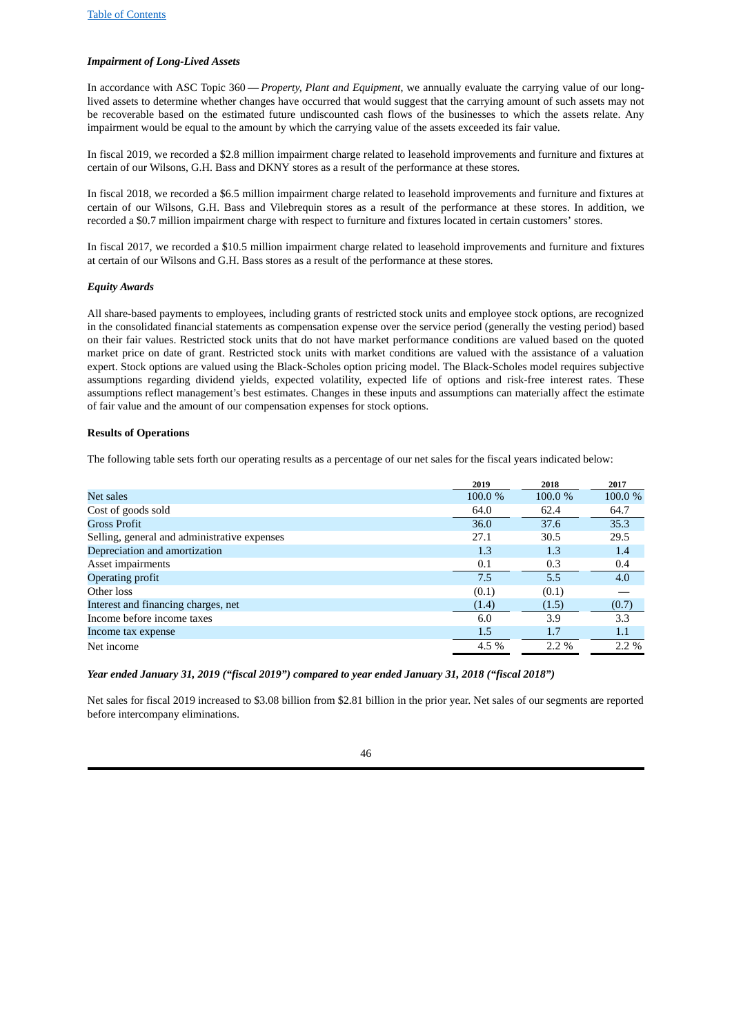### *Impairment of Long-Lived Assets*

In accordance with ASC Topic 360 — *Property, Plant and Equipment,* we annually evaluate the carrying value of our long-lived assets to determine whether changes have occurred that would suggest that the carrying amount of such assets may not be recoverable based on the estimated future undiscounted cash flows of the businesses to which the assets relate. Any impairment would be equal to the amount by which the carrying value of the assets exceeded its fair value.

In fiscal 2019, we recorded a $2.8 million impairment charge related to leasehold improvements and furniture and fixtures at certain of our Wilsons, G.H. Bass and DKNY stores as a result of the performance at these stores.

In fiscal 2018, we recorded a $6.5 million impairment charge related to leasehold improvements and furniture and fixtures at certain of our Wilsons, G.H. Bass and Vilebrequin stores as a result of the performance at these stores. In addition, we recorded a $0.7 million impairment charge with respect to furniture and fixtures located in certain customers' stores.

In fiscal 2017, we recorded a $10.5 million impairment charge related to leasehold improvements and furniture and fixtures at certain of our Wilsons and G.H. Bass stores as a result of the performance at these stores.

### *Equity Awards*

All share-based payments to employees, including grants of restricted stock units and employee stock options, are recognized in the consolidated financial statements as compensation expense over the service period (generally the vesting period) based on their fair values. Restricted stock units that do not have market performance conditions are valued based on the quoted market price on date of grant. Restricted stock units with market conditions are valued with the assistance of a valuation expert. Stock options are valued using the Black-Scholes option pricing model. The Black-Scholes model requires subjective assumptions regarding dividend yields, expected volatility, expected life of options and risk-free interest rates. These assumptions reflect management's best estimates. Changes in these inputs and assumptions can materially affect the estimate of fair value and the amount of our compensation expenses for stock options.

### Results of Operations

The following table sets forth our operating results as a percentage of our net sales for the fiscal years indicated below:

| | 2019 | 2018 | 2017 |
|---|---|---|---|
| Net sales | 100.0 % | 100.0 % | 100.0 % |
| Cost of goods sold | 64.0 | 62.4 | 64.7 |
| Gross Profit | 36.0 | 37.6 | 35.3 |
| Selling, general and administrative expenses | 27.1 | 30.5 | 29.5 |
| Depreciation and amortization | 1.3 | 1.3 | 1.4 |
| Asset impairments | 0.1 | 0.3 | 0.4 |
| Operating profit | 7.5 | 5.5 | 4.0 |
| Other loss | (0.1) | (0.1) | — |
| Interest and financing charges, net | (1.4) | (1.5) | (0.7) |
| Income before income taxes | 6.0 | 3.9 | 3.3 |
| Income tax expense | 1.5 | 1.7 | 1.1 |
| Net income | 4.5 % | 2.2 % | 2.2 % |

### *Year ended January 31, 2019 ("fiscal 2019") compared to year ended January 31, 2018 ("fiscal 2018")*

Net sales for fiscal 2019 increased to $3.08 billion from $2.81 billion in the prior year. Net sales of our segments are reported before intercompany eliminations.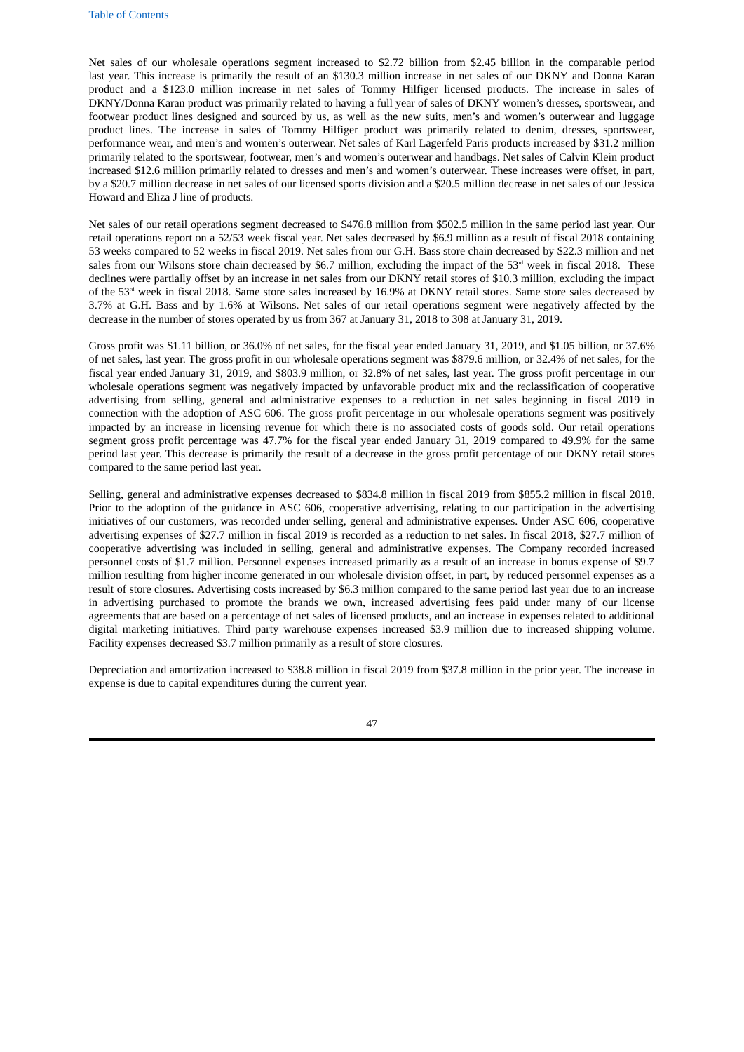Net sales of our wholesale operations segment increased to $2.72 billion from $2.45 billion in the comparable period last year. This increase is primarily the result of an $130.3 million increase in net sales of our DKNY and Donna Karan product and a $123.0 million increase in net sales of Tommy Hilfiger licensed products. The increase in sales of DKNY/Donna Karan product was primarily related to having a full year of sales of DKNY women's dresses, sportswear, and footwear product lines designed and sourced by us, as well as the new suits, men's and women's outerwear and luggage product lines. The increase in sales of Tommy Hilfiger product was primarily related to denim, dresses, sportswear, performance wear, and men's and women's outerwear. Net sales of Karl Lagerfeld Paris products increased by $31.2 million primarily related to the sportswear, footwear, men's and women's outerwear and handbags. Net sales of Calvin Klein product increased $12.6 million primarily related to dresses and men's and women's outerwear. These increases were offset, in part, by a $20.7 million decrease in net sales of our licensed sports division and a $20.5 million decrease in net sales of our Jessica Howard and Eliza J line of products.

Net sales of our retail operations segment decreased to $476.8 million from $502.5 million in the same period last year. Our retail operations report on a 52/53 week fiscal year. Net sales decreased by $6.9 million as a result of fiscal 2018 containing 53 weeks compared to 52 weeks in fiscal 2019. Net sales from our G.H. Bass store chain decreased by $22.3 million and net sales from our Wilsons store chain decreased by $6.7 million, excluding the impact of the 53rd week in fiscal 2018. These declines were partially offset by an increase in net sales from our DKNY retail stores of $10.3 million, excluding the impact of the 53rd week in fiscal 2018. Same store sales increased by 16.9% at DKNY retail stores. Same store sales decreased by 3.7% at G.H. Bass and by 1.6% at Wilsons. Net sales of our retail operations segment were negatively affected by the decrease in the number of stores operated by us from 367 at January 31, 2018 to 308 at January 31, 2019.

Gross profit was $1.11 billion, or 36.0% of net sales, for the fiscal year ended January 31, 2019, and $1.05 billion, or 37.6% of net sales, last year. The gross profit in our wholesale operations segment was $879.6 million, or 32.4% of net sales, for the fiscal year ended January 31, 2019, and $803.9 million, or 32.8% of net sales, last year. The gross profit percentage in our wholesale operations segment was negatively impacted by unfavorable product mix and the reclassification of cooperative advertising from selling, general and administrative expenses to a reduction in net sales beginning in fiscal 2019 in connection with the adoption of ASC 606. The gross profit percentage in our wholesale operations segment was positively impacted by an increase in licensing revenue for which there is no associated costs of goods sold. Our retail operations segment gross profit percentage was 47.7% for the fiscal year ended January 31, 2019 compared to 49.9% for the same period last year. This decrease is primarily the result of a decrease in the gross profit percentage of our DKNY retail stores compared to the same period last year.

Selling, general and administrative expenses decreased to $834.8 million in fiscal 2019 from $855.2 million in fiscal 2018. Prior to the adoption of the guidance in ASC 606, cooperative advertising, relating to our participation in the advertising initiatives of our customers, was recorded under selling, general and administrative expenses. Under ASC 606, cooperative advertising expenses of $27.7 million in fiscal 2019 is recorded as a reduction to net sales. In fiscal 2018, $27.7 million of cooperative advertising was included in selling, general and administrative expenses. The Company recorded increased personnel costs of $1.7 million. Personnel expenses increased primarily as a result of an increase in bonus expense of $9.7 million resulting from higher income generated in our wholesale division offset, in part, by reduced personnel expenses as a result of store closures. Advertising costs increased by $6.3 million compared to the same period last year due to an increase in advertising purchased to promote the brands we own, increased advertising fees paid under many of our license agreements that are based on a percentage of net sales of licensed products, and an increase in expenses related to additional digital marketing initiatives. Third party warehouse expenses increased $3.9 million due to increased shipping volume. Facility expenses decreased $3.7 million primarily as a result of store closures.

Depreciation and amortization increased to $38.8 million in fiscal 2019 from $37.8 million in the prior year. The increase in expense is due to capital expenditures during the current year.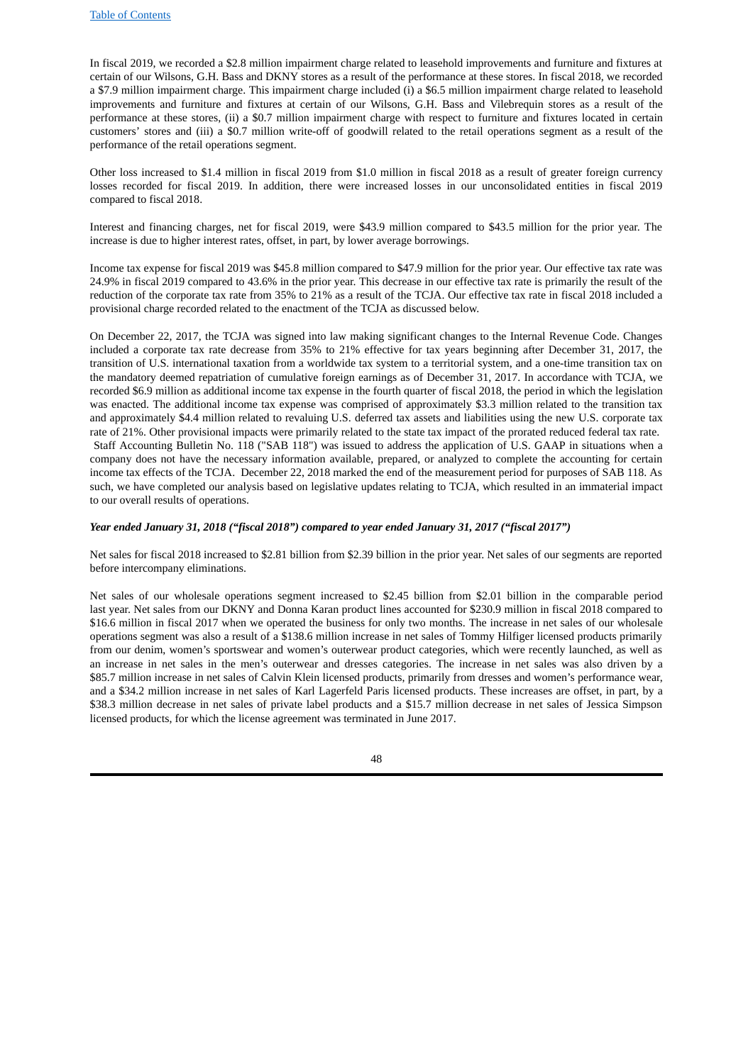In fiscal 2019, we recorded a $2.8 million impairment charge related to leasehold improvements and furniture and fixtures at certain of our Wilsons, G.H. Bass and DKNY stores as a result of the performance at these stores. In fiscal 2018, we recorded a $7.9 million impairment charge. This impairment charge included (i) a $6.5 million impairment charge related to leasehold improvements and furniture and fixtures at certain of our Wilsons, G.H. Bass and Vilebrequin stores as a result of the performance at these stores, (ii) a $0.7 million impairment charge with respect to furniture and fixtures located in certain customers' stores and (iii) a $0.7 million write-off of goodwill related to the retail operations segment as a result of the performance of the retail operations segment.

Other loss increased to $1.4 million in fiscal 2019 from $1.0 million in fiscal 2018 as a result of greater foreign currency losses recorded for fiscal 2019. In addition, there were increased losses in our unconsolidated entities in fiscal 2019 compared to fiscal 2018.

Interest and financing charges, net for fiscal 2019, were $43.9 million compared to $43.5 million for the prior year. The increase is due to higher interest rates, offset, in part, by lower average borrowings.

Income tax expense for fiscal 2019 was $45.8 million compared to $47.9 million for the prior year. Our effective tax rate was 24.9% in fiscal 2019 compared to 43.6% in the prior year. This decrease in our effective tax rate is primarily the result of the reduction of the corporate tax rate from 35% to 21% as a result of the TCJA. Our effective tax rate in fiscal 2018 included a provisional charge recorded related to the enactment of the TCJA as discussed below.

On December 22, 2017, the TCJA was signed into law making significant changes to the Internal Revenue Code. Changes included a corporate tax rate decrease from 35% to 21% effective for tax years beginning after December 31, 2017, the transition of U.S. international taxation from a worldwide tax system to a territorial system, and a one-time transition tax on the mandatory deemed repatriation of cumulative foreign earnings as of December 31, 2017. In accordance with TCJA, we recorded $6.9 million as additional income tax expense in the fourth quarter of fiscal 2018, the period in which the legislation was enacted. The additional income tax expense was comprised of approximately $3.3 million related to the transition tax and approximately $4.4 million related to revaluing U.S. deferred tax assets and liabilities using the new U.S. corporate tax rate of 21%. Other provisional impacts were primarily related to the state tax impact of the prorated reduced federal tax rate. Staff Accounting Bulletin No. 118 ("SAB 118") was issued to address the application of U.S. GAAP in situations when a company does not have the necessary information available, prepared, or analyzed to complete the accounting for certain income tax effects of the TCJA. December 22, 2018 marked the end of the measurement period for purposes of SAB 118. As such, we have completed our analysis based on legislative updates relating to TCJA, which resulted in an immaterial impact to our overall results of operations.

***Year ended January 31, 2018 ("fiscal 2018") compared to year ended January 31, 2017 ("fiscal 2017")***

Net sales for fiscal 2018 increased to $2.81 billion from $2.39 billion in the prior year. Net sales of our segments are reported before intercompany eliminations.

Net sales of our wholesale operations segment increased to $2.45 billion from $2.01 billion in the comparable period last year. Net sales from our DKNY and Donna Karan product lines accounted for $230.9 million in fiscal 2018 compared to $16.6 million in fiscal 2017 when we operated the business for only two months. The increase in net sales of our wholesale operations segment was also a result of a $138.6 million increase in net sales of Tommy Hilfiger licensed products primarily from our denim, women's sportswear and women's outerwear product categories, which were recently launched, as well as an increase in net sales in the men's outerwear and dresses categories. The increase in net sales was also driven by a $85.7 million increase in net sales of Calvin Klein licensed products, primarily from dresses and women's performance wear, and a $34.2 million increase in net sales of Karl Lagerfeld Paris licensed products. These increases are offset, in part, by a $38.3 million decrease in net sales of private label products and a $15.7 million decrease in net sales of Jessica Simpson licensed products, for which the license agreement was terminated in June 2017.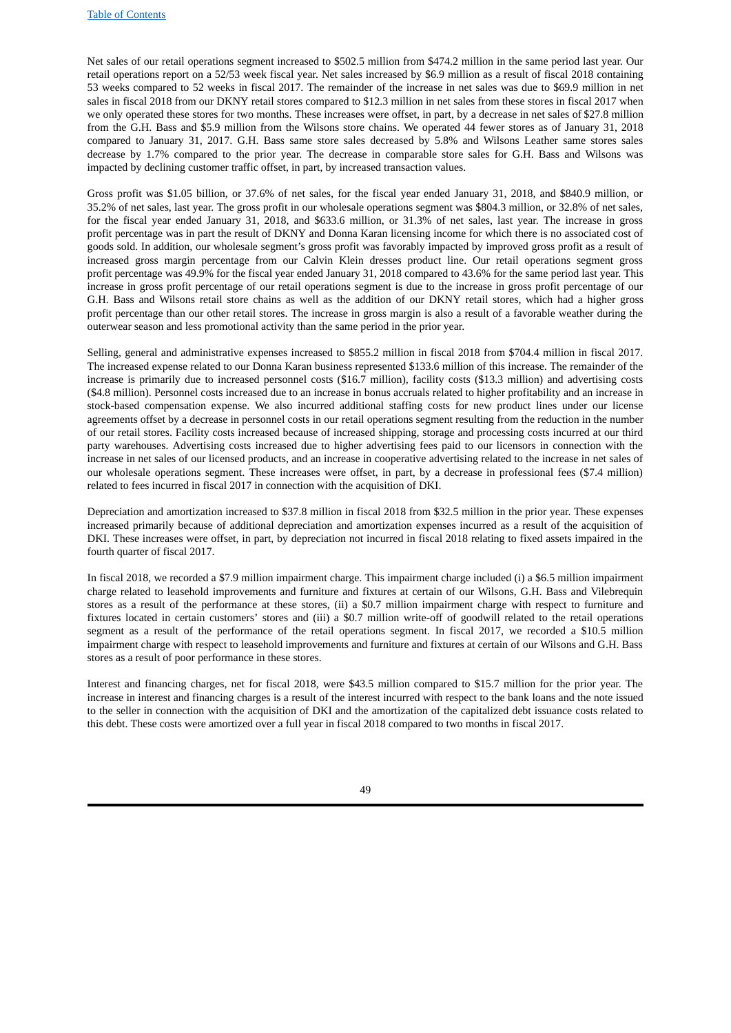Net sales of our retail operations segment increased to $502.5 million from $474.2 million in the same period last year. Our retail operations report on a 52/53 week fiscal year. Net sales increased by $6.9 million as a result of fiscal 2018 containing 53 weeks compared to 52 weeks in fiscal 2017. The remainder of the increase in net sales was due to $69.9 million in net sales in fiscal 2018 from our DKNY retail stores compared to $12.3 million in net sales from these stores in fiscal 2017 when we only operated these stores for two months. These increases were offset, in part, by a decrease in net sales of $27.8 million from the G.H. Bass and $5.9 million from the Wilsons store chains. We operated 44 fewer stores as of January 31, 2018 compared to January 31, 2017. G.H. Bass same store sales decreased by 5.8% and Wilsons Leather same stores sales decrease by 1.7% compared to the prior year. The decrease in comparable store sales for G.H. Bass and Wilsons was impacted by declining customer traffic offset, in part, by increased transaction values.

Gross profit was $1.05 billion, or 37.6% of net sales, for the fiscal year ended January 31, 2018, and $840.9 million, or 35.2% of net sales, last year. The gross profit in our wholesale operations segment was $804.3 million, or 32.8% of net sales, for the fiscal year ended January 31, 2018, and $633.6 million, or 31.3% of net sales, last year. The increase in gross profit percentage was in part the result of DKNY and Donna Karan licensing income for which there is no associated cost of goods sold. In addition, our wholesale segment's gross profit was favorably impacted by improved gross profit as a result of increased gross margin percentage from our Calvin Klein dresses product line. Our retail operations segment gross profit percentage was 49.9% for the fiscal year ended January 31, 2018 compared to 43.6% for the same period last year. This increase in gross profit percentage of our retail operations segment is due to the increase in gross profit percentage of our G.H. Bass and Wilsons retail store chains as well as the addition of our DKNY retail stores, which had a higher gross profit percentage than our other retail stores. The increase in gross margin is also a result of a favorable weather during the outerwear season and less promotional activity than the same period in the prior year.

Selling, general and administrative expenses increased to $855.2 million in fiscal 2018 from $704.4 million in fiscal 2017. The increased expense related to our Donna Karan business represented $133.6 million of this increase. The remainder of the increase is primarily due to increased personnel costs ($16.7 million), facility costs ($13.3 million) and advertising costs ($4.8 million). Personnel costs increased due to an increase in bonus accruals related to higher profitability and an increase in stock-based compensation expense. We also incurred additional staffing costs for new product lines under our license agreements offset by a decrease in personnel costs in our retail operations segment resulting from the reduction in the number of our retail stores. Facility costs increased because of increased shipping, storage and processing costs incurred at our third party warehouses. Advertising costs increased due to higher advertising fees paid to our licensors in connection with the increase in net sales of our licensed products, and an increase in cooperative advertising related to the increase in net sales of our wholesale operations segment. These increases were offset, in part, by a decrease in professional fees ($7.4 million) related to fees incurred in fiscal 2017 in connection with the acquisition of DKI.

Depreciation and amortization increased to $37.8 million in fiscal 2018 from $32.5 million in the prior year. These expenses increased primarily because of additional depreciation and amortization expenses incurred as a result of the acquisition of DKI. These increases were offset, in part, by depreciation not incurred in fiscal 2018 relating to fixed assets impaired in the fourth quarter of fiscal 2017.

In fiscal 2018, we recorded a $7.9 million impairment charge. This impairment charge included (i) a $6.5 million impairment charge related to leasehold improvements and furniture and fixtures at certain of our Wilsons, G.H. Bass and Vilebrequin stores as a result of the performance at these stores, (ii) a $0.7 million impairment charge with respect to furniture and fixtures located in certain customers' stores and (iii) a $0.7 million write-off of goodwill related to the retail operations segment as a result of the performance of the retail operations segment. In fiscal 2017, we recorded a $10.5 million impairment charge with respect to leasehold improvements and furniture and fixtures at certain of our Wilsons and G.H. Bass stores as a result of poor performance in these stores.

Interest and financing charges, net for fiscal 2018, were $43.5 million compared to $15.7 million for the prior year. The increase in interest and financing charges is a result of the interest incurred with respect to the bank loans and the note issued to the seller in connection with the acquisition of DKI and the amortization of the capitalized debt issuance costs related to this debt. These costs were amortized over a full year in fiscal 2018 compared to two months in fiscal 2017.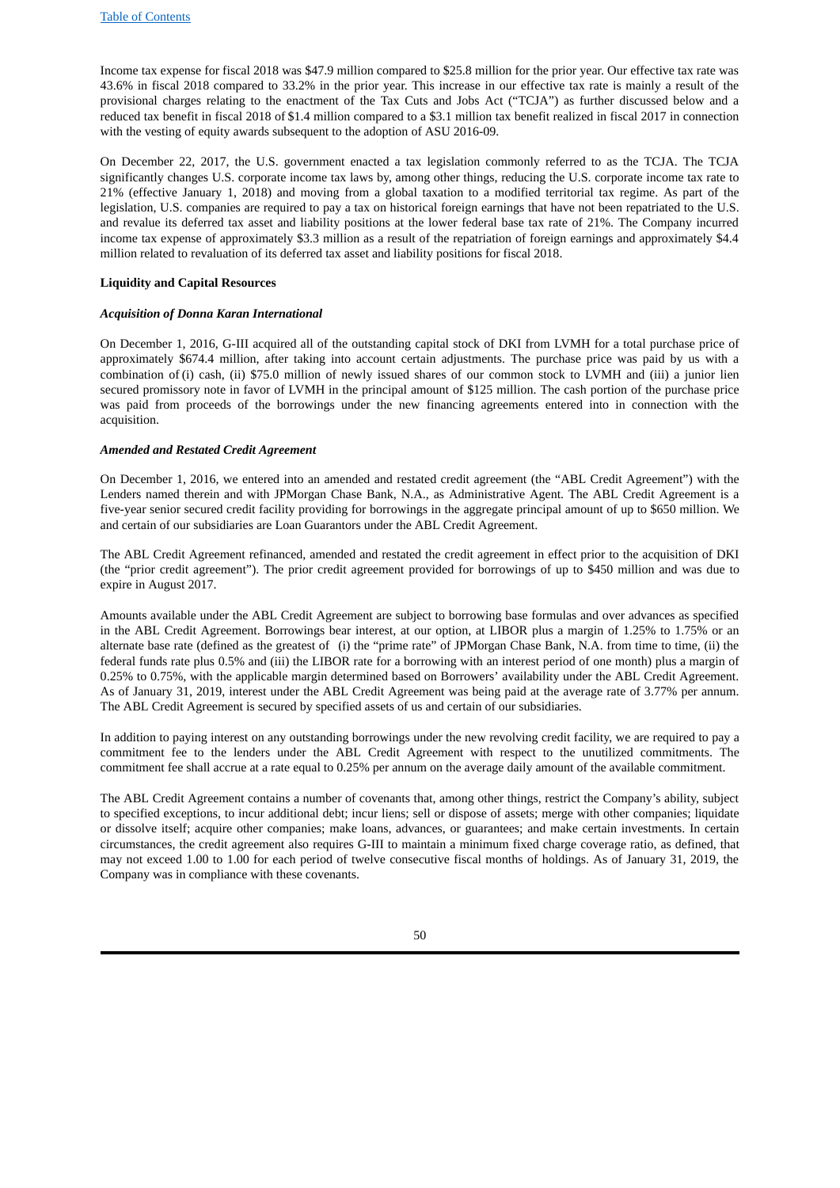Income tax expense for fiscal 2018 was $47.9 million compared to $25.8 million for the prior year. Our effective tax rate was 43.6% in fiscal 2018 compared to 33.2% in the prior year. This increase in our effective tax rate is mainly a result of the provisional charges relating to the enactment of the Tax Cuts and Jobs Act ("TCJA") as further discussed below and a reduced tax benefit in fiscal 2018 of $1.4 million compared to a $3.1 million tax benefit realized in fiscal 2017 in connection with the vesting of equity awards subsequent to the adoption of ASU 2016-09.

On December 22, 2017, the U.S. government enacted a tax legislation commonly referred to as the TCJA. The TCJA significantly changes U.S. corporate income tax laws by, among other things, reducing the U.S. corporate income tax rate to 21% (effective January 1, 2018) and moving from a global taxation to a modified territorial tax regime. As part of the legislation, U.S. companies are required to pay a tax on historical foreign earnings that have not been repatriated to the U.S. and revalue its deferred tax asset and liability positions at the lower federal base tax rate of 21%. The Company incurred income tax expense of approximately $3.3 million as a result of the repatriation of foreign earnings and approximately $4.4 million related to revaluation of its deferred tax asset and liability positions for fiscal 2018.

**Liquidity and Capital Resources**

***Acquisition of Donna Karan International***

On December 1, 2016, G-III acquired all of the outstanding capital stock of DKI from LVMH for a total purchase price of approximately $674.4 million, after taking into account certain adjustments. The purchase price was paid by us with a combination of (i) cash, (ii) $75.0 million of newly issued shares of our common stock to LVMH and (iii) a junior lien secured promissory note in favor of LVMH in the principal amount of $125 million. The cash portion of the purchase price was paid from proceeds of the borrowings under the new financing agreements entered into in connection with the acquisition.

***Amended and Restated Credit Agreement***

On December 1, 2016, we entered into an amended and restated credit agreement (the "ABL Credit Agreement") with the Lenders named therein and with JPMorgan Chase Bank, N.A., as Administrative Agent. The ABL Credit Agreement is a five-year senior secured credit facility providing for borrowings in the aggregate principal amount of up to $650 million. We and certain of our subsidiaries are Loan Guarantors under the ABL Credit Agreement.

The ABL Credit Agreement refinanced, amended and restated the credit agreement in effect prior to the acquisition of DKI (the "prior credit agreement"). The prior credit agreement provided for borrowings of up to $450 million and was due to expire in August 2017.

Amounts available under the ABL Credit Agreement are subject to borrowing base formulas and over advances as specified in the ABL Credit Agreement. Borrowings bear interest, at our option, at LIBOR plus a margin of 1.25% to 1.75% or an alternate base rate (defined as the greatest of (i) the "prime rate" of JPMorgan Chase Bank, N.A. from time to time, (ii) the federal funds rate plus 0.5% and (iii) the LIBOR rate for a borrowing with an interest period of one month) plus a margin of 0.25% to 0.75%, with the applicable margin determined based on Borrowers' availability under the ABL Credit Agreement. As of January 31, 2019, interest under the ABL Credit Agreement was being paid at the average rate of 3.77% per annum. The ABL Credit Agreement is secured by specified assets of us and certain of our subsidiaries.

In addition to paying interest on any outstanding borrowings under the new revolving credit facility, we are required to pay a commitment fee to the lenders under the ABL Credit Agreement with respect to the unutilized commitments. The commitment fee shall accrue at a rate equal to 0.25% per annum on the average daily amount of the available commitment.

The ABL Credit Agreement contains a number of covenants that, among other things, restrict the Company's ability, subject to specified exceptions, to incur additional debt; incur liens; sell or dispose of assets; merge with other companies; liquidate or dissolve itself; acquire other companies; make loans, advances, or guarantees; and make certain investments. In certain circumstances, the credit agreement also requires G-III to maintain a minimum fixed charge coverage ratio, as defined, that may not exceed 1.00 to 1.00 for each period of twelve consecutive fiscal months of holdings. As of January 31, 2019, the Company was in compliance with these covenants.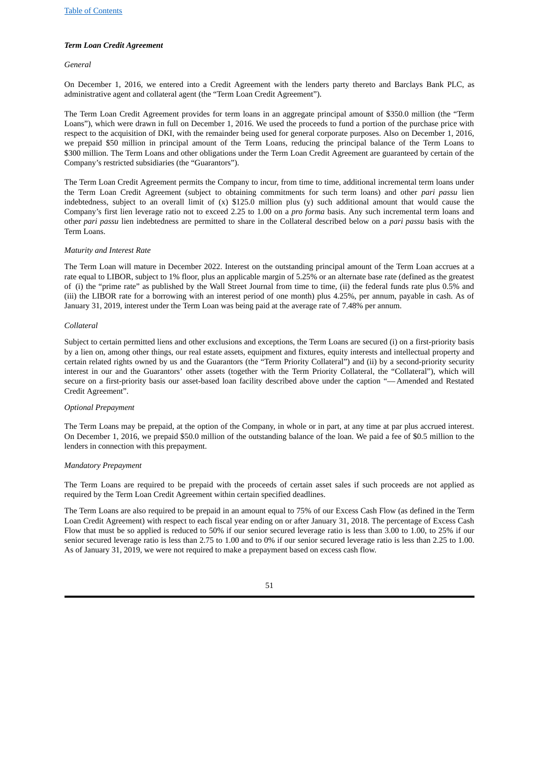### *Term Loan Credit Agreement*

*General*

On December 1, 2016, we entered into a Credit Agreement with the lenders party thereto and Barclays Bank PLC, as administrative agent and collateral agent (the "Term Loan Credit Agreement").

The Term Loan Credit Agreement provides for term loans in an aggregate principal amount of $350.0 million (the "Term Loans"), which were drawn in full on December 1, 2016. We used the proceeds to fund a portion of the purchase price with respect to the acquisition of DKI, with the remainder being used for general corporate purposes. Also on December 1, 2016, we prepaid $50 million in principal amount of the Term Loans, reducing the principal balance of the Term Loans to $300 million. The Term Loans and other obligations under the Term Loan Credit Agreement are guaranteed by certain of the Company's restricted subsidiaries (the "Guarantors").

The Term Loan Credit Agreement permits the Company to incur, from time to time, additional incremental term loans under the Term Loan Credit Agreement (subject to obtaining commitments for such term loans) and other *pari passu* lien indebtedness, subject to an overall limit of (x) $125.0 million plus (y) such additional amount that would cause the Company's first lien leverage ratio not to exceed 2.25 to 1.00 on a *pro forma* basis. Any such incremental term loans and other *pari passu* lien indebtedness are permitted to share in the Collateral described below on a *pari passu* basis with the Term Loans.

*Maturity and Interest Rate*

The Term Loan will mature in December 2022. Interest on the outstanding principal amount of the Term Loan accrues at a rate equal to LIBOR, subject to 1% floor, plus an applicable margin of 5.25% or an alternate base rate (defined as the greatest of (i) the "prime rate" as published by the Wall Street Journal from time to time, (ii) the federal funds rate plus 0.5% and (iii) the LIBOR rate for a borrowing with an interest period of one month) plus 4.25%, per annum, payable in cash. As of January 31, 2019, interest under the Term Loan was being paid at the average rate of 7.48% per annum.

*Collateral*

Subject to certain permitted liens and other exclusions and exceptions, the Term Loans are secured (i) on a first-priority basis by a lien on, among other things, our real estate assets, equipment and fixtures, equity interests and intellectual property and certain related rights owned by us and the Guarantors (the "Term Priority Collateral") and (ii) by a second-priority security interest in our and the Guarantors' other assets (together with the Term Priority Collateral, the "Collateral"), which will secure on a first-priority basis our asset-based loan facility described above under the caption "— Amended and Restated Credit Agreement".

*Optional Prepayment*

The Term Loans may be prepaid, at the option of the Company, in whole or in part, at any time at par plus accrued interest. On December 1, 2016, we prepaid $50.0 million of the outstanding balance of the loan. We paid a fee of $0.5 million to the lenders in connection with this prepayment.

*Mandatory Prepayment*

The Term Loans are required to be prepaid with the proceeds of certain asset sales if such proceeds are not applied as required by the Term Loan Credit Agreement within certain specified deadlines.

The Term Loans are also required to be prepaid in an amount equal to 75% of our Excess Cash Flow (as defined in the Term Loan Credit Agreement) with respect to each fiscal year ending on or after January 31, 2018. The percentage of Excess Cash Flow that must be so applied is reduced to 50% if our senior secured leverage ratio is less than 3.00 to 1.00, to 25% if our senior secured leverage ratio is less than 2.75 to 1.00 and to 0% if our senior secured leverage ratio is less than 2.25 to 1.00. As of January 31, 2019, we were not required to make a prepayment based on excess cash flow.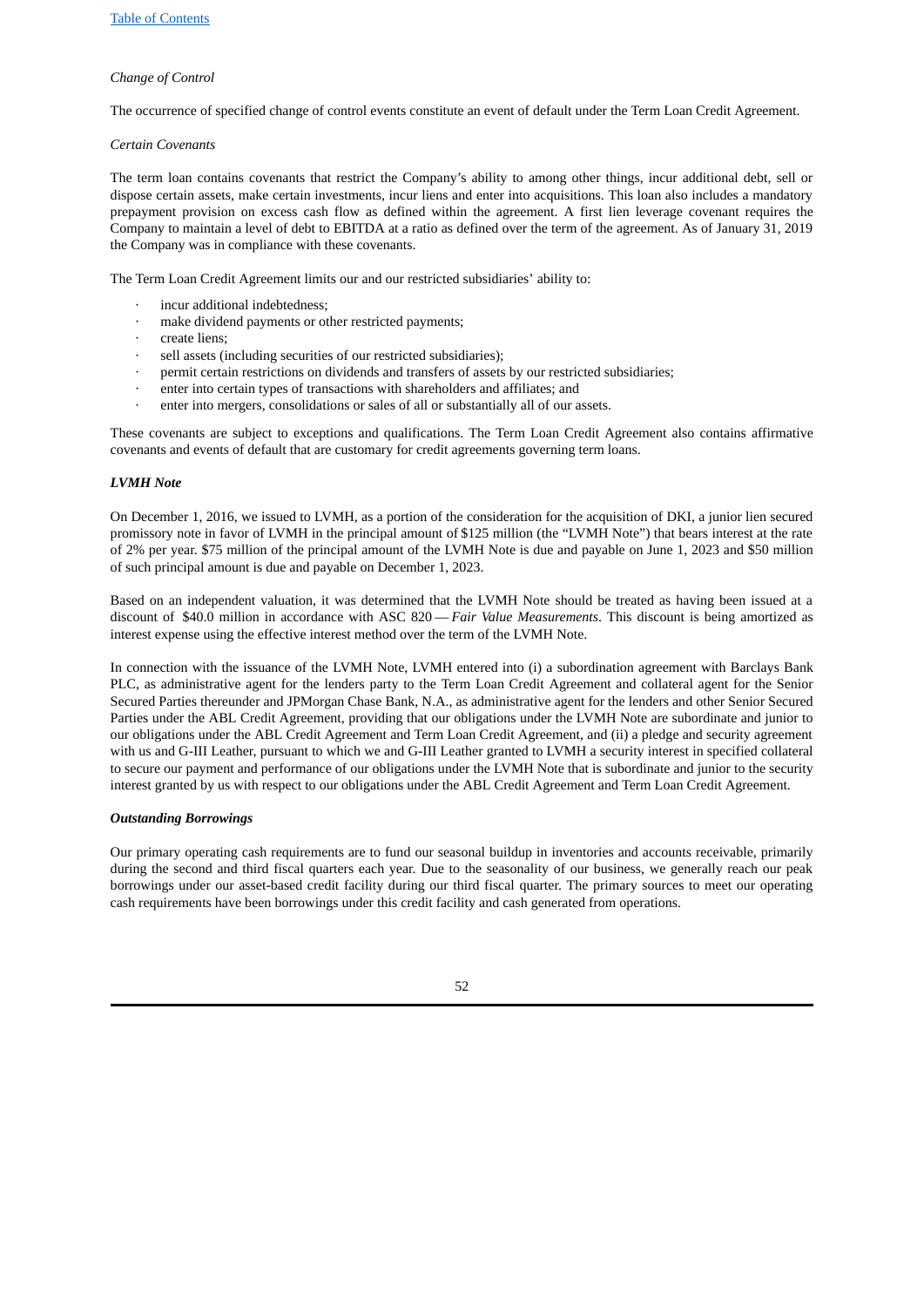*Change of Control*

The occurrence of specified change of control events constitute an event of default under the Term Loan Credit Agreement.

*Certain Covenants*

The term loan contains covenants that restrict the Company's ability to among other things, incur additional debt, sell or dispose certain assets, make certain investments, incur liens and enter into acquisitions. This loan also includes a mandatory prepayment provision on excess cash flow as defined within the agreement. A first lien leverage covenant requires the Company to maintain a level of debt to EBITDA at a ratio as defined over the term of the agreement. As of January 31, 2019 the Company was in compliance with these covenants.

The Term Loan Credit Agreement limits our and our restricted subsidiaries' ability to:

- incur additional indebtedness;
- make dividend payments or other restricted payments;
- create liens;
- sell assets (including securities of our restricted subsidiaries);
- permit certain restrictions on dividends and transfers of assets by our restricted subsidiaries;
- enter into certain types of transactions with shareholders and affiliates; and
- enter into mergers, consolidations or sales of all or substantially all of our assets.

These covenants are subject to exceptions and qualifications. The Term Loan Credit Agreement also contains affirmative covenants and events of default that are customary for credit agreements governing term loans.

***LVMH Note***

On December 1, 2016, we issued to LVMH, as a portion of the consideration for the acquisition of DKI, a junior lien secured promissory note in favor of LVMH in the principal amount of $125 million (the "LVMH Note") that bears interest at the rate of 2% per year. $75 million of the principal amount of the LVMH Note is due and payable on June 1, 2023 and $50 million of such principal amount is due and payable on December 1, 2023.

Based on an independent valuation, it was determined that the LVMH Note should be treated as having been issued at a discount of $40.0 million in accordance with ASC 820 — *Fair Value Measurements*. This discount is being amortized as interest expense using the effective interest method over the term of the LVMH Note.

In connection with the issuance of the LVMH Note, LVMH entered into (i) a subordination agreement with Barclays Bank PLC, as administrative agent for the lenders party to the Term Loan Credit Agreement and collateral agent for the Senior Secured Parties thereunder and JPMorgan Chase Bank, N.A., as administrative agent for the lenders and other Senior Secured Parties under the ABL Credit Agreement, providing that our obligations under the LVMH Note are subordinate and junior to our obligations under the ABL Credit Agreement and Term Loan Credit Agreement, and (ii) a pledge and security agreement with us and G-III Leather, pursuant to which we and G-III Leather granted to LVMH a security interest in specified collateral to secure our payment and performance of our obligations under the LVMH Note that is subordinate and junior to the security interest granted by us with respect to our obligations under the ABL Credit Agreement and Term Loan Credit Agreement.

***Outstanding Borrowings***

Our primary operating cash requirements are to fund our seasonal buildup in inventories and accounts receivable, primarily during the second and third fiscal quarters each year. Due to the seasonality of our business, we generally reach our peak borrowings under our asset-based credit facility during our third fiscal quarter. The primary sources to meet our operating cash requirements have been borrowings under this credit facility and cash generated from operations.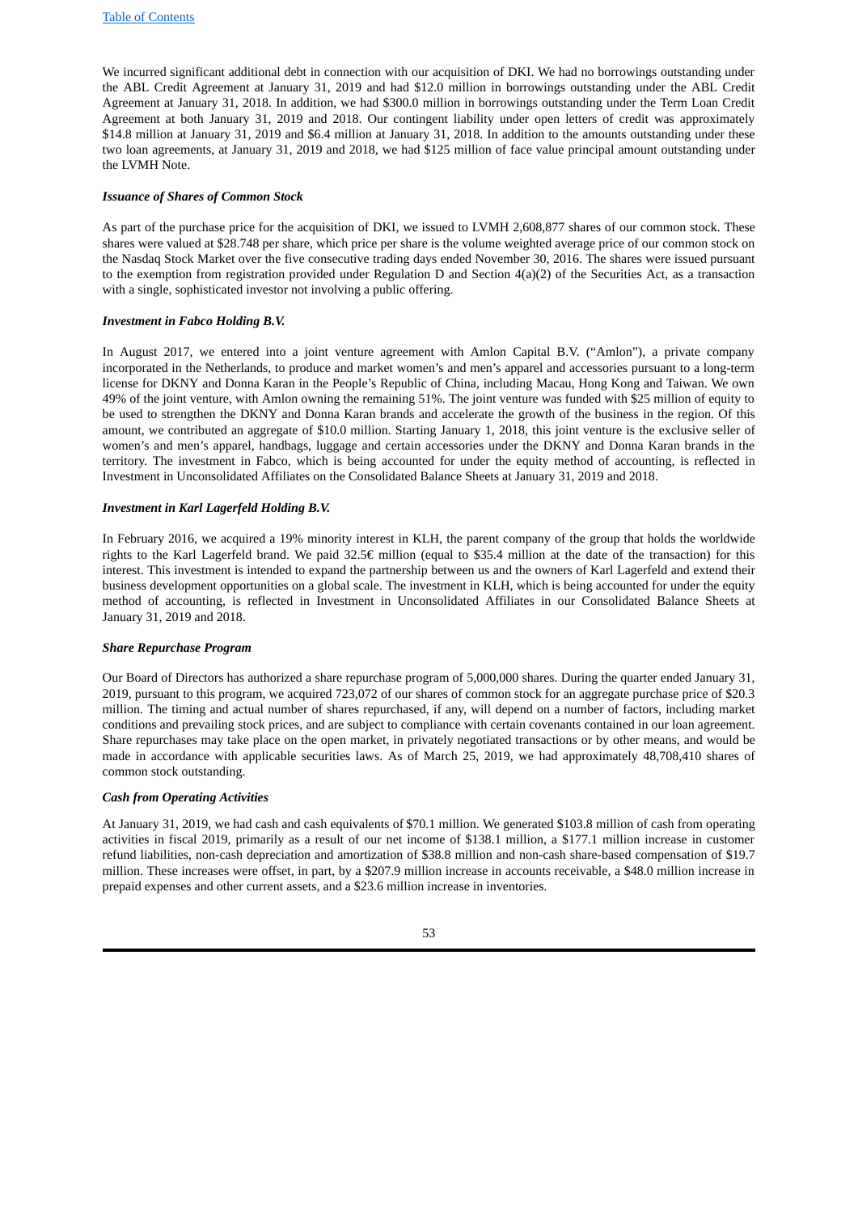We incurred significant additional debt in connection with our acquisition of DKI. We had no borrowings outstanding under the ABL Credit Agreement at January 31, 2019 and had $12.0 million in borrowings outstanding under the ABL Credit Agreement at January 31, 2018. In addition, we had $300.0 million in borrowings outstanding under the Term Loan Credit Agreement at both January 31, 2019 and 2018. Our contingent liability under open letters of credit was approximately $14.8 million at January 31, 2019 and $6.4 million at January 31, 2018. In addition to the amounts outstanding under these two loan agreements, at January 31, 2019 and 2018, we had $125 million of face value principal amount outstanding under the LVMH Note.

### *Issuance of Shares of Common Stock*

As part of the purchase price for the acquisition of DKI, we issued to LVMH 2,608,877 shares of our common stock. These shares were valued at $28.748 per share, which price per share is the volume weighted average price of our common stock on the Nasdaq Stock Market over the five consecutive trading days ended November 30, 2016. The shares were issued pursuant to the exemption from registration provided under Regulation D and Section 4(a)(2) of the Securities Act, as a transaction with a single, sophisticated investor not involving a public offering.

### *Investment in Fabco Holding B.V.*

In August 2017, we entered into a joint venture agreement with Amlon Capital B.V. ("Amlon"), a private company incorporated in the Netherlands, to produce and market women's and men's apparel and accessories pursuant to a long-term license for DKNY and Donna Karan in the People's Republic of China, including Macau, Hong Kong and Taiwan. We own 49% of the joint venture, with Amlon owning the remaining 51%. The joint venture was funded with $25 million of equity to be used to strengthen the DKNY and Donna Karan brands and accelerate the growth of the business in the region. Of this amount, we contributed an aggregate of $10.0 million. Starting January 1, 2018, this joint venture is the exclusive seller of women's and men's apparel, handbags, luggage and certain accessories under the DKNY and Donna Karan brands in the territory. The investment in Fabco, which is being accounted for under the equity method of accounting, is reflected in Investment in Unconsolidated Affiliates on the Consolidated Balance Sheets at January 31, 2019 and 2018.

### *Investment in Karl Lagerfeld Holding B.V.*

In February 2016, we acquired a 19% minority interest in KLH, the parent company of the group that holds the worldwide rights to the Karl Lagerfeld brand. We paid 32.5€ million (equal to $35.4 million at the date of the transaction) for this interest. This investment is intended to expand the partnership between us and the owners of Karl Lagerfeld and extend their business development opportunities on a global scale. The investment in KLH, which is being accounted for under the equity method of accounting, is reflected in Investment in Unconsolidated Affiliates in our Consolidated Balance Sheets at January 31, 2019 and 2018.

### *Share Repurchase Program*

Our Board of Directors has authorized a share repurchase program of 5,000,000 shares. During the quarter ended January 31, 2019, pursuant to this program, we acquired 723,072 of our shares of common stock for an aggregate purchase price of $20.3 million. The timing and actual number of shares repurchased, if any, will depend on a number of factors, including market conditions and prevailing stock prices, and are subject to compliance with certain covenants contained in our loan agreement. Share repurchases may take place on the open market, in privately negotiated transactions or by other means, and would be made in accordance with applicable securities laws. As of March 25, 2019, we had approximately 48,708,410 shares of common stock outstanding.

### *Cash from Operating Activities*

At January 31, 2019, we had cash and cash equivalents of $70.1 million. We generated $103.8 million of cash from operating activities in fiscal 2019, primarily as a result of our net income of $138.1 million, a $177.1 million increase in customer refund liabilities, non-cash depreciation and amortization of $38.8 million and non-cash share-based compensation of $19.7 million. These increases were offset, in part, by a $207.9 million increase in accounts receivable, a $48.0 million increase in prepaid expenses and other current assets, and a $23.6 million increase in inventories.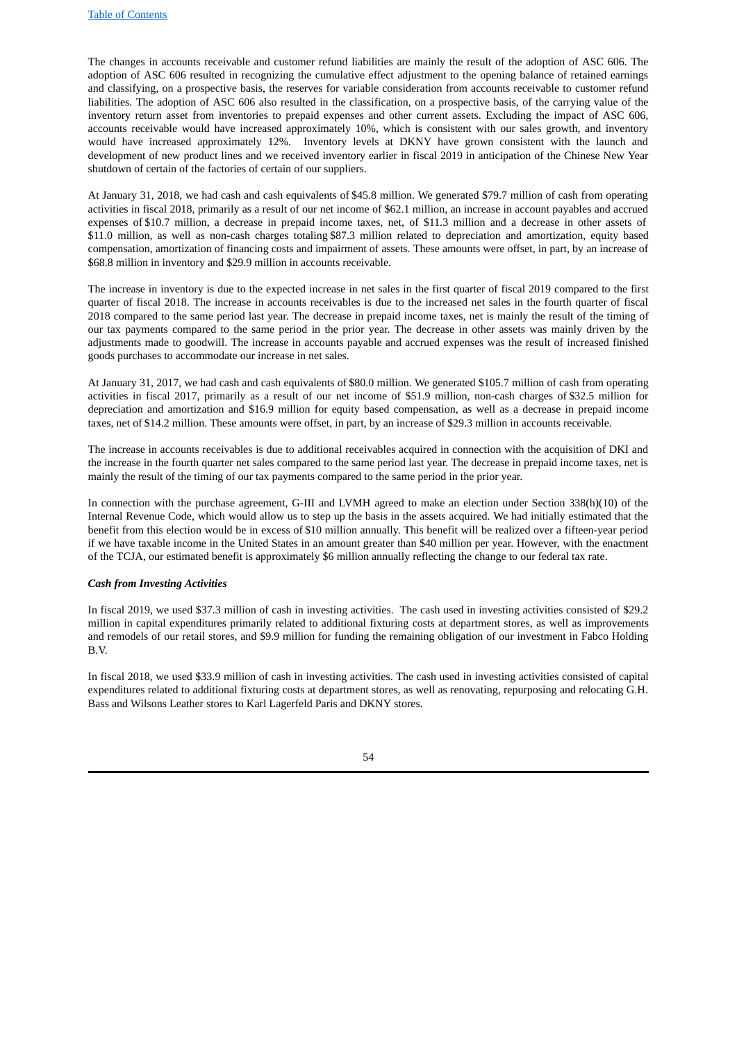The changes in accounts receivable and customer refund liabilities are mainly the result of the adoption of ASC 606. The adoption of ASC 606 resulted in recognizing the cumulative effect adjustment to the opening balance of retained earnings and classifying, on a prospective basis, the reserves for variable consideration from accounts receivable to customer refund liabilities. The adoption of ASC 606 also resulted in the classification, on a prospective basis, of the carrying value of the inventory return asset from inventories to prepaid expenses and other current assets. Excluding the impact of ASC 606, accounts receivable would have increased approximately 10%, which is consistent with our sales growth, and inventory would have increased approximately 12%. Inventory levels at DKNY have grown consistent with the launch and development of new product lines and we received inventory earlier in fiscal 2019 in anticipation of the Chinese New Year shutdown of certain of the factories of certain of our suppliers.

At January 31, 2018, we had cash and cash equivalents of $45.8 million. We generated $79.7 million of cash from operating activities in fiscal 2018, primarily as a result of our net income of $62.1 million, an increase in account payables and accrued expenses of $10.7 million, a decrease in prepaid income taxes, net, of $11.3 million and a decrease in other assets of $11.0 million, as well as non-cash charges totaling $87.3 million related to depreciation and amortization, equity based compensation, amortization of financing costs and impairment of assets. These amounts were offset, in part, by an increase of $68.8 million in inventory and $29.9 million in accounts receivable.

The increase in inventory is due to the expected increase in net sales in the first quarter of fiscal 2019 compared to the first quarter of fiscal 2018. The increase in accounts receivables is due to the increased net sales in the fourth quarter of fiscal 2018 compared to the same period last year. The decrease in prepaid income taxes, net, is mainly the result of the timing of our tax payments compared to the same period in the prior year. The decrease in other assets was mainly driven by the adjustments made to goodwill. The increase in accounts payable and accrued expenses was the result of increased finished goods purchases to accommodate our increase in net sales.

At January 31, 2017, we had cash and cash equivalents of $80.0 million. We generated $105.7 million of cash from operating activities in fiscal 2017, primarily as a result of our net income of $51.9 million, non-cash charges of $32.5 million for depreciation and amortization and $16.9 million for equity based compensation, as well as a decrease in prepaid income taxes, net of $14.2 million. These amounts were offset, in part, by an increase of $29.3 million in accounts receivable.

The increase in accounts receivables is due to additional receivables acquired in connection with the acquisition of DKI and the increase in the fourth quarter net sales compared to the same period last year. The decrease in prepaid income taxes, net is mainly the result of the timing of our tax payments compared to the same period in the prior year.

In connection with the purchase agreement, G-III and LVMH agreed to make an election under Section 338(h)(10) of the Internal Revenue Code, which would allow us to step up the basis in the assets acquired. We had initially estimated that the benefit from this election would be in excess of $10 million annually. This benefit will be realized over a fifteen-year period if we have taxable income in the United States in an amount greater than $40 million per year. However, with the enactment of the TCJA, our estimated benefit is approximately $6 million annually reflecting the change to our federal tax rate.

***Cash from Investing Activities***

In fiscal 2019, we used $37.3 million of cash in investing activities. The cash used in investing activities consisted of $29.2 million in capital expenditures primarily related to additional fixturing costs at department stores, as well as improvements and remodels of our retail stores, and $9.9 million for funding the remaining obligation of our investment in Fabco Holding B.V.

In fiscal 2018, we used $33.9 million of cash in investing activities. The cash used in investing activities consisted of capital expenditures related to additional fixturing costs at department stores, as well as renovating, repurposing and relocating G.H. Bass and Wilsons Leather stores to Karl Lagerfeld Paris and DKNY stores.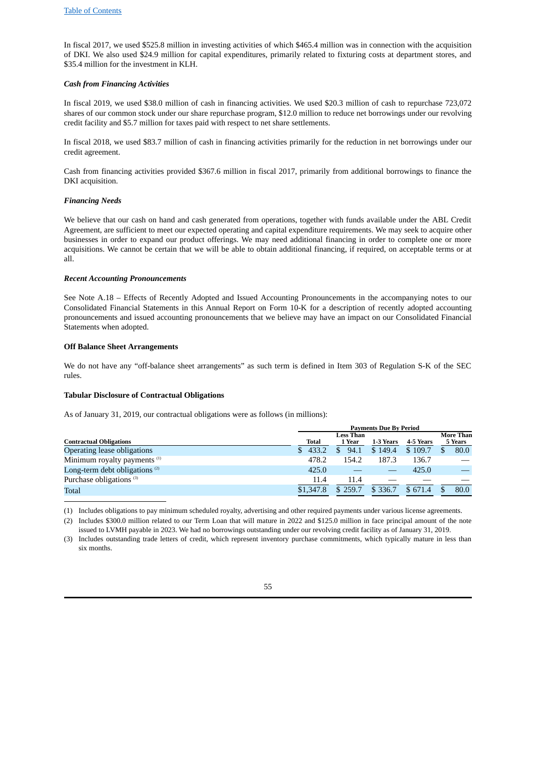In fiscal 2017, we used $525.8 million in investing activities of which $465.4 million was in connection with the acquisition of DKI. We also used $24.9 million for capital expenditures, primarily related to fixturing costs at department stores, and $35.4 million for the investment in KLH.

### *Cash from Financing Activities*

In fiscal 2019, we used $38.0 million of cash in financing activities. We used $20.3 million of cash to repurchase 723,072 shares of our common stock under our share repurchase program, $12.0 million to reduce net borrowings under our revolving credit facility and $5.7 million for taxes paid with respect to net share settlements.

In fiscal 2018, we used $83.7 million of cash in financing activities primarily for the reduction in net borrowings under our credit agreement.

Cash from financing activities provided $367.6 million in fiscal 2017, primarily from additional borrowings to finance the DKI acquisition.

### *Financing Needs*

We believe that our cash on hand and cash generated from operations, together with funds available under the ABL Credit Agreement, are sufficient to meet our expected operating and capital expenditure requirements. We may seek to acquire other businesses in order to expand our product offerings. We may need additional financing in order to complete one or more acquisitions. We cannot be certain that we will be able to obtain additional financing, if required, on acceptable terms or at all.

### *Recent Accounting Pronouncements*

See Note A.18 – Effects of Recently Adopted and Issued Accounting Pronouncements in the accompanying notes to our Consolidated Financial Statements in this Annual Report on Form 10-K for a description of recently adopted accounting pronouncements and issued accounting pronouncements that we believe may have an impact on our Consolidated Financial Statements when adopted.

### Off Balance Sheet Arrangements

We do not have any "off-balance sheet arrangements" as such term is defined in Item 303 of Regulation S-K of the SEC rules.

### Tabular Disclosure of Contractual Obligations

As of January 31, 2019, our contractual obligations were as follows (in millions):

| | Payments Due By Period | | | | |
|---|---|---|---|---|---|
| **Contractual Obligations** | **Total** | **Less Than 1 Year** | **1-3 Years** | **4-5 Years** | **More Than 5 Years** |
| Operating lease obligations | $ 433.2 | $ 94.1 | $ 149.4 | $ 109.7 | $ 80.0 |
| Minimum royalty payments [(1)] | 478.2 | 154.2 | 187.3 | 136.7 | — |
| Long-term debt obligations [(2)] | 425.0 | — | — | 425.0 | — |
| Purchase obligations [(3)] | 11.4 | 11.4 | — | — | — |
| Total | $1,347.8 | $ 259.7 | $ 336.7 | $ 671.4 | $ 80.0 |

(1) Includes obligations to pay minimum scheduled royalty, advertising and other required payments under various license agreements.

(2) Includes $300.0 million related to our Term Loan that will mature in 2022 and $125.0 million in face principal amount of the note issued to LVMH payable in 2023. We had no borrowings outstanding under our revolving credit facility as of January 31, 2019.

(3) Includes outstanding trade letters of credit, which represent inventory purchase commitments, which typically mature in less than six months.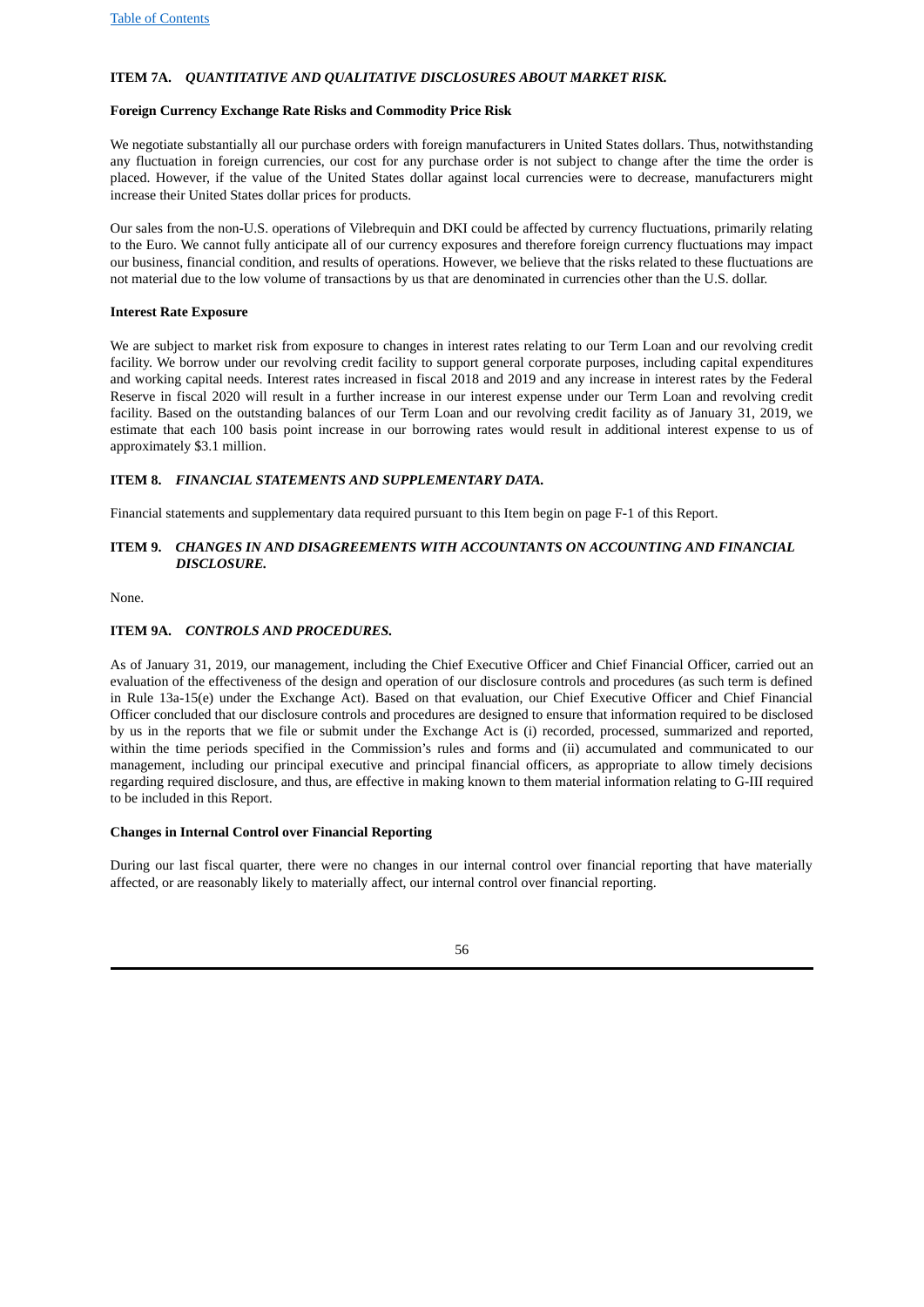## ITEM 7A. *QUANTITATIVE AND QUALITATIVE DISCLOSURES ABOUT MARKET RISK.*

**Foreign Currency Exchange Rate Risks and Commodity Price Risk**

We negotiate substantially all our purchase orders with foreign manufacturers in United States dollars. Thus, notwithstanding any fluctuation in foreign currencies, our cost for any purchase order is not subject to change after the time the order is placed. However, if the value of the United States dollar against local currencies were to decrease, manufacturers might increase their United States dollar prices for products.

Our sales from the non-U.S. operations of Vilebrequin and DKI could be affected by currency fluctuations, primarily relating to the Euro. We cannot fully anticipate all of our currency exposures and therefore foreign currency fluctuations may impact our business, financial condition, and results of operations. However, we believe that the risks related to these fluctuations are not material due to the low volume of transactions by us that are denominated in currencies other than the U.S. dollar.

**Interest Rate Exposure**

We are subject to market risk from exposure to changes in interest rates relating to our Term Loan and our revolving credit facility. We borrow under our revolving credit facility to support general corporate purposes, including capital expenditures and working capital needs. Interest rates increased in fiscal 2018 and 2019 and any increase in interest rates by the Federal Reserve in fiscal 2020 will result in a further increase in our interest expense under our Term Loan and revolving credit facility. Based on the outstanding balances of our Term Loan and our revolving credit facility as of January 31, 2019, we estimate that each 100 basis point increase in our borrowing rates would result in additional interest expense to us of approximately $3.1 million.

## ITEM 8. *FINANCIAL STATEMENTS AND SUPPLEMENTARY DATA.*

Financial statements and supplementary data required pursuant to this Item begin on page F-1 of this Report.

## ITEM 9. *CHANGES IN AND DISAGREEMENTS WITH ACCOUNTANTS ON ACCOUNTING AND FINANCIAL DISCLOSURE.*

None.

## ITEM 9A. *CONTROLS AND PROCEDURES.*

As of January 31, 2019, our management, including the Chief Executive Officer and Chief Financial Officer, carried out an evaluation of the effectiveness of the design and operation of our disclosure controls and procedures (as such term is defined in Rule 13a-15(e) under the Exchange Act). Based on that evaluation, our Chief Executive Officer and Chief Financial Officer concluded that our disclosure controls and procedures are designed to ensure that information required to be disclosed by us in the reports that we file or submit under the Exchange Act is (i) recorded, processed, summarized and reported, within the time periods specified in the Commission's rules and forms and (ii) accumulated and communicated to our management, including our principal executive and principal financial officers, as appropriate to allow timely decisions regarding required disclosure, and thus, are effective in making known to them material information relating to G-III required to be included in this Report.

**Changes in Internal Control over Financial Reporting**

During our last fiscal quarter, there were no changes in our internal control over financial reporting that have materially affected, or are reasonably likely to materially affect, our internal control over financial reporting.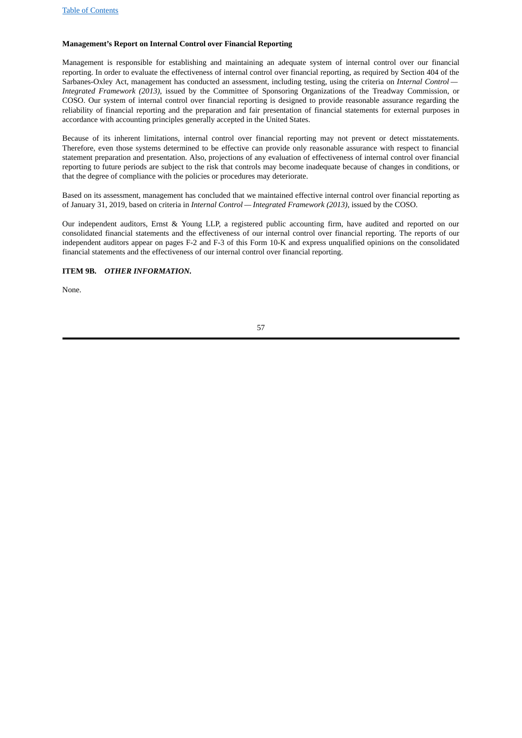**Management's Report on Internal Control over Financial Reporting**

Management is responsible for establishing and maintaining an adequate system of internal control over our financial reporting. In order to evaluate the effectiveness of internal control over financial reporting, as required by Section 404 of the Sarbanes-Oxley Act, management has conducted an assessment, including testing, using the criteria on *Internal Control — Integrated Framework (2013)*, issued by the Committee of Sponsoring Organizations of the Treadway Commission, or COSO. Our system of internal control over financial reporting is designed to provide reasonable assurance regarding the reliability of financial reporting and the preparation and fair presentation of financial statements for external purposes in accordance with accounting principles generally accepted in the United States.

Because of its inherent limitations, internal control over financial reporting may not prevent or detect misstatements. Therefore, even those systems determined to be effective can provide only reasonable assurance with respect to financial statement preparation and presentation. Also, projections of any evaluation of effectiveness of internal control over financial reporting to future periods are subject to the risk that controls may become inadequate because of changes in conditions, or that the degree of compliance with the policies or procedures may deteriorate.

Based on its assessment, management has concluded that we maintained effective internal control over financial reporting as of January 31, 2019, based on criteria in *Internal Control — Integrated Framework (2013)*, issued by the COSO.

Our independent auditors, Ernst & Young LLP, a registered public accounting firm, have audited and reported on our consolidated financial statements and the effectiveness of our internal control over financial reporting. The reports of our independent auditors appear on pages F-2 and F-3 of this Form 10-K and express unqualified opinions on the consolidated financial statements and the effectiveness of our internal control over financial reporting.

**ITEM 9B.** ***OTHER INFORMATION.***

None.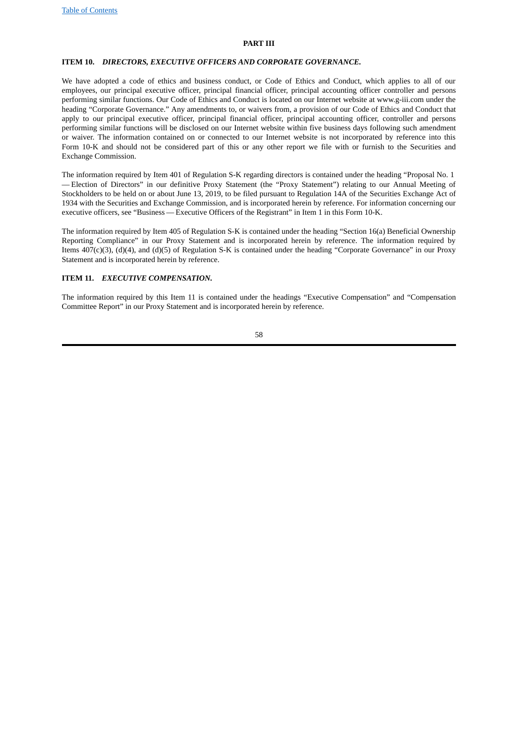# PART III

## ITEM 10. *DIRECTORS, EXECUTIVE OFFICERS AND CORPORATE GOVERNANCE.*

We have adopted a code of ethics and business conduct, or Code of Ethics and Conduct, which applies to all of our employees, our principal executive officer, principal financial officer, principal accounting officer controller and persons performing similar functions. Our Code of Ethics and Conduct is located on our Internet website at www.g-iii.com under the heading "Corporate Governance." Any amendments to, or waivers from, a provision of our Code of Ethics and Conduct that apply to our principal executive officer, principal financial officer, principal accounting officer, controller and persons performing similar functions will be disclosed on our Internet website within five business days following such amendment or waiver. The information contained on or connected to our Internet website is not incorporated by reference into this Form 10-K and should not be considered part of this or any other report we file with or furnish to the Securities and Exchange Commission.

The information required by Item 401 of Regulation S-K regarding directors is contained under the heading "Proposal No. 1 — Election of Directors" in our definitive Proxy Statement (the "Proxy Statement") relating to our Annual Meeting of Stockholders to be held on or about June 13, 2019, to be filed pursuant to Regulation 14A of the Securities Exchange Act of 1934 with the Securities and Exchange Commission, and is incorporated herein by reference. For information concerning our executive officers, see "Business — Executive Officers of the Registrant" in Item 1 in this Form 10-K.

The information required by Item 405 of Regulation S-K is contained under the heading "Section 16(a) Beneficial Ownership Reporting Compliance" in our Proxy Statement and is incorporated herein by reference. The information required by Items 407(c)(3), (d)(4), and (d)(5) of Regulation S-K is contained under the heading "Corporate Governance" in our Proxy Statement and is incorporated herein by reference.

## ITEM 11. *EXECUTIVE COMPENSATION.*

The information required by this Item 11 is contained under the headings "Executive Compensation" and "Compensation Committee Report" in our Proxy Statement and is incorporated herein by reference.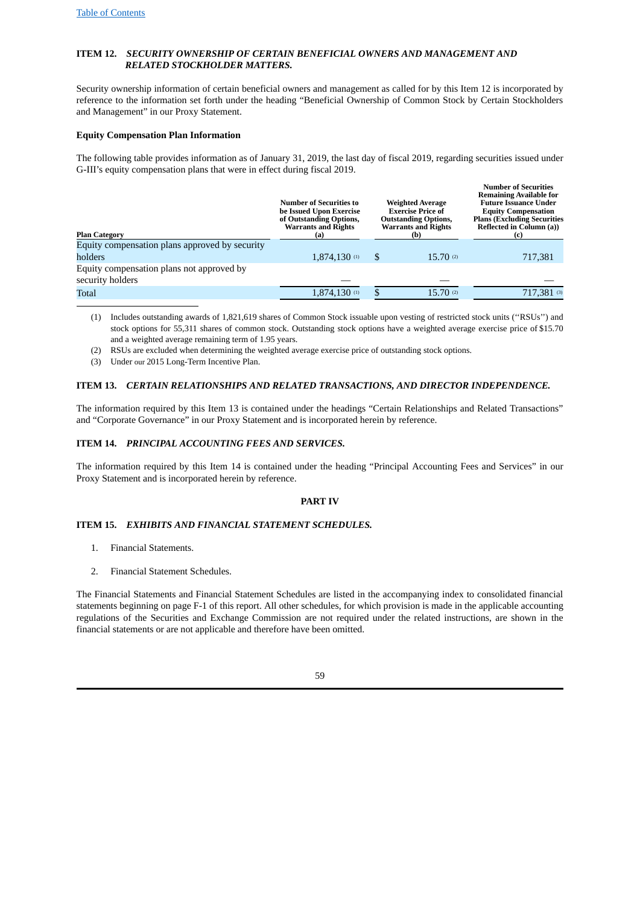### ITEM 12. *SECURITY OWNERSHIP OF CERTAIN BENEFICIAL OWNERS AND MANAGEMENT AND RELATED STOCKHOLDER MATTERS.*

Security ownership information of certain beneficial owners and management as called for by this Item 12 is incorporated by reference to the information set forth under the heading "Beneficial Ownership of Common Stock by Certain Stockholders and Management" in our Proxy Statement.

**Equity Compensation Plan Information**

The following table provides information as of January 31, 2019, the last day of fiscal 2019, regarding securities issued under G-III's equity compensation plans that were in effect during fiscal 2019.

| Plan Category | Number of Securities to be Issued Upon Exercise of Outstanding Options, Warrants and Rights (a) | Weighted Average Exercise Price of Outstanding Options, Warrants and Rights (b) | Number of Securities Remaining Available for Future Issuance Under Equity Compensation Plans (Excluding Securities Reflected in Column (a)) (c) |
|---|---|---|---|
| Equity compensation plans approved by security holders | 1,874,130 (1) | $ 15.70 (2) | 717,381 |
| Equity compensation plans not approved by security holders | — | — | — |
| Total | 1,874,130 (1) | $ 15.70 (2) | 717,381 (3) |

(1) Includes outstanding awards of 1,821,619 shares of Common Stock issuable upon vesting of restricted stock units (''RSUs'') and stock options for 55,311 shares of common stock. Outstanding stock options have a weighted average exercise price of $15.70 and a weighted average remaining term of 1.95 years.

(2) RSUs are excluded when determining the weighted average exercise price of outstanding stock options.

(3) Under our 2015 Long-Term Incentive Plan.

### ITEM 13. *CERTAIN RELATIONSHIPS AND RELATED TRANSACTIONS, AND DIRECTOR INDEPENDENCE.*

The information required by this Item 13 is contained under the headings "Certain Relationships and Related Transactions" and "Corporate Governance" in our Proxy Statement and is incorporated herein by reference.

### ITEM 14. *PRINCIPAL ACCOUNTING FEES AND SERVICES.*

The information required by this Item 14 is contained under the heading "Principal Accounting Fees and Services" in our Proxy Statement and is incorporated herein by reference.

## PART IV

### ITEM 15. *EXHIBITS AND FINANCIAL STATEMENT SCHEDULES.*

1. Financial Statements.

2. Financial Statement Schedules.

The Financial Statements and Financial Statement Schedules are listed in the accompanying index to consolidated financial statements beginning on page F-1 of this report. All other schedules, for which provision is made in the applicable accounting regulations of the Securities and Exchange Commission are not required under the related instructions, are shown in the financial statements or are not applicable and therefore have been omitted.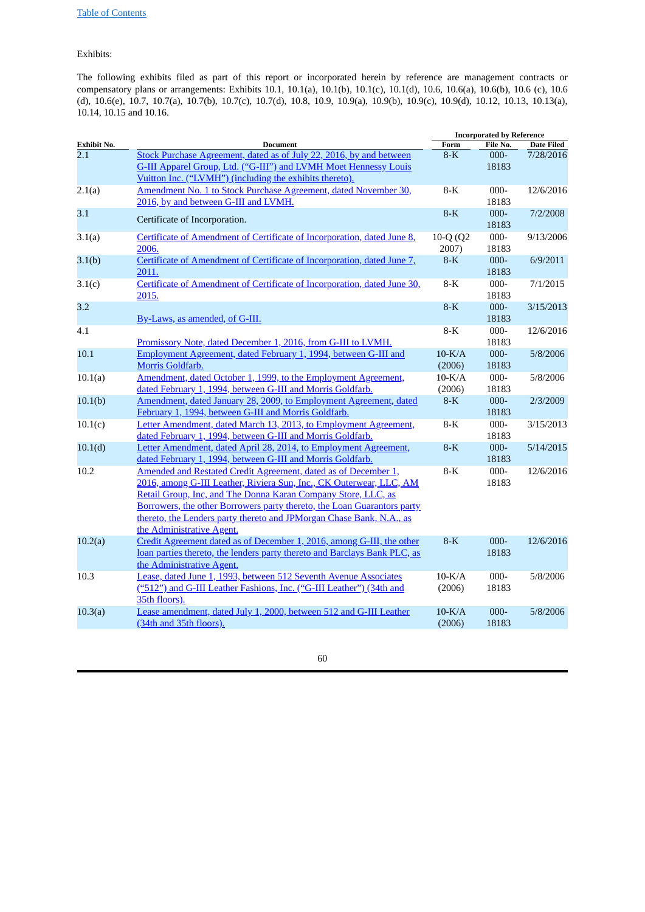Exhibits:

The following exhibits filed as part of this report or incorporated herein by reference are management contracts or compensatory plans or arrangements: Exhibits 10.1, 10.1(a), 10.1(b), 10.1(c), 10.1(d), 10.6, 10.6(a), 10.6(b), 10.6 (c), 10.6 (d), 10.6(e), 10.7, 10.7(a), 10.7(b), 10.7(c), 10.7(d), 10.8, 10.9, 10.9(a), 10.9(b), 10.9(c), 10.9(d), 10.12, 10.13, 10.13(a), 10.14, 10.15 and 10.16.

| | | Incorporated by Reference | | |
|---|---|---|---|---|
| Exhibit No. | Document | Form | File No. | Date Filed |
| 2.1 | Stock Purchase Agreement, dated as of July 22, 2016, by and between G-III Apparel Group, Ltd. ("G-III") and LVMH Moet Hennessy Louis Vuitton Inc. ("LVMH") (including the exhibits thereto). | 8-K | 000-18183 | 7/28/2016 |
| 2.1(a) | Amendment No. 1 to Stock Purchase Agreement, dated November 30, 2016, by and between G-III and LVMH. | 8-K | 000-18183 | 12/6/2016 |
| 3.1 | Certificate of Incorporation. | 8-K | 000-18183 | 7/2/2008 |
| 3.1(a) | Certificate of Amendment of Certificate of Incorporation, dated June 8, 2006. | 10-Q (Q2 2007) | 000-18183 | 9/13/2006 |
| 3.1(b) | Certificate of Amendment of Certificate of Incorporation, dated June 7, 2011. | 8-K | 000-18183 | 6/9/2011 |
| 3.1(c) | Certificate of Amendment of Certificate of Incorporation, dated June 30, 2015. | 8-K | 000-18183 | 7/1/2015 |
| 3.2 | By-Laws, as amended, of G-III. | 8-K | 000-18183 | 3/15/2013 |
| 4.1 | Promissory Note, dated December 1, 2016, from G-III to LVMH. | 8-K | 000-18183 | 12/6/2016 |
| 10.1 | Employment Agreement, dated February 1, 1994, between G-III and Morris Goldfarb. | 10-K/A (2006) | 000-18183 | 5/8/2006 |
| 10.1(a) | Amendment, dated October 1, 1999, to the Employment Agreement, dated February 1, 1994, between G-III and Morris Goldfarb. | 10-K/A (2006) | 000-18183 | 5/8/2006 |
| 10.1(b) | Amendment, dated January 28, 2009, to Employment Agreement, dated February 1, 1994, between G-III and Morris Goldfarb. | 8-K | 000-18183 | 2/3/2009 |
| 10.1(c) | Letter Amendment, dated March 13, 2013, to Employment Agreement, dated February 1, 1994, between G-III and Morris Goldfarb. | 8-K | 000-18183 | 3/15/2013 |
| 10.1(d) | Letter Amendment, dated April 28, 2014, to Employment Agreement, dated February 1, 1994, between G-III and Morris Goldfarb. | 8-K | 000-18183 | 5/14/2015 |
| 10.2 | Amended and Restated Credit Agreement, dated as of December 1, 2016, among G-III Leather, Riviera Sun, Inc., CK Outerwear, LLC, AM Retail Group, Inc, and The Donna Karan Company Store, LLC, as Borrowers, the other Borrowers party thereto, the Loan Guarantors party thereto, the Lenders party thereto and JPMorgan Chase Bank, N.A., as the Administrative Agent. | 8-K | 000-18183 | 12/6/2016 |
| 10.2(a) | Credit Agreement dated as of December 1, 2016, among G-III, the other loan parties thereto, the lenders party thereto and Barclays Bank PLC, as the Administrative Agent. | 8-K | 000-18183 | 12/6/2016 |
| 10.3 | Lease, dated June 1, 1993, between 512 Seventh Avenue Associates ("512") and G-III Leather Fashions, Inc. ("G-III Leather") (34th and 35th floors). | 10-K/A (2006) | 000-18183 | 5/8/2006 |
| 10.3(a) | Lease amendment, dated July 1, 2000, between 512 and G-III Leather (34th and 35th floors). | 10-K/A (2006) | 000-18183 | 5/8/2006 |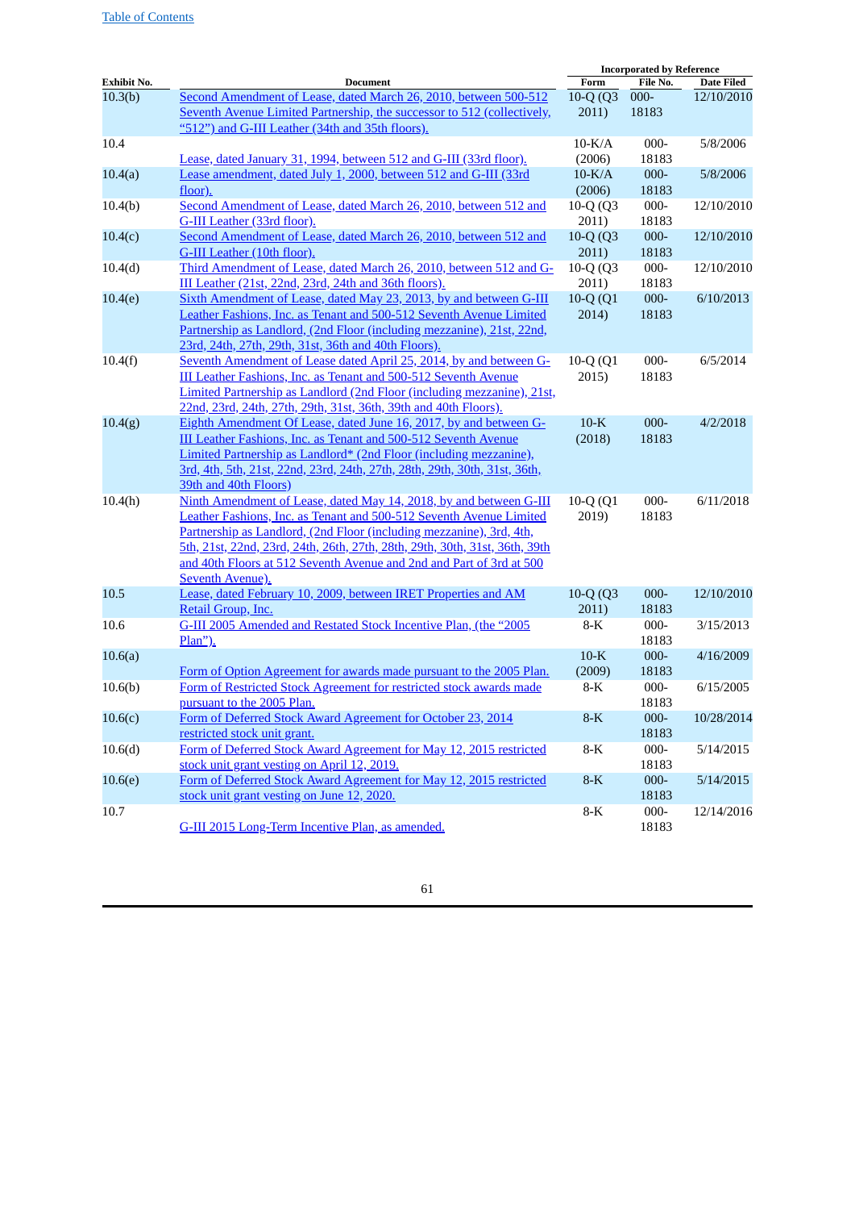[Table of Contents](#)

| Exhibit No. | Document | Incorporated by Reference | | |
|---|---|---|---|---|
| | | Form | File No. | Date Filed |
| 10.3(b) | Second Amendment of Lease, dated March 26, 2010, between 500-512 Seventh Avenue Limited Partnership, the successor to 512 (collectively, "512") and G-III Leather (34th and 35th floors). | 10-Q (Q3 2011) | 000-18183 | 12/10/2010 |
| 10.4 | Lease, dated January 31, 1994, between 512 and G-III (33rd floor). | 10-K/A (2006) | 000-18183 | 5/8/2006 |
| 10.4(a) | Lease amendment, dated July 1, 2000, between 512 and G-III (33rd floor). | 10-K/A (2006) | 000-18183 | 5/8/2006 |
| 10.4(b) | Second Amendment of Lease, dated March 26, 2010, between 512 and G-III Leather (33rd floor). | 10-Q (Q3 2011) | 000-18183 | 12/10/2010 |
| 10.4(c) | Second Amendment of Lease, dated March 26, 2010, between 512 and G-III Leather (10th floor). | 10-Q (Q3 2011) | 000-18183 | 12/10/2010 |
| 10.4(d) | Third Amendment of Lease, dated March 26, 2010, between 512 and G-III Leather (21st, 22nd, 23rd, 24th and 36th floors). | 10-Q (Q3 2011) | 000-18183 | 12/10/2010 |
| 10.4(e) | Sixth Amendment of Lease, dated May 23, 2013, by and between G-III Leather Fashions, Inc. as Tenant and 500-512 Seventh Avenue Limited Partnership as Landlord, (2nd Floor (including mezzanine), 21st, 22nd, 23rd, 24th, 27th, 29th, 31st, 36th and 40th Floors). | 10-Q (Q1 2014) | 000-18183 | 6/10/2013 |
| 10.4(f) | Seventh Amendment of Lease dated April 25, 2014, by and between G-III Leather Fashions, Inc. as Tenant and 500-512 Seventh Avenue Limited Partnership as Landlord (2nd Floor (including mezzanine), 21st, 22nd, 23rd, 24th, 27th, 29th, 31st, 36th, 39th and 40th Floors). | 10-Q (Q1 2015) | 000-18183 | 6/5/2014 |
| 10.4(g) | Eighth Amendment Of Lease, dated June 16, 2017, by and between G-III Leather Fashions, Inc. as Tenant and 500-512 Seventh Avenue Limited Partnership as Landlord* (2nd Floor (including mezzanine), 3rd, 4th, 5th, 21st, 22nd, 23rd, 24th, 27th, 28th, 29th, 30th, 31st, 36th, 39th and 40th Floors) | 10-K (2018) | 000-18183 | 4/2/2018 |
| 10.4(h) | Ninth Amendment of Lease, dated May 14, 2018, by and between G-III Leather Fashions, Inc. as Tenant and 500-512 Seventh Avenue Limited Partnership as Landlord, (2nd Floor (including mezzanine), 3rd, 4th, 5th, 21st, 22nd, 23rd, 24th, 26th, 27th, 28th, 29th, 30th, 31st, 36th, 39th and 40th Floors at 512 Seventh Avenue and 2nd and Part of 3rd at 500 Seventh Avenue). | 10-Q (Q1 2019) | 000-18183 | 6/11/2018 |
| 10.5 | Lease, dated February 10, 2009, between IRET Properties and AM Retail Group, Inc. | 10-Q (Q3 2011) | 000-18183 | 12/10/2010 |
| 10.6 | G-III 2005 Amended and Restated Stock Incentive Plan, (the "2005 Plan"). | 8-K | 000-18183 | 3/15/2013 |
| 10.6(a) | Form of Option Agreement for awards made pursuant to the 2005 Plan. | 10-K (2009) | 000-18183 | 4/16/2009 |
| 10.6(b) | Form of Restricted Stock Agreement for restricted stock awards made pursuant to the 2005 Plan. | 8-K | 000-18183 | 6/15/2005 |
| 10.6(c) | Form of Deferred Stock Award Agreement for October 23, 2014 restricted stock unit grant. | 8-K | 000-18183 | 10/28/2014 |
| 10.6(d) | Form of Deferred Stock Award Agreement for May 12, 2015 restricted stock unit grant vesting on April 12, 2019. | 8-K | 000-18183 | 5/14/2015 |
| 10.6(e) | Form of Deferred Stock Award Agreement for May 12, 2015 restricted stock unit grant vesting on June 12, 2020. | 8-K | 000-18183 | 5/14/2015 |
| 10.7 | G-III 2015 Long-Term Incentive Plan, as amended. | 8-K | 000-18183 | 12/14/2016 |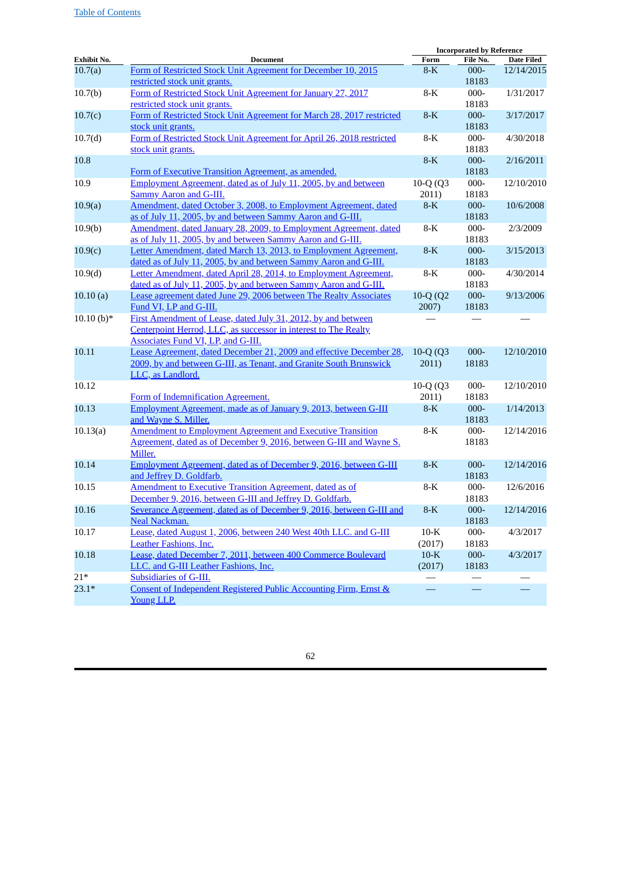| Exhibit No. | Document | Incorporated by Reference | | |
|---|---|---|---|---|
| | | Form | File No. | Date Filed |
| 10.7(a) | Form of Restricted Stock Unit Agreement for December 10, 2015 restricted stock unit grants. | 8-K | 000-18183 | 12/14/2015 |
| 10.7(b) | Form of Restricted Stock Unit Agreement for January 27, 2017 restricted stock unit grants. | 8-K | 000-18183 | 1/31/2017 |
| 10.7(c) | Form of Restricted Stock Unit Agreement for March 28, 2017 restricted stock unit grants. | 8-K | 000-18183 | 3/17/2017 |
| 10.7(d) | Form of Restricted Stock Unit Agreement for April 26, 2018 restricted stock unit grants. | 8-K | 000-18183 | 4/30/2018 |
| 10.8 | Form of Executive Transition Agreement, as amended. | 8-K | 000-18183 | 2/16/2011 |
| 10.9 | Employment Agreement, dated as of July 11, 2005, by and between Sammy Aaron and G-III. | 10-Q (Q3 2011) | 000-18183 | 12/10/2010 |
| 10.9(a) | Amendment, dated October 3, 2008, to Employment Agreement, dated as of July 11, 2005, by and between Sammy Aaron and G-III. | 8-K | 000-18183 | 10/6/2008 |
| 10.9(b) | Amendment, dated January 28, 2009, to Employment Agreement, dated as of July 11, 2005, by and between Sammy Aaron and G-III. | 8-K | 000-18183 | 2/3/2009 |
| 10.9(c) | Letter Amendment, dated March 13, 2013, to Employment Agreement, dated as of July 11, 2005, by and between Sammy Aaron and G-III. | 8-K | 000-18183 | 3/15/2013 |
| 10.9(d) | Letter Amendment, dated April 28, 2014, to Employment Agreement, dated as of July 11, 2005, by and between Sammy Aaron and G-III. | 8-K | 000-18183 | 4/30/2014 |
| 10.10 (a) | Lease agreement dated June 29, 2006 between The Realty Associates Fund VI, LP and G-III. | 10-Q (Q2 2007) | 000-18183 | 9/13/2006 |
| 10.10 (b)* | First Amendment of Lease, dated July 31, 2012, by and between Centerpoint Herrod, LLC, as successor in interest to The Realty Associates Fund VI, LP, and G-III. | — | — | — |
| 10.11 | Lease Agreement, dated December 21, 2009 and effective December 28, 2009, by and between G-III, as Tenant, and Granite South Brunswick LLC, as Landlord. | 10-Q (Q3 2011) | 000-18183 | 12/10/2010 |
| 10.12 | Form of Indemnification Agreement. | 10-Q (Q3 2011) | 000-18183 | 12/10/2010 |
| 10.13 | Employment Agreement, made as of January 9, 2013, between G-III and Wayne S. Miller. | 8-K | 000-18183 | 1/14/2013 |
| 10.13(a) | Amendment to Employment Agreement and Executive Transition Agreement, dated as of December 9, 2016, between G-III and Wayne S. Miller. | 8-K | 000-18183 | 12/14/2016 |
| 10.14 | Employment Agreement, dated as of December 9, 2016, between G-III and Jeffrey D. Goldfarb. | 8-K | 000-18183 | 12/14/2016 |
| 10.15 | Amendment to Executive Transition Agreement, dated as of December 9, 2016, between G-III and Jeffrey D. Goldfarb. | 8-K | 000-18183 | 12/6/2016 |
| 10.16 | Severance Agreement, dated as of December 9, 2016, between G-III and Neal Nackman. | 8-K | 000-18183 | 12/14/2016 |
| 10.17 | Lease, dated August 1, 2006, between 240 West 40th LLC. and G-III Leather Fashions, Inc. | 10-K (2017) | 000-18183 | 4/3/2017 |
| 10.18 | Lease, dated December 7, 2011, between 400 Commerce Boulevard LLC. and G-III Leather Fashions, Inc. | 10-K (2017) | 000-18183 | 4/3/2017 |
| 21* | Subsidiaries of G-III. | — | — | — |
| 23.1* | Consent of Independent Registered Public Accounting Firm, Ernst & Young LLP. | — | — | — |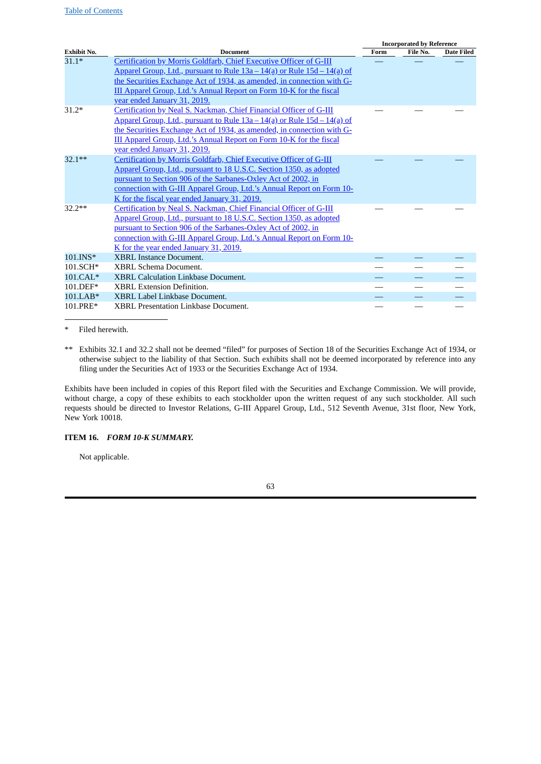| Exhibit No. | Document | Incorporated by Reference | | |
|---|---|---|---|---|
| | | Form | File No. | Date Filed |
| 31.1* | Certification by Morris Goldfarb, Chief Executive Officer of G-III Apparel Group, Ltd., pursuant to Rule 13a – 14(a) or Rule 15d – 14(a) of the Securities Exchange Act of 1934, as amended, in connection with G-III Apparel Group, Ltd.'s Annual Report on Form 10-K for the fiscal year ended January 31, 2019. | — | — | — |
| 31.2* | Certification by Neal S. Nackman, Chief Financial Officer of G-III Apparel Group, Ltd., pursuant to Rule 13a – 14(a) or Rule 15d – 14(a) of the Securities Exchange Act of 1934, as amended, in connection with G-III Apparel Group, Ltd.'s Annual Report on Form 10-K for the fiscal year ended January 31, 2019. | — | — | — |
| 32.1** | Certification by Morris Goldfarb, Chief Executive Officer of G-III Apparel Group, Ltd., pursuant to 18 U.S.C. Section 1350, as adopted pursuant to Section 906 of the Sarbanes-Oxley Act of 2002, in connection with G-III Apparel Group, Ltd.'s Annual Report on Form 10-K for the fiscal year ended January 31, 2019. | — | — | — |
| 32.2** | Certification by Neal S. Nackman, Chief Financial Officer of G-III Apparel Group, Ltd., pursuant to 18 U.S.C. Section 1350, as adopted pursuant to Section 906 of the Sarbanes-Oxley Act of 2002, in connection with G-III Apparel Group, Ltd.'s Annual Report on Form 10-K for the year ended January 31, 2019. | — | — | — |
| 101.INS* | XBRL Instance Document. | — | — | — |
| 101.SCH* | XBRL Schema Document. | — | — | — |
| 101.CAL* | XBRL Calculation Linkbase Document. | — | — | — |
| 101.DEF* | XBRL Extension Definition. | — | — | — |
| 101.LAB* | XBRL Label Linkbase Document. | — | — | — |
| 101.PRE* | XBRL Presentation Linkbase Document. | — | — | — |

\* Filed herewith.

** Exhibits 32.1 and 32.2 shall not be deemed "filed" for purposes of Section 18 of the Securities Exchange Act of 1934, or otherwise subject to the liability of that Section. Such exhibits shall not be deemed incorporated by reference into any filing under the Securities Act of 1933 or the Securities Exchange Act of 1934.

Exhibits have been included in copies of this Report filed with the Securities and Exchange Commission. We will provide, without charge, a copy of these exhibits to each stockholder upon the written request of any such stockholder. All such requests should be directed to Investor Relations, G-III Apparel Group, Ltd., 512 Seventh Avenue, 31st floor, New York, New York 10018.

### ITEM 16. *FORM 10-K SUMMARY.*

Not applicable.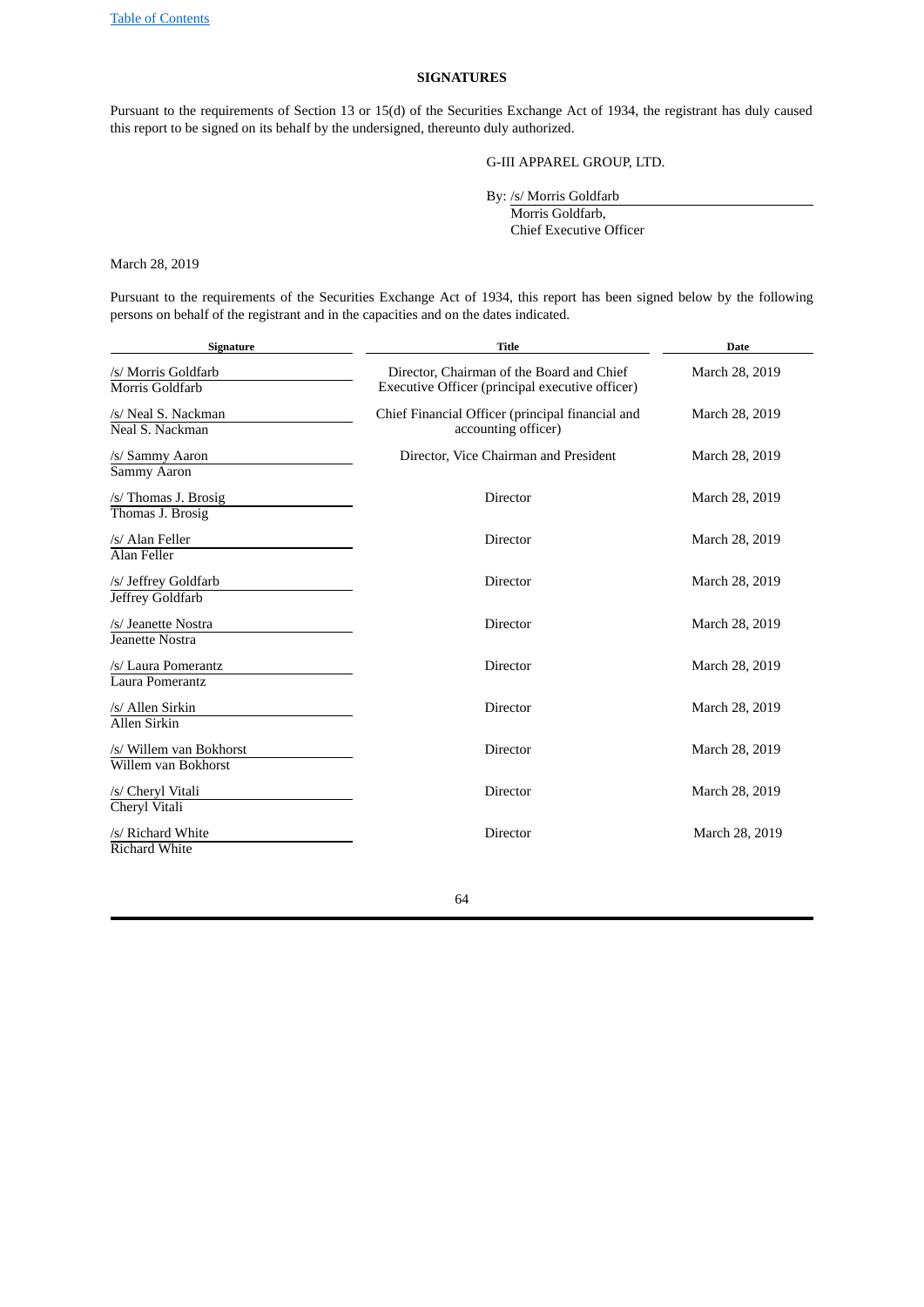## SIGNATURES

Pursuant to the requirements of Section 13 or 15(d) of the Securities Exchange Act of 1934, the registrant has duly caused this report to be signed on its behalf by the undersigned, thereunto duly authorized.

G-III APPAREL GROUP, LTD.

By: /s/ Morris Goldfarb
Morris Goldfarb,
Chief Executive Officer

March 28, 2019

Pursuant to the requirements of the Securities Exchange Act of 1934, this report has been signed below by the following persons on behalf of the registrant and in the capacities and on the dates indicated.

| Signature | Title | Date |
|---|---|---|
| /s/ Morris Goldfarb<br>Morris Goldfarb | Director, Chairman of the Board and Chief Executive Officer (principal executive officer) | March 28, 2019 |
| /s/ Neal S. Nackman<br>Neal S. Nackman | Chief Financial Officer (principal financial and accounting officer) | March 28, 2019 |
| /s/ Sammy Aaron<br>Sammy Aaron | Director, Vice Chairman and President | March 28, 2019 |
| /s/ Thomas J. Brosig<br>Thomas J. Brosig | Director | March 28, 2019 |
| /s/ Alan Feller<br>Alan Feller | Director | March 28, 2019 |
| /s/ Jeffrey Goldfarb<br>Jeffrey Goldfarb | Director | March 28, 2019 |
| /s/ Jeanette Nostra<br>Jeanette Nostra | Director | March 28, 2019 |
| /s/ Laura Pomerantz<br>Laura Pomerantz | Director | March 28, 2019 |
| /s/ Allen Sirkin<br>Allen Sirkin | Director | March 28, 2019 |
| /s/ Willem van Bokhorst<br>Willem van Bokhorst | Director | March 28, 2019 |
| /s/ Cheryl Vitali<br>Cheryl Vitali | Director | March 28, 2019 |
| /s/ Richard White<br>Richard White | Director | March 28, 2019 |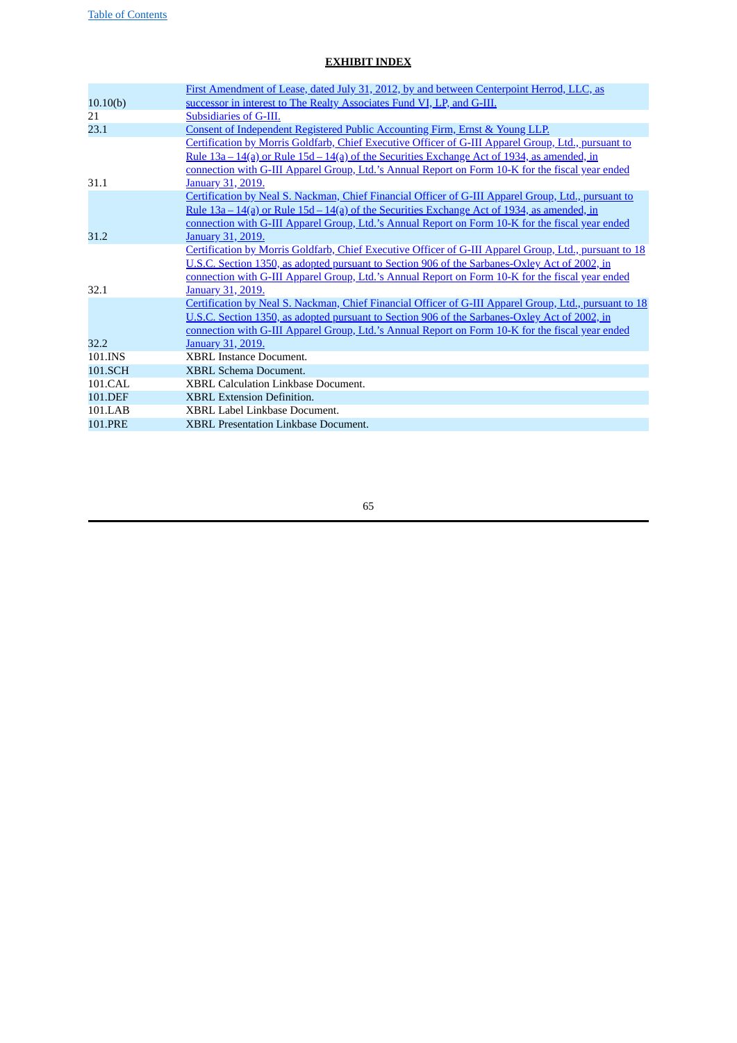## EXHIBIT INDEX

| | |
|---|---|
| 10.10(b) | First Amendment of Lease, dated July 31, 2012, by and between Centerpoint Herrod, LLC, as successor in interest to The Realty Associates Fund VI, LP, and G-III. |
| 21 | Subsidiaries of G-III. |
| 23.1 | Consent of Independent Registered Public Accounting Firm, Ernst & Young LLP. |
| 31.1 | Certification by Morris Goldfarb, Chief Executive Officer of G-III Apparel Group, Ltd., pursuant to Rule 13a – 14(a) or Rule 15d – 14(a) of the Securities Exchange Act of 1934, as amended, in connection with G-III Apparel Group, Ltd.'s Annual Report on Form 10-K for the fiscal year ended January 31, 2019. |
| 31.2 | Certification by Neal S. Nackman, Chief Financial Officer of G-III Apparel Group, Ltd., pursuant to Rule 13a – 14(a) or Rule 15d – 14(a) of the Securities Exchange Act of 1934, as amended, in connection with G-III Apparel Group, Ltd.'s Annual Report on Form 10-K for the fiscal year ended January 31, 2019. |
| 32.1 | Certification by Morris Goldfarb, Chief Executive Officer of G-III Apparel Group, Ltd., pursuant to 18 U.S.C. Section 1350, as adopted pursuant to Section 906 of the Sarbanes-Oxley Act of 2002, in connection with G-III Apparel Group, Ltd.'s Annual Report on Form 10-K for the fiscal year ended January 31, 2019. |
| 32.2 | Certification by Neal S. Nackman, Chief Financial Officer of G-III Apparel Group, Ltd., pursuant to 18 U.S.C. Section 1350, as adopted pursuant to Section 906 of the Sarbanes-Oxley Act of 2002, in connection with G-III Apparel Group, Ltd.'s Annual Report on Form 10-K for the fiscal year ended January 31, 2019. |
| 101.INS | XBRL Instance Document. |
| 101.SCH | XBRL Schema Document. |
| 101.CAL | XBRL Calculation Linkbase Document. |
| 101.DEF | XBRL Extension Definition. |
| 101.LAB | XBRL Label Linkbase Document. |
| 101.PRE | XBRL Presentation Linkbase Document. |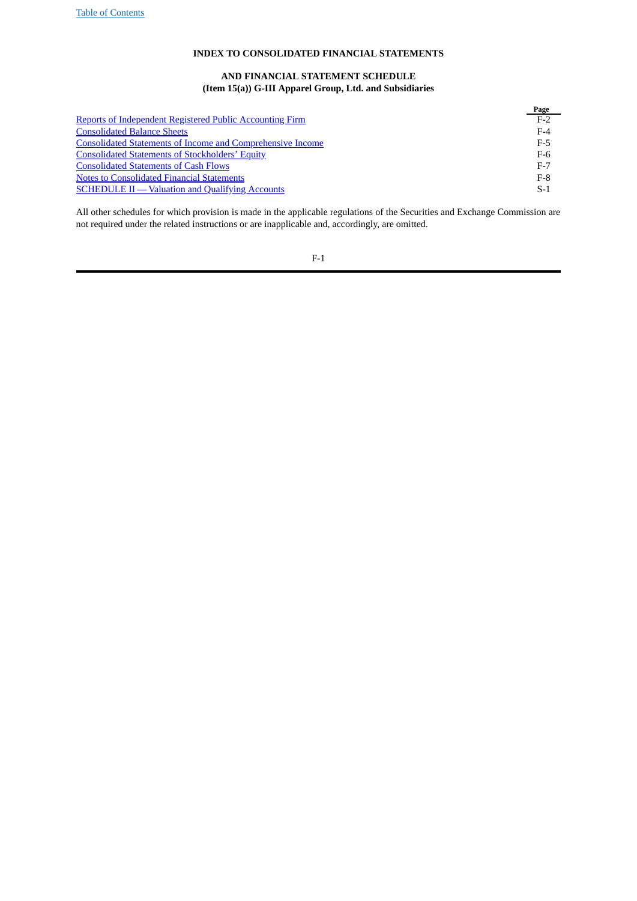**INDEX TO CONSOLIDATED FINANCIAL STATEMENTS**

**AND FINANCIAL STATEMENT SCHEDULE**
**(Item 15(a)) G-III Apparel Group, Ltd. and Subsidiaries**

| | Page |
|---|---|
| Reports of Independent Registered Public Accounting Firm | F-2 |
| Consolidated Balance Sheets | F-4 |
| Consolidated Statements of Income and Comprehensive Income | F-5 |
| Consolidated Statements of Stockholders' Equity | F-6 |
| Consolidated Statements of Cash Flows | F-7 |
| Notes to Consolidated Financial Statements | F-8 |
| SCHEDULE II — Valuation and Qualifying Accounts | S-1 |

All other schedules for which provision is made in the applicable regulations of the Securities and Exchange Commission are not required under the related instructions or are inapplicable and, accordingly, are omitted.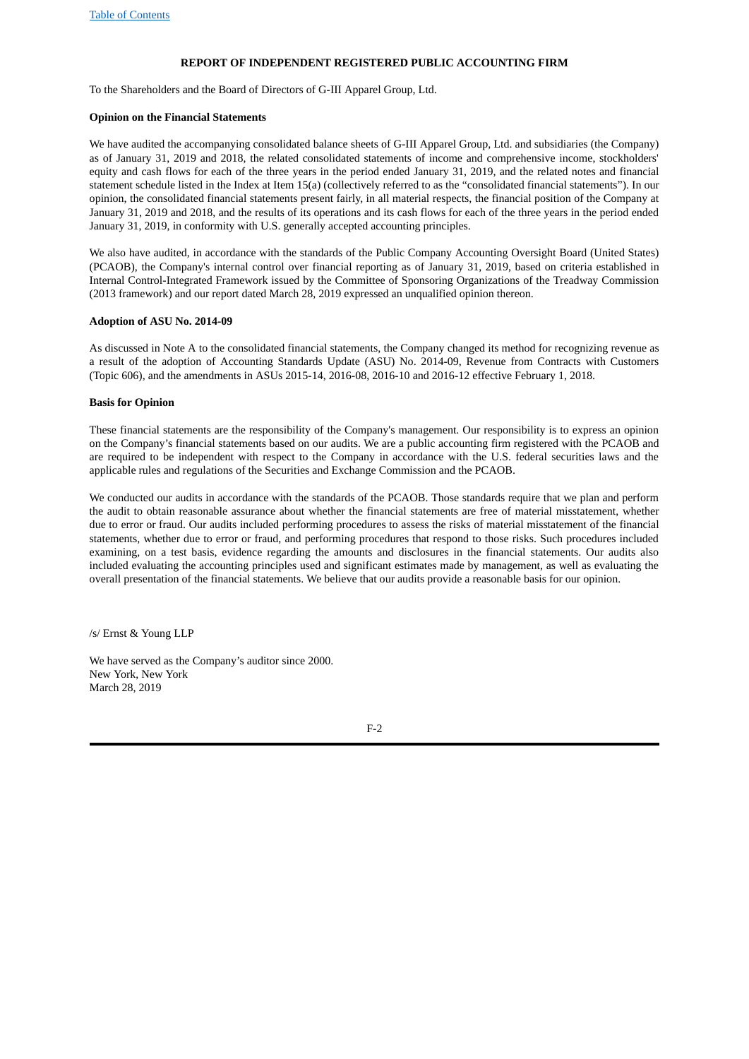## REPORT OF INDEPENDENT REGISTERED PUBLIC ACCOUNTING FIRM

To the Shareholders and the Board of Directors of G-III Apparel Group, Ltd.

**Opinion on the Financial Statements**

We have audited the accompanying consolidated balance sheets of G-III Apparel Group, Ltd. and subsidiaries (the Company) as of January 31, 2019 and 2018, the related consolidated statements of income and comprehensive income, stockholders' equity and cash flows for each of the three years in the period ended January 31, 2019, and the related notes and financial statement schedule listed in the Index at Item 15(a) (collectively referred to as the "consolidated financial statements"). In our opinion, the consolidated financial statements present fairly, in all material respects, the financial position of the Company at January 31, 2019 and 2018, and the results of its operations and its cash flows for each of the three years in the period ended January 31, 2019, in conformity with U.S. generally accepted accounting principles.

We also have audited, in accordance with the standards of the Public Company Accounting Oversight Board (United States) (PCAOB), the Company's internal control over financial reporting as of January 31, 2019, based on criteria established in Internal Control-Integrated Framework issued by the Committee of Sponsoring Organizations of the Treadway Commission (2013 framework) and our report dated March 28, 2019 expressed an unqualified opinion thereon.

**Adoption of ASU No. 2014-09**

As discussed in Note A to the consolidated financial statements, the Company changed its method for recognizing revenue as a result of the adoption of Accounting Standards Update (ASU) No. 2014-09, Revenue from Contracts with Customers (Topic 606), and the amendments in ASUs 2015-14, 2016-08, 2016-10 and 2016-12 effective February 1, 2018.

**Basis for Opinion**

These financial statements are the responsibility of the Company's management. Our responsibility is to express an opinion on the Company's financial statements based on our audits. We are a public accounting firm registered with the PCAOB and are required to be independent with respect to the Company in accordance with the U.S. federal securities laws and the applicable rules and regulations of the Securities and Exchange Commission and the PCAOB.

We conducted our audits in accordance with the standards of the PCAOB. Those standards require that we plan and perform the audit to obtain reasonable assurance about whether the financial statements are free of material misstatement, whether due to error or fraud. Our audits included performing procedures to assess the risks of material misstatement of the financial statements, whether due to error or fraud, and performing procedures that respond to those risks. Such procedures included examining, on a test basis, evidence regarding the amounts and disclosures in the financial statements. Our audits also included evaluating the accounting principles used and significant estimates made by management, as well as evaluating the overall presentation of the financial statements. We believe that our audits provide a reasonable basis for our opinion.

/s/ Ernst & Young LLP

We have served as the Company's auditor since 2000.
New York, New York
March 28, 2019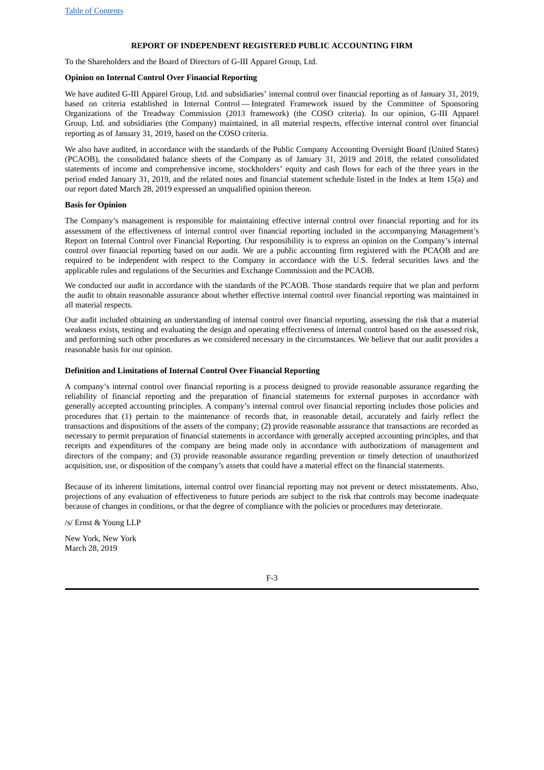## REPORT OF INDEPENDENT REGISTERED PUBLIC ACCOUNTING FIRM

To the Shareholders and the Board of Directors of G-III Apparel Group, Ltd.

**Opinion on Internal Control Over Financial Reporting**

We have audited G-III Apparel Group, Ltd. and subsidiaries' internal control over financial reporting as of January 31, 2019, based on criteria established in Internal Control — Integrated Framework issued by the Committee of Sponsoring Organizations of the Treadway Commission (2013 framework) (the COSO criteria). In our opinion, G-III Apparel Group, Ltd. and subsidiaries (the Company) maintained, in all material respects, effective internal control over financial reporting as of January 31, 2019, based on the COSO criteria.

We also have audited, in accordance with the standards of the Public Company Accounting Oversight Board (United States) (PCAOB), the consolidated balance sheets of the Company as of January 31, 2019 and 2018, the related consolidated statements of income and comprehensive income, stockholders' equity and cash flows for each of the three years in the period ended January 31, 2019, and the related notes and financial statement schedule listed in the Index at Item 15(a) and our report dated March 28, 2019 expressed an unqualified opinion thereon.

**Basis for Opinion**

The Company's management is responsible for maintaining effective internal control over financial reporting and for its assessment of the effectiveness of internal control over financial reporting included in the accompanying Management's Report on Internal Control over Financial Reporting. Our responsibility is to express an opinion on the Company's internal control over financial reporting based on our audit. We are a public accounting firm registered with the PCAOB and are required to be independent with respect to the Company in accordance with the U.S. federal securities laws and the applicable rules and regulations of the Securities and Exchange Commission and the PCAOB.

We conducted our audit in accordance with the standards of the PCAOB. Those standards require that we plan and perform the audit to obtain reasonable assurance about whether effective internal control over financial reporting was maintained in all material respects.

Our audit included obtaining an understanding of internal control over financial reporting, assessing the risk that a material weakness exists, testing and evaluating the design and operating effectiveness of internal control based on the assessed risk, and performing such other procedures as we considered necessary in the circumstances. We believe that our audit provides a reasonable basis for our opinion.

**Definition and Limitations of Internal Control Over Financial Reporting**

A company's internal control over financial reporting is a process designed to provide reasonable assurance regarding the reliability of financial reporting and the preparation of financial statements for external purposes in accordance with generally accepted accounting principles. A company's internal control over financial reporting includes those policies and procedures that (1) pertain to the maintenance of records that, in reasonable detail, accurately and fairly reflect the transactions and dispositions of the assets of the company; (2) provide reasonable assurance that transactions are recorded as necessary to permit preparation of financial statements in accordance with generally accepted accounting principles, and that receipts and expenditures of the company are being made only in accordance with authorizations of management and directors of the company; and (3) provide reasonable assurance regarding prevention or timely detection of unauthorized acquisition, use, or disposition of the company's assets that could have a material effect on the financial statements.

Because of its inherent limitations, internal control over financial reporting may not prevent or detect misstatements. Also, projections of any evaluation of effectiveness to future periods are subject to the risk that controls may become inadequate because of changes in conditions, or that the degree of compliance with the policies or procedures may deteriorate.

/s/ Ernst & Young LLP

New York, New York
March 28, 2019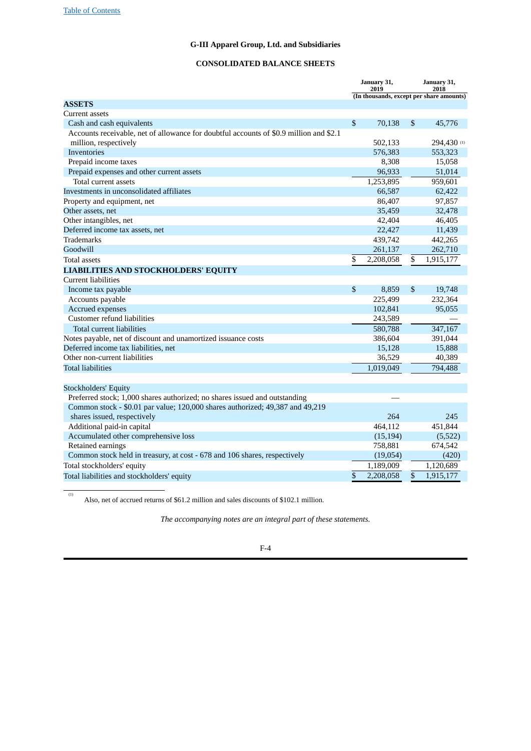Table of Contents

**G-III Apparel Group, Ltd. and Subsidiaries**

**CONSOLIDATED BALANCE SHEETS**

| | January 31, 2019 | January 31, 2018 |
|---|---|---|
| | (In thousands, except per share amounts) | |
| **ASSETS** | | |
| Current assets | | |
| Cash and cash equivalents | $ 70,138 | $ 45,776 |
| Accounts receivable, net of allowance for doubtful accounts of $0.9 million and $2.1 million, respectively | 502,133 | 294,430 [(1)] |
| Inventories | 576,383 | 553,323 |
| Prepaid income taxes | 8,308 | 15,058 |
| Prepaid expenses and other current assets | 96,933 | 51,014 |
| Total current assets | 1,253,895 | 959,601 |
| Investments in unconsolidated affiliates | 66,587 | 62,422 |
| Property and equipment, net | 86,407 | 97,857 |
| Other assets, net | 35,459 | 32,478 |
| Other intangibles, net | 42,404 | 46,405 |
| Deferred income tax assets, net | 22,427 | 11,439 |
| Trademarks | 439,742 | 442,265 |
| Goodwill | 261,137 | 262,710 |
| Total assets | $ 2,208,058 | $ 1,915,177 |
| **LIABILITIES AND STOCKHOLDERS' EQUITY** | | |
| Current liabilities | | |
| Income tax payable | $ 8,859 | $ 19,748 |
| Accounts payable | 225,499 | 232,364 |
| Accrued expenses | 102,841 | 95,055 |
| Customer refund liabilities | 243,589 | — |
| Total current liabilities | 580,788 | 347,167 |
| Notes payable, net of discount and unamortized issuance costs | 386,604 | 391,044 |
| Deferred income tax liabilities, net | 15,128 | 15,888 |
| Other non-current liabilities | 36,529 | 40,389 |
| Total liabilities | 1,019,049 | 794,488 |
| | | |
| Stockholders' Equity | | |
| Preferred stock; 1,000 shares authorized; no shares issued and outstanding | — | |
| Common stock - $0.01 par value; 120,000 shares authorized; 49,387 and 49,219 shares issued, respectively | 264 | 245 |
| Additional paid-in capital | 464,112 | 451,844 |
| Accumulated other comprehensive loss | (15,194) | (5,522) |
| Retained earnings | 758,881 | 674,542 |
| Common stock held in treasury, at cost - 678 and 106 shares, respectively | (19,054) | (420) |
| Total stockholders' equity | 1,189,009 | 1,120,689 |
| Total liabilities and stockholders' equity | $ 2,208,058 | $ 1,915,177 |

(1) Also, net of accrued returns of $61.2 million and sales discounts of $102.1 million.

*The accompanying notes are an integral part of these statements.*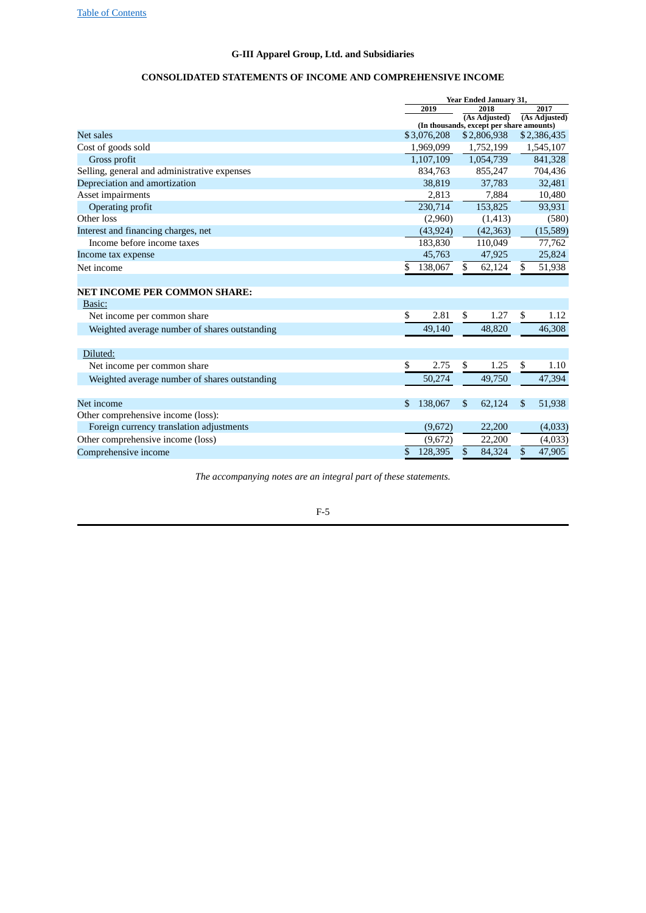[Table of Contents](#)

## G-III Apparel Group, Ltd. and Subsidiaries

### CONSOLIDATED STATEMENTS OF INCOME AND COMPREHENSIVE INCOME

| | Year Ended January 31, | | |
|---|---|---|---|
| | 2019 | 2018 (As Adjusted) | 2017 (As Adjusted) |
| | (In thousands, except per share amounts) | | |
| Net sales | $3,076,208 | $2,806,938 | $2,386,435 |
| Cost of goods sold | 1,969,099 | 1,752,199 | 1,545,107 |
| Gross profit | 1,107,109 | 1,054,739 | 841,328 |
| Selling, general and administrative expenses | 834,763 | 855,247 | 704,436 |
| Depreciation and amortization | 38,819 | 37,783 | 32,481 |
| Asset impairments | 2,813 | 7,884 | 10,480 |
| Operating profit | 230,714 | 153,825 | 93,931 |
| Other loss | (2,960) | (1,413) | (580) |
| Interest and financing charges, net | (43,924) | (42,363) | (15,589) |
| Income before income taxes | 183,830 | 110,049 | 77,762 |
| Income tax expense | 45,763 | 47,925 | 25,824 |
| Net income | $ 138,067 | $ 62,124 | $ 51,938 |
| | | | |
| **NET INCOME PER COMMON SHARE:** | | | |
| Basic: | | | |
| Net income per common share | $ 2.81 | $ 1.27 | $ 1.12 |
| Weighted average number of shares outstanding | 49,140 | 48,820 | 46,308 |
| | | | |
| Diluted: | | | |
| Net income per common share | $ 2.75 | $ 1.25 | $ 1.10 |
| Weighted average number of shares outstanding | 50,274 | 49,750 | 47,394 |
| | | | |
| Net income | $ 138,067 | $ 62,124 | $ 51,938 |
| Other comprehensive income (loss): | | | |
| Foreign currency translation adjustments | (9,672) | 22,200 | (4,033) |
| Other comprehensive income (loss) | (9,672) | 22,200 | (4,033) |
| Comprehensive income | $ 128,395 | $ 84,324 | $ 47,905 |

*The accompanying notes are an integral part of these statements.*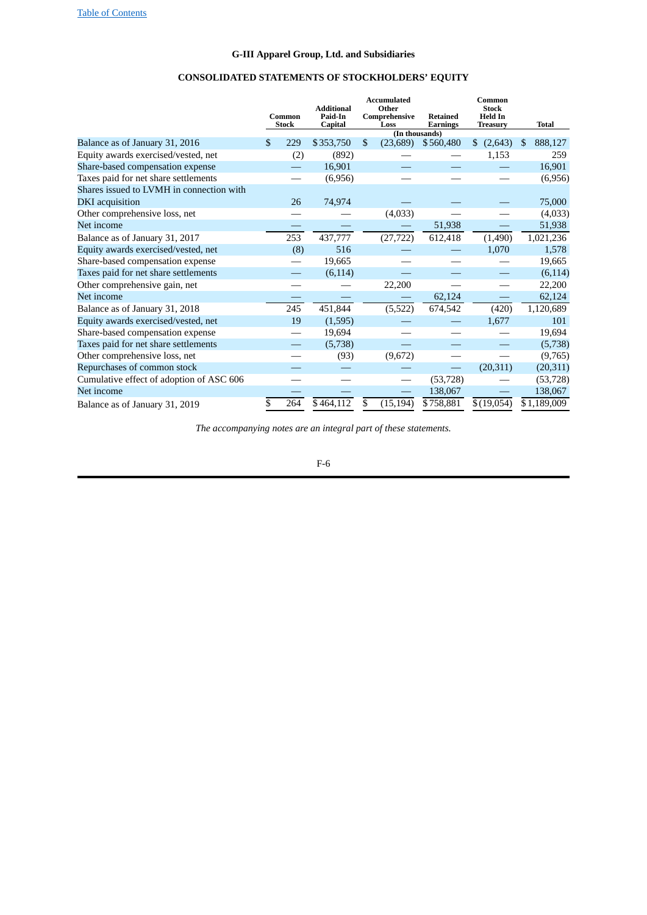G-III Apparel Group, Ltd. and Subsidiaries

## CONSOLIDATED STATEMENTS OF STOCKHOLDERS' EQUITY

| | Common Stock | Additional Paid-In Capital | Accumulated Other Comprehensive Loss | Retained Earnings | Common Stock Held In Treasury | Total |
|---|---|---|---|---|---|---|
| | | | (In thousands) | | | |
| Balance as of January 31, 2016 | $ 229 | $ 353,750 | $ (23,689) | $ 560,480 | $ (2,643) | $ 888,127 |
| Equity awards exercised/vested, net | (2) | (892) | — | — | 1,153 | 259 |
| Share-based compensation expense | — | 16,901 | — | — | — | 16,901 |
| Taxes paid for net share settlements | — | (6,956) | — | — | — | (6,956) |
| Shares issued to LVMH in connection with DKI acquisition | 26 | 74,974 | — | — | — | 75,000 |
| Other comprehensive loss, net | — | — | (4,033) | — | — | (4,033) |
| Net income | — | — | — | 51,938 | — | 51,938 |
| Balance as of January 31, 2017 | 253 | 437,777 | (27,722) | 612,418 | (1,490) | 1,021,236 |
| Equity awards exercised/vested, net | (8) | 516 | — | — | 1,070 | 1,578 |
| Share-based compensation expense | — | 19,665 | — | — | — | 19,665 |
| Taxes paid for net share settlements | — | (6,114) | — | — | — | (6,114) |
| Other comprehensive gain, net | — | — | 22,200 | — | — | 22,200 |
| Net income | — | — | — | 62,124 | — | 62,124 |
| Balance as of January 31, 2018 | 245 | 451,844 | (5,522) | 674,542 | (420) | 1,120,689 |
| Equity awards exercised/vested, net | 19 | (1,595) | — | — | 1,677 | 101 |
| Share-based compensation expense | — | 19,694 | — | — | — | 19,694 |
| Taxes paid for net share settlements | — | (5,738) | — | — | — | (5,738) |
| Other comprehensive loss, net | — | (93) | (9,672) | — | — | (9,765) |
| Repurchases of common stock | — | — | — | — | (20,311) | (20,311) |
| Cumulative effect of adoption of ASC 606 | — | — | — | (53,728) | — | (53,728) |
| Net income | — | — | — | 138,067 | — | 138,067 |
| Balance as of January 31, 2019 | $ 264 | $ 464,112 | $ (15,194) | $ 758,881 | $ (19,054) | $ 1,189,009 |

*The accompanying notes are an integral part of these statements.*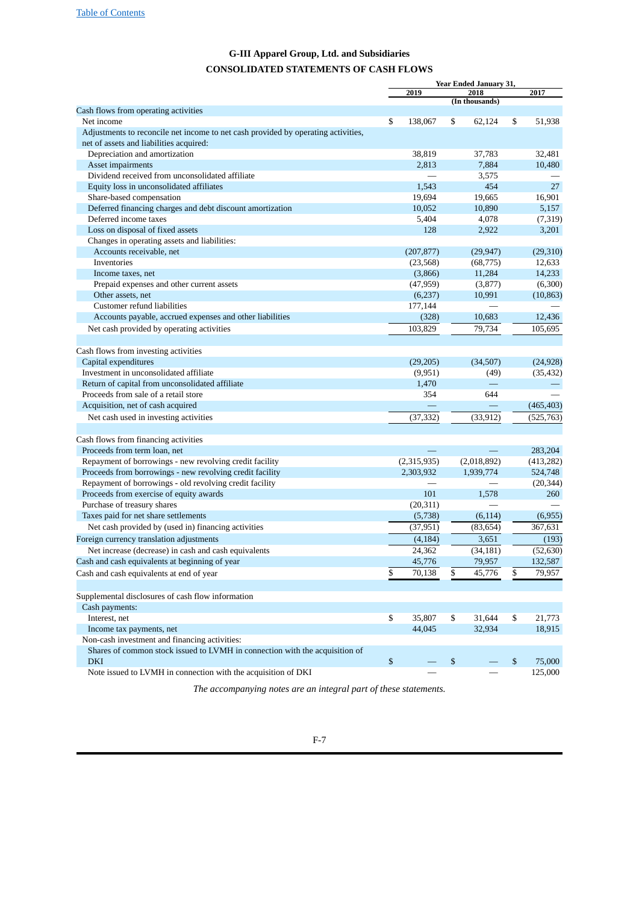## G-III Apparel Group, Ltd. and Subsidiaries

## CONSOLIDATED STATEMENTS OF CASH FLOWS

| | Year Ended January 31, | | |
|---|---|---|---|
| | 2019 | 2018 | 2017 |
| | (In thousands) | | |
| Cash flows from operating activities | | | |
| Net income | $ 138,067 | $ 62,124 | $ 51,938 |
| Adjustments to reconcile net income to net cash provided by operating activities, net of assets and liabilities acquired: | | | |
| Depreciation and amortization | 38,819 | 37,783 | 32,481 |
| Asset impairments | 2,813 | 7,884 | 10,480 |
| Dividend received from unconsolidated affiliate | — | 3,575 | — |
| Equity loss in unconsolidated affiliates | 1,543 | 454 | 27 |
| Share-based compensation | 19,694 | 19,665 | 16,901 |
| Deferred financing charges and debt discount amortization | 10,052 | 10,890 | 5,157 |
| Deferred income taxes | 5,404 | 4,078 | (7,319) |
| Loss on disposal of fixed assets | 128 | 2,922 | 3,201 |
| Changes in operating assets and liabilities: | | | |
| Accounts receivable, net | (207,877) | (29,947) | (29,310) |
| Inventories | (23,568) | (68,775) | 12,633 |
| Income taxes, net | (3,866) | 11,284 | 14,233 |
| Prepaid expenses and other current assets | (47,959) | (3,877) | (6,300) |
| Other assets, net | (6,237) | 10,991 | (10,863) |
| Customer refund liabilities | 177,144 | — | — |
| Accounts payable, accrued expenses and other liabilities | (328) | 10,683 | 12,436 |
| Net cash provided by operating activities | 103,829 | 79,734 | 105,695 |
| | | | |
| Cash flows from investing activities | | | |
| Capital expenditures | (29,205) | (34,507) | (24,928) |
| Investment in unconsolidated affiliate | (9,951) | (49) | (35,432) |
| Return of capital from unconsolidated affiliate | 1,470 | — | — |
| Proceeds from sale of a retail store | 354 | 644 | — |
| Acquisition, net of cash acquired | — | — | (465,403) |
| Net cash used in investing activities | (37,332) | (33,912) | (525,763) |
| | | | |
| Cash flows from financing activities | | | |
| Proceeds from term loan, net | — | — | 283,204 |
| Repayment of borrowings - new revolving credit facility | (2,315,935) | (2,018,892) | (413,282) |
| Proceeds from borrowings - new revolving credit facility | 2,303,932 | 1,939,774 | 524,748 |
| Repayment of borrowings - old revolving credit facility | — | — | (20,344) |
| Proceeds from exercise of equity awards | 101 | 1,578 | 260 |
| Purchase of treasury shares | (20,311) | — | — |
| Taxes paid for net share settlements | (5,738) | (6,114) | (6,955) |
| Net cash provided by (used in) financing activities | (37,951) | (83,654) | 367,631 |
| Foreign currency translation adjustments | (4,184) | 3,651 | (193) |
| Net increase (decrease) in cash and cash equivalents | 24,362 | (34,181) | (52,630) |
| Cash and cash equivalents at beginning of year | 45,776 | 79,957 | 132,587 |
| Cash and cash equivalents at end of year | $ 70,138 | $ 45,776 | $ 79,957 |
| | | | |
| Supplemental disclosures of cash flow information | | | |
| Cash payments: | | | |
| Interest, net | $ 35,807 | $ 31,644 | $ 21,773 |
| Income tax payments, net | 44,045 | 32,934 | 18,915 |
| Non-cash investment and financing activities: | | | |
| Shares of common stock issued to LVMH in connection with the acquisition of DKI | $ — | $ — | $ 75,000 |
| Note issued to LVMH in connection with the acquisition of DKI | — | — | 125,000 |

*The accompanying notes are an integral part of these statements.*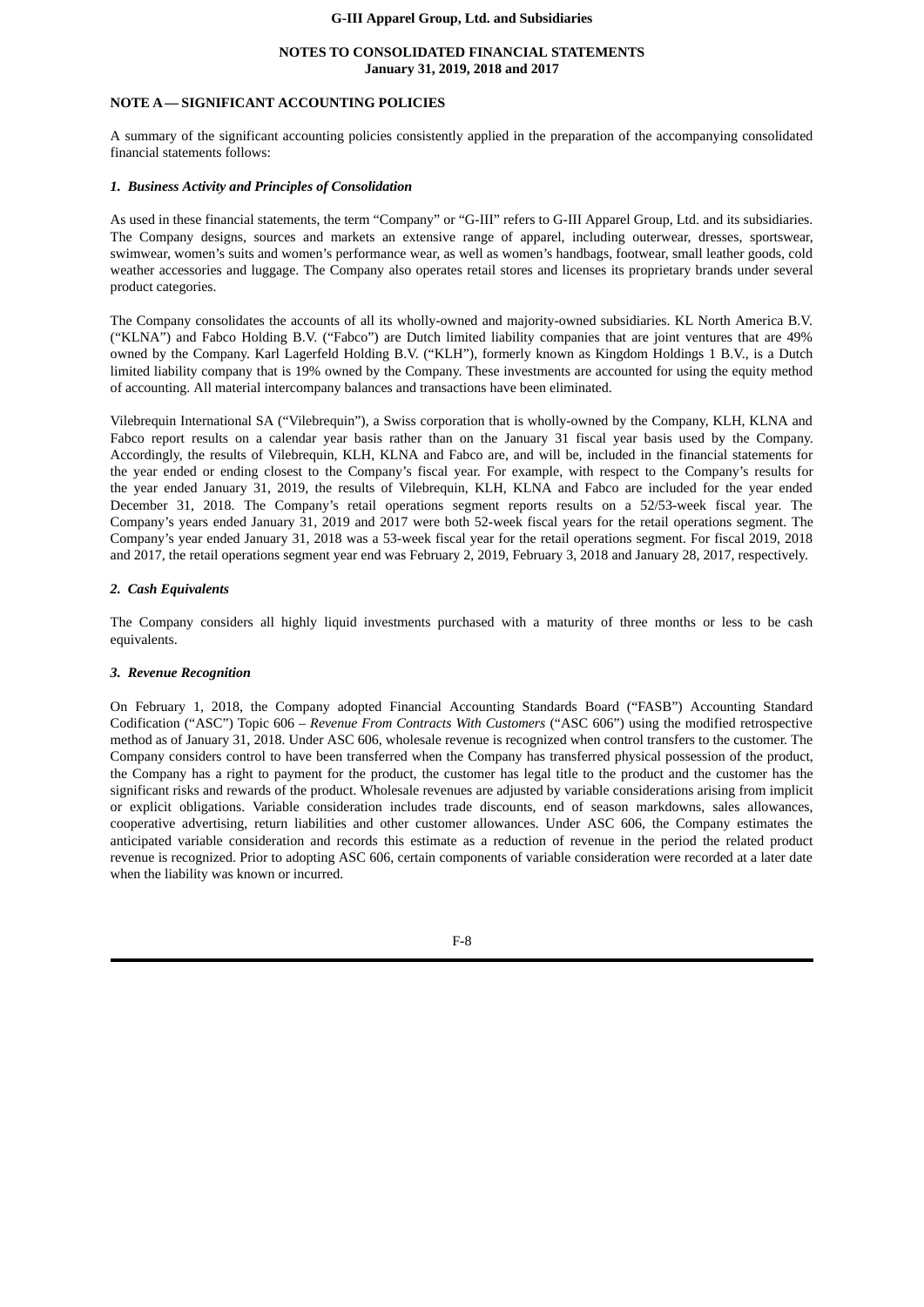## NOTES TO CONSOLIDATED FINANCIAL STATEMENTS
## January 31, 2019, 2018 and 2017

### NOTE A — SIGNIFICANT ACCOUNTING POLICIES

A summary of the significant accounting policies consistently applied in the preparation of the accompanying consolidated financial statements follows:

#### *1. Business Activity and Principles of Consolidation*

As used in these financial statements, the term "Company" or "G-III" refers to G-III Apparel Group, Ltd. and its subsidiaries. The Company designs, sources and markets an extensive range of apparel, including outerwear, dresses, sportswear, swimwear, women's suits and women's performance wear, as well as women's handbags, footwear, small leather goods, cold weather accessories and luggage. The Company also operates retail stores and licenses its proprietary brands under several product categories.

The Company consolidates the accounts of all its wholly-owned and majority-owned subsidiaries. KL North America B.V. ("KLNA") and Fabco Holding B.V. ("Fabco") are Dutch limited liability companies that are joint ventures that are 49% owned by the Company. Karl Lagerfeld Holding B.V. ("KLH"), formerly known as Kingdom Holdings 1 B.V., is a Dutch limited liability company that is 19% owned by the Company. These investments are accounted for using the equity method of accounting. All material intercompany balances and transactions have been eliminated.

Vilebrequin International SA ("Vilebrequin"), a Swiss corporation that is wholly-owned by the Company, KLH, KLNA and Fabco report results on a calendar year basis rather than on the January 31 fiscal year basis used by the Company. Accordingly, the results of Vilebrequin, KLH, KLNA and Fabco are, and will be, included in the financial statements for the year ended or ending closest to the Company's fiscal year. For example, with respect to the Company's results for the year ended January 31, 2019, the results of Vilebrequin, KLH, KLNA and Fabco are included for the year ended December 31, 2018. The Company's retail operations segment reports results on a 52/53-week fiscal year. The Company's years ended January 31, 2019 and 2017 were both 52-week fiscal years for the retail operations segment. The Company's year ended January 31, 2018 was a 53-week fiscal year for the retail operations segment. For fiscal 2019, 2018 and 2017, the retail operations segment year end was February 2, 2019, February 3, 2018 and January 28, 2017, respectively.

#### *2. Cash Equivalents*

The Company considers all highly liquid investments purchased with a maturity of three months or less to be cash equivalents.

#### *3. Revenue Recognition*

On February 1, 2018, the Company adopted Financial Accounting Standards Board ("FASB") Accounting Standard Codification ("ASC") Topic 606 – *Revenue From Contracts With Customers* ("ASC 606") using the modified retrospective method as of January 31, 2018. Under ASC 606, wholesale revenue is recognized when control transfers to the customer. The Company considers control to have been transferred when the Company has transferred physical possession of the product, the Company has a right to payment for the product, the customer has legal title to the product and the customer has the significant risks and rewards of the product. Wholesale revenues are adjusted by variable considerations arising from implicit or explicit obligations. Variable consideration includes trade discounts, end of season markdowns, sales allowances, cooperative advertising, return liabilities and other customer allowances. Under ASC 606, the Company estimates the anticipated variable consideration and records this estimate as a reduction of revenue in the period the related product revenue is recognized. Prior to adopting ASC 606, certain components of variable consideration were recorded at a later date when the liability was known or incurred.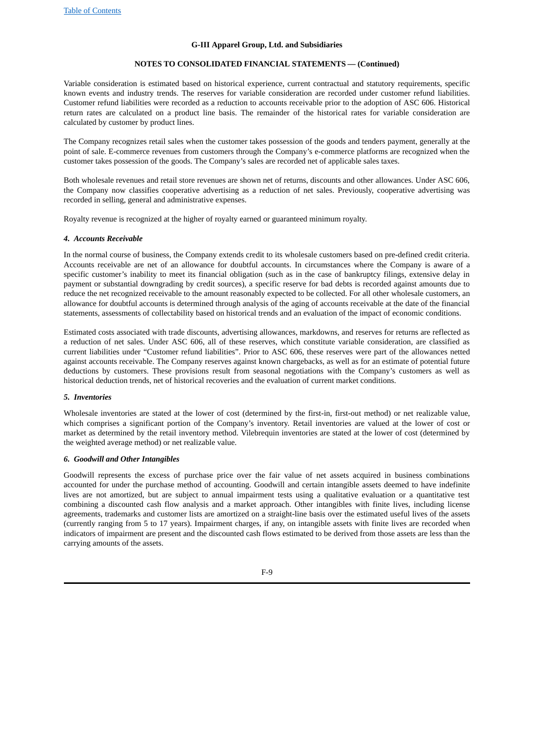**G-III Apparel Group, Ltd. and Subsidiaries**

**NOTES TO CONSOLIDATED FINANCIAL STATEMENTS — (Continued)**

Variable consideration is estimated based on historical experience, current contractual and statutory requirements, specific known events and industry trends. The reserves for variable consideration are recorded under customer refund liabilities. Customer refund liabilities were recorded as a reduction to accounts receivable prior to the adoption of ASC 606. Historical return rates are calculated on a product line basis. The remainder of the historical rates for variable consideration are calculated by customer by product lines.

The Company recognizes retail sales when the customer takes possession of the goods and tenders payment, generally at the point of sale. E-commerce revenues from customers through the Company's e-commerce platforms are recognized when the customer takes possession of the goods. The Company's sales are recorded net of applicable sales taxes.

Both wholesale revenues and retail store revenues are shown net of returns, discounts and other allowances. Under ASC 606, the Company now classifies cooperative advertising as a reduction of net sales. Previously, cooperative advertising was recorded in selling, general and administrative expenses.

Royalty revenue is recognized at the higher of royalty earned or guaranteed minimum royalty.

### *4. Accounts Receivable*

In the normal course of business, the Company extends credit to its wholesale customers based on pre-defined credit criteria. Accounts receivable are net of an allowance for doubtful accounts. In circumstances where the Company is aware of a specific customer's inability to meet its financial obligation (such as in the case of bankruptcy filings, extensive delay in payment or substantial downgrading by credit sources), a specific reserve for bad debts is recorded against amounts due to reduce the net recognized receivable to the amount reasonably expected to be collected. For all other wholesale customers, an allowance for doubtful accounts is determined through analysis of the aging of accounts receivable at the date of the financial statements, assessments of collectability based on historical trends and an evaluation of the impact of economic conditions.

Estimated costs associated with trade discounts, advertising allowances, markdowns, and reserves for returns are reflected as a reduction of net sales. Under ASC 606, all of these reserves, which constitute variable consideration, are classified as current liabilities under "Customer refund liabilities". Prior to ASC 606, these reserves were part of the allowances netted against accounts receivable. The Company reserves against known chargebacks, as well as for an estimate of potential future deductions by customers. These provisions result from seasonal negotiations with the Company's customers as well as historical deduction trends, net of historical recoveries and the evaluation of current market conditions.

### *5. Inventories*

Wholesale inventories are stated at the lower of cost (determined by the first-in, first-out method) or net realizable value, which comprises a significant portion of the Company's inventory. Retail inventories are valued at the lower of cost or market as determined by the retail inventory method. Vilebrequin inventories are stated at the lower of cost (determined by the weighted average method) or net realizable value.

### *6. Goodwill and Other Intangibles*

Goodwill represents the excess of purchase price over the fair value of net assets acquired in business combinations accounted for under the purchase method of accounting. Goodwill and certain intangible assets deemed to have indefinite lives are not amortized, but are subject to annual impairment tests using a qualitative evaluation or a quantitative test combining a discounted cash flow analysis and a market approach. Other intangibles with finite lives, including license agreements, trademarks and customer lists are amortized on a straight-line basis over the estimated useful lives of the assets (currently ranging from 5 to 17 years). Impairment charges, if any, on intangible assets with finite lives are recorded when indicators of impairment are present and the discounted cash flows estimated to be derived from those assets are less than the carrying amounts of the assets.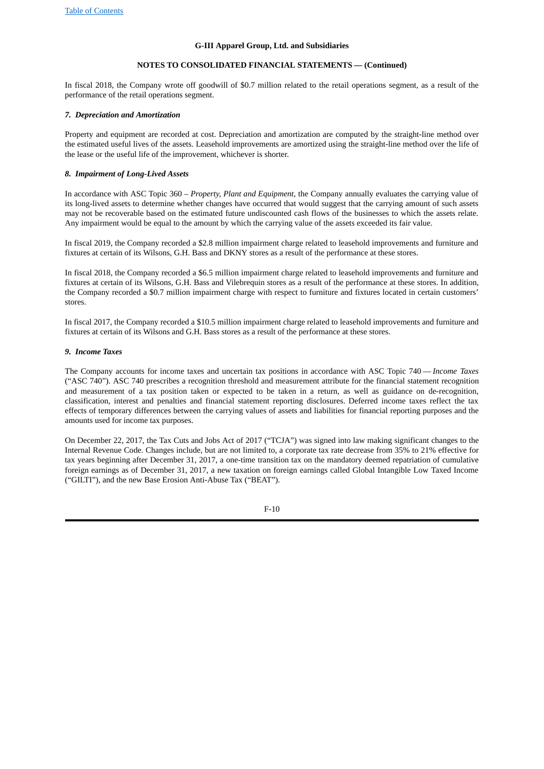In fiscal 2018, the Company wrote off goodwill of $0.7 million related to the retail operations segment, as a result of the performance of the retail operations segment.

### *7. Depreciation and Amortization*

Property and equipment are recorded at cost. Depreciation and amortization are computed by the straight-line method over the estimated useful lives of the assets. Leasehold improvements are amortized using the straight-line method over the life of the lease or the useful life of the improvement, whichever is shorter.

### *8. Impairment of Long-Lived Assets*

In accordance with ASC Topic 360 – *Property, Plant and Equipment*, the Company annually evaluates the carrying value of its long-lived assets to determine whether changes have occurred that would suggest that the carrying amount of such assets may not be recoverable based on the estimated future undiscounted cash flows of the businesses to which the assets relate. Any impairment would be equal to the amount by which the carrying value of the assets exceeded its fair value.

In fiscal 2019, the Company recorded a $2.8 million impairment charge related to leasehold improvements and furniture and fixtures at certain of its Wilsons, G.H. Bass and DKNY stores as a result of the performance at these stores.

In fiscal 2018, the Company recorded a $6.5 million impairment charge related to leasehold improvements and furniture and fixtures at certain of its Wilsons, G.H. Bass and Vilebrequin stores as a result of the performance at these stores. In addition, the Company recorded a $0.7 million impairment charge with respect to furniture and fixtures located in certain customers' stores.

In fiscal 2017, the Company recorded a $10.5 million impairment charge related to leasehold improvements and furniture and fixtures at certain of its Wilsons and G.H. Bass stores as a result of the performance at these stores.

### *9. Income Taxes*

The Company accounts for income taxes and uncertain tax positions in accordance with ASC Topic 740 — *Income Taxes* ("ASC 740"). ASC 740 prescribes a recognition threshold and measurement attribute for the financial statement recognition and measurement of a tax position taken or expected to be taken in a return, as well as guidance on de-recognition, classification, interest and penalties and financial statement reporting disclosures. Deferred income taxes reflect the tax effects of temporary differences between the carrying values of assets and liabilities for financial reporting purposes and the amounts used for income tax purposes.

On December 22, 2017, the Tax Cuts and Jobs Act of 2017 ("TCJA") was signed into law making significant changes to the Internal Revenue Code. Changes include, but are not limited to, a corporate tax rate decrease from 35% to 21% effective for tax years beginning after December 31, 2017, a one-time transition tax on the mandatory deemed repatriation of cumulative foreign earnings as of December 31, 2017, a new taxation on foreign earnings called Global Intangible Low Taxed Income ("GILTI"), and the new Base Erosion Anti-Abuse Tax ("BEAT").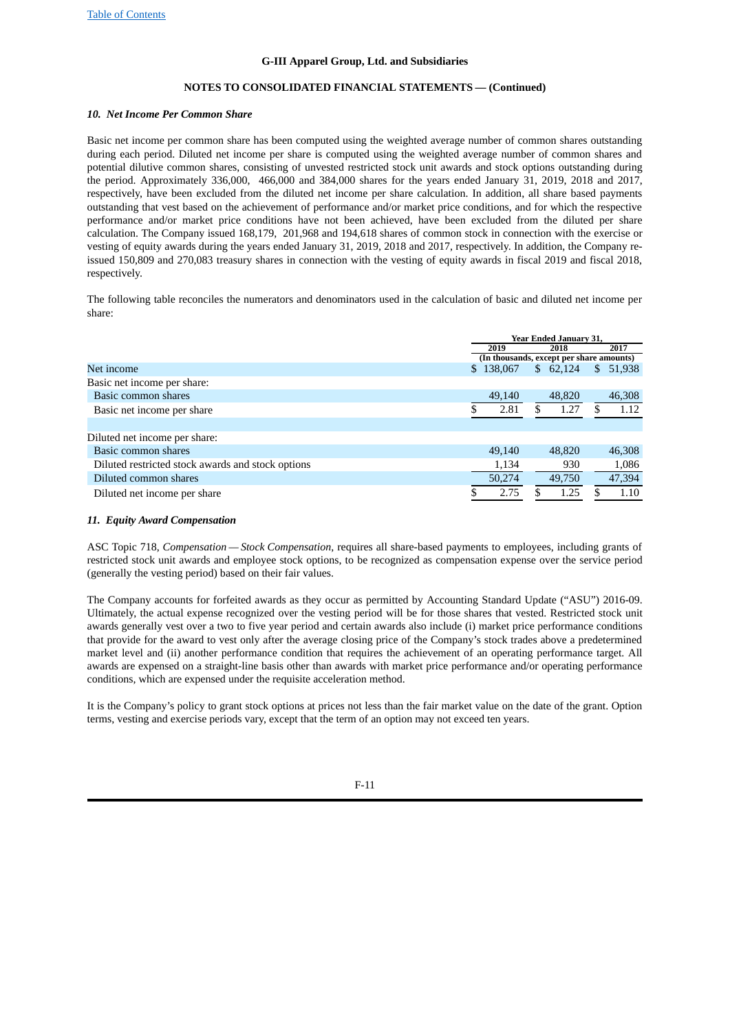G-III Apparel Group, Ltd. and Subsidiaries

NOTES TO CONSOLIDATED FINANCIAL STATEMENTS — (Continued)

### *10. Net Income Per Common Share*

Basic net income per common share has been computed using the weighted average number of common shares outstanding during each period. Diluted net income per share is computed using the weighted average number of common shares and potential dilutive common shares, consisting of unvested restricted stock unit awards and stock options outstanding during the period. Approximately 336,000, 466,000 and 384,000 shares for the years ended January 31, 2019, 2018 and 2017, respectively, have been excluded from the diluted net income per share calculation. In addition, all share based payments outstanding that vest based on the achievement of performance and/or market price conditions, and for which the respective performance and/or market price conditions have not been achieved, have been excluded from the diluted per share calculation. The Company issued 168,179, 201,968 and 194,618 shares of common stock in connection with the exercise or vesting of equity awards during the years ended January 31, 2019, 2018 and 2017, respectively. In addition, the Company re-issued 150,809 and 270,083 treasury shares in connection with the vesting of equity awards in fiscal 2019 and fiscal 2018, respectively.

The following table reconciles the numerators and denominators used in the calculation of basic and diluted net income per share:

| | Year Ended January 31, | | |
|---|---|---|---|
| | 2019 | 2018 | 2017 |
| | (In thousands, except per share amounts) | | |
| Net income | $ 138,067 | $ 62,124 | $ 51,938 |
| Basic net income per share: | | | |
| Basic common shares | 49,140 | 48,820 | 46,308 |
| Basic net income per share | $ 2.81 | $ 1.27 | $ 1.12 |
| | | | |
| Diluted net income per share: | | | |
| Basic common shares | 49,140 | 48,820 | 46,308 |
| Diluted restricted stock awards and stock options | 1,134 | 930 | 1,086 |
| Diluted common shares | 50,274 | 49,750 | 47,394 |
| Diluted net income per share | $ 2.75 | $ 1.25 | $ 1.10 |

### *11. Equity Award Compensation*

ASC Topic 718, *Compensation — Stock Compensation*, requires all share-based payments to employees, including grants of restricted stock unit awards and employee stock options, to be recognized as compensation expense over the service period (generally the vesting period) based on their fair values.

The Company accounts for forfeited awards as they occur as permitted by Accounting Standard Update ("ASU") 2016-09. Ultimately, the actual expense recognized over the vesting period will be for those shares that vested. Restricted stock unit awards generally vest over a two to five year period and certain awards also include (i) market price performance conditions that provide for the award to vest only after the average closing price of the Company's stock trades above a predetermined market level and (ii) another performance condition that requires the achievement of an operating performance target. All awards are expensed on a straight-line basis other than awards with market price performance and/or operating performance conditions, which are expensed under the requisite acceleration method.

It is the Company's policy to grant stock options at prices not less than the fair market value on the date of the grant. Option terms, vesting and exercise periods vary, except that the term of an option may not exceed ten years.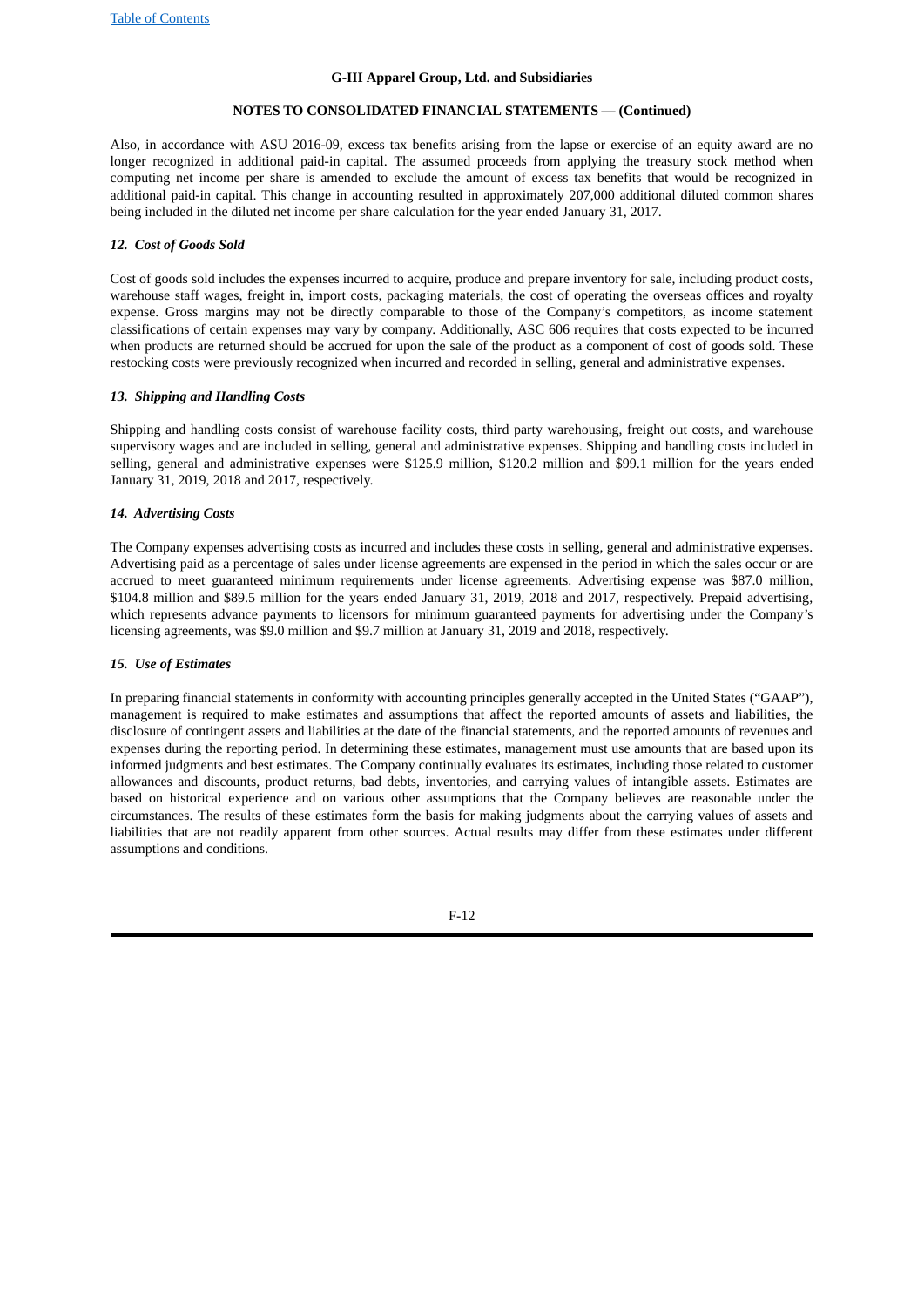Also, in accordance with ASU 2016-09, excess tax benefits arising from the lapse or exercise of an equity award are no longer recognized in additional paid-in capital. The assumed proceeds from applying the treasury stock method when computing net income per share is amended to exclude the amount of excess tax benefits that would be recognized in additional paid-in capital. This change in accounting resulted in approximately 207,000 additional diluted common shares being included in the diluted net income per share calculation for the year ended January 31, 2017.

### *12. Cost of Goods Sold*

Cost of goods sold includes the expenses incurred to acquire, produce and prepare inventory for sale, including product costs, warehouse staff wages, freight in, import costs, packaging materials, the cost of operating the overseas offices and royalty expense. Gross margins may not be directly comparable to those of the Company's competitors, as income statement classifications of certain expenses may vary by company. Additionally, ASC 606 requires that costs expected to be incurred when products are returned should be accrued for upon the sale of the product as a component of cost of goods sold. These restocking costs were previously recognized when incurred and recorded in selling, general and administrative expenses.

### *13. Shipping and Handling Costs*

Shipping and handling costs consist of warehouse facility costs, third party warehousing, freight out costs, and warehouse supervisory wages and are included in selling, general and administrative expenses. Shipping and handling costs included in selling, general and administrative expenses were $125.9 million, $120.2 million and $99.1 million for the years ended January 31, 2019, 2018 and 2017, respectively.

### *14. Advertising Costs*

The Company expenses advertising costs as incurred and includes these costs in selling, general and administrative expenses. Advertising paid as a percentage of sales under license agreements are expensed in the period in which the sales occur or are accrued to meet guaranteed minimum requirements under license agreements. Advertising expense was $87.0 million, $104.8 million and $89.5 million for the years ended January 31, 2019, 2018 and 2017, respectively. Prepaid advertising, which represents advance payments to licensors for minimum guaranteed payments for advertising under the Company's licensing agreements, was $9.0 million and $9.7 million at January 31, 2019 and 2018, respectively.

### *15. Use of Estimates*

In preparing financial statements in conformity with accounting principles generally accepted in the United States ("GAAP"), management is required to make estimates and assumptions that affect the reported amounts of assets and liabilities, the disclosure of contingent assets and liabilities at the date of the financial statements, and the reported amounts of revenues and expenses during the reporting period. In determining these estimates, management must use amounts that are based upon its informed judgments and best estimates. The Company continually evaluates its estimates, including those related to customer allowances and discounts, product returns, bad debts, inventories, and carrying values of intangible assets. Estimates are based on historical experience and on various other assumptions that the Company believes are reasonable under the circumstances. The results of these estimates form the basis for making judgments about the carrying values of assets and liabilities that are not readily apparent from other sources. Actual results may differ from these estimates under different assumptions and conditions.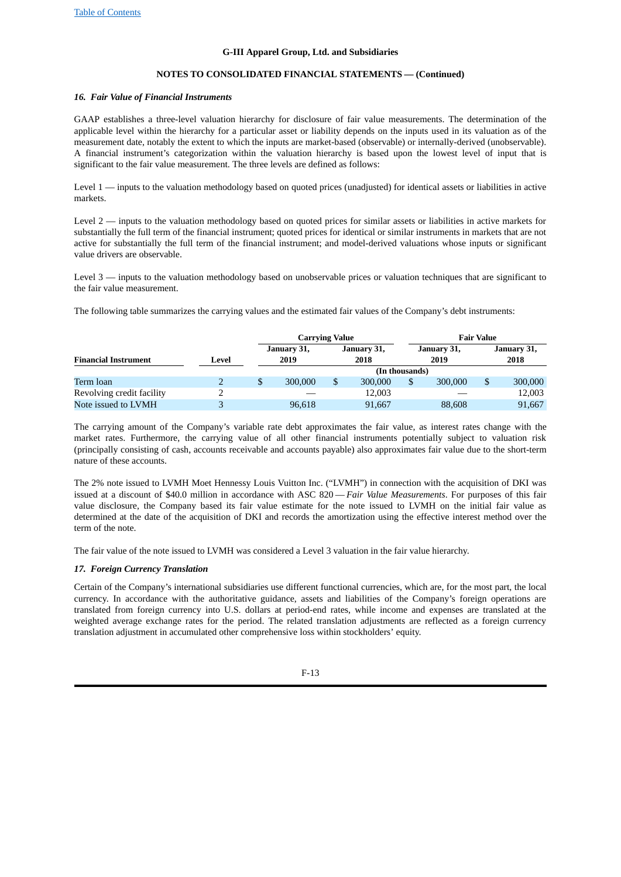## G-III Apparel Group, Ltd. and Subsidiaries

### NOTES TO CONSOLIDATED FINANCIAL STATEMENTS — (Continued)

### *16. Fair Value of Financial Instruments*

GAAP establishes a three-level valuation hierarchy for disclosure of fair value measurements. The determination of the applicable level within the hierarchy for a particular asset or liability depends on the inputs used in its valuation as of the measurement date, notably the extent to which the inputs are market-based (observable) or internally-derived (unobservable). A financial instrument's categorization within the valuation hierarchy is based upon the lowest level of input that is significant to the fair value measurement. The three levels are defined as follows:

Level 1 — inputs to the valuation methodology based on quoted prices (unadjusted) for identical assets or liabilities in active markets.

Level 2 — inputs to the valuation methodology based on quoted prices for similar assets or liabilities in active markets for substantially the full term of the financial instrument; quoted prices for identical or similar instruments in markets that are not active for substantially the full term of the financial instrument; and model-derived valuations whose inputs or significant value drivers are observable.

Level 3 — inputs to the valuation methodology based on unobservable prices or valuation techniques that are significant to the fair value measurement.

The following table summarizes the carrying values and the estimated fair values of the Company's debt instruments:

| | | Carrying Value | | Fair Value | |
|---|---|---|---|---|---|
| **Financial Instrument** | **Level** | **January 31, 2019** | **January 31, 2018** | **January 31, 2019** | **January 31, 2018** |
| | | (In thousands) | | | |
| Term loan | 2 | $ 300,000 | $ 300,000 | $ 300,000 | $ 300,000 |
| Revolving credit facility | 2 | — | 12,003 | — | 12,003 |
| Note issued to LVMH | 3 | 96,618 | 91,667 | 88,608 | 91,667 |

The carrying amount of the Company's variable rate debt approximates the fair value, as interest rates change with the market rates. Furthermore, the carrying value of all other financial instruments potentially subject to valuation risk (principally consisting of cash, accounts receivable and accounts payable) also approximates fair value due to the short-term nature of these accounts.

The 2% note issued to LVMH Moet Hennessy Louis Vuitton Inc. ("LVMH") in connection with the acquisition of DKI was issued at a discount of $40.0 million in accordance with ASC 820 — *Fair Value Measurements*. For purposes of this fair value disclosure, the Company based its fair value estimate for the note issued to LVMH on the initial fair value as determined at the date of the acquisition of DKI and records the amortization using the effective interest method over the term of the note.

The fair value of the note issued to LVMH was considered a Level 3 valuation in the fair value hierarchy.

### *17. Foreign Currency Translation*

Certain of the Company's international subsidiaries use different functional currencies, which are, for the most part, the local currency. In accordance with the authoritative guidance, assets and liabilities of the Company's foreign operations are translated from foreign currency into U.S. dollars at period-end rates, while income and expenses are translated at the weighted average exchange rates for the period. The related translation adjustments are reflected as a foreign currency translation adjustment in accumulated other comprehensive loss within stockholders' equity.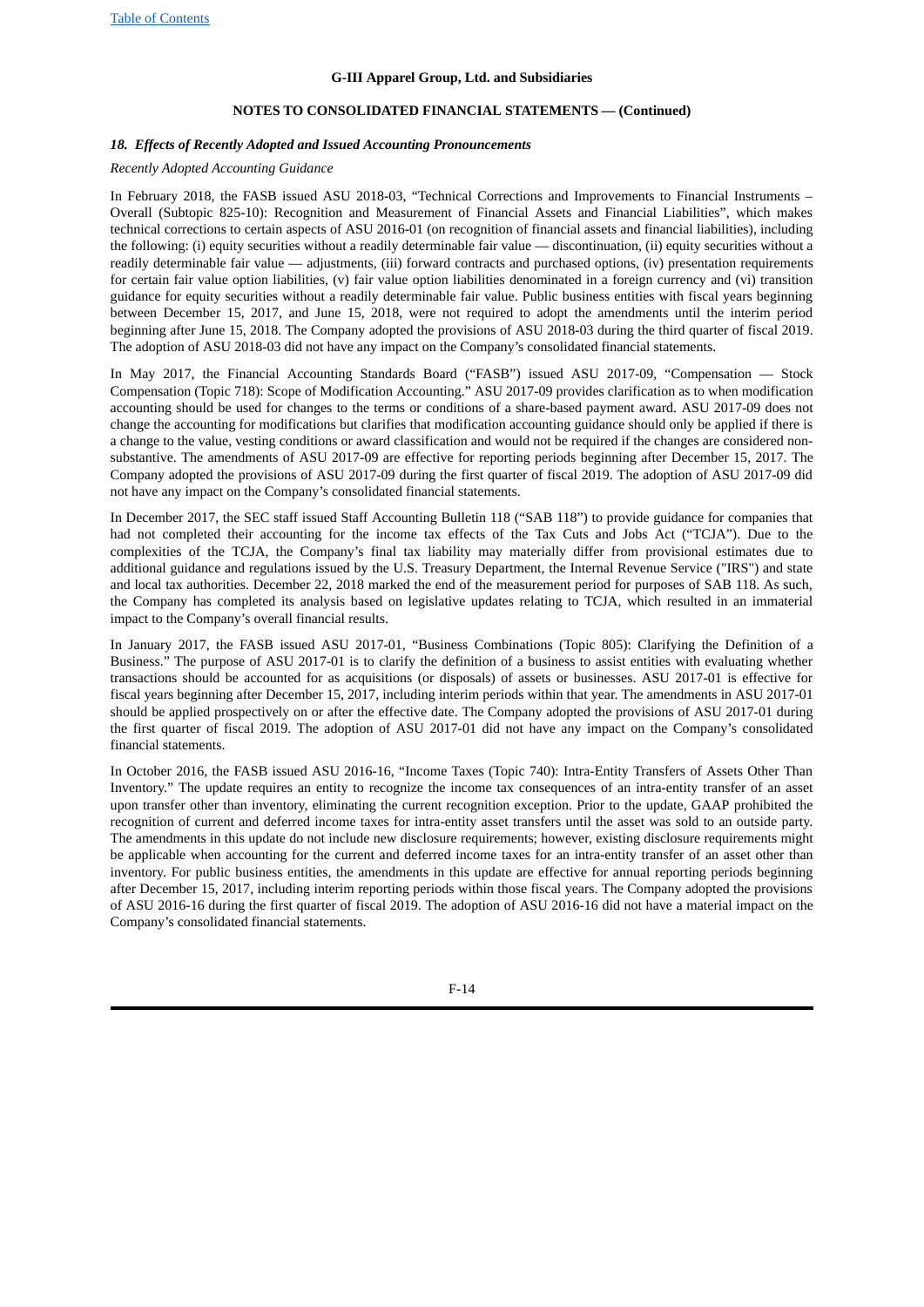**G-III Apparel Group, Ltd. and Subsidiaries**

**NOTES TO CONSOLIDATED FINANCIAL STATEMENTS — (Continued)**

### *18. Effects of Recently Adopted and Issued Accounting Pronouncements*

*Recently Adopted Accounting Guidance*

In February 2018, the FASB issued ASU 2018-03, "Technical Corrections and Improvements to Financial Instruments – Overall (Subtopic 825-10): Recognition and Measurement of Financial Assets and Financial Liabilities", which makes technical corrections to certain aspects of ASU 2016-01 (on recognition of financial assets and financial liabilities), including the following: (i) equity securities without a readily determinable fair value — discontinuation, (ii) equity securities without a readily determinable fair value — adjustments, (iii) forward contracts and purchased options, (iv) presentation requirements for certain fair value option liabilities, (v) fair value option liabilities denominated in a foreign currency and (vi) transition guidance for equity securities without a readily determinable fair value. Public business entities with fiscal years beginning between December 15, 2017, and June 15, 2018, were not required to adopt the amendments until the interim period beginning after June 15, 2018. The Company adopted the provisions of ASU 2018-03 during the third quarter of fiscal 2019. The adoption of ASU 2018-03 did not have any impact on the Company's consolidated financial statements.

In May 2017, the Financial Accounting Standards Board ("FASB") issued ASU 2017-09, "Compensation — Stock Compensation (Topic 718): Scope of Modification Accounting." ASU 2017-09 provides clarification as to when modification accounting should be used for changes to the terms or conditions of a share-based payment award. ASU 2017-09 does not change the accounting for modifications but clarifies that modification accounting guidance should only be applied if there is a change to the value, vesting conditions or award classification and would not be required if the changes are considered non-substantive. The amendments of ASU 2017-09 are effective for reporting periods beginning after December 15, 2017. The Company adopted the provisions of ASU 2017-09 during the first quarter of fiscal 2019. The adoption of ASU 2017-09 did not have any impact on the Company's consolidated financial statements.

In December 2017, the SEC staff issued Staff Accounting Bulletin 118 ("SAB 118") to provide guidance for companies that had not completed their accounting for the income tax effects of the Tax Cuts and Jobs Act ("TCJA"). Due to the complexities of the TCJA, the Company's final tax liability may materially differ from provisional estimates due to additional guidance and regulations issued by the U.S. Treasury Department, the Internal Revenue Service ("IRS") and state and local tax authorities. December 22, 2018 marked the end of the measurement period for purposes of SAB 118. As such, the Company has completed its analysis based on legislative updates relating to TCJA, which resulted in an immaterial impact to the Company's overall financial results.

In January 2017, the FASB issued ASU 2017-01, "Business Combinations (Topic 805): Clarifying the Definition of a Business." The purpose of ASU 2017-01 is to clarify the definition of a business to assist entities with evaluating whether transactions should be accounted for as acquisitions (or disposals) of assets or businesses. ASU 2017-01 is effective for fiscal years beginning after December 15, 2017, including interim periods within that year. The amendments in ASU 2017-01 should be applied prospectively on or after the effective date. The Company adopted the provisions of ASU 2017-01 during the first quarter of fiscal 2019. The adoption of ASU 2017-01 did not have any impact on the Company's consolidated financial statements.

In October 2016, the FASB issued ASU 2016-16, "Income Taxes (Topic 740): Intra-Entity Transfers of Assets Other Than Inventory." The update requires an entity to recognize the income tax consequences of an intra-entity transfer of an asset upon transfer other than inventory, eliminating the current recognition exception. Prior to the update, GAAP prohibited the recognition of current and deferred income taxes for intra-entity asset transfers until the asset was sold to an outside party. The amendments in this update do not include new disclosure requirements; however, existing disclosure requirements might be applicable when accounting for the current and deferred income taxes for an intra-entity transfer of an asset other than inventory. For public business entities, the amendments in this update are effective for annual reporting periods beginning after December 15, 2017, including interim reporting periods within those fiscal years. The Company adopted the provisions of ASU 2016-16 during the first quarter of fiscal 2019. The adoption of ASU 2016-16 did not have a material impact on the Company's consolidated financial statements.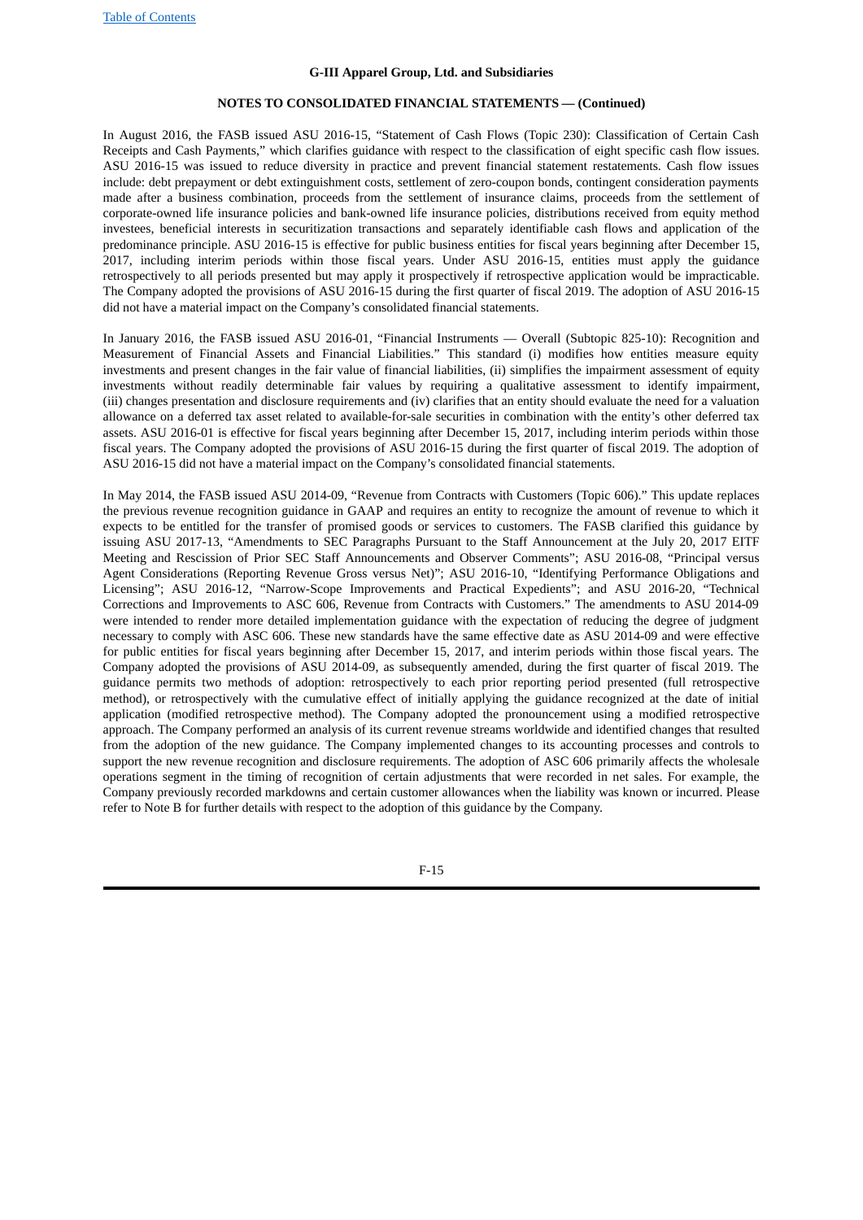In August 2016, the FASB issued ASU 2016-15, “Statement of Cash Flows (Topic 230): Classification of Certain Cash Receipts and Cash Payments,” which clarifies guidance with respect to the classification of eight specific cash flow issues. ASU 2016-15 was issued to reduce diversity in practice and prevent financial statement restatements. Cash flow issues include: debt prepayment or debt extinguishment costs, settlement of zero-coupon bonds, contingent consideration payments made after a business combination, proceeds from the settlement of insurance claims, proceeds from the settlement of corporate-owned life insurance policies and bank-owned life insurance policies, distributions received from equity method investees, beneficial interests in securitization transactions and separately identifiable cash flows and application of the predominance principle. ASU 2016-15 is effective for public business entities for fiscal years beginning after December 15, 2017, including interim periods within those fiscal years. Under ASU 2016-15, entities must apply the guidance retrospectively to all periods presented but may apply it prospectively if retrospective application would be impracticable. The Company adopted the provisions of ASU 2016-15 during the first quarter of fiscal 2019. The adoption of ASU 2016-15 did not have a material impact on the Company’s consolidated financial statements.

In January 2016, the FASB issued ASU 2016-01, “Financial Instruments — Overall (Subtopic 825-10): Recognition and Measurement of Financial Assets and Financial Liabilities.” This standard (i) modifies how entities measure equity investments and present changes in the fair value of financial liabilities, (ii) simplifies the impairment assessment of equity investments without readily determinable fair values by requiring a qualitative assessment to identify impairment, (iii) changes presentation and disclosure requirements and (iv) clarifies that an entity should evaluate the need for a valuation allowance on a deferred tax asset related to available-for-sale securities in combination with the entity’s other deferred tax assets. ASU 2016-01 is effective for fiscal years beginning after December 15, 2017, including interim periods within those fiscal years. The Company adopted the provisions of ASU 2016-15 during the first quarter of fiscal 2019. The adoption of ASU 2016-15 did not have a material impact on the Company’s consolidated financial statements.

In May 2014, the FASB issued ASU 2014-09, “Revenue from Contracts with Customers (Topic 606).” This update replaces the previous revenue recognition guidance in GAAP and requires an entity to recognize the amount of revenue to which it expects to be entitled for the transfer of promised goods or services to customers. The FASB clarified this guidance by issuing ASU 2017-13, “Amendments to SEC Paragraphs Pursuant to the Staff Announcement at the July 20, 2017 EITF Meeting and Rescission of Prior SEC Staff Announcements and Observer Comments”; ASU 2016-08, “Principal versus Agent Considerations (Reporting Revenue Gross versus Net)”; ASU 2016-10, “Identifying Performance Obligations and Licensing”; ASU 2016-12, “Narrow-Scope Improvements and Practical Expedients”; and ASU 2016-20, “Technical Corrections and Improvements to ASC 606, Revenue from Contracts with Customers.” The amendments to ASU 2014-09 were intended to render more detailed implementation guidance with the expectation of reducing the degree of judgment necessary to comply with ASC 606. These new standards have the same effective date as ASU 2014-09 and were effective for public entities for fiscal years beginning after December 15, 2017, and interim periods within those fiscal years. The Company adopted the provisions of ASU 2014-09, as subsequently amended, during the first quarter of fiscal 2019. The guidance permits two methods of adoption: retrospectively to each prior reporting period presented (full retrospective method), or retrospectively with the cumulative effect of initially applying the guidance recognized at the date of initial application (modified retrospective method). The Company adopted the pronouncement using a modified retrospective approach. The Company performed an analysis of its current revenue streams worldwide and identified changes that resulted from the adoption of the new guidance. The Company implemented changes to its accounting processes and controls to support the new revenue recognition and disclosure requirements. The adoption of ASC 606 primarily affects the wholesale operations segment in the timing of recognition of certain adjustments that were recorded in net sales. For example, the Company previously recorded markdowns and certain customer allowances when the liability was known or incurred. Please refer to Note B for further details with respect to the adoption of this guidance by the Company.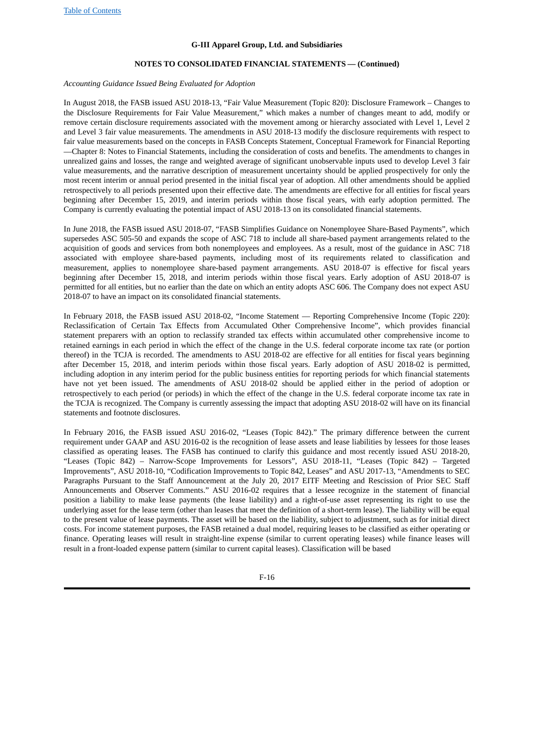*Accounting Guidance Issued Being Evaluated for Adoption*

In August 2018, the FASB issued ASU 2018-13, "Fair Value Measurement (Topic 820): Disclosure Framework – Changes to the Disclosure Requirements for Fair Value Measurement," which makes a number of changes meant to add, modify or remove certain disclosure requirements associated with the movement among or hierarchy associated with Level 1, Level 2 and Level 3 fair value measurements. The amendments in ASU 2018-13 modify the disclosure requirements with respect to fair value measurements based on the concepts in FASB Concepts Statement, Conceptual Framework for Financial Reporting—Chapter 8: Notes to Financial Statements, including the consideration of costs and benefits. The amendments to changes in unrealized gains and losses, the range and weighted average of significant unobservable inputs used to develop Level 3 fair value measurements, and the narrative description of measurement uncertainty should be applied prospectively for only the most recent interim or annual period presented in the initial fiscal year of adoption. All other amendments should be applied retrospectively to all periods presented upon their effective date. The amendments are effective for all entities for fiscal years beginning after December 15, 2019, and interim periods within those fiscal years, with early adoption permitted. The Company is currently evaluating the potential impact of ASU 2018-13 on its consolidated financial statements.

In June 2018, the FASB issued ASU 2018-07, "FASB Simplifies Guidance on Nonemployee Share-Based Payments", which supersedes ASC 505-50 and expands the scope of ASC 718 to include all share-based payment arrangements related to the acquisition of goods and services from both nonemployees and employees. As a result, most of the guidance in ASC 718 associated with employee share-based payments, including most of its requirements related to classification and measurement, applies to nonemployee share-based payment arrangements. ASU 2018-07 is effective for fiscal years beginning after December 15, 2018, and interim periods within those fiscal years. Early adoption of ASU 2018-07 is permitted for all entities, but no earlier than the date on which an entity adopts ASC 606. The Company does not expect ASU 2018-07 to have an impact on its consolidated financial statements.

In February 2018, the FASB issued ASU 2018-02, "Income Statement — Reporting Comprehensive Income (Topic 220): Reclassification of Certain Tax Effects from Accumulated Other Comprehensive Income", which provides financial statement preparers with an option to reclassify stranded tax effects within accumulated other comprehensive income to retained earnings in each period in which the effect of the change in the U.S. federal corporate income tax rate (or portion thereof) in the TCJA is recorded. The amendments to ASU 2018-02 are effective for all entities for fiscal years beginning after December 15, 2018, and interim periods within those fiscal years. Early adoption of ASU 2018-02 is permitted, including adoption in any interim period for the public business entities for reporting periods for which financial statements have not yet been issued. The amendments of ASU 2018-02 should be applied either in the period of adoption or retrospectively to each period (or periods) in which the effect of the change in the U.S. federal corporate income tax rate in the TCJA is recognized. The Company is currently assessing the impact that adopting ASU 2018-02 will have on its financial statements and footnote disclosures.

In February 2016, the FASB issued ASU 2016-02, "Leases (Topic 842)." The primary difference between the current requirement under GAAP and ASU 2016-02 is the recognition of lease assets and lease liabilities by lessees for those leases classified as operating leases. The FASB has continued to clarify this guidance and most recently issued ASU 2018-20, "Leases (Topic 842) – Narrow-Scope Improvements for Lessors", ASU 2018-11, "Leases (Topic 842) – Targeted Improvements", ASU 2018-10, "Codification Improvements to Topic 842, Leases" and ASU 2017-13, "Amendments to SEC Paragraphs Pursuant to the Staff Announcement at the July 20, 2017 EITF Meeting and Rescission of Prior SEC Staff Announcements and Observer Comments." ASU 2016-02 requires that a lessee recognize in the statement of financial position a liability to make lease payments (the lease liability) and a right-of-use asset representing its right to use the underlying asset for the lease term (other than leases that meet the definition of a short-term lease). The liability will be equal to the present value of lease payments. The asset will be based on the liability, subject to adjustment, such as for initial direct costs. For income statement purposes, the FASB retained a dual model, requiring leases to be classified as either operating or finance. Operating leases will result in straight-line expense (similar to current operating leases) while finance leases will result in a front-loaded expense pattern (similar to current capital leases). Classification will be based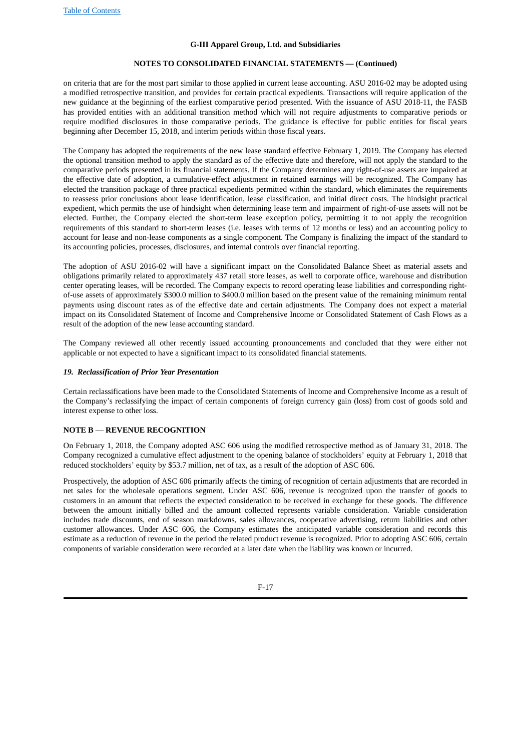on criteria that are for the most part similar to those applied in current lease accounting. ASU 2016-02 may be adopted using a modified retrospective transition, and provides for certain practical expedients. Transactions will require application of the new guidance at the beginning of the earliest comparative period presented. With the issuance of ASU 2018-11, the FASB has provided entities with an additional transition method which will not require adjustments to comparative periods or require modified disclosures in those comparative periods. The guidance is effective for public entities for fiscal years beginning after December 15, 2018, and interim periods within those fiscal years.

The Company has adopted the requirements of the new lease standard effective February 1, 2019. The Company has elected the optional transition method to apply the standard as of the effective date and therefore, will not apply the standard to the comparative periods presented in its financial statements. If the Company determines any right-of-use assets are impaired at the effective date of adoption, a cumulative-effect adjustment in retained earnings will be recognized. The Company has elected the transition package of three practical expedients permitted within the standard, which eliminates the requirements to reassess prior conclusions about lease identification, lease classification, and initial direct costs. The hindsight practical expedient, which permits the use of hindsight when determining lease term and impairment of right-of-use assets will not be elected. Further, the Company elected the short-term lease exception policy, permitting it to not apply the recognition requirements of this standard to short-term leases (i.e. leases with terms of 12 months or less) and an accounting policy to account for lease and non-lease components as a single component. The Company is finalizing the impact of the standard to its accounting policies, processes, disclosures, and internal controls over financial reporting.

The adoption of ASU 2016-02 will have a significant impact on the Consolidated Balance Sheet as material assets and obligations primarily related to approximately 437 retail store leases, as well to corporate office, warehouse and distribution center operating leases, will be recorded. The Company expects to record operating lease liabilities and corresponding right-of-use assets of approximately $300.0 million to $400.0 million based on the present value of the remaining minimum rental payments using discount rates as of the effective date and certain adjustments. The Company does not expect a material impact on its Consolidated Statement of Income and Comprehensive Income or Consolidated Statement of Cash Flows as a result of the adoption of the new lease accounting standard.

The Company reviewed all other recently issued accounting pronouncements and concluded that they were either not applicable or not expected to have a significant impact to its consolidated financial statements.

### *19. Reclassification of Prior Year Presentation*

Certain reclassifications have been made to the Consolidated Statements of Income and Comprehensive Income as a result of the Company's reclassifying the impact of certain components of foreign currency gain (loss) from cost of goods sold and interest expense to other loss.

## NOTE B — REVENUE RECOGNITION

On February 1, 2018, the Company adopted ASC 606 using the modified retrospective method as of January 31, 2018. The Company recognized a cumulative effect adjustment to the opening balance of stockholders' equity at February 1, 2018 that reduced stockholders' equity by $53.7 million, net of tax, as a result of the adoption of ASC 606.

Prospectively, the adoption of ASC 606 primarily affects the timing of recognition of certain adjustments that are recorded in net sales for the wholesale operations segment. Under ASC 606, revenue is recognized upon the transfer of goods to customers in an amount that reflects the expected consideration to be received in exchange for these goods. The difference between the amount initially billed and the amount collected represents variable consideration. Variable consideration includes trade discounts, end of season markdowns, sales allowances, cooperative advertising, return liabilities and other customer allowances. Under ASC 606, the Company estimates the anticipated variable consideration and records this estimate as a reduction of revenue in the period the related product revenue is recognized. Prior to adopting ASC 606, certain components of variable consideration were recorded at a later date when the liability was known or incurred.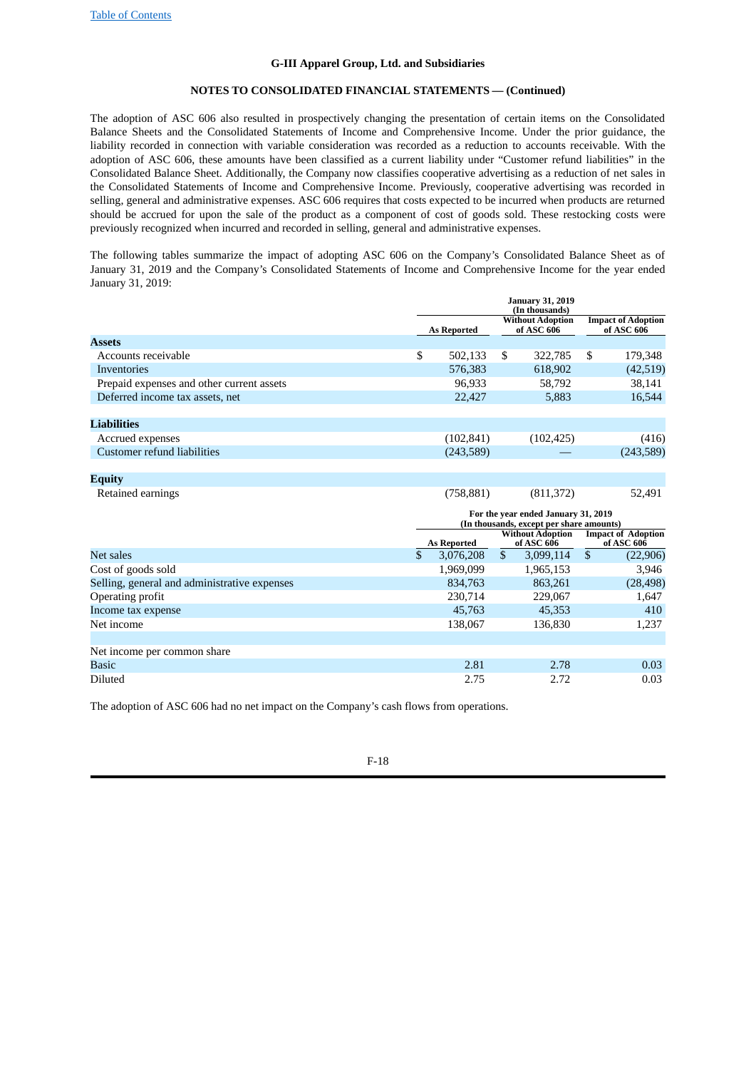**G-III Apparel Group, Ltd. and Subsidiaries**

**NOTES TO CONSOLIDATED FINANCIAL STATEMENTS — (Continued)**

The adoption of ASC 606 also resulted in prospectively changing the presentation of certain items on the Consolidated Balance Sheets and the Consolidated Statements of Income and Comprehensive Income. Under the prior guidance, the liability recorded in connection with variable consideration was recorded as a reduction to accounts receivable. With the adoption of ASC 606, these amounts have been classified as a current liability under "Customer refund liabilities" in the Consolidated Balance Sheet. Additionally, the Company now classifies cooperative advertising as a reduction of net sales in the Consolidated Statements of Income and Comprehensive Income. Previously, cooperative advertising was recorded in selling, general and administrative expenses. ASC 606 requires that costs expected to be incurred when products are returned should be accrued for upon the sale of the product as a component of cost of goods sold. These restocking costs were previously recognized when incurred and recorded in selling, general and administrative expenses.

The following tables summarize the impact of adopting ASC 606 on the Company's Consolidated Balance Sheet as of January 31, 2019 and the Company's Consolidated Statements of Income and Comprehensive Income for the year ended January 31, 2019:

| | January 31, 2019 (In thousands) | | |
|---|---|---|---|
| | As Reported | Without Adoption of ASC 606 | Impact of Adoption of ASC 606 |
| **Assets** | | | |
| Accounts receivable | $ 502,133 | $ 322,785 | $ 179,348 |
| Inventories | 576,383 | 618,902 | (42,519) |
| Prepaid expenses and other current assets | 96,933 | 58,792 | 38,141 |
| Deferred income tax assets, net | 22,427 | 5,883 | 16,544 |
| **Liabilities** | | | |
| Accrued expenses | (102,841) | (102,425) | (416) |
| Customer refund liabilities | (243,589) | — | (243,589) |
| **Equity** | | | |
| Retained earnings | (758,881) | (811,372) | 52,491 |

| | For the year ended January 31, 2019 (In thousands, except per share amounts) | | |
|---|---|---|---|
| | As Reported | Without Adoption of ASC 606 | Impact of Adoption of ASC 606 |
| Net sales | $ 3,076,208 | $ 3,099,114 | $ (22,906) |
| Cost of goods sold | 1,969,099 | 1,965,153 | 3,946 |
| Selling, general and administrative expenses | 834,763 | 863,261 | (28,498) |
| Operating profit | 230,714 | 229,067 | 1,647 |
| Income tax expense | 45,763 | 45,353 | 410 |
| Net income | 138,067 | 136,830 | 1,237 |
| | | | |
| Net income per common share | | | |
| Basic | 2.81 | 2.78 | 0.03 |
| Diluted | 2.75 | 2.72 | 0.03 |

The adoption of ASC 606 had no net impact on the Company's cash flows from operations.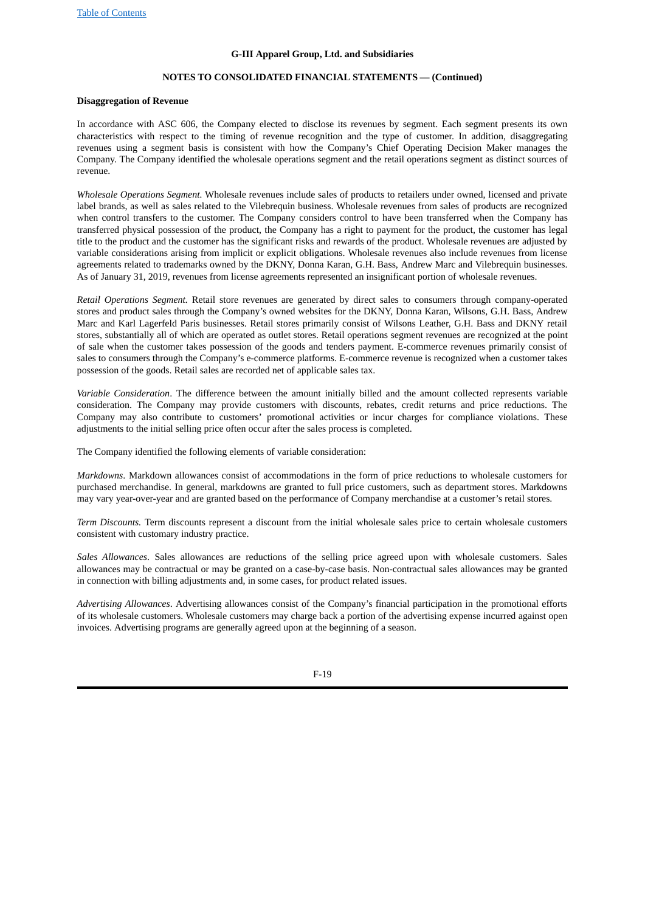**Disaggregation of Revenue**

In accordance with ASC 606, the Company elected to disclose its revenues by segment. Each segment presents its own characteristics with respect to the timing of revenue recognition and the type of customer. In addition, disaggregating revenues using a segment basis is consistent with how the Company's Chief Operating Decision Maker manages the Company. The Company identified the wholesale operations segment and the retail operations segment as distinct sources of revenue.

*Wholesale Operations Segment.* Wholesale revenues include sales of products to retailers under owned, licensed and private label brands, as well as sales related to the Vilebrequin business. Wholesale revenues from sales of products are recognized when control transfers to the customer. The Company considers control to have been transferred when the Company has transferred physical possession of the product, the Company has a right to payment for the product, the customer has legal title to the product and the customer has the significant risks and rewards of the product. Wholesale revenues are adjusted by variable considerations arising from implicit or explicit obligations. Wholesale revenues also include revenues from license agreements related to trademarks owned by the DKNY, Donna Karan, G.H. Bass, Andrew Marc and Vilebrequin businesses. As of January 31, 2019, revenues from license agreements represented an insignificant portion of wholesale revenues.

*Retail Operations Segment.* Retail store revenues are generated by direct sales to consumers through company-operated stores and product sales through the Company's owned websites for the DKNY, Donna Karan, Wilsons, G.H. Bass, Andrew Marc and Karl Lagerfeld Paris businesses. Retail stores primarily consist of Wilsons Leather, G.H. Bass and DKNY retail stores, substantially all of which are operated as outlet stores. Retail operations segment revenues are recognized at the point of sale when the customer takes possession of the goods and tenders payment. E-commerce revenues primarily consist of sales to consumers through the Company's e-commerce platforms. E-commerce revenue is recognized when a customer takes possession of the goods. Retail sales are recorded net of applicable sales tax.

*Variable Consideration*. The difference between the amount initially billed and the amount collected represents variable consideration. The Company may provide customers with discounts, rebates, credit returns and price reductions. The Company may also contribute to customers' promotional activities or incur charges for compliance violations. These adjustments to the initial selling price often occur after the sales process is completed.

The Company identified the following elements of variable consideration:

*Markdowns*. Markdown allowances consist of accommodations in the form of price reductions to wholesale customers for purchased merchandise. In general, markdowns are granted to full price customers, such as department stores. Markdowns may vary year-over-year and are granted based on the performance of Company merchandise at a customer's retail stores.

*Term Discounts.* Term discounts represent a discount from the initial wholesale sales price to certain wholesale customers consistent with customary industry practice.

*Sales Allowances*. Sales allowances are reductions of the selling price agreed upon with wholesale customers. Sales allowances may be contractual or may be granted on a case-by-case basis. Non-contractual sales allowances may be granted in connection with billing adjustments and, in some cases, for product related issues.

*Advertising Allowances*. Advertising allowances consist of the Company's financial participation in the promotional efforts of its wholesale customers. Wholesale customers may charge back a portion of the advertising expense incurred against open invoices. Advertising programs are generally agreed upon at the beginning of a season.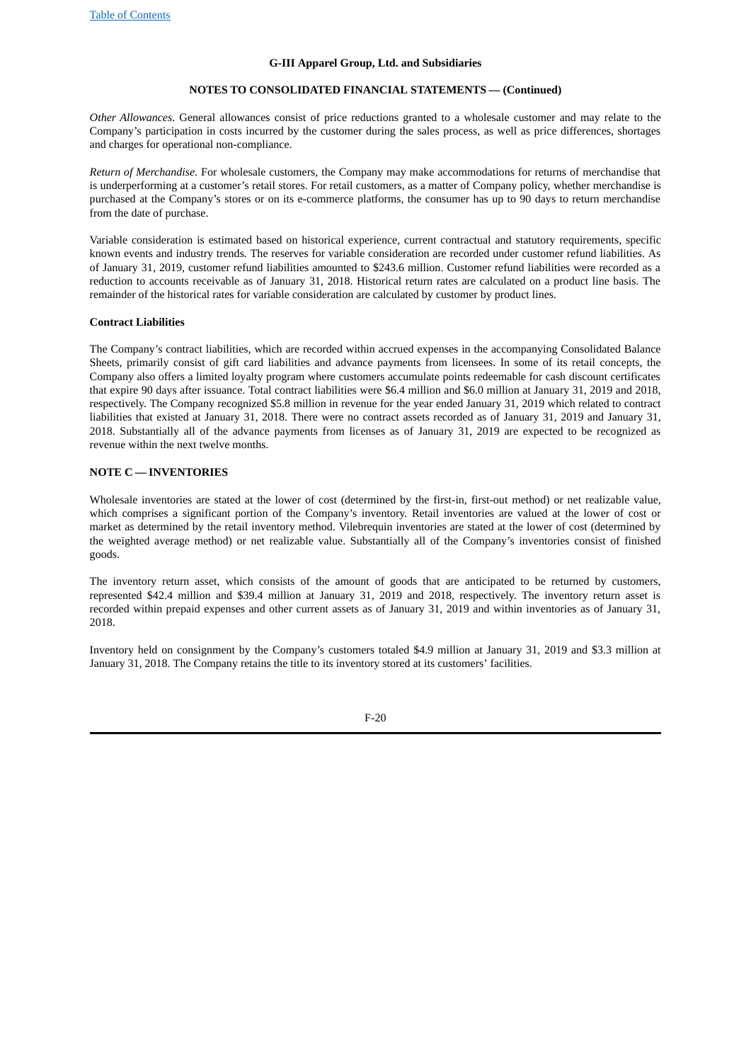*Other Allowances*. General allowances consist of price reductions granted to a wholesale customer and may relate to the Company's participation in costs incurred by the customer during the sales process, as well as price differences, shortages and charges for operational non-compliance.

*Return of Merchandise*. For wholesale customers, the Company may make accommodations for returns of merchandise that is underperforming at a customer's retail stores. For retail customers, as a matter of Company policy, whether merchandise is purchased at the Company's stores or on its e-commerce platforms, the consumer has up to 90 days to return merchandise from the date of purchase.

Variable consideration is estimated based on historical experience, current contractual and statutory requirements, specific known events and industry trends. The reserves for variable consideration are recorded under customer refund liabilities. As of January 31, 2019, customer refund liabilities amounted to $243.6 million. Customer refund liabilities were recorded as a reduction to accounts receivable as of January 31, 2018. Historical return rates are calculated on a product line basis. The remainder of the historical rates for variable consideration are calculated by customer by product lines.

**Contract Liabilities**

The Company's contract liabilities, which are recorded within accrued expenses in the accompanying Consolidated Balance Sheets, primarily consist of gift card liabilities and advance payments from licensees. In some of its retail concepts, the Company also offers a limited loyalty program where customers accumulate points redeemable for cash discount certificates that expire 90 days after issuance. Total contract liabilities were $6.4 million and $6.0 million at January 31, 2019 and 2018, respectively. The Company recognized $5.8 million in revenue for the year ended January 31, 2019 which related to contract liabilities that existed at January 31, 2018. There were no contract assets recorded as of January 31, 2019 and January 31, 2018. Substantially all of the advance payments from licenses as of January 31, 2019 are expected to be recognized as revenue within the next twelve months.

## NOTE C — INVENTORIES

Wholesale inventories are stated at the lower of cost (determined by the first-in, first-out method) or net realizable value, which comprises a significant portion of the Company's inventory. Retail inventories are valued at the lower of cost or market as determined by the retail inventory method. Vilebrequin inventories are stated at the lower of cost (determined by the weighted average method) or net realizable value. Substantially all of the Company's inventories consist of finished goods.

The inventory return asset, which consists of the amount of goods that are anticipated to be returned by customers, represented $42.4 million and $39.4 million at January 31, 2019 and 2018, respectively. The inventory return asset is recorded within prepaid expenses and other current assets as of January 31, 2019 and within inventories as of January 31, 2018.

Inventory held on consignment by the Company's customers totaled $4.9 million at January 31, 2019 and $3.3 million at January 31, 2018. The Company retains the title to its inventory stored at its customers' facilities.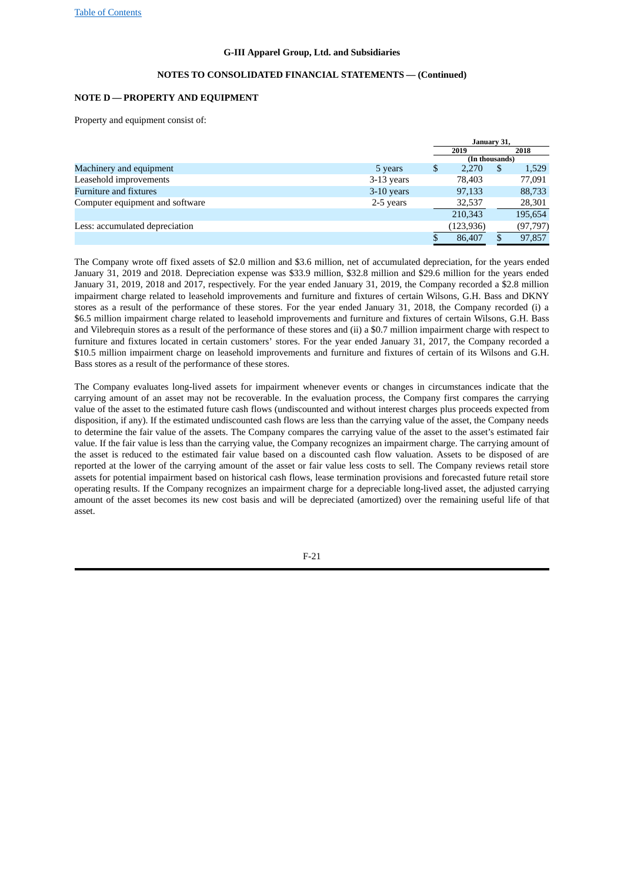**G-III Apparel Group, Ltd. and Subsidiaries**

**NOTES TO CONSOLIDATED FINANCIAL STATEMENTS — (Continued)**

## NOTE D — PROPERTY AND EQUIPMENT

Property and equipment consist of:

| | | January 31, | |
|---|---|---|---|
| | | 2019 | 2018 |
| | | (In thousands) | |
| Machinery and equipment | 5 years | $ 2,270 | $ 1,529 |
| Leasehold improvements | 3-13 years | 78,403 | 77,091 |
| Furniture and fixtures | 3-10 years | 97,133 | 88,733 |
| Computer equipment and software | 2-5 years | 32,537 | 28,301 |
| | | 210,343 | 195,654 |
| Less: accumulated depreciation | | (123,936) | (97,797) |
| | | $ 86,407 | $ 97,857 |

The Company wrote off fixed assets of $2.0 million and $3.6 million, net of accumulated depreciation, for the years ended January 31, 2019 and 2018. Depreciation expense was $33.9 million, $32.8 million and $29.6 million for the years ended January 31, 2019, 2018 and 2017, respectively. For the year ended January 31, 2019, the Company recorded a $2.8 million impairment charge related to leasehold improvements and furniture and fixtures of certain Wilsons, G.H. Bass and DKNY stores as a result of the performance of these stores. For the year ended January 31, 2018, the Company recorded (i) a $6.5 million impairment charge related to leasehold improvements and furniture and fixtures of certain Wilsons, G.H. Bass and Vilebrequin stores as a result of the performance of these stores and (ii) a $0.7 million impairment charge with respect to furniture and fixtures located in certain customers' stores. For the year ended January 31, 2017, the Company recorded a $10.5 million impairment charge on leasehold improvements and furniture and fixtures of certain of its Wilsons and G.H. Bass stores as a result of the performance of these stores.

The Company evaluates long-lived assets for impairment whenever events or changes in circumstances indicate that the carrying amount of an asset may not be recoverable. In the evaluation process, the Company first compares the carrying value of the asset to the estimated future cash flows (undiscounted and without interest charges plus proceeds expected from disposition, if any). If the estimated undiscounted cash flows are less than the carrying value of the asset, the Company needs to determine the fair value of the assets. The Company compares the carrying value of the asset to the asset's estimated fair value. If the fair value is less than the carrying value, the Company recognizes an impairment charge. The carrying amount of the asset is reduced to the estimated fair value based on a discounted cash flow valuation. Assets to be disposed of are reported at the lower of the carrying amount of the asset or fair value less costs to sell. The Company reviews retail store assets for potential impairment based on historical cash flows, lease termination provisions and forecasted future retail store operating results. If the Company recognizes an impairment charge for a depreciable long-lived asset, the adjusted carrying amount of the asset becomes its new cost basis and will be depreciated (amortized) over the remaining useful life of that asset.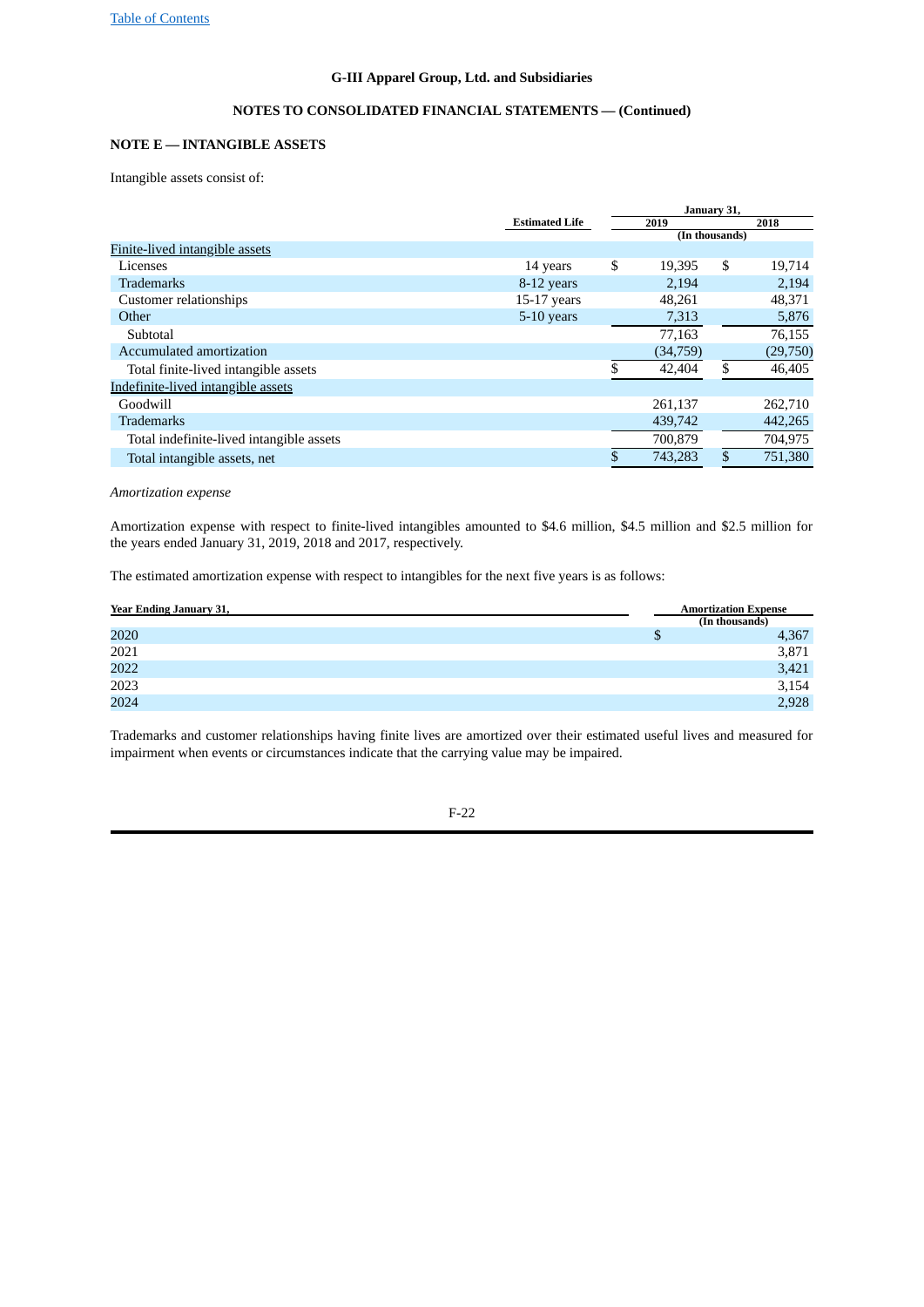G-III Apparel Group, Ltd. and Subsidiaries

NOTES TO CONSOLIDATED FINANCIAL STATEMENTS — (Continued)

## NOTE E — INTANGIBLE ASSETS

Intangible assets consist of:

| | Estimated Life | January 31, 2019 | January 31, 2018 |
|---|---|---|---|
| | | (In thousands) | |
| Finite-lived intangible assets | | | |
| Licenses | 14 years | $ 19,395 | $ 19,714 |
| Trademarks | 8-12 years | 2,194 | 2,194 |
| Customer relationships | 15-17 years | 48,261 | 48,371 |
| Other | 5-10 years | 7,313 | 5,876 |
| Subtotal | | 77,163 | 76,155 |
| Accumulated amortization | | (34,759) | (29,750) |
| Total finite-lived intangible assets | | $ 42,404 | $ 46,405 |
| Indefinite-lived intangible assets | | | |
| Goodwill | | 261,137 | 262,710 |
| Trademarks | | 439,742 | 442,265 |
| Total indefinite-lived intangible assets | | 700,879 | 704,975 |
| Total intangible assets, net | | $ 743,283 | $ 751,380 |

*Amortization expense*

Amortization expense with respect to finite-lived intangibles amounted to $4.6 million, $4.5 million and $2.5 million for the years ended January 31, 2019, 2018 and 2017, respectively.

The estimated amortization expense with respect to intangibles for the next five years is as follows:

| Year Ending January 31, | Amortization Expense |
|---|---|
| | (In thousands) |
| 2020 | $ 4,367 |
| 2021 | 3,871 |
| 2022 | 3,421 |
| 2023 | 3,154 |
| 2024 | 2,928 |

Trademarks and customer relationships having finite lives are amortized over their estimated useful lives and measured for impairment when events or circumstances indicate that the carrying value may be impaired.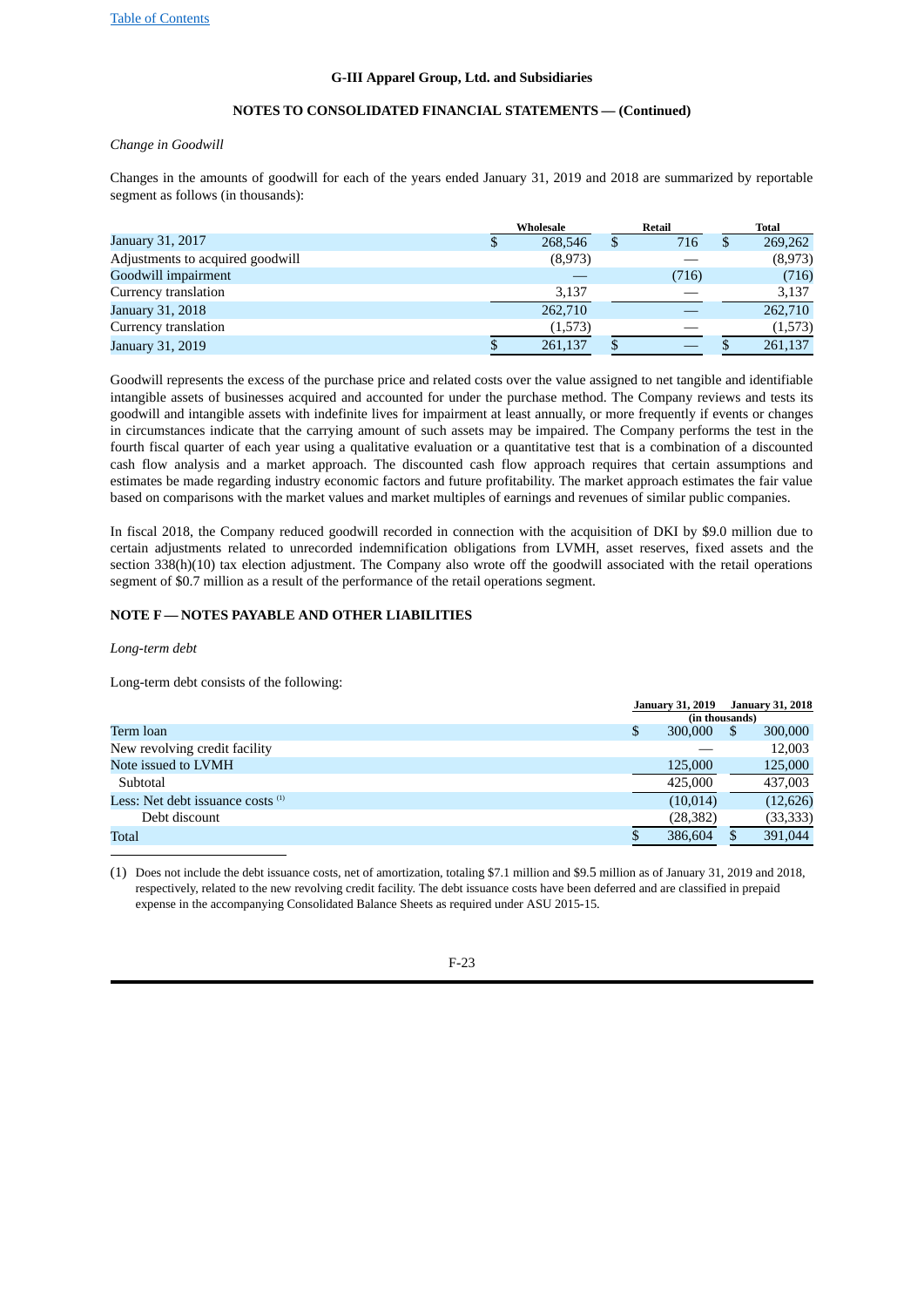G-III Apparel Group, Ltd. and Subsidiaries

NOTES TO CONSOLIDATED FINANCIAL STATEMENTS — (Continued)

*Change in Goodwill*

Changes in the amounts of goodwill for each of the years ended January 31, 2019 and 2018 are summarized by reportable segment as follows (in thousands):

| | Wholesale | Retail | Total |
|---|---|---|---|
| January 31, 2017 | $ 268,546 | $ 716 | $ 269,262 |
| Adjustments to acquired goodwill | (8,973) | — | (8,973) |
| Goodwill impairment | — | (716) | (716) |
| Currency translation | 3,137 | — | 3,137 |
| January 31, 2018 | 262,710 | — | 262,710 |
| Currency translation | (1,573) | — | (1,573) |
| January 31, 2019 | $ 261,137 | $ — | $ 261,137 |

Goodwill represents the excess of the purchase price and related costs over the value assigned to net tangible and identifiable intangible assets of businesses acquired and accounted for under the purchase method. The Company reviews and tests its goodwill and intangible assets with indefinite lives for impairment at least annually, or more frequently if events or changes in circumstances indicate that the carrying amount of such assets may be impaired. The Company performs the test in the fourth fiscal quarter of each year using a qualitative evaluation or a quantitative test that is a combination of a discounted cash flow analysis and a market approach. The discounted cash flow approach requires that certain assumptions and estimates be made regarding industry economic factors and future profitability. The market approach estimates the fair value based on comparisons with the market values and market multiples of earnings and revenues of similar public companies.

In fiscal 2018, the Company reduced goodwill recorded in connection with the acquisition of DKI by $9.0 million due to certain adjustments related to unrecorded indemnification obligations from LVMH, asset reserves, fixed assets and the section 338(h)(10) tax election adjustment. The Company also wrote off the goodwill associated with the retail operations segment of $0.7 million as a result of the performance of the retail operations segment.

## NOTE F — NOTES PAYABLE AND OTHER LIABILITIES

*Long-term debt*

Long-term debt consists of the following:

| | January 31, 2019 | January 31, 2018 |
|---|---|---|
| | (in thousands) | |
| Term loan | $ 300,000 | $ 300,000 |
| New revolving credit facility | — | 12,003 |
| Note issued to LVMH | 125,000 | 125,000 |
| Subtotal | 425,000 | 437,003 |
| Less: Net debt issuance costs [1] | (10,014) | (12,626) |
| Debt discount | (28,382) | (33,333) |
| Total | $ 386,604 | $ 391,044 |

(1) Does not include the debt issuance costs, net of amortization, totaling $7.1 million and $9.5 million as of January 31, 2019 and 2018, respectively, related to the new revolving credit facility. The debt issuance costs have been deferred and are classified in prepaid expense in the accompanying Consolidated Balance Sheets as required under ASU 2015-15.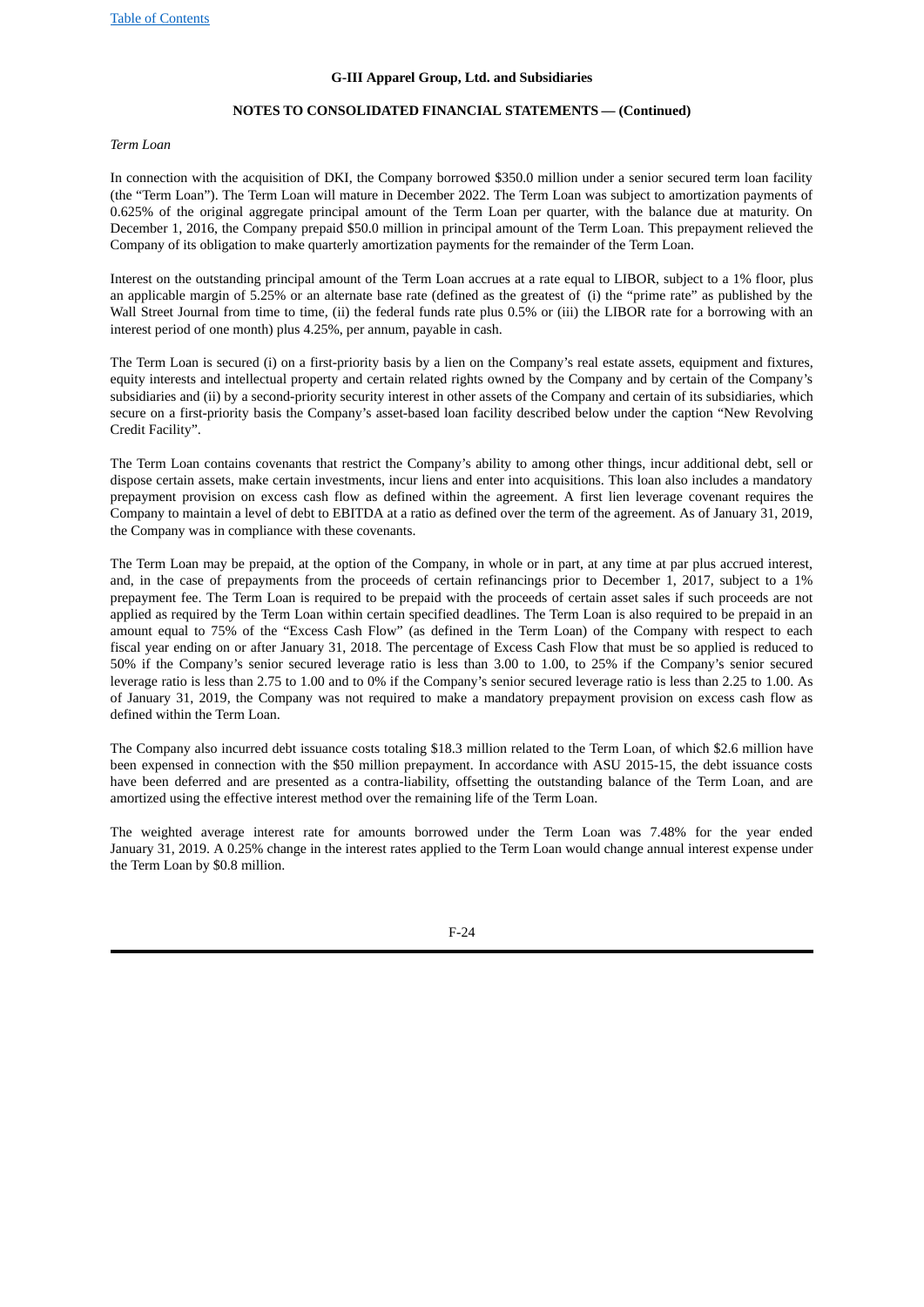*Term Loan*

In connection with the acquisition of DKI, the Company borrowed $350.0 million under a senior secured term loan facility (the "Term Loan"). The Term Loan will mature in December 2022. The Term Loan was subject to amortization payments of 0.625% of the original aggregate principal amount of the Term Loan per quarter, with the balance due at maturity. On December 1, 2016, the Company prepaid $50.0 million in principal amount of the Term Loan. This prepayment relieved the Company of its obligation to make quarterly amortization payments for the remainder of the Term Loan.

Interest on the outstanding principal amount of the Term Loan accrues at a rate equal to LIBOR, subject to a 1% floor, plus an applicable margin of 5.25% or an alternate base rate (defined as the greatest of (i) the "prime rate" as published by the Wall Street Journal from time to time, (ii) the federal funds rate plus 0.5% or (iii) the LIBOR rate for a borrowing with an interest period of one month) plus 4.25%, per annum, payable in cash.

The Term Loan is secured (i) on a first-priority basis by a lien on the Company's real estate assets, equipment and fixtures, equity interests and intellectual property and certain related rights owned by the Company and by certain of the Company's subsidiaries and (ii) by a second-priority security interest in other assets of the Company and certain of its subsidiaries, which secure on a first-priority basis the Company's asset-based loan facility described below under the caption "New Revolving Credit Facility".

The Term Loan contains covenants that restrict the Company's ability to among other things, incur additional debt, sell or dispose certain assets, make certain investments, incur liens and enter into acquisitions. This loan also includes a mandatory prepayment provision on excess cash flow as defined within the agreement. A first lien leverage covenant requires the Company to maintain a level of debt to EBITDA at a ratio as defined over the term of the agreement. As of January 31, 2019, the Company was in compliance with these covenants.

The Term Loan may be prepaid, at the option of the Company, in whole or in part, at any time at par plus accrued interest, and, in the case of prepayments from the proceeds of certain refinancings prior to December 1, 2017, subject to a 1% prepayment fee. The Term Loan is required to be prepaid with the proceeds of certain asset sales if such proceeds are not applied as required by the Term Loan within certain specified deadlines. The Term Loan is also required to be prepaid in an amount equal to 75% of the "Excess Cash Flow" (as defined in the Term Loan) of the Company with respect to each fiscal year ending on or after January 31, 2018. The percentage of Excess Cash Flow that must be so applied is reduced to 50% if the Company's senior secured leverage ratio is less than 3.00 to 1.00, to 25% if the Company's senior secured leverage ratio is less than 2.75 to 1.00 and to 0% if the Company's senior secured leverage ratio is less than 2.25 to 1.00. As of January 31, 2019, the Company was not required to make a mandatory prepayment provision on excess cash flow as defined within the Term Loan.

The Company also incurred debt issuance costs totaling $18.3 million related to the Term Loan, of which $2.6 million have been expensed in connection with the $50 million prepayment. In accordance with ASU 2015-15, the debt issuance costs have been deferred and are presented as a contra-liability, offsetting the outstanding balance of the Term Loan, and are amortized using the effective interest method over the remaining life of the Term Loan.

The weighted average interest rate for amounts borrowed under the Term Loan was 7.48% for the year ended January 31, 2019. A 0.25% change in the interest rates applied to the Term Loan would change annual interest expense under the Term Loan by $0.8 million.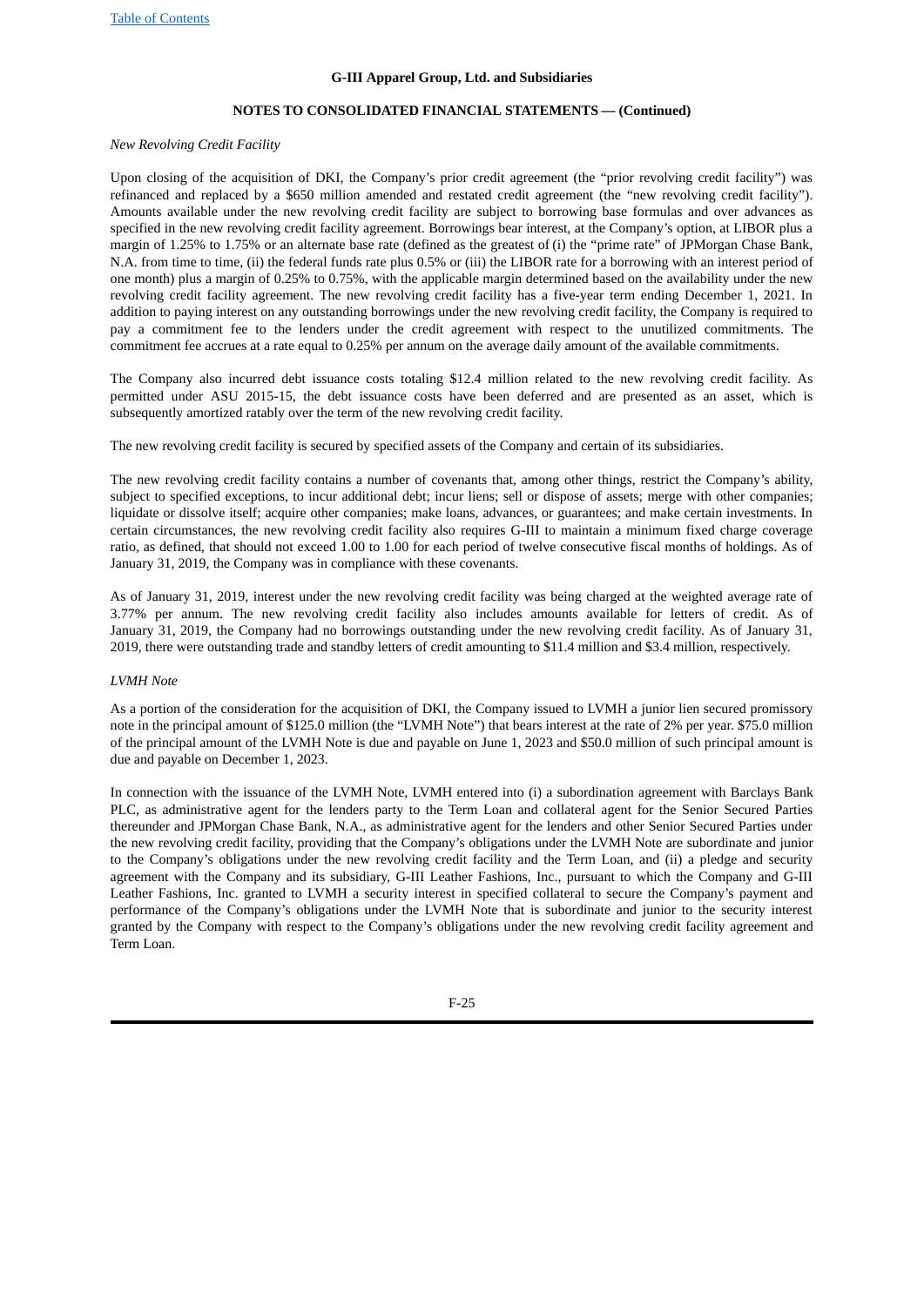*New Revolving Credit Facility*

Upon closing of the acquisition of DKI, the Company's prior credit agreement (the "prior revolving credit facility") was refinanced and replaced by a $650 million amended and restated credit agreement (the "new revolving credit facility"). Amounts available under the new revolving credit facility are subject to borrowing base formulas and over advances as specified in the new revolving credit facility agreement. Borrowings bear interest, at the Company's option, at LIBOR plus a margin of 1.25% to 1.75% or an alternate base rate (defined as the greatest of (i) the "prime rate" of JPMorgan Chase Bank, N.A. from time to time, (ii) the federal funds rate plus 0.5% or (iii) the LIBOR rate for a borrowing with an interest period of one month) plus a margin of 0.25% to 0.75%, with the applicable margin determined based on the availability under the new revolving credit facility agreement. The new revolving credit facility has a five-year term ending December 1, 2021. In addition to paying interest on any outstanding borrowings under the new revolving credit facility, the Company is required to pay a commitment fee to the lenders under the credit agreement with respect to the unutilized commitments. The commitment fee accrues at a rate equal to 0.25% per annum on the average daily amount of the available commitments.

The Company also incurred debt issuance costs totaling $12.4 million related to the new revolving credit facility. As permitted under ASU 2015-15, the debt issuance costs have been deferred and are presented as an asset, which is subsequently amortized ratably over the term of the new revolving credit facility.

The new revolving credit facility is secured by specified assets of the Company and certain of its subsidiaries.

The new revolving credit facility contains a number of covenants that, among other things, restrict the Company's ability, subject to specified exceptions, to incur additional debt; incur liens; sell or dispose of assets; merge with other companies; liquidate or dissolve itself; acquire other companies; make loans, advances, or guarantees; and make certain investments. In certain circumstances, the new revolving credit facility also requires G-III to maintain a minimum fixed charge coverage ratio, as defined, that should not exceed 1.00 to 1.00 for each period of twelve consecutive fiscal months of holdings. As of January 31, 2019, the Company was in compliance with these covenants.

As of January 31, 2019, interest under the new revolving credit facility was being charged at the weighted average rate of 3.77% per annum. The new revolving credit facility also includes amounts available for letters of credit. As of January 31, 2019, the Company had no borrowings outstanding under the new revolving credit facility. As of January 31, 2019, there were outstanding trade and standby letters of credit amounting to $11.4 million and $3.4 million, respectively.

*LVMH Note*

As a portion of the consideration for the acquisition of DKI, the Company issued to LVMH a junior lien secured promissory note in the principal amount of $125.0 million (the "LVMH Note") that bears interest at the rate of 2% per year. $75.0 million of the principal amount of the LVMH Note is due and payable on June 1, 2023 and $50.0 million of such principal amount is due and payable on December 1, 2023.

In connection with the issuance of the LVMH Note, LVMH entered into (i) a subordination agreement with Barclays Bank PLC, as administrative agent for the lenders party to the Term Loan and collateral agent for the Senior Secured Parties thereunder and JPMorgan Chase Bank, N.A., as administrative agent for the lenders and other Senior Secured Parties under the new revolving credit facility, providing that the Company's obligations under the LVMH Note are subordinate and junior to the Company's obligations under the new revolving credit facility and the Term Loan, and (ii) a pledge and security agreement with the Company and its subsidiary, G-III Leather Fashions, Inc., pursuant to which the Company and G-III Leather Fashions, Inc. granted to LVMH a security interest in specified collateral to secure the Company's payment and performance of the Company's obligations under the LVMH Note that is subordinate and junior to the security interest granted by the Company with respect to the Company's obligations under the new revolving credit facility agreement and Term Loan.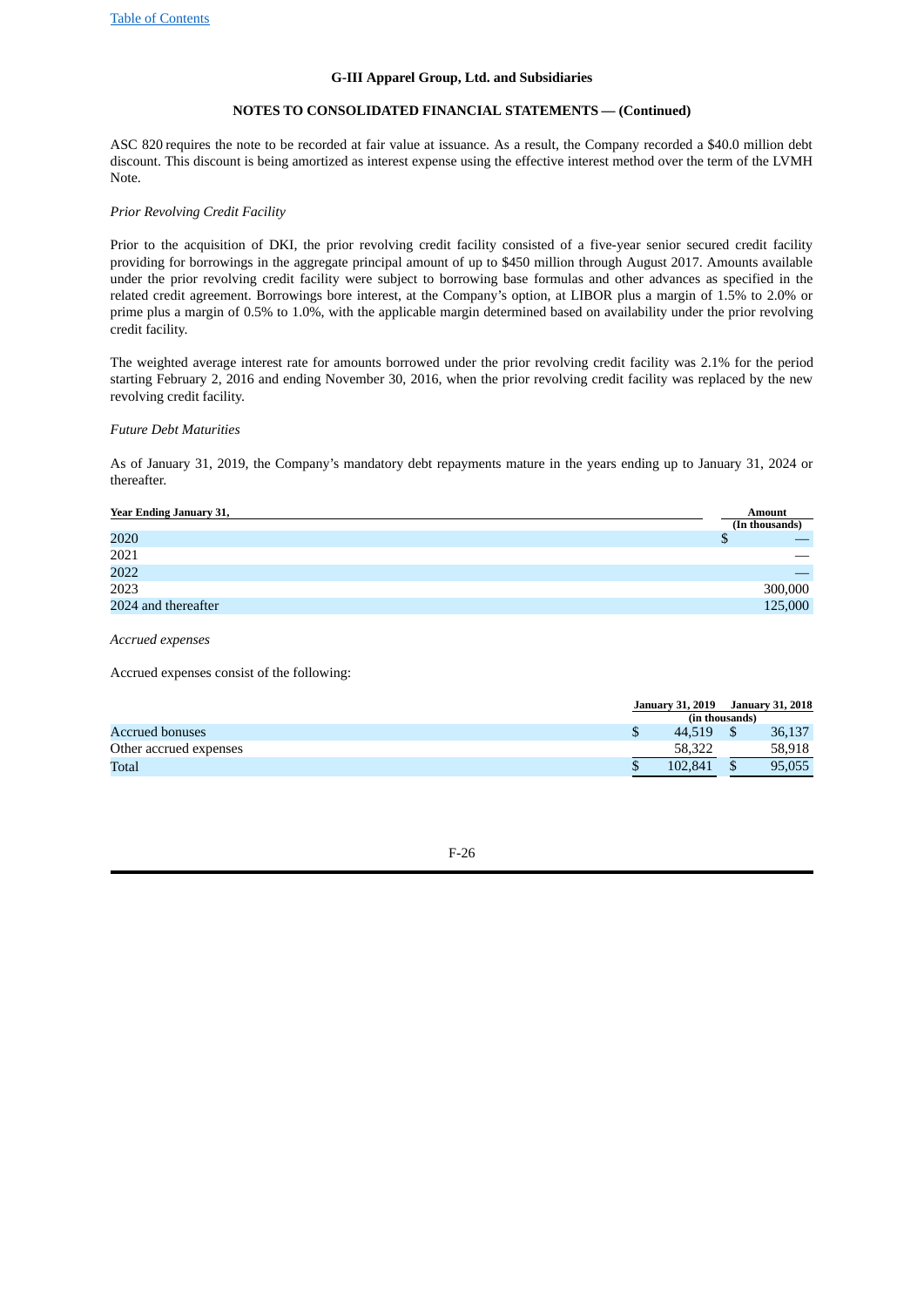G-III Apparel Group, Ltd. and Subsidiaries

NOTES TO CONSOLIDATED FINANCIAL STATEMENTS — (Continued)

ASC 820 requires the note to be recorded at fair value at issuance. As a result, the Company recorded a $40.0 million debt discount. This discount is being amortized as interest expense using the effective interest method over the term of the LVMH Note.

*Prior Revolving Credit Facility*

Prior to the acquisition of DKI, the prior revolving credit facility consisted of a five-year senior secured credit facility providing for borrowings in the aggregate principal amount of up to $450 million through August 2017. Amounts available under the prior revolving credit facility were subject to borrowing base formulas and other advances as specified in the related credit agreement. Borrowings bore interest, at the Company's option, at LIBOR plus a margin of 1.5% to 2.0% or prime plus a margin of 0.5% to 1.0%, with the applicable margin determined based on availability under the prior revolving credit facility.

The weighted average interest rate for amounts borrowed under the prior revolving credit facility was 2.1% for the period starting February 2, 2016 and ending November 30, 2016, when the prior revolving credit facility was replaced by the new revolving credit facility.

*Future Debt Maturities*

As of January 31, 2019, the Company's mandatory debt repayments mature in the years ending up to January 31, 2024 or thereafter.

| Year Ending January 31, | Amount (In thousands) |
|---|---|
| 2020 | $ — |
| 2021 | — |
| 2022 | — |
| 2023 | 300,000 |
| 2024 and thereafter | 125,000 |

*Accrued expenses*

Accrued expenses consist of the following:

| | January 31, 2019 | January 31, 2018 |
|---|---|---|
| | (in thousands) | |
| Accrued bonuses | $ 44,519 | $ 36,137 |
| Other accrued expenses | 58,322 | 58,918 |
| Total | $ 102,841 | $ 95,055 |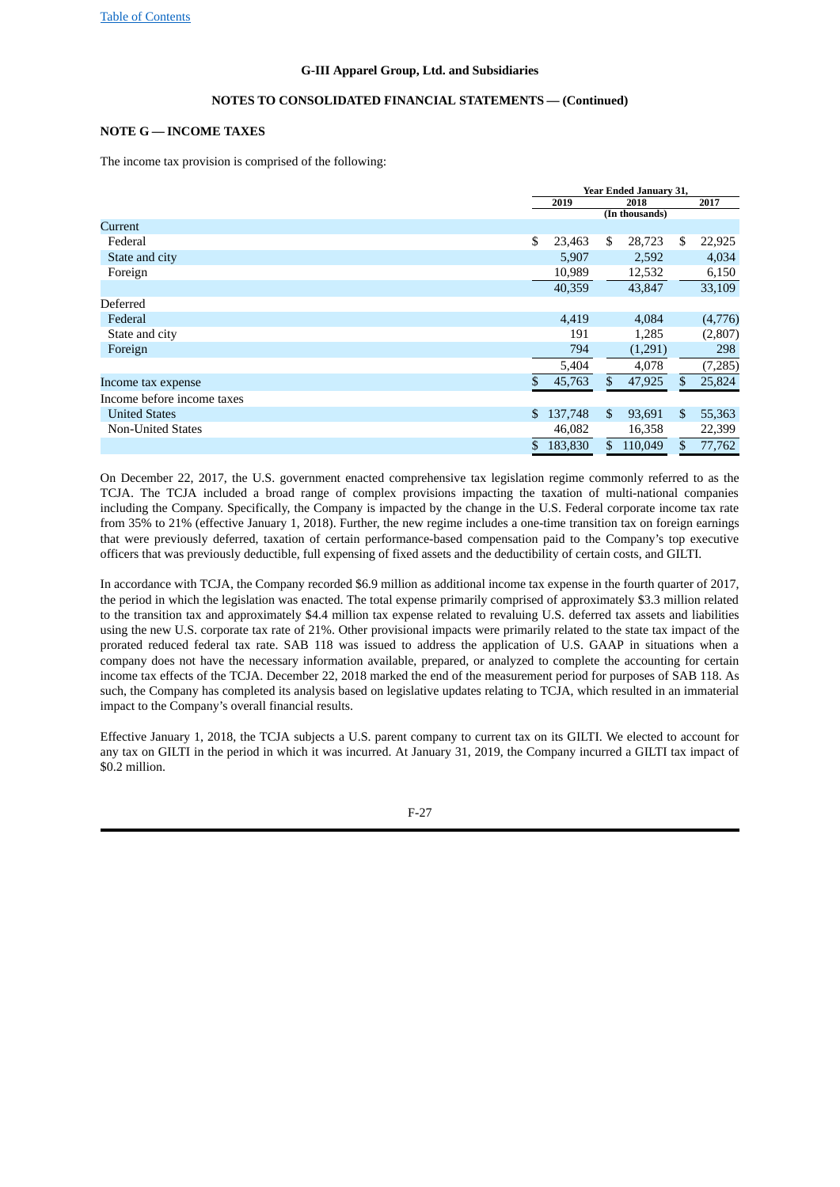**G-III Apparel Group, Ltd. and Subsidiaries**

**NOTES TO CONSOLIDATED FINANCIAL STATEMENTS — (Continued)**

**NOTE G — INCOME TAXES**

The income tax provision is comprised of the following:

| | Year Ended January 31, | | |
|---|---|---|---|
| | 2019 | 2018 | 2017 |
| | | (In thousands) | |
| Current | | | |
| Federal | $ 23,463 | $ 28,723 | $ 22,925 |
| State and city | 5,907 | 2,592 | 4,034 |
| Foreign | 10,989 | 12,532 | 6,150 |
| | 40,359 | 43,847 | 33,109 |
| Deferred | | | |
| Federal | 4,419 | 4,084 | (4,776) |
| State and city | 191 | 1,285 | (2,807) |
| Foreign | 794 | (1,291) | 298 |
| | 5,404 | 4,078 | (7,285) |
| Income tax expense | $ 45,763 | $ 47,925 | $ 25,824 |
| Income before income taxes | | | |
| United States | $ 137,748 | $ 93,691 | $ 55,363 |
| Non-United States | 46,082 | 16,358 | 22,399 |
| | $ 183,830 | $ 110,049 | $ 77,762 |

On December 22, 2017, the U.S. government enacted comprehensive tax legislation regime commonly referred to as the TCJA. The TCJA included a broad range of complex provisions impacting the taxation of multi-national companies including the Company. Specifically, the Company is impacted by the change in the U.S. Federal corporate income tax rate from 35% to 21% (effective January 1, 2018). Further, the new regime includes a one-time transition tax on foreign earnings that were previously deferred, taxation of certain performance-based compensation paid to the Company's top executive officers that was previously deductible, full expensing of fixed assets and the deductibility of certain costs, and GILTI.

In accordance with TCJA, the Company recorded $6.9 million as additional income tax expense in the fourth quarter of 2017, the period in which the legislation was enacted. The total expense primarily comprised of approximately $3.3 million related to the transition tax and approximately $4.4 million tax expense related to revaluing U.S. deferred tax assets and liabilities using the new U.S. corporate tax rate of 21%. Other provisional impacts were primarily related to the state tax impact of the prorated reduced federal tax rate. SAB 118 was issued to address the application of U.S. GAAP in situations when a company does not have the necessary information available, prepared, or analyzed to complete the accounting for certain income tax effects of the TCJA. December 22, 2018 marked the end of the measurement period for purposes of SAB 118. As such, the Company has completed its analysis based on legislative updates relating to TCJA, which resulted in an immaterial impact to the Company's overall financial results.

Effective January 1, 2018, the TCJA subjects a U.S. parent company to current tax on its GILTI. We elected to account for any tax on GILTI in the period in which it was incurred. At January 31, 2019, the Company incurred a GILTI tax impact of $0.2 million.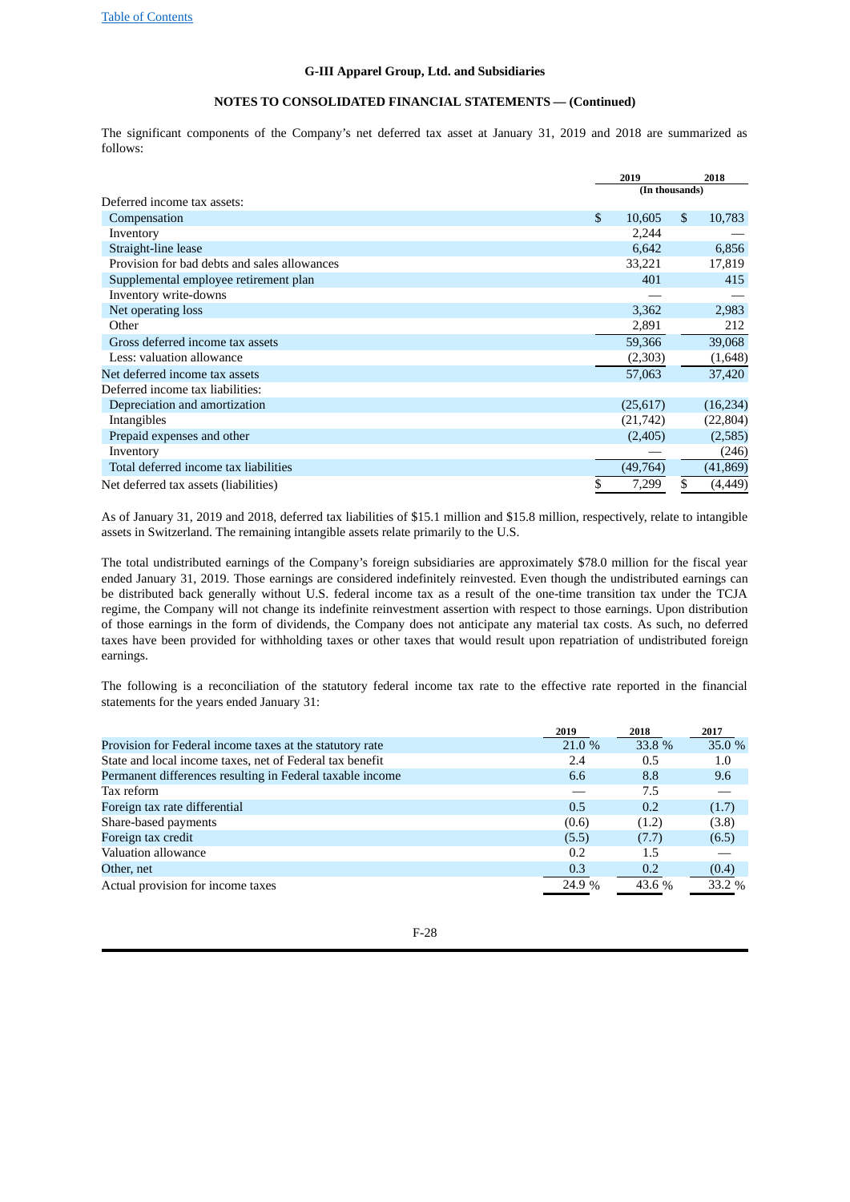G-III Apparel Group, Ltd. and Subsidiaries

NOTES TO CONSOLIDATED FINANCIAL STATEMENTS — (Continued)

The significant components of the Company's net deferred tax asset at January 31, 2019 and 2018 are summarized as follows:

| | 2019 | 2018 |
|---|---|---|
| | (In thousands) | |
| Deferred income tax assets: | | |
| Compensation | $ 10,605 | $ 10,783 |
| Inventory | 2,244 | — |
| Straight-line lease | 6,642 | 6,856 |
| Provision for bad debts and sales allowances | 33,221 | 17,819 |
| Supplemental employee retirement plan | 401 | 415 |
| Inventory write-downs | — | — |
| Net operating loss | 3,362 | 2,983 |
| Other | 2,891 | 212 |
| Gross deferred income tax assets | 59,366 | 39,068 |
| Less: valuation allowance | (2,303) | (1,648) |
| Net deferred income tax assets | 57,063 | 37,420 |
| Deferred income tax liabilities: | | |
| Depreciation and amortization | (25,617) | (16,234) |
| Intangibles | (21,742) | (22,804) |
| Prepaid expenses and other | (2,405) | (2,585) |
| Inventory | — | (246) |
| Total deferred income tax liabilities | (49,764) | (41,869) |
| Net deferred tax assets (liabilities) | $ 7,299 | $ (4,449) |

As of January 31, 2019 and 2018, deferred tax liabilities of $15.1 million and $15.8 million, respectively, relate to intangible assets in Switzerland. The remaining intangible assets relate primarily to the U.S.

The total undistributed earnings of the Company's foreign subsidiaries are approximately $78.0 million for the fiscal year ended January 31, 2019. Those earnings are considered indefinitely reinvested. Even though the undistributed earnings can be distributed back generally without U.S. federal income tax as a result of the one-time transition tax under the TCJA regime, the Company will not change its indefinite reinvestment assertion with respect to those earnings. Upon distribution of those earnings in the form of dividends, the Company does not anticipate any material tax costs. As such, no deferred taxes have been provided for withholding taxes or other taxes that would result upon repatriation of undistributed foreign earnings.

The following is a reconciliation of the statutory federal income tax rate to the effective rate reported in the financial statements for the years ended January 31:

| | 2019 | 2018 | 2017 |
|---|---|---|---|
| Provision for Federal income taxes at the statutory rate | 21.0 % | 33.8 % | 35.0 % |
| State and local income taxes, net of Federal tax benefit | 2.4 | 0.5 | 1.0 |
| Permanent differences resulting in Federal taxable income | 6.6 | 8.8 | 9.6 |
| Tax reform | — | 7.5 | — |
| Foreign tax rate differential | 0.5 | 0.2 | (1.7) |
| Share-based payments | (0.6) | (1.2) | (3.8) |
| Foreign tax credit | (5.5) | (7.7) | (6.5) |
| Valuation allowance | 0.2 | 1.5 | — |
| Other, net | 0.3 | 0.2 | (0.4) |
| Actual provision for income taxes | 24.9 % | 43.6 % | 33.2 % |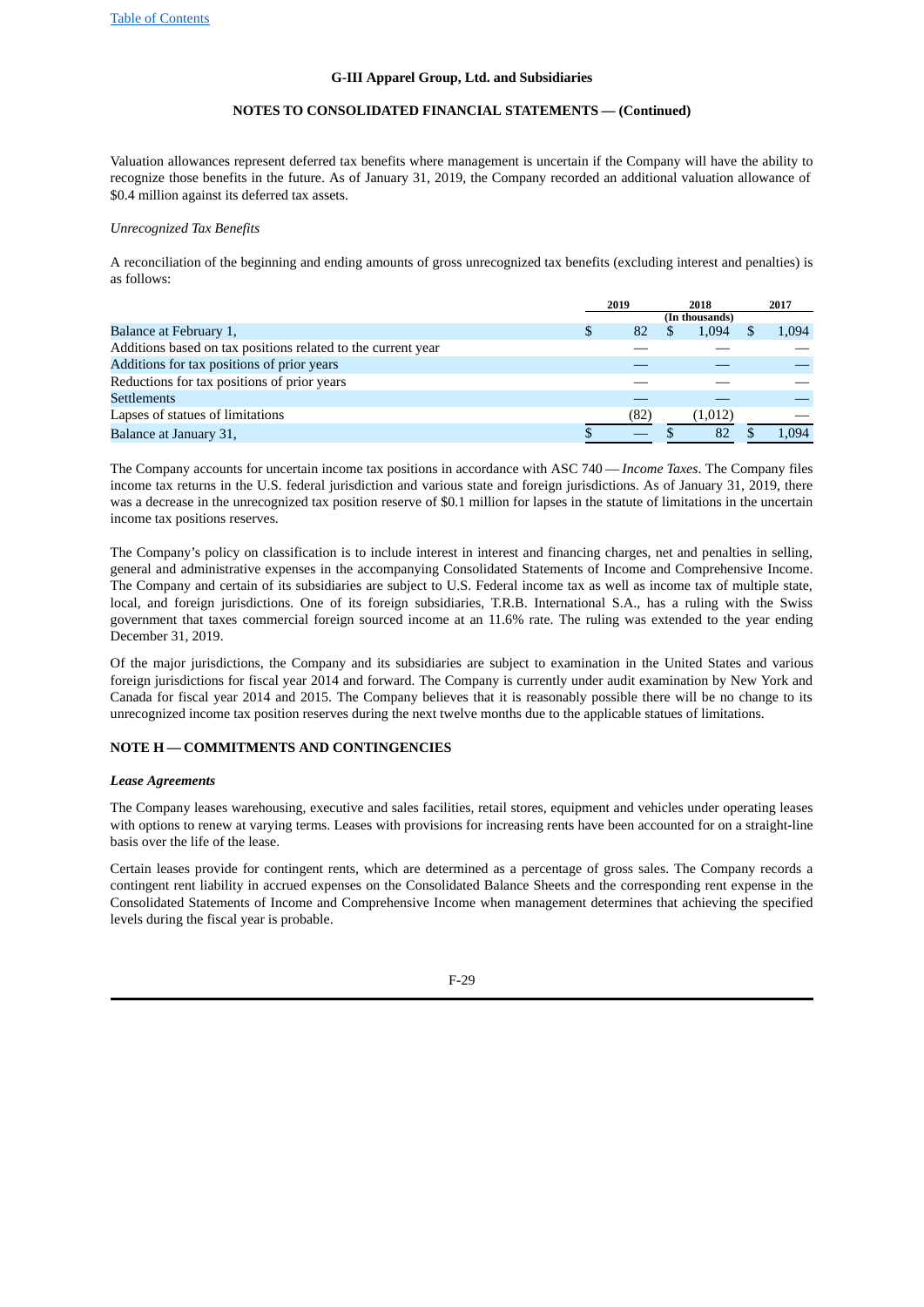Valuation allowances represent deferred tax benefits where management is uncertain if the Company will have the ability to recognize those benefits in the future. As of January 31, 2019, the Company recorded an additional valuation allowance of $0.4 million against its deferred tax assets.

*Unrecognized Tax Benefits*

A reconciliation of the beginning and ending amounts of gross unrecognized tax benefits (excluding interest and penalties) is as follows:

| | 2019 | 2018 | 2017 |
|---|---|---|---|
| | | (In thousands) | |
| Balance at February 1, | $ 82 | $ 1,094 | $ 1,094 |
| Additions based on tax positions related to the current year | — | — | — |
| Additions for tax positions of prior years | — | — | — |
| Reductions for tax positions of prior years | — | — | — |
| Settlements | — | — | — |
| Lapses of statues of limitations | (82) | (1,012) | — |
| Balance at January 31, | $ — | $ 82 | $ 1,094 |

The Company accounts for uncertain income tax positions in accordance with ASC 740 — *Income Taxes*. The Company files income tax returns in the U.S. federal jurisdiction and various state and foreign jurisdictions. As of January 31, 2019, there was a decrease in the unrecognized tax position reserve of $0.1 million for lapses in the statute of limitations in the uncertain income tax positions reserves.

The Company's policy on classification is to include interest in interest and financing charges, net and penalties in selling, general and administrative expenses in the accompanying Consolidated Statements of Income and Comprehensive Income. The Company and certain of its subsidiaries are subject to U.S. Federal income tax as well as income tax of multiple state, local, and foreign jurisdictions. One of its foreign subsidiaries, T.R.B. International S.A., has a ruling with the Swiss government that taxes commercial foreign sourced income at an 11.6% rate. The ruling was extended to the year ending December 31, 2019.

Of the major jurisdictions, the Company and its subsidiaries are subject to examination in the United States and various foreign jurisdictions for fiscal year 2014 and forward. The Company is currently under audit examination by New York and Canada for fiscal year 2014 and 2015. The Company believes that it is reasonably possible there will be no change to its unrecognized income tax position reserves during the next twelve months due to the applicable statues of limitations.

## NOTE H — COMMITMENTS AND CONTINGENCIES

***Lease Agreements***

The Company leases warehousing, executive and sales facilities, retail stores, equipment and vehicles under operating leases with options to renew at varying terms. Leases with provisions for increasing rents have been accounted for on a straight-line basis over the life of the lease.

Certain leases provide for contingent rents, which are determined as a percentage of gross sales. The Company records a contingent rent liability in accrued expenses on the Consolidated Balance Sheets and the corresponding rent expense in the Consolidated Statements of Income and Comprehensive Income when management determines that achieving the specified levels during the fiscal year is probable.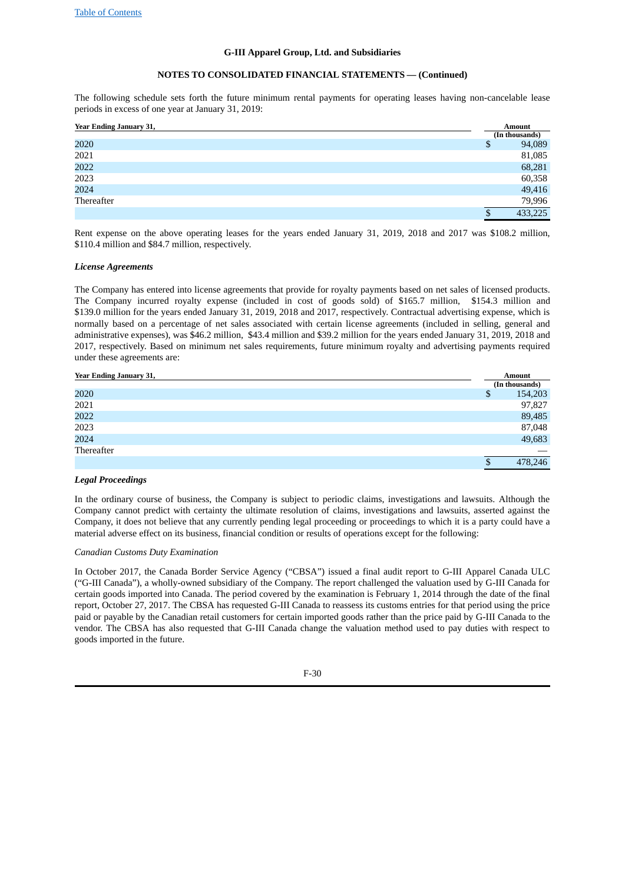The following schedule sets forth the future minimum rental payments for operating leases having non-cancelable lease periods in excess of one year at January 31, 2019:

| Year Ending January 31, | Amount (In thousands) |
|---|---|
| 2020 | $ 94,089 |
| 2021 | 81,085 |
| 2022 | 68,281 |
| 2023 | 60,358 |
| 2024 | 49,416 |
| Thereafter | 79,996 |
| | $ 433,225 |

Rent expense on the above operating leases for the years ended January 31, 2019, 2018 and 2017 was $108.2 million, $110.4 million and $84.7 million, respectively.

### *License Agreements*

The Company has entered into license agreements that provide for royalty payments based on net sales of licensed products. The Company incurred royalty expense (included in cost of goods sold) of $165.7 million, $154.3 million and $139.0 million for the years ended January 31, 2019, 2018 and 2017, respectively. Contractual advertising expense, which is normally based on a percentage of net sales associated with certain license agreements (included in selling, general and administrative expenses), was $46.2 million, $43.4 million and $39.2 million for the years ended January 31, 2019, 2018 and 2017, respectively. Based on minimum net sales requirements, future minimum royalty and advertising payments required under these agreements are:

| Year Ending January 31, | Amount (In thousands) |
|---|---|
| 2020 | $ 154,203 |
| 2021 | 97,827 |
| 2022 | 89,485 |
| 2023 | 87,048 |
| 2024 | 49,683 |
| Thereafter | — |
| | $ 478,246 |

### *Legal Proceedings*

In the ordinary course of business, the Company is subject to periodic claims, investigations and lawsuits. Although the Company cannot predict with certainty the ultimate resolution of claims, investigations and lawsuits, asserted against the Company, it does not believe that any currently pending legal proceeding or proceedings to which it is a party could have a material adverse effect on its business, financial condition or results of operations except for the following:

*Canadian Customs Duty Examination*

In October 2017, the Canada Border Service Agency ("CBSA") issued a final audit report to G-III Apparel Canada ULC ("G-III Canada"), a wholly-owned subsidiary of the Company. The report challenged the valuation used by G-III Canada for certain goods imported into Canada. The period covered by the examination is February 1, 2014 through the date of the final report, October 27, 2017. The CBSA has requested G-III Canada to reassess its customs entries for that period using the price paid or payable by the Canadian retail customers for certain imported goods rather than the price paid by G-III Canada to the vendor. The CBSA has also requested that G-III Canada change the valuation method used to pay duties with respect to goods imported in the future.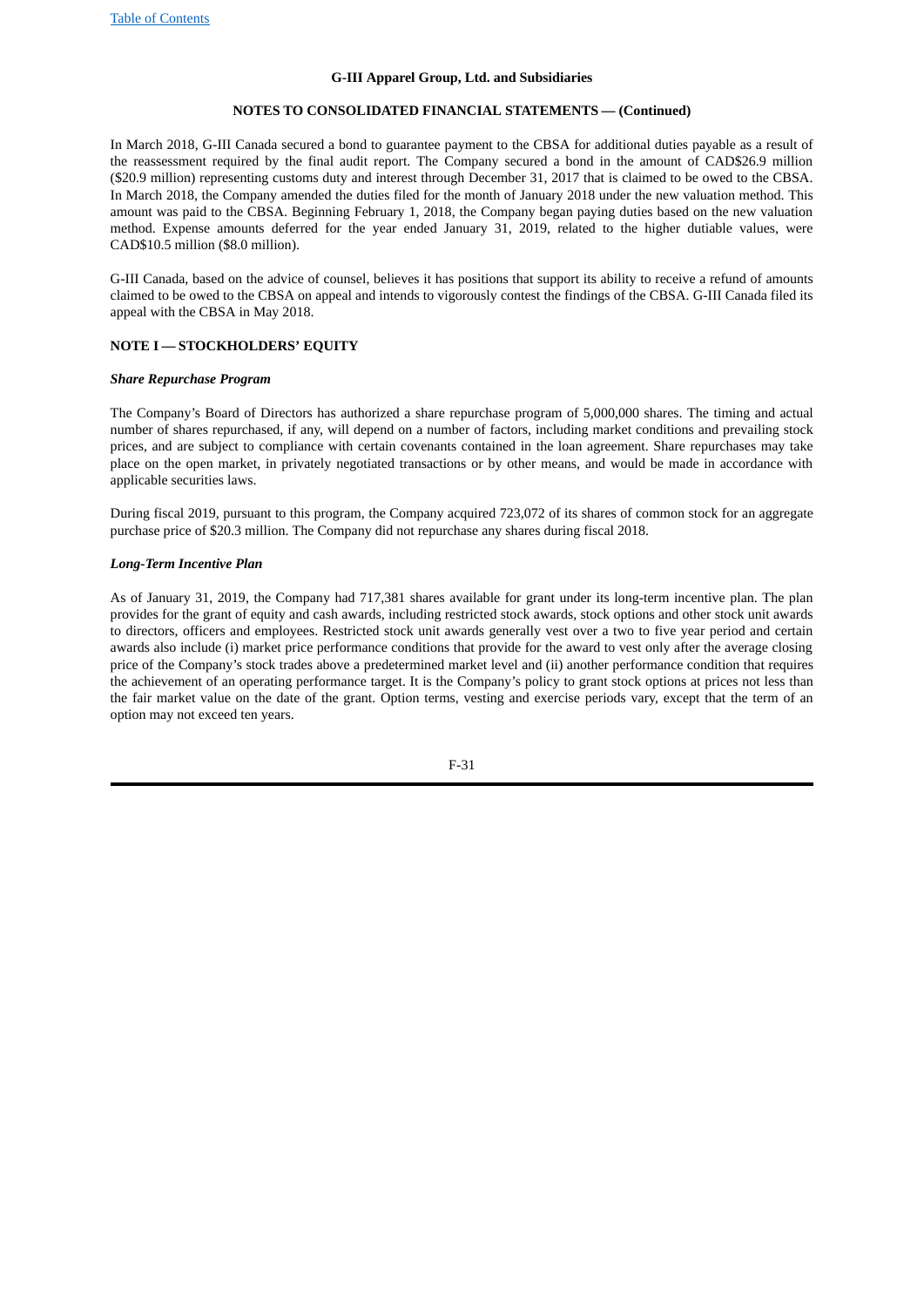In March 2018, G-III Canada secured a bond to guarantee payment to the CBSA for additional duties payable as a result of the reassessment required by the final audit report. The Company secured a bond in the amount of CAD$26.9 million ($20.9 million) representing customs duty and interest through December 31, 2017 that is claimed to be owed to the CBSA. In March 2018, the Company amended the duties filed for the month of January 2018 under the new valuation method. This amount was paid to the CBSA. Beginning February 1, 2018, the Company began paying duties based on the new valuation method. Expense amounts deferred for the year ended January 31, 2019, related to the higher dutiable values, were CAD$10.5 million ($8.0 million).

G-III Canada, based on the advice of counsel, believes it has positions that support its ability to receive a refund of amounts claimed to be owed to the CBSA on appeal and intends to vigorously contest the findings of the CBSA. G-III Canada filed its appeal with the CBSA in May 2018.

## NOTE I — STOCKHOLDERS' EQUITY

### *Share Repurchase Program*

The Company's Board of Directors has authorized a share repurchase program of 5,000,000 shares. The timing and actual number of shares repurchased, if any, will depend on a number of factors, including market conditions and prevailing stock prices, and are subject to compliance with certain covenants contained in the loan agreement. Share repurchases may take place on the open market, in privately negotiated transactions or by other means, and would be made in accordance with applicable securities laws.

During fiscal 2019, pursuant to this program, the Company acquired 723,072 of its shares of common stock for an aggregate purchase price of $20.3 million. The Company did not repurchase any shares during fiscal 2018.

### *Long-Term Incentive Plan*

As of January 31, 2019, the Company had 717,381 shares available for grant under its long-term incentive plan. The plan provides for the grant of equity and cash awards, including restricted stock awards, stock options and other stock unit awards to directors, officers and employees. Restricted stock unit awards generally vest over a two to five year period and certain awards also include (i) market price performance conditions that provide for the award to vest only after the average closing price of the Company's stock trades above a predetermined market level and (ii) another performance condition that requires the achievement of an operating performance target. It is the Company's policy to grant stock options at prices not less than the fair market value on the date of the grant. Option terms, vesting and exercise periods vary, except that the term of an option may not exceed ten years.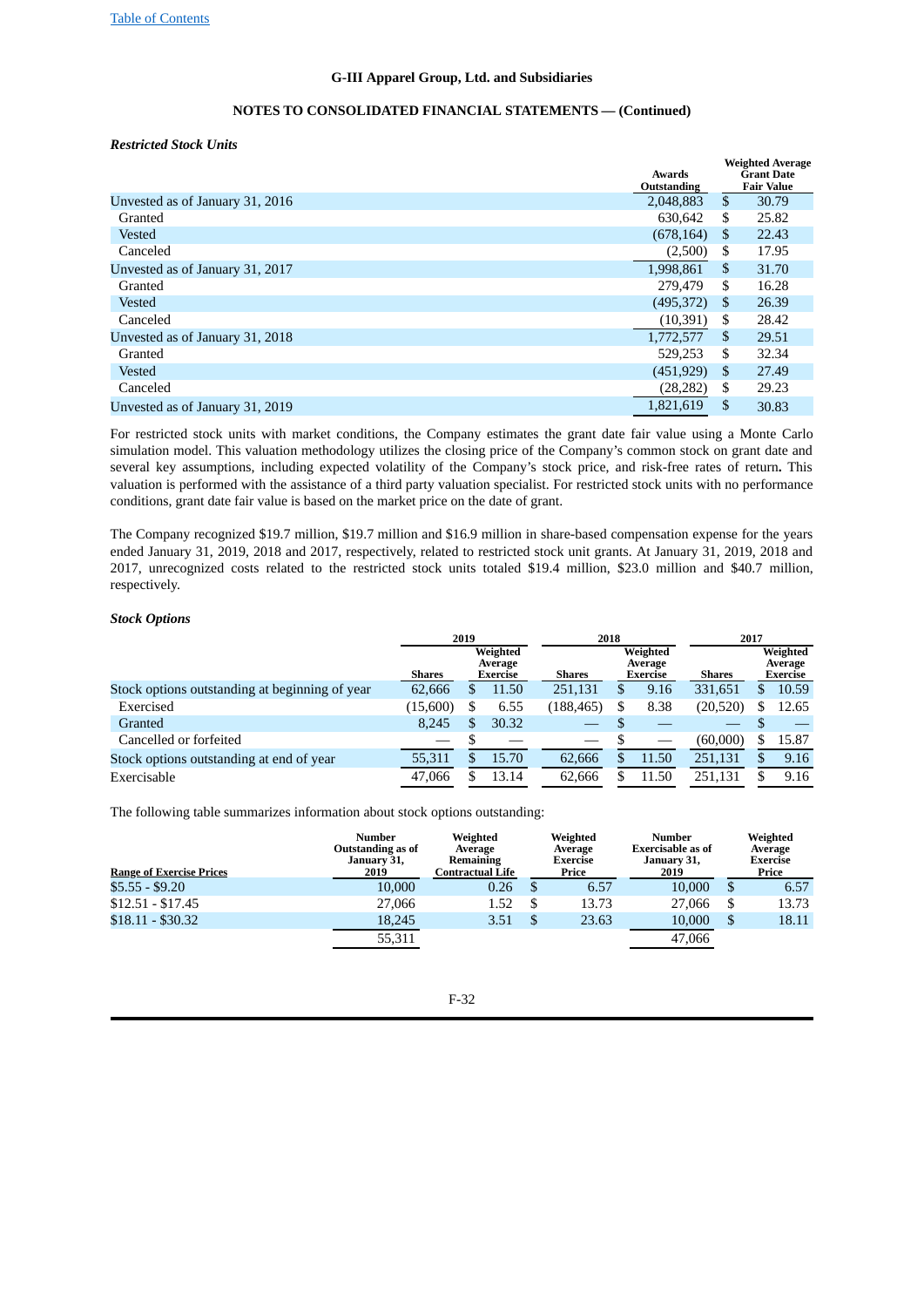G-III Apparel Group, Ltd. and Subsidiaries

NOTES TO CONSOLIDATED FINANCIAL STATEMENTS — (Continued)

***Restricted Stock Units***

| | Awards Outstanding | Weighted Average Grant Date Fair Value |
|---|---|---|
| Unvested as of January 31, 2016 | 2,048,883 | $ 30.79 |
| Granted | 630,642 | $ 25.82 |
| Vested | (678,164) | $ 22.43 |
| Canceled | (2,500) | $ 17.95 |
| Unvested as of January 31, 2017 | 1,998,861 | $ 31.70 |
| Granted | 279,479 | $ 16.28 |
| Vested | (495,372) | $ 26.39 |
| Canceled | (10,391) | $ 28.42 |
| Unvested as of January 31, 2018 | 1,772,577 | $ 29.51 |
| Granted | 529,253 | $ 32.34 |
| Vested | (451,929) | $ 27.49 |
| Canceled | (28,282) | $ 29.23 |
| Unvested as of January 31, 2019 | 1,821,619 | $ 30.83 |

For restricted stock units with market conditions, the Company estimates the grant date fair value using a Monte Carlo simulation model. This valuation methodology utilizes the closing price of the Company's common stock on grant date and several key assumptions, including expected volatility of the Company's stock price, and risk-free rates of return**.** This valuation is performed with the assistance of a third party valuation specialist. For restricted stock units with no performance conditions, grant date fair value is based on the market price on the date of grant.

The Company recognized $19.7 million, $19.7 million and $16.9 million in share-based compensation expense for the years ended January 31, 2019, 2018 and 2017, respectively, related to restricted stock unit grants. At January 31, 2019, 2018 and 2017, unrecognized costs related to the restricted stock units totaled $19.4 million, $23.0 million and $40.7 million, respectively.

***Stock Options***

| | 2019 | | 2018 | | 2017 | |
|---|---|---|---|---|---|---|
| | Shares | Weighted Average Exercise | Shares | Weighted Average Exercise | Shares | Weighted Average Exercise |
| Stock options outstanding at beginning of year | 62,666 | $ 11.50 | 251,131 | $ 9.16 | 331,651 | $ 10.59 |
| Exercised | (15,600) | $ 6.55 | (188,465) | $ 8.38 | (20,520) | $ 12.65 |
| Granted | 8,245 | $ 30.32 | — | $ — | — | $ — |
| Cancelled or forfeited | — | $ — | — | $ — | (60,000) | $ 15.87 |
| Stock options outstanding at end of year | 55,311 | $ 15.70 | 62,666 | $ 11.50 | 251,131 | $ 9.16 |
| Exercisable | 47,066 | $ 13.14 | 62,666 | $ 11.50 | 251,131 | $ 9.16 |

The following table summarizes information about stock options outstanding:

| Range of Exercise Prices | Number Outstanding as of January 31, 2019 | Weighted Average Remaining Contractual Life | Weighted Average Exercise Price | Number Exercisable as of January 31, 2019 | Weighted Average Exercise Price |
|---|---|---|---|---|---|
| $5.55 - $9.20 | 10,000 | 0.26 | $ 6.57 | 10,000 | $ 6.57 |
| $12.51 - $17.45 | 27,066 | 1.52 | $ 13.73 | 27,066 | $ 13.73 |
| $18.11 - $30.32 | 18,245 | 3.51 | $ 23.63 | 10,000 | $ 18.11 |
| | 55,311 | | | 47,066 | |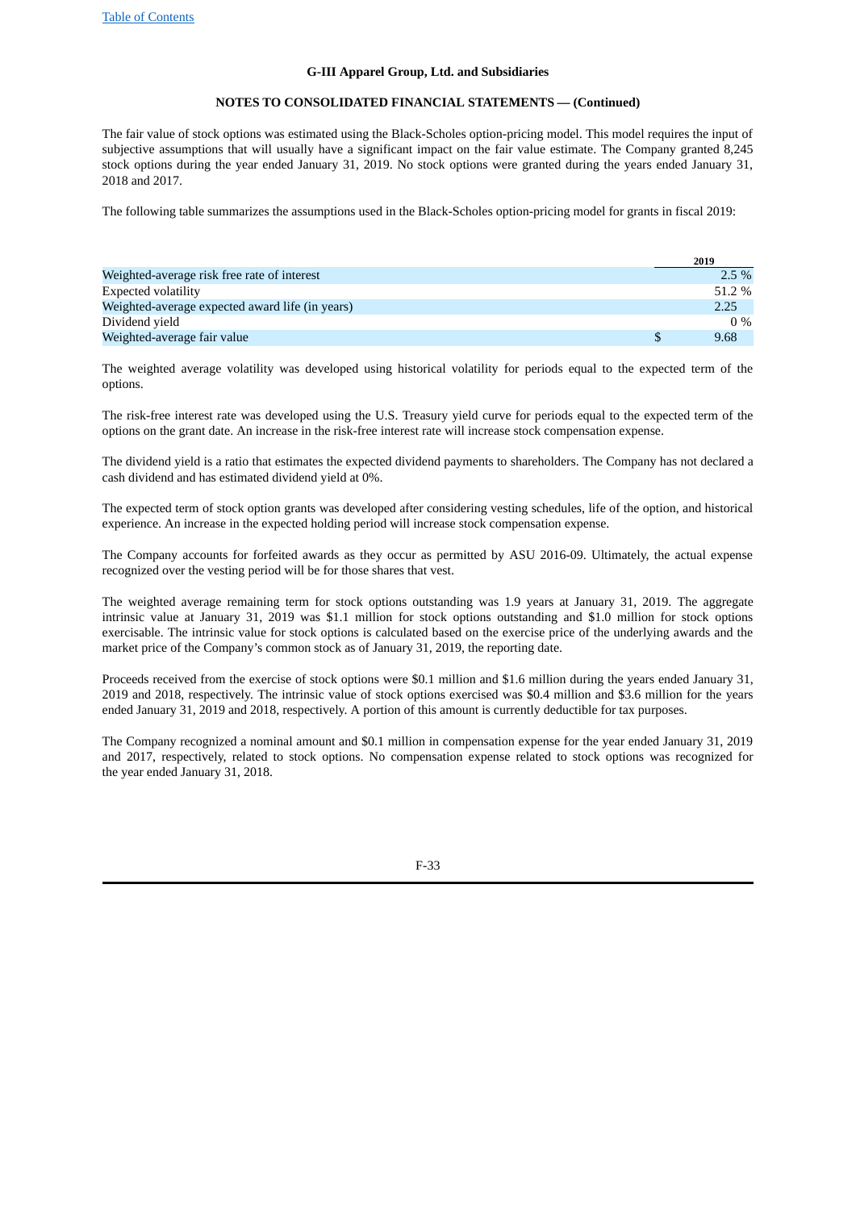The fair value of stock options was estimated using the Black-Scholes option-pricing model. This model requires the input of subjective assumptions that will usually have a significant impact on the fair value estimate. The Company granted 8,245 stock options during the year ended January 31, 2019. No stock options were granted during the years ended January 31, 2018 and 2017.

The following table summarizes the assumptions used in the Black-Scholes option-pricing model for grants in fiscal 2019:

| | 2019 |
|---|---|
| Weighted-average risk free rate of interest | 2.5 % |
| Expected volatility | 51.2 % |
| Weighted-average expected award life (in years) | 2.25 |
| Dividend yield | 0 % |
| Weighted-average fair value | $ 9.68 |

The weighted average volatility was developed using historical volatility for periods equal to the expected term of the options.

The risk-free interest rate was developed using the U.S. Treasury yield curve for periods equal to the expected term of the options on the grant date. An increase in the risk-free interest rate will increase stock compensation expense.

The dividend yield is a ratio that estimates the expected dividend payments to shareholders. The Company has not declared a cash dividend and has estimated dividend yield at 0%.

The expected term of stock option grants was developed after considering vesting schedules, life of the option, and historical experience. An increase in the expected holding period will increase stock compensation expense.

The Company accounts for forfeited awards as they occur as permitted by ASU 2016-09. Ultimately, the actual expense recognized over the vesting period will be for those shares that vest.

The weighted average remaining term for stock options outstanding was 1.9 years at January 31, 2019. The aggregate intrinsic value at January 31, 2019 was $1.1 million for stock options outstanding and $1.0 million for stock options exercisable. The intrinsic value for stock options is calculated based on the exercise price of the underlying awards and the market price of the Company's common stock as of January 31, 2019, the reporting date.

Proceeds received from the exercise of stock options were $0.1 million and $1.6 million during the years ended January 31, 2019 and 2018, respectively. The intrinsic value of stock options exercised was $0.4 million and $3.6 million for the years ended January 31, 2019 and 2018, respectively. A portion of this amount is currently deductible for tax purposes.

The Company recognized a nominal amount and $0.1 million in compensation expense for the year ended January 31, 2019 and 2017, respectively, related to stock options. No compensation expense related to stock options was recognized for the year ended January 31, 2018.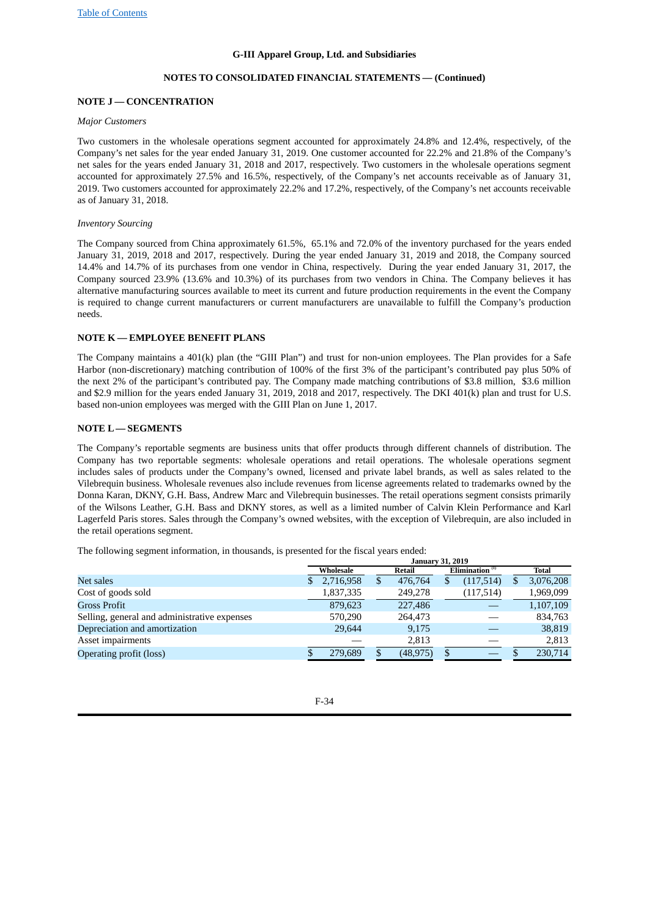G-III Apparel Group, Ltd. and Subsidiaries

NOTES TO CONSOLIDATED FINANCIAL STATEMENTS — (Continued)

## NOTE J — CONCENTRATION

*Major Customers*

Two customers in the wholesale operations segment accounted for approximately 24.8% and 12.4%, respectively, of the Company's net sales for the year ended January 31, 2019. One customer accounted for 22.2% and 21.8% of the Company's net sales for the years ended January 31, 2018 and 2017, respectively. Two customers in the wholesale operations segment accounted for approximately 27.5% and 16.5%, respectively, of the Company's net accounts receivable as of January 31, 2019. Two customers accounted for approximately 22.2% and 17.2%, respectively, of the Company's net accounts receivable as of January 31, 2018.

*Inventory Sourcing*

The Company sourced from China approximately 61.5%, 65.1% and 72.0% of the inventory purchased for the years ended January 31, 2019, 2018 and 2017, respectively. During the year ended January 31, 2019 and 2018, the Company sourced 14.4% and 14.7% of its purchases from one vendor in China, respectively. During the year ended January 31, 2017, the Company sourced 23.9% (13.6% and 10.3%) of its purchases from two vendors in China. The Company believes it has alternative manufacturing sources available to meet its current and future production requirements in the event the Company is required to change current manufacturers or current manufacturers are unavailable to fulfill the Company's production needs.

## NOTE K — EMPLOYEE BENEFIT PLANS

The Company maintains a 401(k) plan (the "GIII Plan") and trust for non-union employees. The Plan provides for a Safe Harbor (non-discretionary) matching contribution of 100% of the first 3% of the participant's contributed pay plus 50% of the next 2% of the participant's contributed pay. The Company made matching contributions of $3.8 million, $3.6 million and $2.9 million for the years ended January 31, 2019, 2018 and 2017, respectively. The DKI 401(k) plan and trust for U.S. based non-union employees was merged with the GIII Plan on June 1, 2017.

## NOTE L — SEGMENTS

The Company's reportable segments are business units that offer products through different channels of distribution. The Company has two reportable segments: wholesale operations and retail operations. The wholesale operations segment includes sales of products under the Company's owned, licensed and private label brands, as well as sales related to the Vilebrequin business. Wholesale revenues also include revenues from license agreements related to trademarks owned by the Donna Karan, DKNY, G.H. Bass, Andrew Marc and Vilebrequin businesses. The retail operations segment consists primarily of the Wilsons Leather, G.H. Bass and DKNY stores, as well as a limited number of Calvin Klein Performance and Karl Lagerfeld Paris stores. Sales through the Company's owned websites, with the exception of Vilebrequin, are also included in the retail operations segment.

The following segment information, in thousands, is presented for the fiscal years ended:

| | January 31, 2019 | | | |
|---|---|---|---|---|
| | Wholesale | Retail | Elimination [1] | Total |
| Net sales | $ 2,716,958 | $ 476,764 | $ (117,514) | $ 3,076,208 |
| Cost of goods sold | 1,837,335 | 249,278 | (117,514) | 1,969,099 |
| Gross Profit | 879,623 | 227,486 | — | 1,107,109 |
| Selling, general and administrative expenses | 570,290 | 264,473 | — | 834,763 |
| Depreciation and amortization | 29,644 | 9,175 | — | 38,819 |
| Asset impairments | — | 2,813 | — | 2,813 |
| Operating profit (loss) | $ 279,689 | $ (48,975) | $ — | $ 230,714 |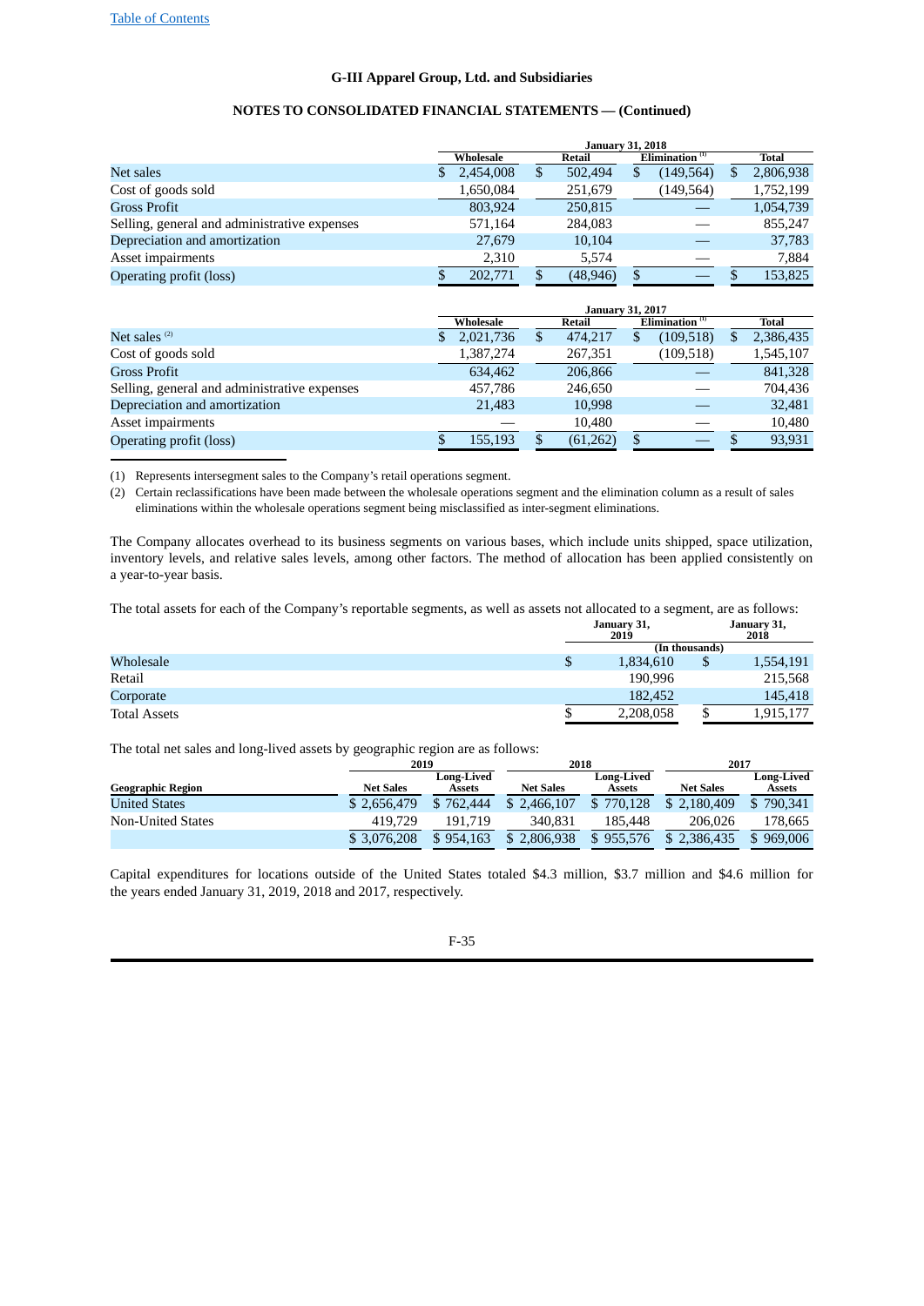## G-III Apparel Group, Ltd. and Subsidiaries

## NOTES TO CONSOLIDATED FINANCIAL STATEMENTS — (Continued)

| | January 31, 2018 | | | |
|---|---|---|---|---|
| | Wholesale | Retail | Elimination [1] | Total |
| Net sales | $ 2,454,008 | $ 502,494 | $ (149,564) | $ 2,806,938 |
| Cost of goods sold | 1,650,084 | 251,679 | (149,564) | 1,752,199 |
| Gross Profit | 803,924 | 250,815 | — | 1,054,739 |
| Selling, general and administrative expenses | 571,164 | 284,083 | — | 855,247 |
| Depreciation and amortization | 27,679 | 10,104 | — | 37,783 |
| Asset impairments | 2,310 | 5,574 | — | 7,884 |
| Operating profit (loss) | $ 202,771 | $ (48,946) | $ — | $ 153,825 |

| | January 31, 2017 | | | |
|---|---|---|---|---|
| | Wholesale | Retail | Elimination [1] | Total |
| Net sales [2] | $ 2,021,736 | $ 474,217 | $ (109,518) | $ 2,386,435 |
| Cost of goods sold | 1,387,274 | 267,351 | (109,518) | 1,545,107 |
| Gross Profit | 634,462 | 206,866 | — | 841,328 |
| Selling, general and administrative expenses | 457,786 | 246,650 | — | 704,436 |
| Depreciation and amortization | 21,483 | 10,998 | — | 32,481 |
| Asset impairments | — | 10,480 | — | 10,480 |
| Operating profit (loss) | $ 155,193 | $ (61,262) | $ — | $ 93,931 |

(1) Represents intersegment sales to the Company's retail operations segment.

(2) Certain reclassifications have been made between the wholesale operations segment and the elimination column as a result of sales eliminations within the wholesale operations segment being misclassified as inter-segment eliminations.

The Company allocates overhead to its business segments on various bases, which include units shipped, space utilization, inventory levels, and relative sales levels, among other factors. The method of allocation has been applied consistently on a year-to-year basis.

The total assets for each of the Company's reportable segments, as well as assets not allocated to a segment, are as follows:

| | January 31, 2019 | January 31, 2018 |
|---|---|---|
| | (In thousands) | |
| Wholesale | $ 1,834,610 | $ 1,554,191 |
| Retail | 190,996 | 215,568 |
| Corporate | 182,452 | 145,418 |
| Total Assets | $ 2,208,058 | $ 1,915,177 |

The total net sales and long-lived assets by geographic region are as follows:

| | 2019 | | 2018 | | 2017 | |
|---|---|---|---|---|---|---|
| Geographic Region | Net Sales | Long-Lived Assets | Net Sales | Long-Lived Assets | Net Sales | Long-Lived Assets |
| United States | $ 2,656,479 | $ 762,444 | $ 2,466,107 | $ 770,128 | $ 2,180,409 | $ 790,341 |
| Non-United States | 419,729 | 191,719 | 340,831 | 185,448 | 206,026 | 178,665 |
| | $ 3,076,208 | $ 954,163 | $ 2,806,938 | $ 955,576 | $ 2,386,435 | $ 969,006 |

Capital expenditures for locations outside of the United States totaled $4.3 million, $3.7 million and $4.6 million for the years ended January 31, 2019, 2018 and 2017, respectively.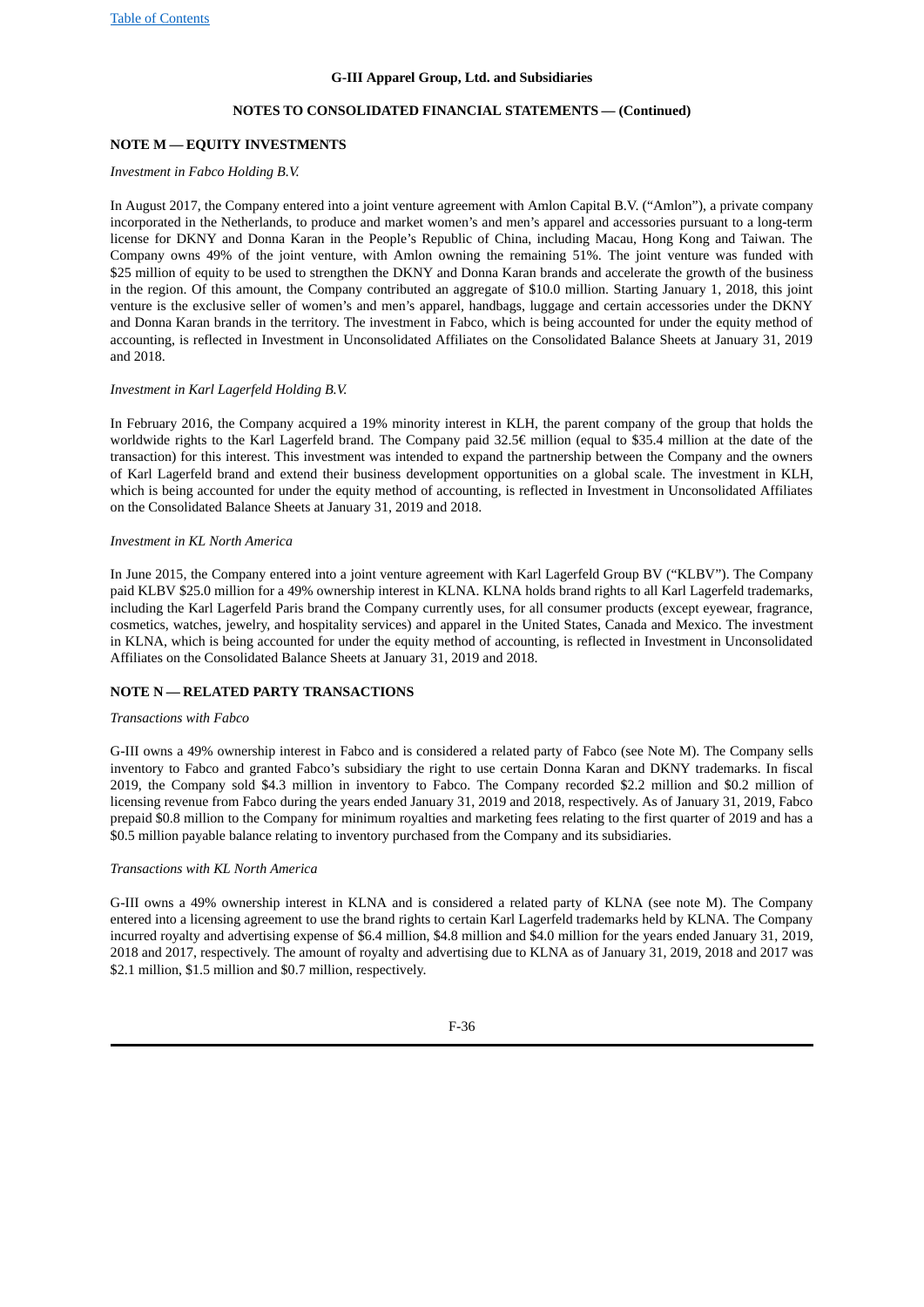## NOTE M — EQUITY INVESTMENTS

*Investment in Fabco Holding B.V.*

In August 2017, the Company entered into a joint venture agreement with Amlon Capital B.V. ("Amlon"), a private company incorporated in the Netherlands, to produce and market women's and men's apparel and accessories pursuant to a long-term license for DKNY and Donna Karan in the People's Republic of China, including Macau, Hong Kong and Taiwan. The Company owns 49% of the joint venture, with Amlon owning the remaining 51%. The joint venture was funded with \$25 million of equity to be used to strengthen the DKNY and Donna Karan brands and accelerate the growth of the business in the region. Of this amount, the Company contributed an aggregate of \$10.0 million. Starting January 1, 2018, this joint venture is the exclusive seller of women's and men's apparel, handbags, luggage and certain accessories under the DKNY and Donna Karan brands in the territory. The investment in Fabco, which is being accounted for under the equity method of accounting, is reflected in Investment in Unconsolidated Affiliates on the Consolidated Balance Sheets at January 31, 2019 and 2018.

*Investment in Karl Lagerfeld Holding B.V.*

In February 2016, the Company acquired a 19% minority interest in KLH, the parent company of the group that holds the worldwide rights to the Karl Lagerfeld brand. The Company paid 32.5€ million (equal to \$35.4 million at the date of the transaction) for this interest. This investment was intended to expand the partnership between the Company and the owners of Karl Lagerfeld brand and extend their business development opportunities on a global scale. The investment in KLH, which is being accounted for under the equity method of accounting, is reflected in Investment in Unconsolidated Affiliates on the Consolidated Balance Sheets at January 31, 2019 and 2018.

*Investment in KL North America*

In June 2015, the Company entered into a joint venture agreement with Karl Lagerfeld Group BV ("KLBV"). The Company paid KLBV \$25.0 million for a 49% ownership interest in KLNA. KLNA holds brand rights to all Karl Lagerfeld trademarks, including the Karl Lagerfeld Paris brand the Company currently uses, for all consumer products (except eyewear, fragrance, cosmetics, watches, jewelry, and hospitality services) and apparel in the United States, Canada and Mexico. The investment in KLNA, which is being accounted for under the equity method of accounting, is reflected in Investment in Unconsolidated Affiliates on the Consolidated Balance Sheets at January 31, 2019 and 2018.

## NOTE N — RELATED PARTY TRANSACTIONS

*Transactions with Fabco*

G-III owns a 49% ownership interest in Fabco and is considered a related party of Fabco (see Note M). The Company sells inventory to Fabco and granted Fabco's subsidiary the right to use certain Donna Karan and DKNY trademarks. In fiscal 2019, the Company sold \$4.3 million in inventory to Fabco. The Company recorded \$2.2 million and \$0.2 million of licensing revenue from Fabco during the years ended January 31, 2019 and 2018, respectively. As of January 31, 2019, Fabco prepaid \$0.8 million to the Company for minimum royalties and marketing fees relating to the first quarter of 2019 and has a \$0.5 million payable balance relating to inventory purchased from the Company and its subsidiaries.

*Transactions with KL North America*

G-III owns a 49% ownership interest in KLNA and is considered a related party of KLNA (see note M). The Company entered into a licensing agreement to use the brand rights to certain Karl Lagerfeld trademarks held by KLNA. The Company incurred royalty and advertising expense of \$6.4 million, \$4.8 million and \$4.0 million for the years ended January 31, 2019, 2018 and 2017, respectively. The amount of royalty and advertising due to KLNA as of January 31, 2019, 2018 and 2017 was \$2.1 million, \$1.5 million and \$0.7 million, respectively.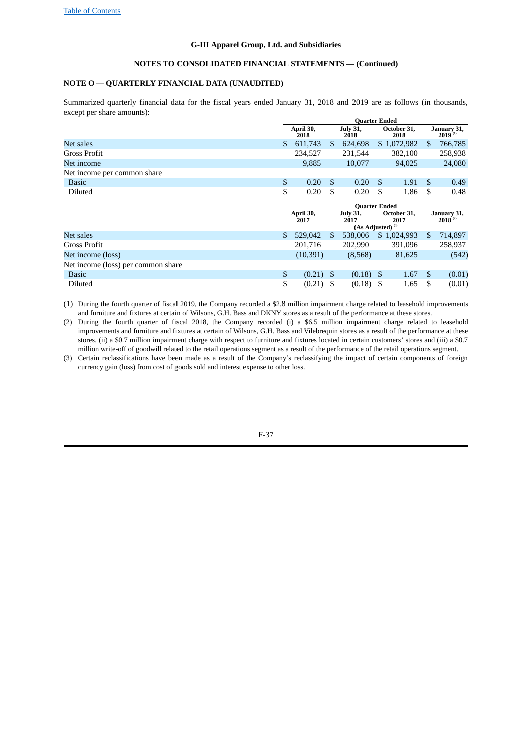G-III Apparel Group, Ltd. and Subsidiaries

NOTES TO CONSOLIDATED FINANCIAL STATEMENTS — (Continued)

### NOTE O — QUARTERLY FINANCIAL DATA (UNAUDITED)

Summarized quarterly financial data for the fiscal years ended January 31, 2018 and 2019 are as follows (in thousands, except per share amounts):

| | Quarter Ended | | | |
|---|---|---|---|---|
| | April 30, 2018 | July 31, 2018 | October 31, 2018 | January 31, 2019 [1] |
| Net sales | $ 611,743 | $ 624,698 | $ 1,072,982 | $ 766,785 |
| Gross Profit | 234,527 | 231,544 | 382,100 | 258,938 |
| Net income | 9,885 | 10,077 | 94,025 | 24,080 |
| Net income per common share | | | | |
| Basic | $ 0.20 | $ 0.20 | $ 1.91 | $ 0.49 |
| Diluted | $ 0.20 | $ 0.20 | $ 1.86 | $ 0.48 |

| | Quarter Ended | | | |
|---|---|---|---|---|
| | April 30, 2017 | July 31, 2017 | October 31, 2017 | January 31, 2018 [2] |
| | (As Adjusted) [3] | | | |
| Net sales | $ 529,042 | $ 538,006 | $ 1,024,993 | $ 714,897 |
| Gross Profit | 201,716 | 202,990 | 391,096 | 258,937 |
| Net income (loss) | (10,391) | (8,568) | 81,625 | (542) |
| Net income (loss) per common share | | | | |
| Basic | $ (0.21) | $ (0.18) | $ 1.67 | $ (0.01) |
| Diluted | $ (0.21) | $ (0.18) | $ 1.65 | $ (0.01) |

(1) During the fourth quarter of fiscal 2019, the Company recorded a $2.8 million impairment charge related to leasehold improvements and furniture and fixtures at certain of Wilsons, G.H. Bass and DKNY stores as a result of the performance at these stores.

(2) During the fourth quarter of fiscal 2018, the Company recorded (i) a $6.5 million impairment charge related to leasehold improvements and furniture and fixtures at certain of Wilsons, G.H. Bass and Vilebrequin stores as a result of the performance at these stores, (ii) a $0.7 million impairment charge with respect to furniture and fixtures located in certain customers' stores and (iii) a $0.7 million write-off of goodwill related to the retail operations segment as a result of the performance of the retail operations segment.

(3) Certain reclassifications have been made as a result of the Company's reclassifying the impact of certain components of foreign currency gain (loss) from cost of goods sold and interest expense to other loss.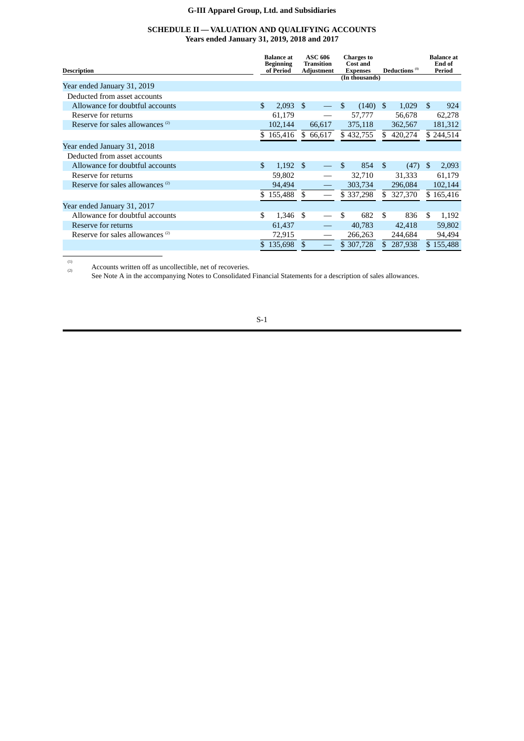**G-III Apparel Group, Ltd. and Subsidiaries**

**SCHEDULE II — VALUATION AND QUALIFYING ACCOUNTS**
**Years ended January 31, 2019, 2018 and 2017**

| Description | Balance at Beginning of Period | ASC 606 Transition Adjustment | Charges to Cost and Expenses | Deductions [1] | Balance at End of Period |
|---|---|---|---|---|---|
| | | | (In thousands) | | |
| Year ended January 31, 2019 | | | | | |
| Deducted from asset accounts | | | | | |
| Allowance for doubtful accounts | $ 2,093 | $ — | $ (140) | $ 1,029 | $ 924 |
| Reserve for returns | 61,179 | — | 57,777 | 56,678 | 62,278 |
| Reserve for sales allowances [2] | 102,144 | 66,617 | 375,118 | 362,567 | 181,312 |
| | $ 165,416 | $ 66,617 | $ 432,755 | $ 420,274 | $ 244,514 |
| Year ended January 31, 2018 | | | | | |
| Deducted from asset accounts | | | | | |
| Allowance for doubtful accounts | $ 1,192 | $ — | $ 854 | $ (47) | $ 2,093 |
| Reserve for returns | 59,802 | — | 32,710 | 31,333 | 61,179 |
| Reserve for sales allowances [2] | 94,494 | — | 303,734 | 296,084 | 102,144 |
| | $ 155,488 | $ — | $ 337,298 | $ 327,370 | $ 165,416 |
| Year ended January 31, 2017 | | | | | |
| Allowance for doubtful accounts | $ 1,346 | $ — | $ 682 | $ 836 | $ 1,192 |
| Reserve for returns | 61,437 | — | 40,783 | 42,418 | 59,802 |
| Reserve for sales allowances [2] | 72,915 | — | 266,263 | 244,684 | 94,494 |
| | $ 135,698 | $ — | $ 307,728 | $ 287,938 | $ 155,488 |

[1] Accounts written off as uncollectible, net of recoveries.

[2] See Note A in the accompanying Notes to Consolidated Financial Statements for a description of sales allowances.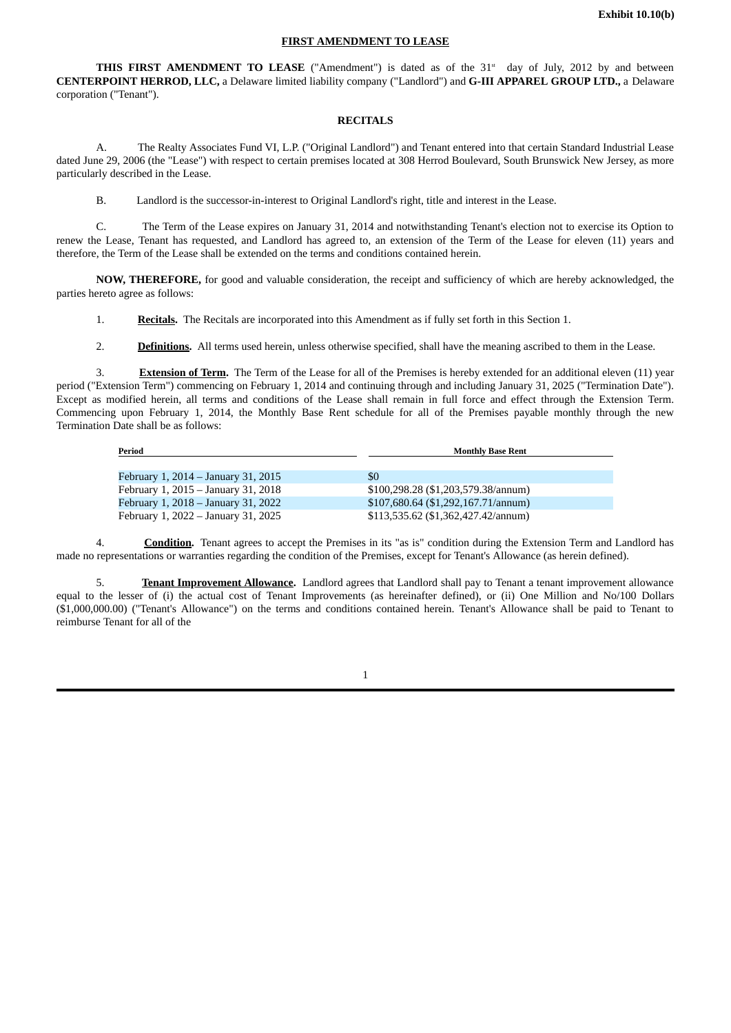**Exhibit 10.10(b)**

**FIRST AMENDMENT TO LEASE**

**THIS FIRST AMENDMENT TO LEASE** ("Amendment") is dated as of the 31st day of July, 2012 by and between **CENTERPOINT HERROD, LLC,** a Delaware limited liability company ("Landlord") and **G-III APPAREL GROUP LTD.,** a Delaware corporation ("Tenant").

**RECITALS**

A. The Realty Associates Fund VI, L.P. ("Original Landlord") and Tenant entered into that certain Standard Industrial Lease dated June 29, 2006 (the "Lease") with respect to certain premises located at 308 Herrod Boulevard, South Brunswick New Jersey, as more particularly described in the Lease.

B. Landlord is the successor-in-interest to Original Landlord's right, title and interest in the Lease.

C. The Term of the Lease expires on January 31, 2014 and notwithstanding Tenant's election not to exercise its Option to renew the Lease, Tenant has requested, and Landlord has agreed to, an extension of the Term of the Lease for eleven (11) years and therefore, the Term of the Lease shall be extended on the terms and conditions contained herein.

**NOW, THEREFORE,** for good and valuable consideration, the receipt and sufficiency of which are hereby acknowledged, the parties hereto agree as follows:

1. **Recitals.** The Recitals are incorporated into this Amendment as if fully set forth in this Section 1.

2. **Definitions.** All terms used herein, unless otherwise specified, shall have the meaning ascribed to them in the Lease.

3. **Extension of Term.** The Term of the Lease for all of the Premises is hereby extended for an additional eleven (11) year period ("Extension Term") commencing on February 1, 2014 and continuing through and including January 31, 2025 ("Termination Date"). Except as modified herein, all terms and conditions of the Lease shall remain in full force and effect through the Extension Term. Commencing upon February 1, 2014, the Monthly Base Rent schedule for all of the Premises payable monthly through the new Termination Date shall be as follows:

| Period | Monthly Base Rent |
|---|---|
| February 1, 2014 – January 31, 2015 | $0 |
| February 1, 2015 – January 31, 2018 | $100,298.28 ($1,203,579.38/annum) |
| February 1, 2018 – January 31, 2022 | $107,680.64 ($1,292,167.71/annum) |
| February 1, 2022 – January 31, 2025 | $113,535.62 ($1,362,427.42/annum) |

4. **Condition.** Tenant agrees to accept the Premises in its "as is" condition during the Extension Term and Landlord has made no representations or warranties regarding the condition of the Premises, except for Tenant's Allowance (as herein defined).

5. **Tenant Improvement Allowance.** Landlord agrees that Landlord shall pay to Tenant a tenant improvement allowance equal to the lesser of (i) the actual cost of Tenant Improvements (as hereinafter defined), or (ii) One Million and No/100 Dollars ($1,000,000.00) ("Tenant's Allowance") on the terms and conditions contained herein. Tenant's Allowance shall be paid to Tenant to reimburse Tenant for all of the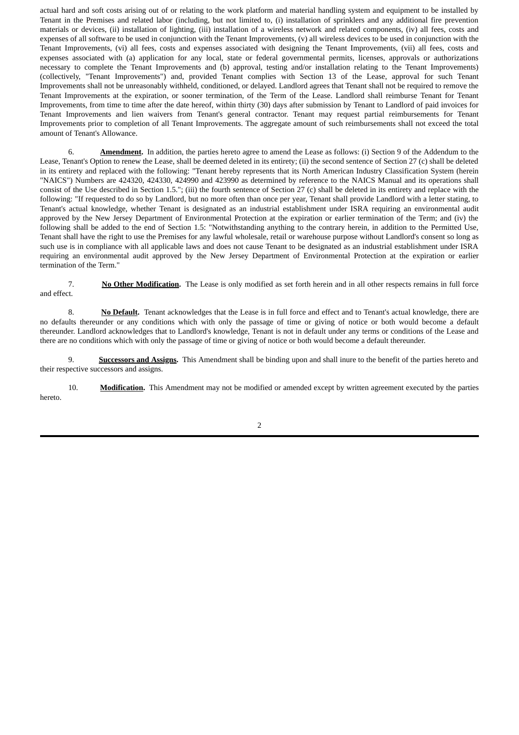actual hard and soft costs arising out of or relating to the work platform and material handling system and equipment to be installed by Tenant in the Premises and related labor (including, but not limited to, (i) installation of sprinklers and any additional fire prevention materials or devices, (ii) installation of lighting, (iii) installation of a wireless network and related components, (iv) all fees, costs and expenses of all software to be used in conjunction with the Tenant Improvements, (v) all wireless devices to be used in conjunction with the Tenant Improvements, (vi) all fees, costs and expenses associated with designing the Tenant Improvements, (vii) all fees, costs and expenses associated with (a) application for any local, state or federal governmental permits, licenses, approvals or authorizations necessary to complete the Tenant Improvements and (b) approval, testing and/or installation relating to the Tenant Improvements) (collectively, "Tenant Improvements") and, provided Tenant complies with Section 13 of the Lease, approval for such Tenant Improvements shall not be unreasonably withheld, conditioned, or delayed. Landlord agrees that Tenant shall not be required to remove the Tenant Improvements at the expiration, or sooner termination, of the Term of the Lease. Landlord shall reimburse Tenant for Tenant Improvements, from time to time after the date hereof, within thirty (30) days after submission by Tenant to Landlord of paid invoices for Tenant Improvements and lien waivers from Tenant's general contractor. Tenant may request partial reimbursements for Tenant Improvements prior to completion of all Tenant Improvements. The aggregate amount of such reimbursements shall not exceed the total amount of Tenant's Allowance.

6. **Amendment.** In addition, the parties hereto agree to amend the Lease as follows: (i) Section 9 of the Addendum to the Lease, Tenant's Option to renew the Lease, shall be deemed deleted in its entirety; (ii) the second sentence of Section 27 (c) shall be deleted in its entirety and replaced with the following: "Tenant hereby represents that its North American Industry Classification System (herein "NAICS") Numbers are 424320, 424330, 424990 and 423990 as determined by reference to the NAICS Manual and its operations shall consist of the Use described in Section 1.5."; (iii) the fourth sentence of Section 27 (c) shall be deleted in its entirety and replace with the following: "If requested to do so by Landlord, but no more often than once per year, Tenant shall provide Landlord with a letter stating, to Tenant's actual knowledge, whether Tenant is designated as an industrial establishment under ISRA requiring an environmental audit approved by the New Jersey Department of Environmental Protection at the expiration or earlier termination of the Term; and (iv) the following shall be added to the end of Section 1.5: "Notwithstanding anything to the contrary herein, in addition to the Permitted Use, Tenant shall have the right to use the Premises for any lawful wholesale, retail or warehouse purpose without Landlord's consent so long as such use is in compliance with all applicable laws and does not cause Tenant to be designated as an industrial establishment under ISRA requiring an environmental audit approved by the New Jersey Department of Environmental Protection at the expiration or earlier termination of the Term."

7. **No Other Modification.** The Lease is only modified as set forth herein and in all other respects remains in full force and effect.

8. **No Default.** Tenant acknowledges that the Lease is in full force and effect and to Tenant's actual knowledge, there are no defaults thereunder or any conditions which with only the passage of time or giving of notice or both would become a default thereunder. Landlord acknowledges that to Landlord's knowledge, Tenant is not in default under any terms or conditions of the Lease and there are no conditions which with only the passage of time or giving of notice or both would become a default thereunder.

9. **Successors and Assigns.** This Amendment shall be binding upon and shall inure to the benefit of the parties hereto and their respective successors and assigns.

10. **Modification.** This Amendment may not be modified or amended except by written agreement executed by the parties hereto.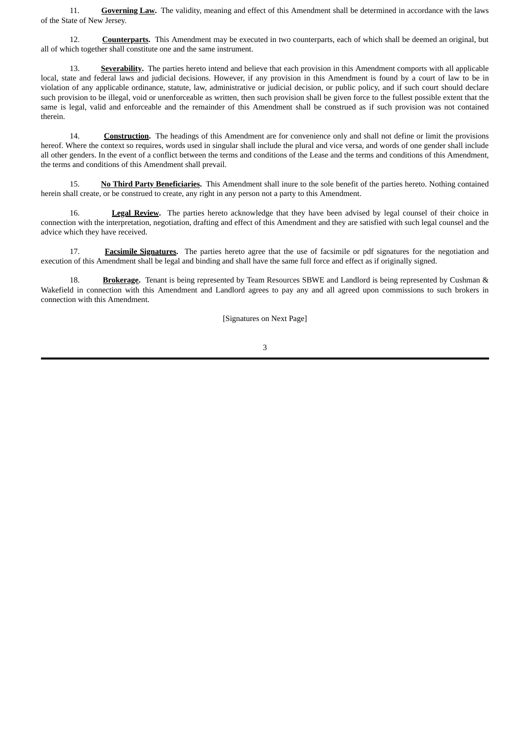11. **Governing Law.** The validity, meaning and effect of this Amendment shall be determined in accordance with the laws of the State of New Jersey.

12. **Counterparts.** This Amendment may be executed in two counterparts, each of which shall be deemed an original, but all of which together shall constitute one and the same instrument.

13. **Severability.** The parties hereto intend and believe that each provision in this Amendment comports with all applicable local, state and federal laws and judicial decisions. However, if any provision in this Amendment is found by a court of law to be in violation of any applicable ordinance, statute, law, administrative or judicial decision, or public policy, and if such court should declare such provision to be illegal, void or unenforceable as written, then such provision shall be given force to the fullest possible extent that the same is legal, valid and enforceable and the remainder of this Amendment shall be construed as if such provision was not contained therein.

14. **Construction.** The headings of this Amendment are for convenience only and shall not define or limit the provisions hereof. Where the context so requires, words used in singular shall include the plural and vice versa, and words of one gender shall include all other genders. In the event of a conflict between the terms and conditions of the Lease and the terms and conditions of this Amendment, the terms and conditions of this Amendment shall prevail.

15. **No Third Party Beneficiaries.** This Amendment shall inure to the sole benefit of the parties hereto. Nothing contained herein shall create, or be construed to create, any right in any person not a party to this Amendment.

16. **Legal Review.** The parties hereto acknowledge that they have been advised by legal counsel of their choice in connection with the interpretation, negotiation, drafting and effect of this Amendment and they are satisfied with such legal counsel and the advice which they have received.

17. **Facsimile Signatures.** The parties hereto agree that the use of facsimile or pdf signatures for the negotiation and execution of this Amendment shall be legal and binding and shall have the same full force and effect as if originally signed.

18. **Brokerage.** Tenant is being represented by Team Resources SBWE and Landlord is being represented by Cushman & Wakefield in connection with this Amendment and Landlord agrees to pay any and all agreed upon commissions to such brokers in connection with this Amendment.

[Signatures on Next Page]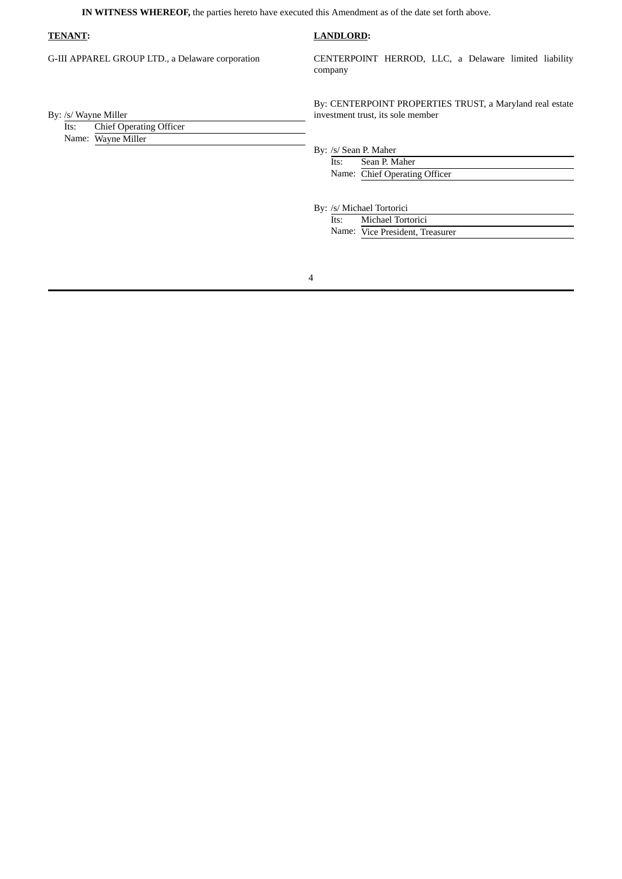**IN WITNESS WHEREOF,** the parties hereto have executed this Amendment as of the date set forth above.

**TENANT:**

G-III APPAREL GROUP LTD., a Delaware corporation

By: /s/ Wayne Miller
Its: Chief Operating Officer
Name: Wayne Miller

**LANDLORD:**

CENTERPOINT HERROD, LLC, a Delaware limited liability company

By: CENTERPOINT PROPERTIES TRUST, a Maryland real estate investment trust, its sole member

By: /s/ Sean P. Maher
Its: Sean P. Maher
Name: Chief Operating Officer

By: /s/ Michael Tortorici
Its: Michael Tortorici
Name: Vice President, Treasurer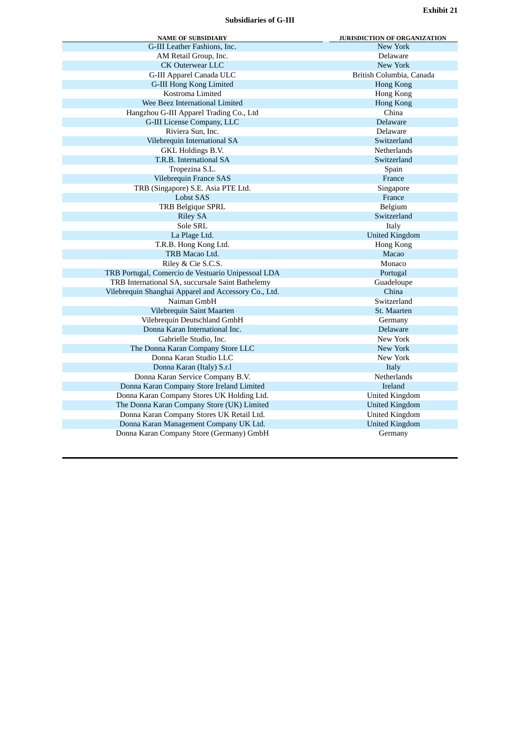**Exhibit 21**

**Subsidiaries of G-III**

| NAME OF SUBSIDIARY | JURISDICTION OF ORGANIZATION |
|---|---|
| G-III Leather Fashions, Inc. | New York |
| AM Retail Group, Inc. | Delaware |
| CK Outerwear LLC | New York |
| G-III Apparel Canada ULC | British Columbia, Canada |
| G-III Hong Kong Limited | Hong Kong |
| Kostroma Limited | Hong Kong |
| Wee Beez International Limited | Hong Kong |
| Hangzhou G-III Apparel Trading Co., Ltd | China |
| G-III License Company, LLC | Delaware |
| Riviera Sun, Inc. | Delaware |
| Vilebrequin International SA | Switzerland |
| GKL Holdings B.V. | Netherlands |
| T.R.B. International SA | Switzerland |
| Tropezina S.L. | Spain |
| Vilebrequin France SAS | France |
| TRB (Singapore) S.E. Asia PTE Ltd. | Singapore |
| Lobst SAS | France |
| TRB Belgique SPRL | Belgium |
| Riley SA | Switzerland |
| Sole SRL | Italy |
| La Plage Ltd. | United Kingdom |
| T.R.B. Hong Kong Ltd. | Hong Kong |
| TRB Macao Ltd. | Macao |
| Riley & Cie S.C.S. | Monaco |
| TRB Portugal, Comercio de Vestuario Unipessoal LDA | Portugal |
| TRB International SA, succursale Saint Bathelemy | Guadeloupe |
| Vilebrequin Shanghai Apparel and Accessory Co., Ltd. | China |
| Naiman GmbH | Switzerland |
| Vilebrequin Saint Maarten | St. Maarten |
| Vilebrequin Deutschland GmbH | Germany |
| Donna Karan International Inc. | Delaware |
| Gabrielle Studio, Inc. | New York |
| The Donna Karan Company Store LLC | New York |
| Donna Karan Studio LLC | New York |
| Donna Karan (Italy) S.r.l | Italy |
| Donna Karan Service Company B.V. | Netherlands |
| Donna Karan Company Store Ireland Limited | Ireland |
| Donna Karan Company Stores UK Holding Ltd. | United Kingdom |
| The Donna Karan Company Store (UK) Limited | United Kingdom |
| Donna Karan Company Stores UK Retail Ltd. | United Kingdom |
| Donna Karan Management Company UK Ltd. | United Kingdom |
| Donna Karan Company Store (Germany) GmbH | Germany |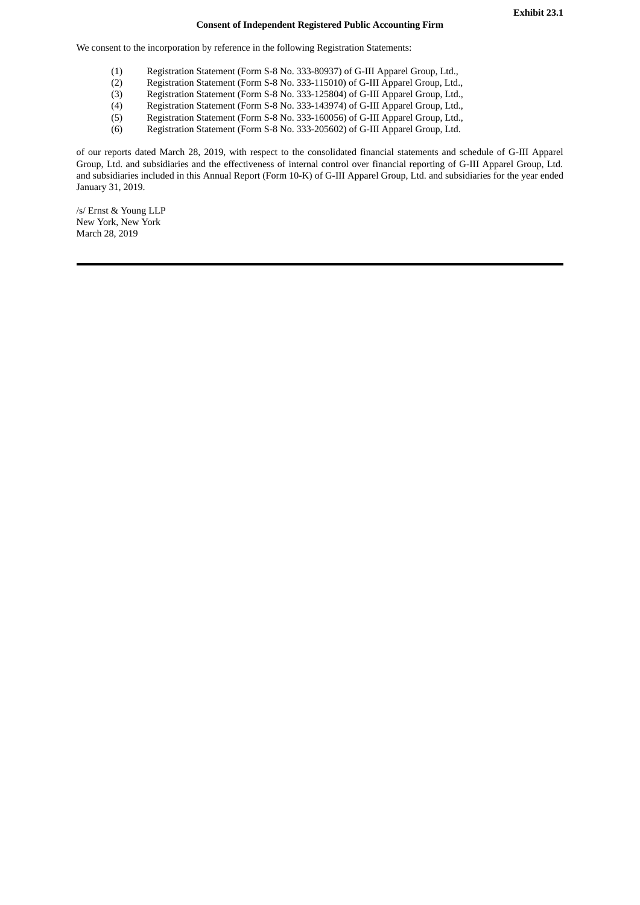**Exhibit 23.1**

**Consent of Independent Registered Public Accounting Firm**

We consent to the incorporation by reference in the following Registration Statements:

(1) Registration Statement (Form S-8 No. 333-80937) of G-III Apparel Group, Ltd.,
(2) Registration Statement (Form S-8 No. 333-115010) of G-III Apparel Group, Ltd.,
(3) Registration Statement (Form S-8 No. 333-125804) of G-III Apparel Group, Ltd.,
(4) Registration Statement (Form S-8 No. 333-143974) of G-III Apparel Group, Ltd.,
(5) Registration Statement (Form S-8 No. 333-160056) of G-III Apparel Group, Ltd.,
(6) Registration Statement (Form S-8 No. 333-205602) of G-III Apparel Group, Ltd.

of our reports dated March 28, 2019, with respect to the consolidated financial statements and schedule of G-III Apparel Group, Ltd. and subsidiaries and the effectiveness of internal control over financial reporting of G-III Apparel Group, Ltd. and subsidiaries included in this Annual Report (Form 10-K) of G-III Apparel Group, Ltd. and subsidiaries for the year ended January 31, 2019.

/s/ Ernst & Young LLP
New York, New York
March 28, 2019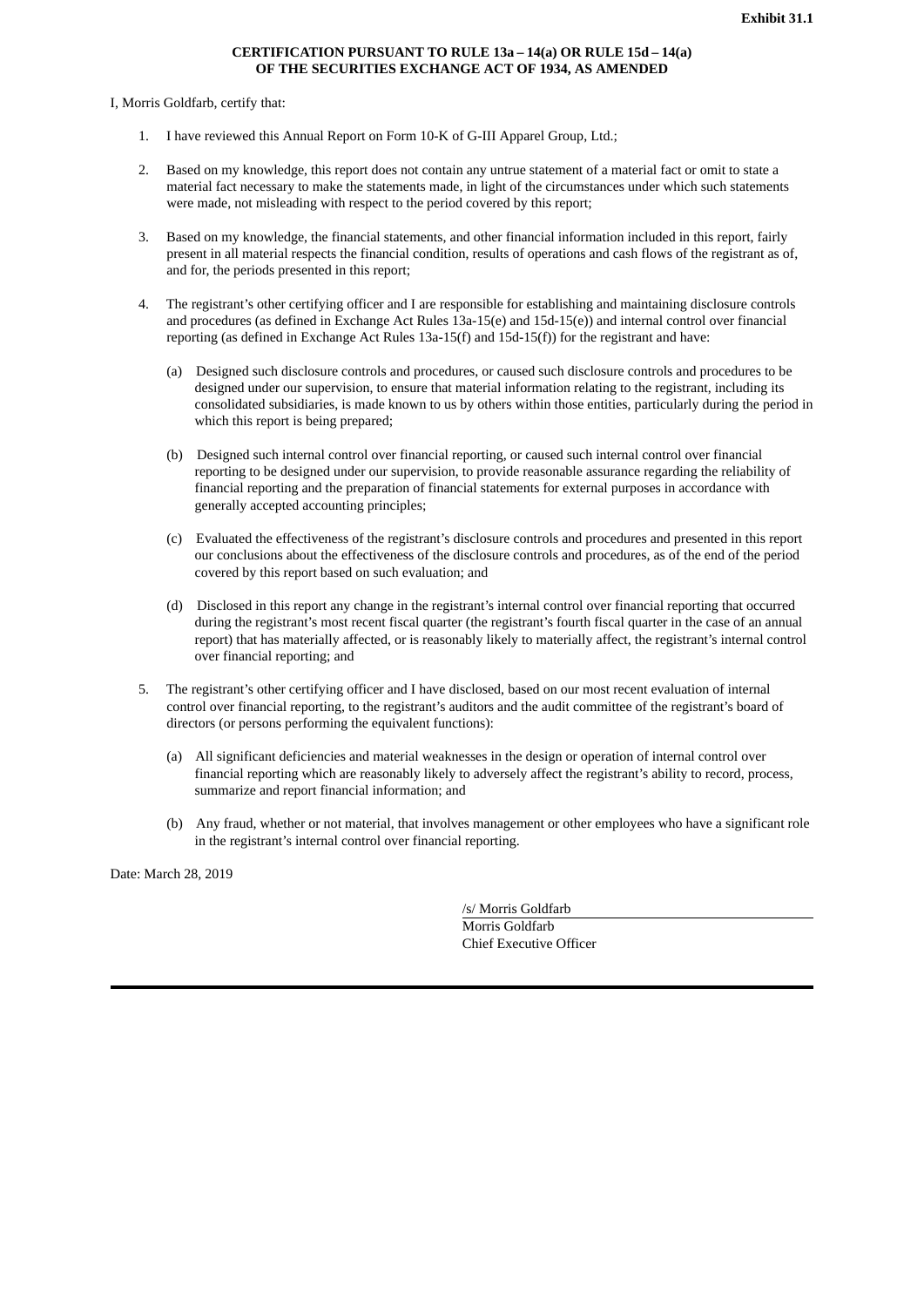**Exhibit 31.1**

**CERTIFICATION PURSUANT TO RULE 13a – 14(a) OR RULE 15d – 14(a) OF THE SECURITIES EXCHANGE ACT OF 1934, AS AMENDED**

I, Morris Goldfarb, certify that:

1. I have reviewed this Annual Report on Form 10-K of G-III Apparel Group, Ltd.;

2. Based on my knowledge, this report does not contain any untrue statement of a material fact or omit to state a material fact necessary to make the statements made, in light of the circumstances under which such statements were made, not misleading with respect to the period covered by this report;

3. Based on my knowledge, the financial statements, and other financial information included in this report, fairly present in all material respects the financial condition, results of operations and cash flows of the registrant as of, and for, the periods presented in this report;

4. The registrant's other certifying officer and I are responsible for establishing and maintaining disclosure controls and procedures (as defined in Exchange Act Rules 13a-15(e) and 15d-15(e)) and internal control over financial reporting (as defined in Exchange Act Rules 13a-15(f) and 15d-15(f)) for the registrant and have:

   (a) Designed such disclosure controls and procedures, or caused such disclosure controls and procedures to be designed under our supervision, to ensure that material information relating to the registrant, including its consolidated subsidiaries, is made known to us by others within those entities, particularly during the period in which this report is being prepared;

   (b) Designed such internal control over financial reporting, or caused such internal control over financial reporting to be designed under our supervision, to provide reasonable assurance regarding the reliability of financial reporting and the preparation of financial statements for external purposes in accordance with generally accepted accounting principles;

   (c) Evaluated the effectiveness of the registrant's disclosure controls and procedures and presented in this report our conclusions about the effectiveness of the disclosure controls and procedures, as of the end of the period covered by this report based on such evaluation; and

   (d) Disclosed in this report any change in the registrant's internal control over financial reporting that occurred during the registrant's most recent fiscal quarter (the registrant's fourth fiscal quarter in the case of an annual report) that has materially affected, or is reasonably likely to materially affect, the registrant's internal control over financial reporting; and

5. The registrant's other certifying officer and I have disclosed, based on our most recent evaluation of internal control over financial reporting, to the registrant's auditors and the audit committee of the registrant's board of directors (or persons performing the equivalent functions):

   (a) All significant deficiencies and material weaknesses in the design or operation of internal control over financial reporting which are reasonably likely to adversely affect the registrant's ability to record, process, summarize and report financial information; and

   (b) Any fraud, whether or not material, that involves management or other employees who have a significant role in the registrant's internal control over financial reporting.

Date: March 28, 2019

/s/ Morris Goldfarb
Morris Goldfarb
Chief Executive Officer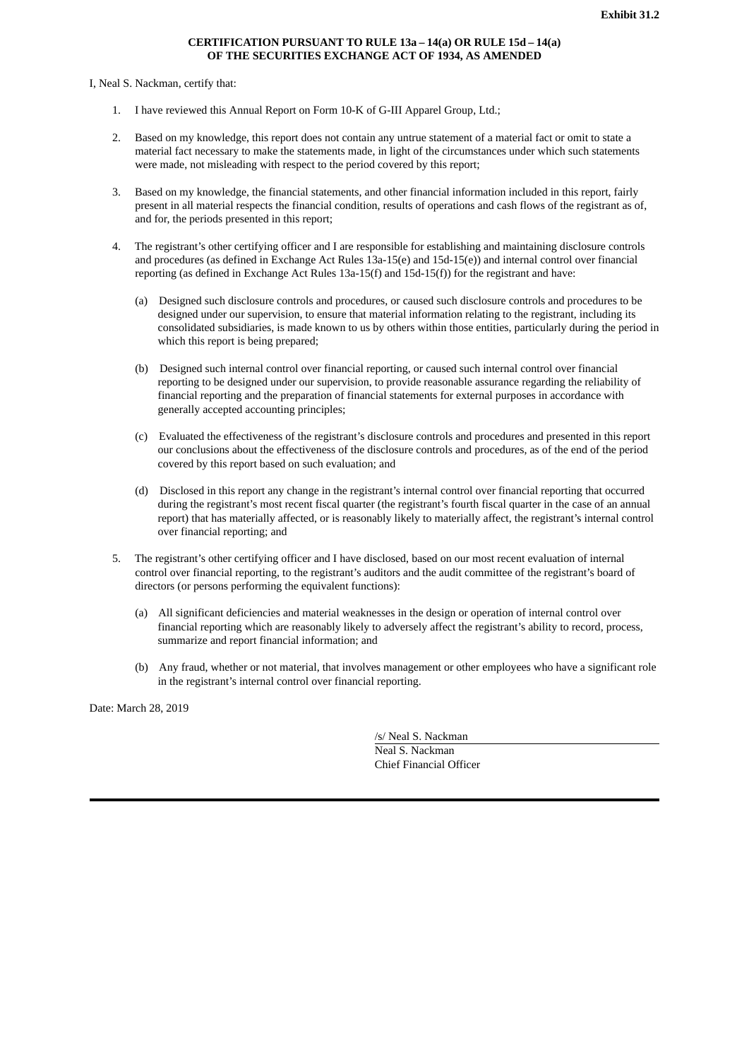**Exhibit 31.2**

**CERTIFICATION PURSUANT TO RULE 13a – 14(a) OR RULE 15d – 14(a) OF THE SECURITIES EXCHANGE ACT OF 1934, AS AMENDED**

I, Neal S. Nackman, certify that:

1. I have reviewed this Annual Report on Form 10-K of G-III Apparel Group, Ltd.;

2. Based on my knowledge, this report does not contain any untrue statement of a material fact or omit to state a material fact necessary to make the statements made, in light of the circumstances under which such statements were made, not misleading with respect to the period covered by this report;

3. Based on my knowledge, the financial statements, and other financial information included in this report, fairly present in all material respects the financial condition, results of operations and cash flows of the registrant as of, and for, the periods presented in this report;

4. The registrant's other certifying officer and I are responsible for establishing and maintaining disclosure controls and procedures (as defined in Exchange Act Rules 13a-15(e) and 15d-15(e)) and internal control over financial reporting (as defined in Exchange Act Rules 13a-15(f) and 15d-15(f)) for the registrant and have:

   (a) Designed such disclosure controls and procedures, or caused such disclosure controls and procedures to be designed under our supervision, to ensure that material information relating to the registrant, including its consolidated subsidiaries, is made known to us by others within those entities, particularly during the period in which this report is being prepared;

   (b) Designed such internal control over financial reporting, or caused such internal control over financial reporting to be designed under our supervision, to provide reasonable assurance regarding the reliability of financial reporting and the preparation of financial statements for external purposes in accordance with generally accepted accounting principles;

   (c) Evaluated the effectiveness of the registrant's disclosure controls and procedures and presented in this report our conclusions about the effectiveness of the disclosure controls and procedures, as of the end of the period covered by this report based on such evaluation; and

   (d) Disclosed in this report any change in the registrant's internal control over financial reporting that occurred during the registrant's most recent fiscal quarter (the registrant's fourth fiscal quarter in the case of an annual report) that has materially affected, or is reasonably likely to materially affect, the registrant's internal control over financial reporting; and

5. The registrant's other certifying officer and I have disclosed, based on our most recent evaluation of internal control over financial reporting, to the registrant's auditors and the audit committee of the registrant's board of directors (or persons performing the equivalent functions):

   (a) All significant deficiencies and material weaknesses in the design or operation of internal control over financial reporting which are reasonably likely to adversely affect the registrant's ability to record, process, summarize and report financial information; and

   (b) Any fraud, whether or not material, that involves management or other employees who have a significant role in the registrant's internal control over financial reporting.

Date: March 28, 2019

/s/ Neal S. Nackman
Neal S. Nackman
Chief Financial Officer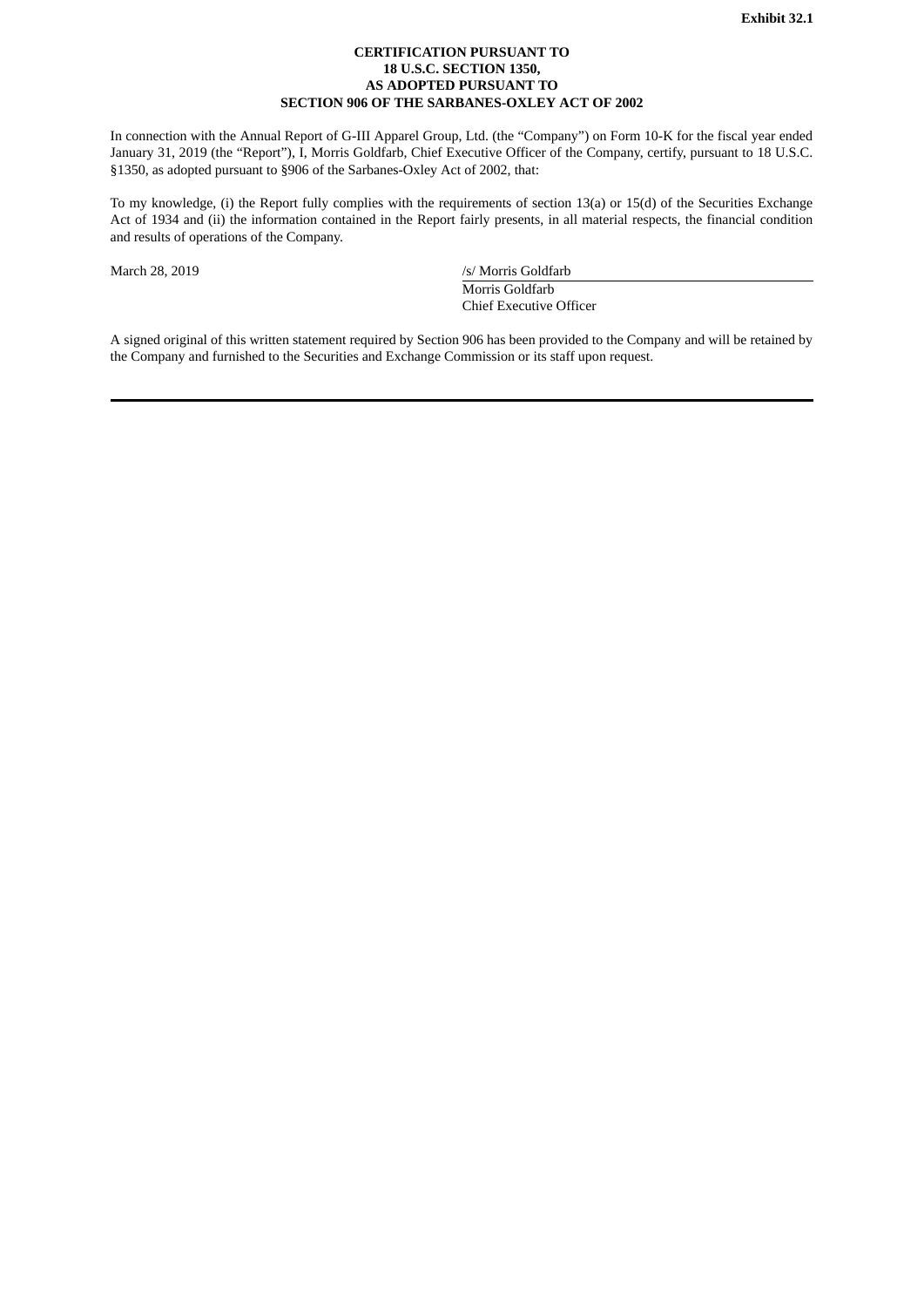**Exhibit 32.1**

**CERTIFICATION PURSUANT TO**
**18 U.S.C. SECTION 1350,**
**AS ADOPTED PURSUANT TO**
**SECTION 906 OF THE SARBANES-OXLEY ACT OF 2002**

In connection with the Annual Report of G-III Apparel Group, Ltd. (the "Company") on Form 10-K for the fiscal year ended January 31, 2019 (the "Report"), I, Morris Goldfarb, Chief Executive Officer of the Company, certify, pursuant to 18 U.S.C. §1350, as adopted pursuant to §906 of the Sarbanes-Oxley Act of 2002, that:

To my knowledge, (i) the Report fully complies with the requirements of section 13(a) or 15(d) of the Securities Exchange Act of 1934 and (ii) the information contained in the Report fairly presents, in all material respects, the financial condition and results of operations of the Company.

March 28, 2019

/s/ Morris Goldfarb
Morris Goldfarb
Chief Executive Officer

A signed original of this written statement required by Section 906 has been provided to the Company and will be retained by the Company and furnished to the Securities and Exchange Commission or its staff upon request.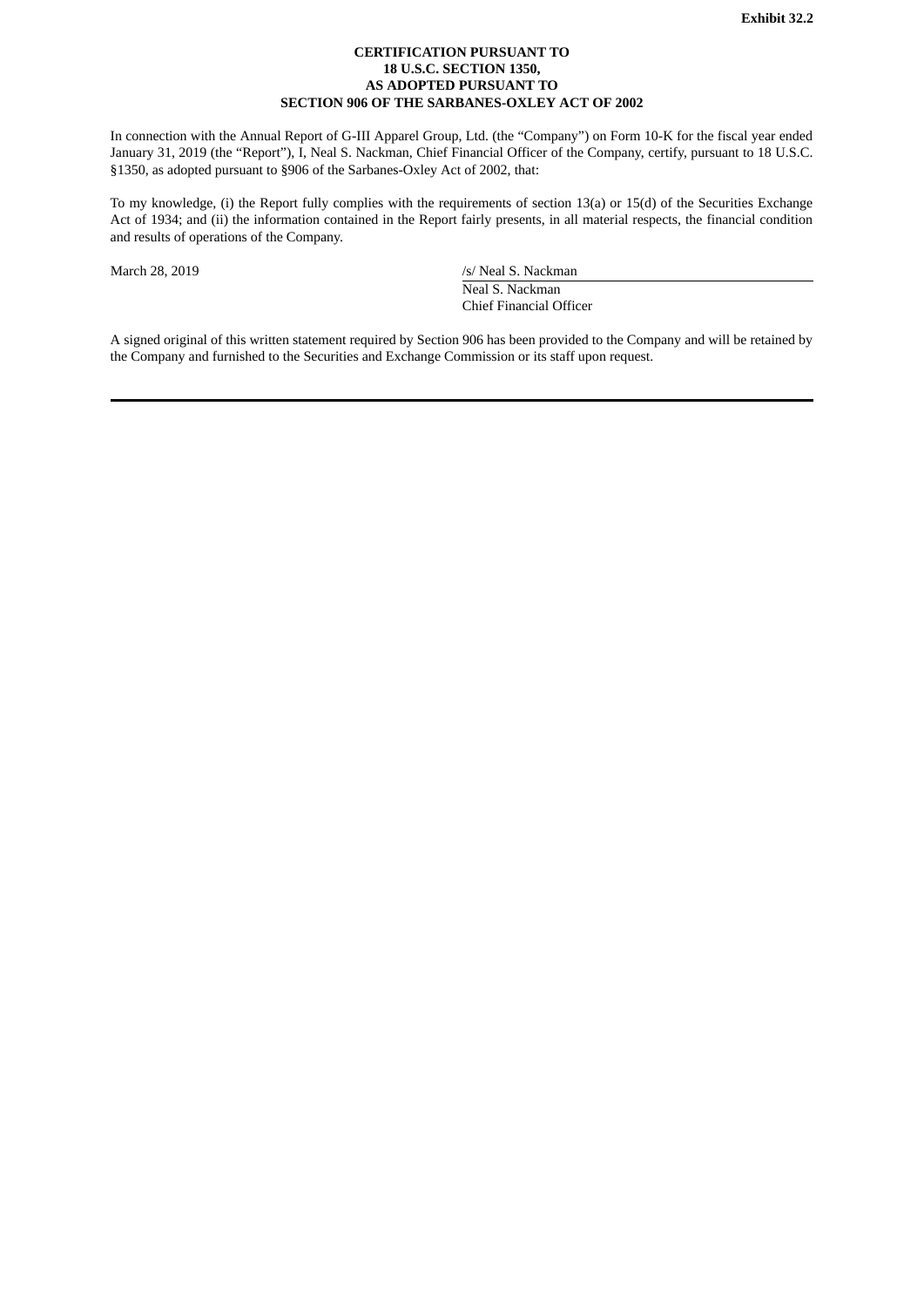**Exhibit 32.2**

**CERTIFICATION PURSUANT TO**
**18 U.S.C. SECTION 1350,**
**AS ADOPTED PURSUANT TO**
**SECTION 906 OF THE SARBANES-OXLEY ACT OF 2002**

In connection with the Annual Report of G-III Apparel Group, Ltd. (the "Company") on Form 10-K for the fiscal year ended January 31, 2019 (the "Report"), I, Neal S. Nackman, Chief Financial Officer of the Company, certify, pursuant to 18 U.S.C. §1350, as adopted pursuant to §906 of the Sarbanes-Oxley Act of 2002, that:

To my knowledge, (i) the Report fully complies with the requirements of section 13(a) or 15(d) of the Securities Exchange Act of 1934; and (ii) the information contained in the Report fairly presents, in all material respects, the financial condition and results of operations of the Company.

March 28, 2019

/s/ Neal S. Nackman
Neal S. Nackman
Chief Financial Officer

A signed original of this written statement required by Section 906 has been provided to the Company and will be retained by the Company and furnished to the Securities and Exchange Commission or its staff upon request.